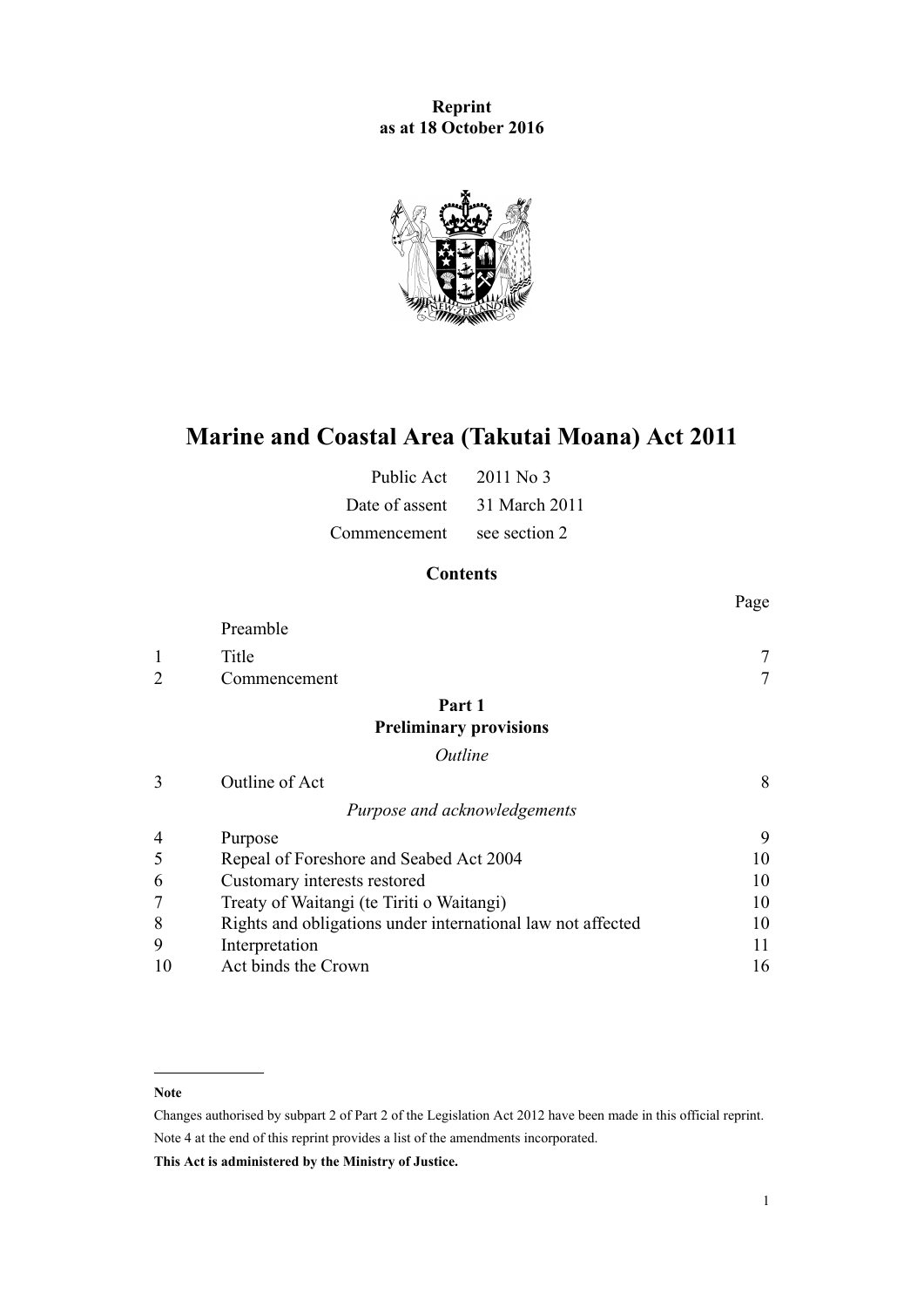**Reprint**
**as at 18 October 2016**

# Marine and Coastal Area (Takutai Moana) Act 2011

| | |
|---|---|
| Public Act | 2011 No 3 |
| Date of assent | 31 March 2011 |
| Commencement | see section 2 |

## Contents

| | | Page |
|---|---|---|
| | Preamble | |
| 1 | Title | 7 |
| 2 | Commencement | 7 |
| | **Part 1** **Preliminary provisions** | |
| | *Outline* | |
| 3 | Outline of Act | 8 |
| | *Purpose and acknowledgements* | |
| 4 | Purpose | 9 |
| 5 | Repeal of Foreshore and Seabed Act 2004 | 10 |
| 6 | Customary interests restored | 10 |
| 7 | Treaty of Waitangi (te Tiriti o Waitangi) | 10 |
| 8 | Rights and obligations under international law not affected | 10 |
| 9 | Interpretation | 11 |
| 10 | Act binds the Crown | 16 |

---

**Note**

Changes authorised by subpart 2 of Part 2 of the Legislation Act 2012 have been made in this official reprint.

Note 4 at the end of this reprint provides a list of the amendments incorporated.

**This Act is administered by the Ministry of Justice.**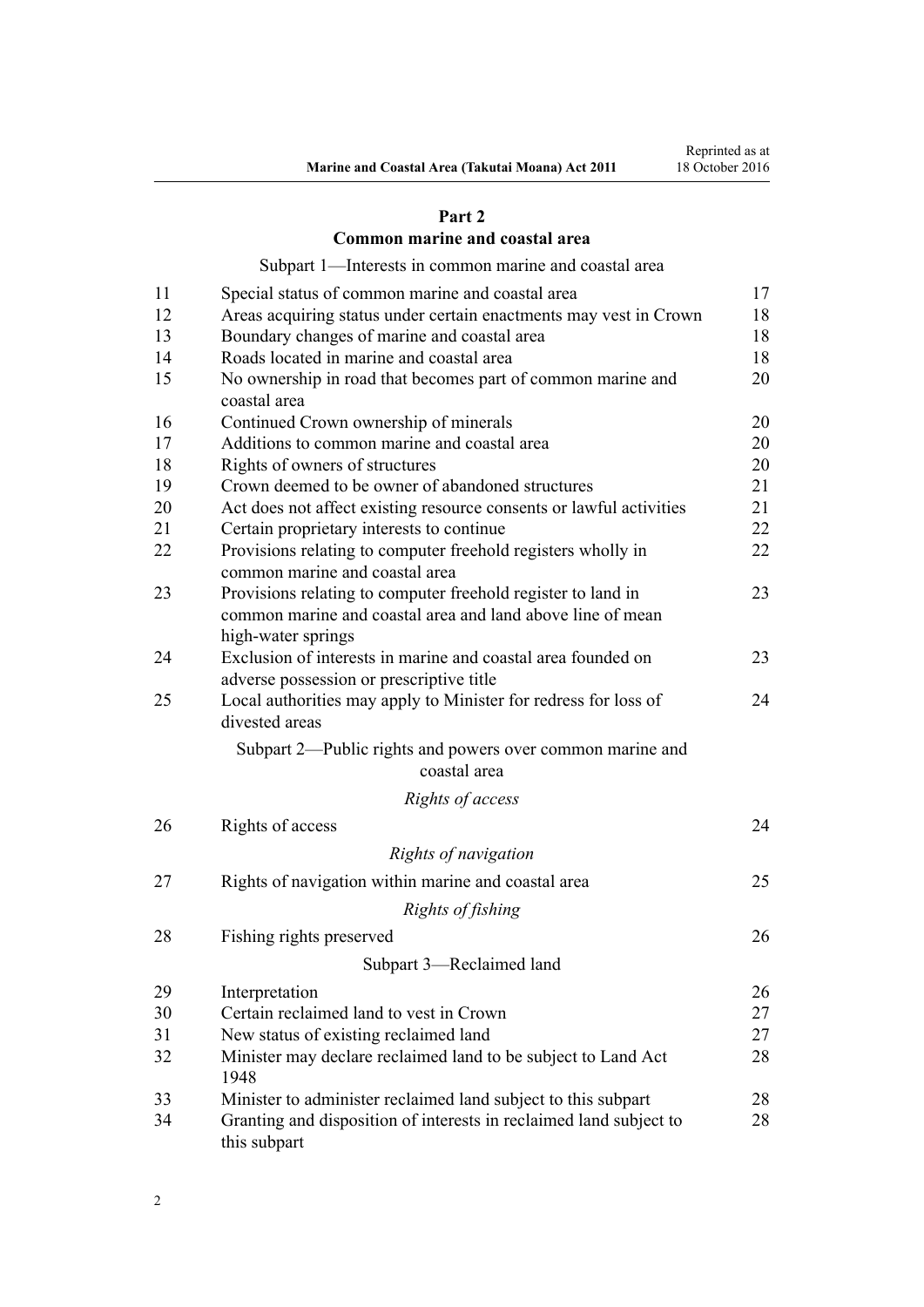## Part 2
## Common marine and coastal area

Subpart 1—Interests in common marine and coastal area

| | | |
|---|---|---|
| 11 | Special status of common marine and coastal area | 17 |
| 12 | Areas acquiring status under certain enactments may vest in Crown | 18 |
| 13 | Boundary changes of marine and coastal area | 18 |
| 14 | Roads located in marine and coastal area | 18 |
| 15 | No ownership in road that becomes part of common marine and coastal area | 20 |
| 16 | Continued Crown ownership of minerals | 20 |
| 17 | Additions to common marine and coastal area | 20 |
| 18 | Rights of owners of structures | 20 |
| 19 | Crown deemed to be owner of abandoned structures | 21 |
| 20 | Act does not affect existing resource consents or lawful activities | 21 |
| 21 | Certain proprietary interests to continue | 22 |
| 22 | Provisions relating to computer freehold registers wholly in common marine and coastal area | 22 |
| 23 | Provisions relating to computer freehold register to land in common marine and coastal area and land above line of mean high-water springs | 23 |
| 24 | Exclusion of interests in marine and coastal area founded on adverse possession or prescriptive title | 23 |
| 25 | Local authorities may apply to Minister for redress for loss of divested areas | 24 |

Subpart 2—Public rights and powers over common marine and coastal area

*Rights of access*

| | | |
|---|---|---|
| 26 | Rights of access | 24 |

*Rights of navigation*

| | | |
|---|---|---|
| 27 | Rights of navigation within marine and coastal area | 25 |

*Rights of fishing*

| | | |
|---|---|---|
| 28 | Fishing rights preserved | 26 |

Subpart 3—Reclaimed land

| | | |
|---|---|---|
| 29 | Interpretation | 26 |
| 30 | Certain reclaimed land to vest in Crown | 27 |
| 31 | New status of existing reclaimed land | 27 |
| 32 | Minister may declare reclaimed land to be subject to Land Act 1948 | 28 |
| 33 | Minister to administer reclaimed land subject to this subpart | 28 |
| 34 | Granting and disposition of interests in reclaimed land subject to this subpart | 28 |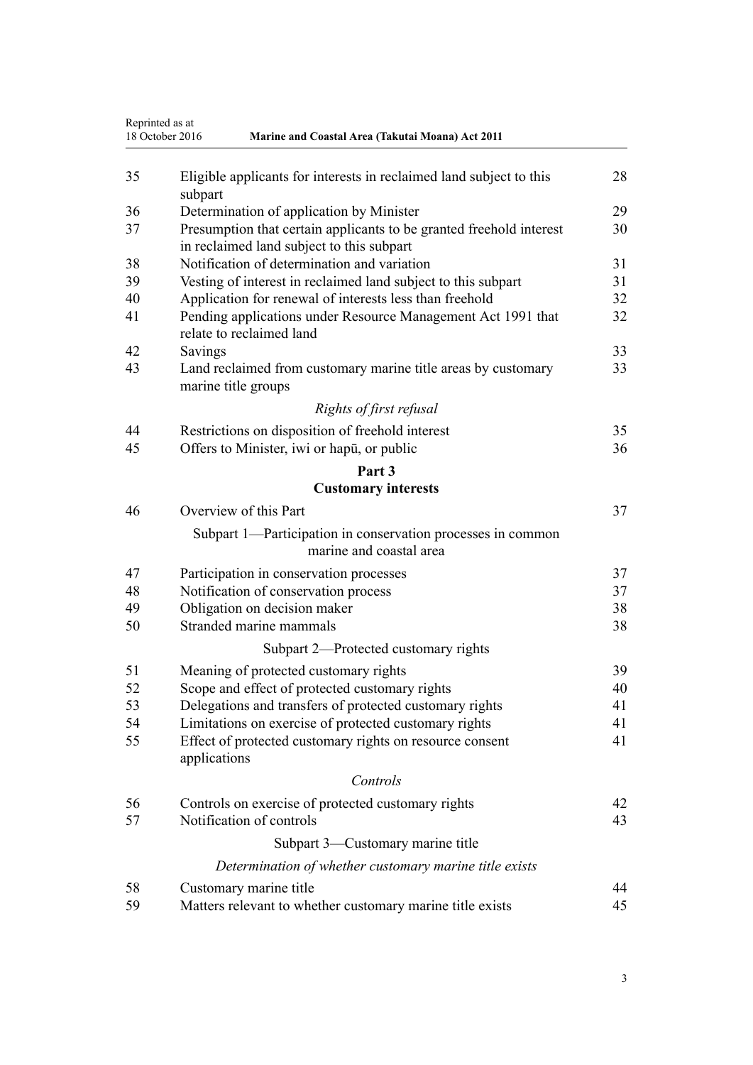| | | |
|---|---|---|
| 35 | Eligible applicants for interests in reclaimed land subject to this subpart | 28 |
| 36 | Determination of application by Minister | 29 |
| 37 | Presumption that certain applicants to be granted freehold interest in reclaimed land subject to this subpart | 30 |
| 38 | Notification of determination and variation | 31 |
| 39 | Vesting of interest in reclaimed land subject to this subpart | 31 |
| 40 | Application for renewal of interests less than freehold | 32 |
| 41 | Pending applications under Resource Management Act 1991 that relate to reclaimed land | 32 |
| 42 | Savings | 33 |
| 43 | Land reclaimed from customary marine title areas by customary marine title groups | 33 |

*Rights of first refusal*

| | | |
|---|---|---|
| 44 | Restrictions on disposition of freehold interest | 35 |
| 45 | Offers to Minister, iwi or hapū, or public | 36 |

**Part 3**
**Customary interests**

| | | |
|---|---|---|
| 46 | Overview of this Part | 37 |

Subpart 1—Participation in conservation processes in common marine and coastal area

| | | |
|---|---|---|
| 47 | Participation in conservation processes | 37 |
| 48 | Notification of conservation process | 37 |
| 49 | Obligation on decision maker | 38 |
| 50 | Stranded marine mammals | 38 |

Subpart 2—Protected customary rights

| | | |
|---|---|---|
| 51 | Meaning of protected customary rights | 39 |
| 52 | Scope and effect of protected customary rights | 40 |
| 53 | Delegations and transfers of protected customary rights | 41 |
| 54 | Limitations on exercise of protected customary rights | 41 |
| 55 | Effect of protected customary rights on resource consent applications | 41 |

*Controls*

| | | |
|---|---|---|
| 56 | Controls on exercise of protected customary rights | 42 |
| 57 | Notification of controls | 43 |

Subpart 3—Customary marine title

*Determination of whether customary marine title exists*

| | | |
|---|---|---|
| 58 | Customary marine title | 44 |
| 59 | Matters relevant to whether customary marine title exists | 45 |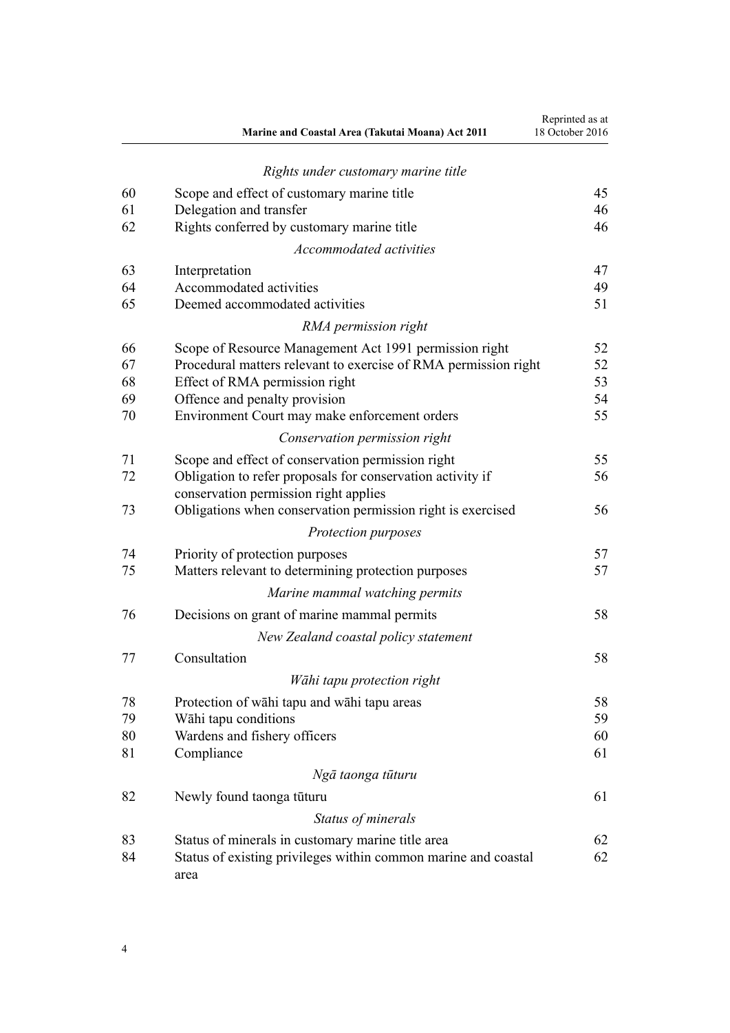*Rights under customary marine title*

| | | |
|---|---|---|
| 60 | Scope and effect of customary marine title | 45 |
| 61 | Delegation and transfer | 46 |
| 62 | Rights conferred by customary marine title | 46 |

*Accommodated activities*

| | | |
|---|---|---|
| 63 | Interpretation | 47 |
| 64 | Accommodated activities | 49 |
| 65 | Deemed accommodated activities | 51 |

*RMA permission right*

| | | |
|---|---|---|
| 66 | Scope of Resource Management Act 1991 permission right | 52 |
| 67 | Procedural matters relevant to exercise of RMA permission right | 52 |
| 68 | Effect of RMA permission right | 53 |
| 69 | Offence and penalty provision | 54 |
| 70 | Environment Court may make enforcement orders | 55 |

*Conservation permission right*

| | | |
|---|---|---|
| 71 | Scope and effect of conservation permission right | 55 |
| 72 | Obligation to refer proposals for conservation activity if conservation permission right applies | 56 |
| 73 | Obligations when conservation permission right is exercised | 56 |

*Protection purposes*

| | | |
|---|---|---|
| 74 | Priority of protection purposes | 57 |
| 75 | Matters relevant to determining protection purposes | 57 |

*Marine mammal watching permits*

| | | |
|---|---|---|
| 76 | Decisions on grant of marine mammal permits | 58 |

*New Zealand coastal policy statement*

| | | |
|---|---|---|
| 77 | Consultation | 58 |

*Wāhi tapu protection right*

| | | |
|---|---|---|
| 78 | Protection of wāhi tapu and wāhi tapu areas | 58 |
| 79 | Wāhi tapu conditions | 59 |
| 80 | Wardens and fishery officers | 60 |
| 81 | Compliance | 61 |

*Ngā taonga tūturu*

| | | |
|---|---|---|
| 82 | Newly found taonga tūturu | 61 |

*Status of minerals*

| | | |
|---|---|---|
| 83 | Status of minerals in customary marine title area | 62 |
| 84 | Status of existing privileges within common marine and coastal area | 62 |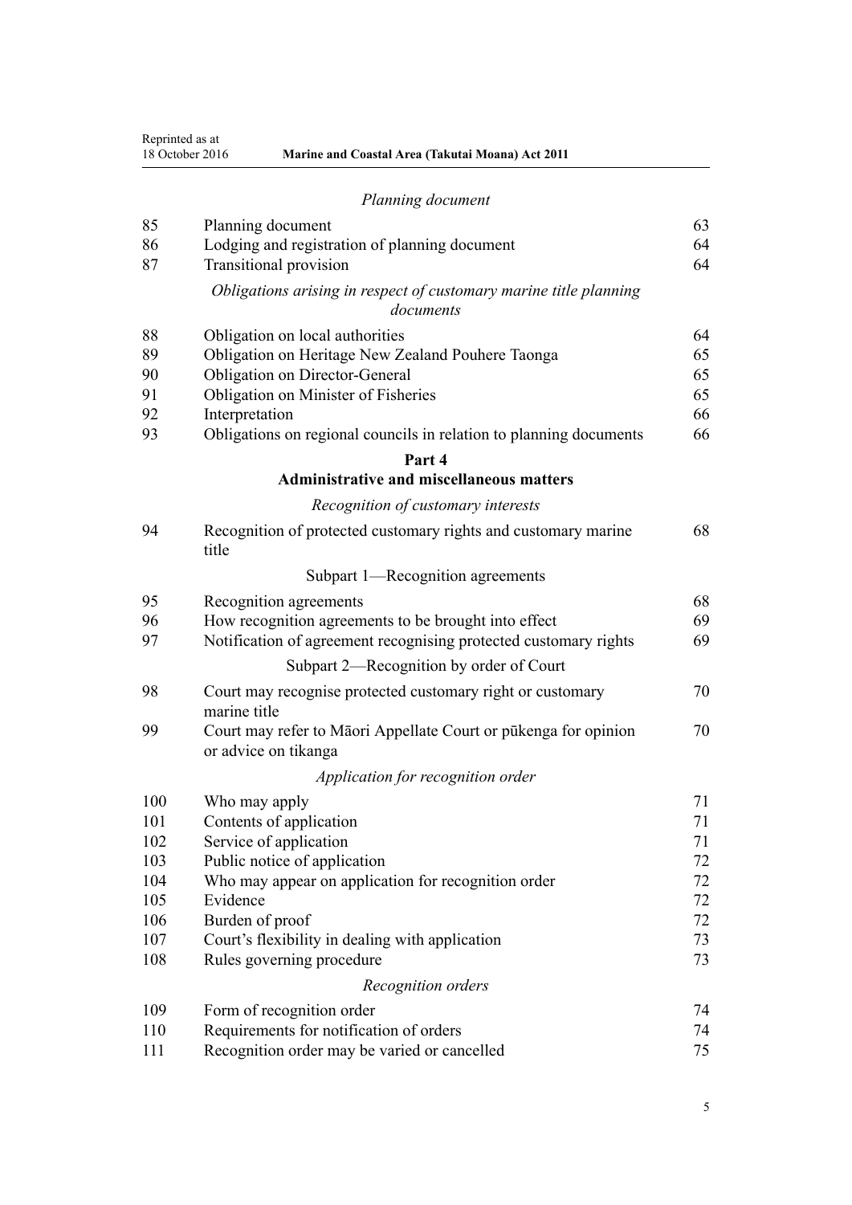*Planning document*

| | | |
|---|---|---|
| 85 | Planning document | 63 |
| 86 | Lodging and registration of planning document | 64 |
| 87 | Transitional provision | 64 |

*Obligations arising in respect of customary marine title planning documents*

| | | |
|---|---|---|
| 88 | Obligation on local authorities | 64 |
| 89 | Obligation on Heritage New Zealand Pouhere Taonga | 65 |
| 90 | Obligation on Director-General | 65 |
| 91 | Obligation on Minister of Fisheries | 65 |
| 92 | Interpretation | 66 |
| 93 | Obligations on regional councils in relation to planning documents | 66 |

## Part 4
## Administrative and miscellaneous matters

*Recognition of customary interests*

| | | |
|---|---|---|
| 94 | Recognition of protected customary rights and customary marine title | 68 |

### Subpart 1—Recognition agreements

| | | |
|---|---|---|
| 95 | Recognition agreements | 68 |
| 96 | How recognition agreements to be brought into effect | 69 |
| 97 | Notification of agreement recognising protected customary rights | 69 |

### Subpart 2—Recognition by order of Court

| | | |
|---|---|---|
| 98 | Court may recognise protected customary right or customary marine title | 70 |
| 99 | Court may refer to Māori Appellate Court or pūkenga for opinion or advice on tikanga | 70 |

*Application for recognition order*

| | | |
|---|---|---|
| 100 | Who may apply | 71 |
| 101 | Contents of application | 71 |
| 102 | Service of application | 71 |
| 103 | Public notice of application | 72 |
| 104 | Who may appear on application for recognition order | 72 |
| 105 | Evidence | 72 |
| 106 | Burden of proof | 72 |
| 107 | Court's flexibility in dealing with application | 73 |
| 108 | Rules governing procedure | 73 |

*Recognition orders*

| | | |
|---|---|---|
| 109 | Form of recognition order | 74 |
| 110 | Requirements for notification of orders | 74 |
| 111 | Recognition order may be varied or cancelled | 75 |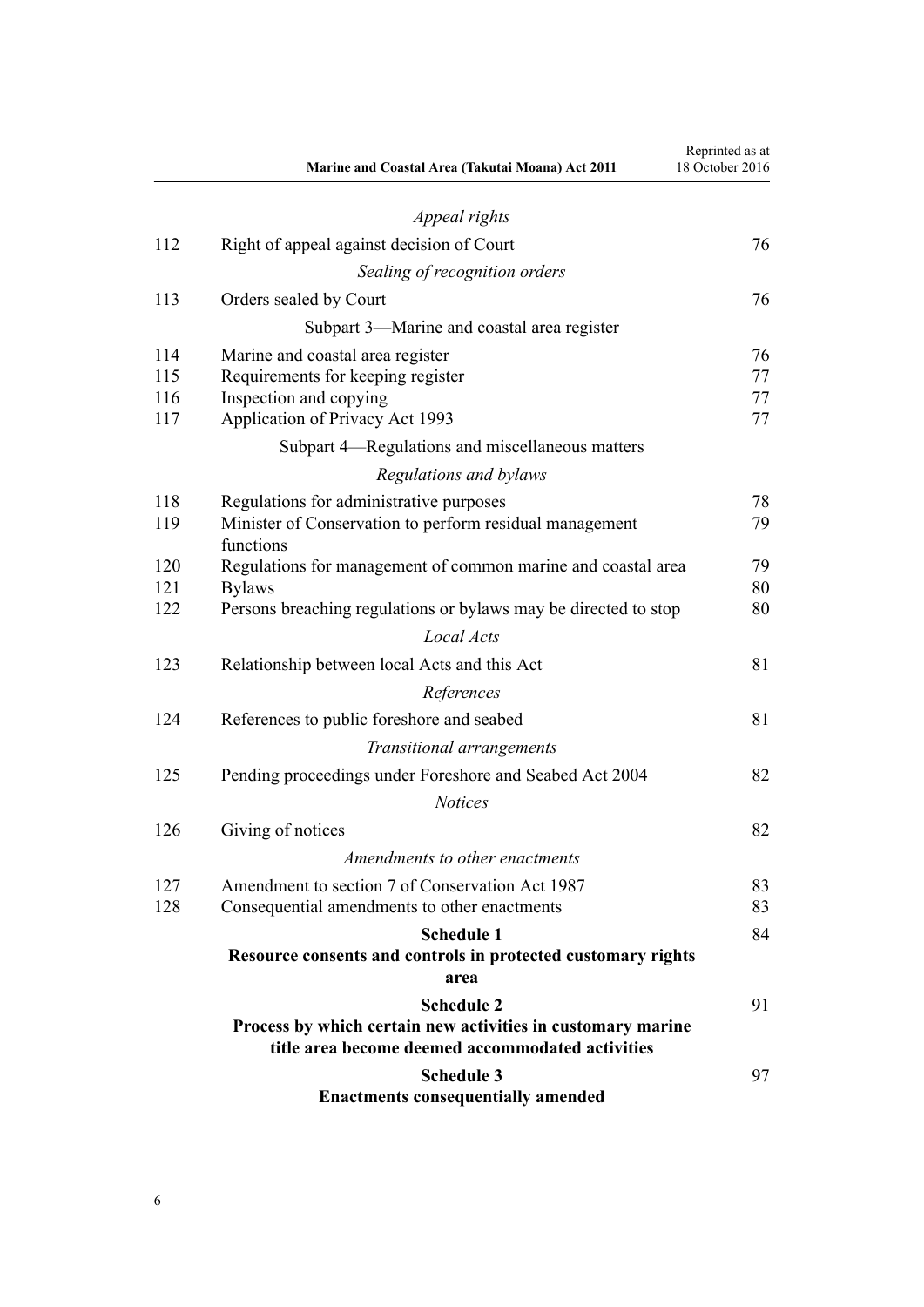*Appeal rights*

| | | |
|---|---|---|
| 112 | Right of appeal against decision of Court | 76 |

*Sealing of recognition orders*

| | | |
|---|---|---|
| 113 | Orders sealed by Court | 76 |

Subpart 3—Marine and coastal area register

| | | |
|---|---|---|
| 114 | Marine and coastal area register | 76 |
| 115 | Requirements for keeping register | 77 |
| 116 | Inspection and copying | 77 |
| 117 | Application of Privacy Act 1993 | 77 |

Subpart 4—Regulations and miscellaneous matters

*Regulations and bylaws*

| | | |
|---|---|---|
| 118 | Regulations for administrative purposes | 78 |
| 119 | Minister of Conservation to perform residual management functions | 79 |
| 120 | Regulations for management of common marine and coastal area | 79 |
| 121 | Bylaws | 80 |
| 122 | Persons breaching regulations or bylaws may be directed to stop | 80 |

*Local Acts*

| | | |
|---|---|---|
| 123 | Relationship between local Acts and this Act | 81 |

*References*

| | | |
|---|---|---|
| 124 | References to public foreshore and seabed | 81 |

*Transitional arrangements*

| | | |
|---|---|---|
| 125 | Pending proceedings under Foreshore and Seabed Act 2004 | 82 |

*Notices*

| | | |
|---|---|---|
| 126 | Giving of notices | 82 |

*Amendments to other enactments*

| | | |
|---|---|---|
| 127 | Amendment to section 7 of Conservation Act 1987 | 83 |
| 128 | Consequential amendments to other enactments | 83 |

**Schedule 1**
**Resource consents and controls in protected customary rights area** — 84

**Schedule 2**
**Process by which certain new activities in customary marine title area become deemed accommodated activities** — 91

**Schedule 3**
**Enactments consequentially amended** — 97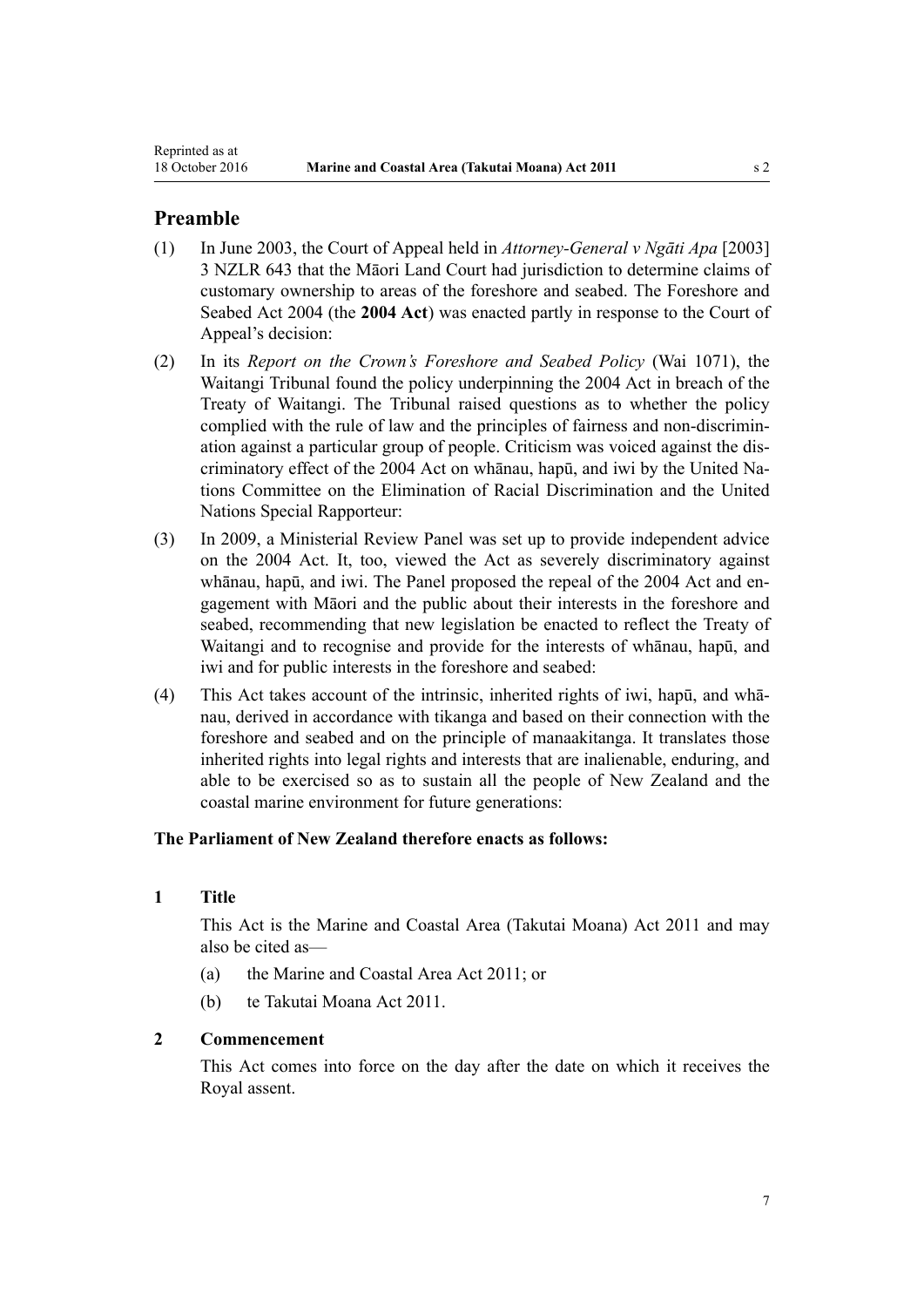## Preamble

(1) In June 2003, the Court of Appeal held in *Attorney-General v Ngāti Apa* [2003] 3 NZLR 643 that the Māori Land Court had jurisdiction to determine claims of customary ownership to areas of the foreshore and seabed. The Foreshore and Seabed Act 2004 (the **2004 Act**) was enacted partly in response to the Court of Appeal's decision:

(2) In its *Report on the Crown's Foreshore and Seabed Policy* (Wai 1071), the Waitangi Tribunal found the policy underpinning the 2004 Act in breach of the Treaty of Waitangi. The Tribunal raised questions as to whether the policy complied with the rule of law and the principles of fairness and non-discrimination against a particular group of people. Criticism was voiced against the discriminatory effect of the 2004 Act on whānau, hapū, and iwi by the United Nations Committee on the Elimination of Racial Discrimination and the United Nations Special Rapporteur:

(3) In 2009, a Ministerial Review Panel was set up to provide independent advice on the 2004 Act. It, too, viewed the Act as severely discriminatory against whānau, hapū, and iwi. The Panel proposed the repeal of the 2004 Act and engagement with Māori and the public about their interests in the foreshore and seabed, recommending that new legislation be enacted to reflect the Treaty of Waitangi and to recognise and provide for the interests of whānau, hapū, and iwi and for public interests in the foreshore and seabed:

(4) This Act takes account of the intrinsic, inherited rights of iwi, hapū, and whānau, derived in accordance with tikanga and based on their connection with the foreshore and seabed and on the principle of manaakitanga. It translates those inherited rights into legal rights and interests that are inalienable, enduring, and able to be exercised so as to sustain all the people of New Zealand and the coastal marine environment for future generations:

**The Parliament of New Zealand therefore enacts as follows:**

### 1 Title

This Act is the Marine and Coastal Area (Takutai Moana) Act 2011 and may also be cited as—

(a) the Marine and Coastal Area Act 2011; or

(b) te Takutai Moana Act 2011.

### 2 Commencement

This Act comes into force on the day after the date on which it receives the Royal assent.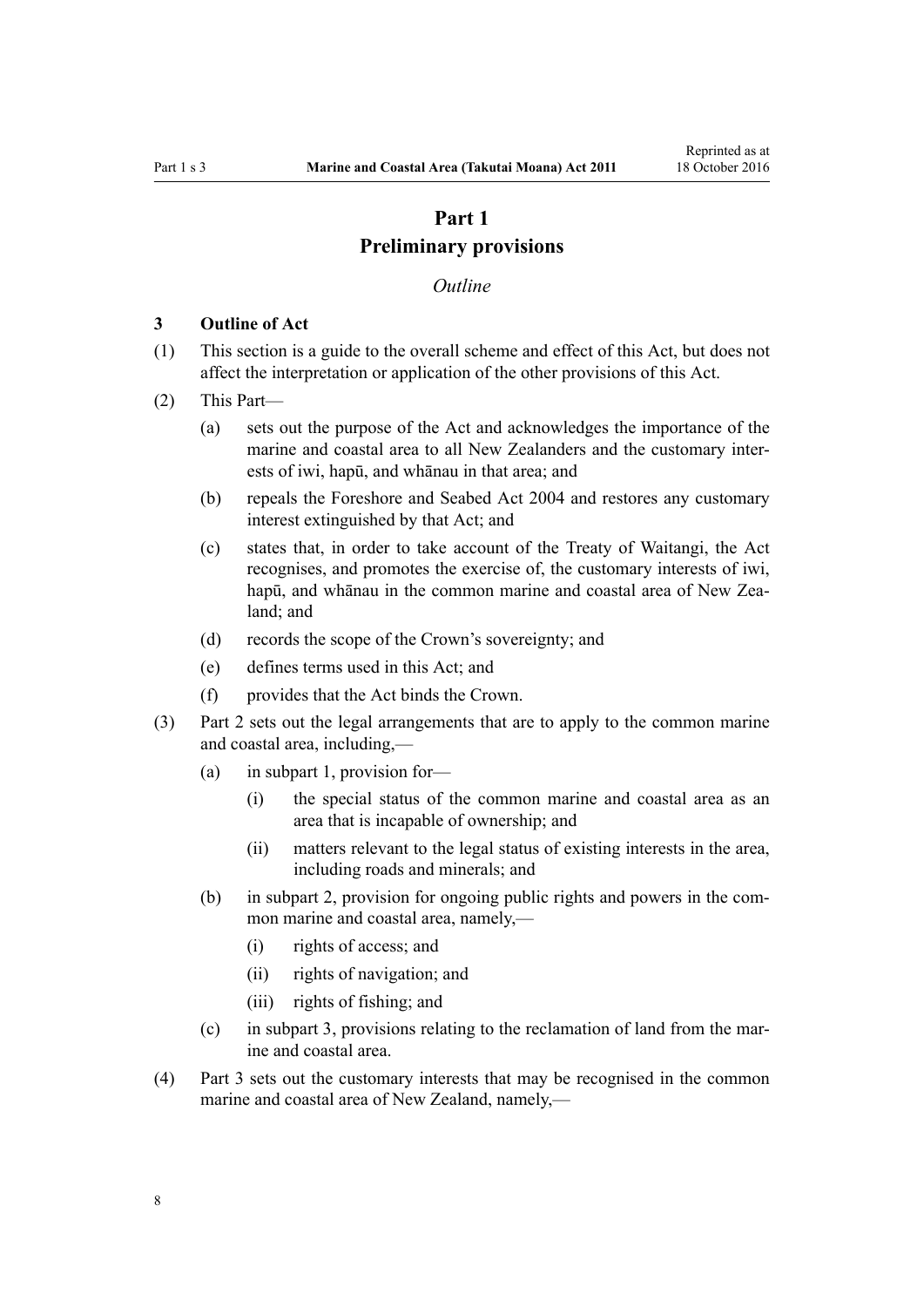# Part 1
# Preliminary provisions

*Outline*

### 3 Outline of Act

(1) This section is a guide to the overall scheme and effect of this Act, but does not affect the interpretation or application of the other provisions of this Act.

(2) This Part—

- (a) sets out the purpose of the Act and acknowledges the importance of the marine and coastal area to all New Zealanders and the customary interests of iwi, hapū, and whānau in that area; and
- (b) repeals the Foreshore and Seabed Act 2004 and restores any customary interest extinguished by that Act; and
- (c) states that, in order to take account of the Treaty of Waitangi, the Act recognises, and promotes the exercise of, the customary interests of iwi, hapū, and whānau in the common marine and coastal area of New Zealand; and
- (d) records the scope of the Crown's sovereignty; and
- (e) defines terms used in this Act; and
- (f) provides that the Act binds the Crown.

(3) Part 2 sets out the legal arrangements that are to apply to the common marine and coastal area, including,—

- (a) in subpart 1, provision for—
  - (i) the special status of the common marine and coastal area as an area that is incapable of ownership; and
  - (ii) matters relevant to the legal status of existing interests in the area, including roads and minerals; and
- (b) in subpart 2, provision for ongoing public rights and powers in the common marine and coastal area, namely,—
  - (i) rights of access; and
  - (ii) rights of navigation; and
  - (iii) rights of fishing; and
- (c) in subpart 3, provisions relating to the reclamation of land from the marine and coastal area.

(4) Part 3 sets out the customary interests that may be recognised in the common marine and coastal area of New Zealand, namely,—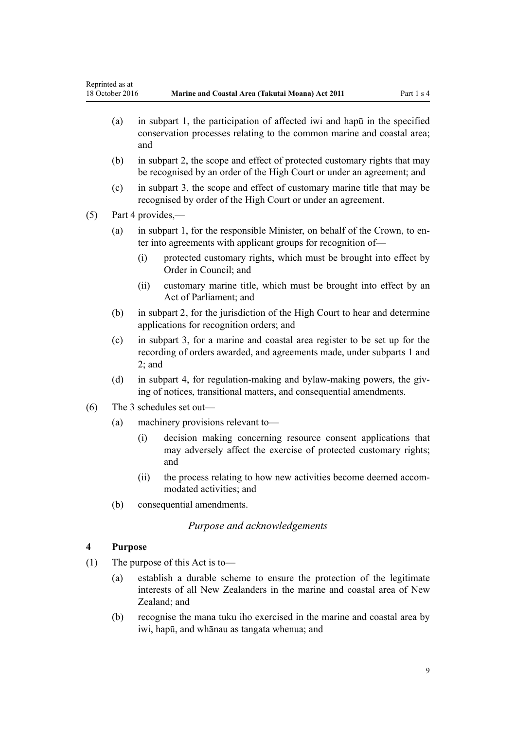(a) in subpart 1, the participation of affected iwi and hapū in the specified conservation processes relating to the common marine and coastal area; and

(b) in subpart 2, the scope and effect of protected customary rights that may be recognised by an order of the High Court or under an agreement; and

(c) in subpart 3, the scope and effect of customary marine title that may be recognised by order of the High Court or under an agreement.

(5) Part 4 provides,—

(a) in subpart 1, for the responsible Minister, on behalf of the Crown, to enter into agreements with applicant groups for recognition of—

(i) protected customary rights, which must be brought into effect by Order in Council; and

(ii) customary marine title, which must be brought into effect by an Act of Parliament; and

(b) in subpart 2, for the jurisdiction of the High Court to hear and determine applications for recognition orders; and

(c) in subpart 3, for a marine and coastal area register to be set up for the recording of orders awarded, and agreements made, under subparts 1 and 2; and

(d) in subpart 4, for regulation-making and bylaw-making powers, the giving of notices, transitional matters, and consequential amendments.

(6) The 3 schedules set out—

(a) machinery provisions relevant to—

(i) decision making concerning resource consent applications that may adversely affect the exercise of protected customary rights; and

(ii) the process relating to how new activities become deemed accommodated activities; and

(b) consequential amendments.

*Purpose and acknowledgements*

### 4 Purpose

(1) The purpose of this Act is to—

(a) establish a durable scheme to ensure the protection of the legitimate interests of all New Zealanders in the marine and coastal area of New Zealand; and

(b) recognise the mana tuku iho exercised in the marine and coastal area by iwi, hapū, and whānau as tangata whenua; and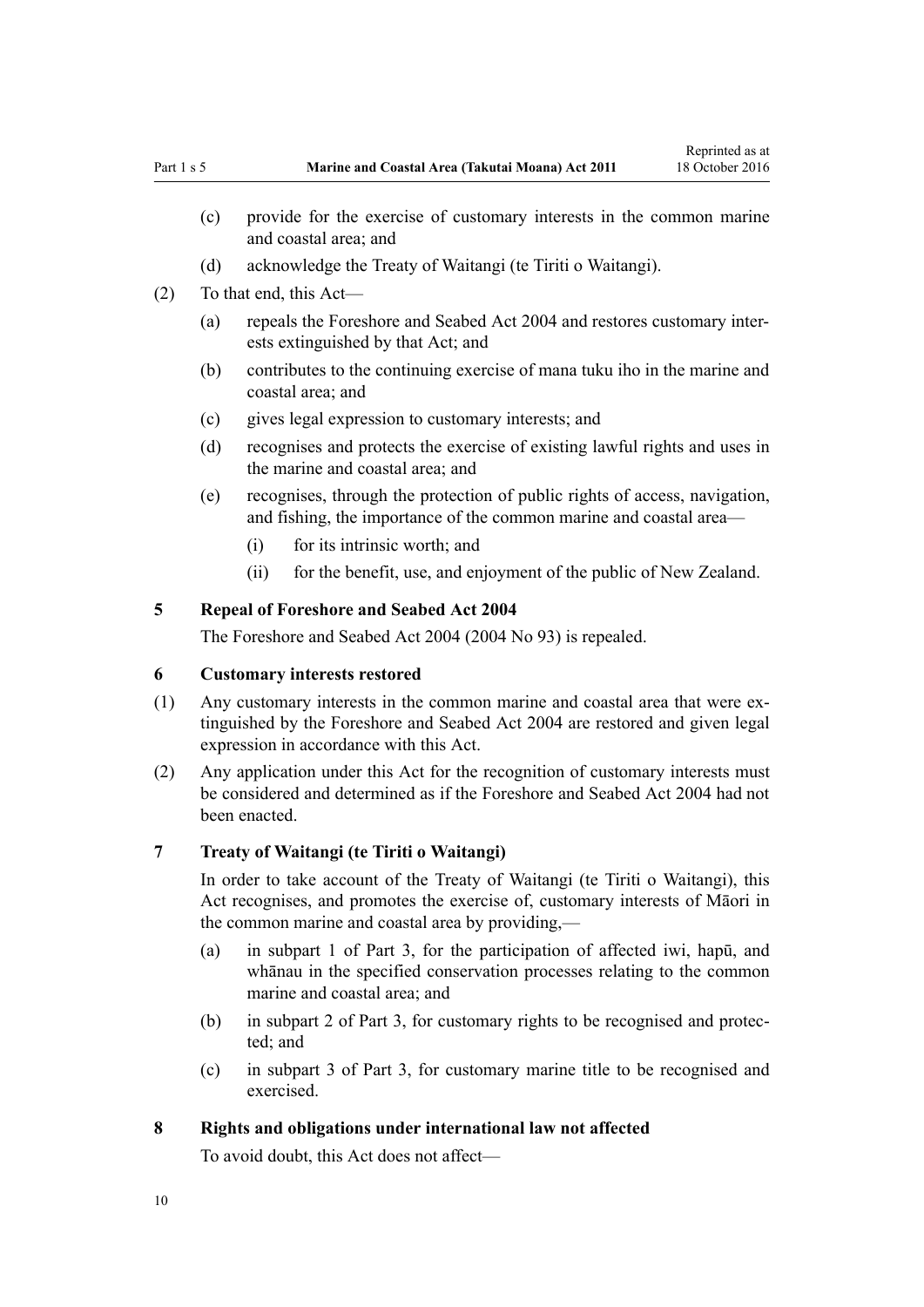(c) provide for the exercise of customary interests in the common marine and coastal area; and

(d) acknowledge the Treaty of Waitangi (te Tiriti o Waitangi).

(2) To that end, this Act—

(a) repeals the Foreshore and Seabed Act 2004 and restores customary interests extinguished by that Act; and

(b) contributes to the continuing exercise of mana tuku iho in the marine and coastal area; and

(c) gives legal expression to customary interests; and

(d) recognises and protects the exercise of existing lawful rights and uses in the marine and coastal area; and

(e) recognises, through the protection of public rights of access, navigation, and fishing, the importance of the common marine and coastal area—

(i) for its intrinsic worth; and

(ii) for the benefit, use, and enjoyment of the public of New Zealand.

### 5 Repeal of Foreshore and Seabed Act 2004

The Foreshore and Seabed Act 2004 (2004 No 93) is repealed.

### 6 Customary interests restored

(1) Any customary interests in the common marine and coastal area that were extinguished by the Foreshore and Seabed Act 2004 are restored and given legal expression in accordance with this Act.

(2) Any application under this Act for the recognition of customary interests must be considered and determined as if the Foreshore and Seabed Act 2004 had not been enacted.

### 7 Treaty of Waitangi (te Tiriti o Waitangi)

In order to take account of the Treaty of Waitangi (te Tiriti o Waitangi), this Act recognises, and promotes the exercise of, customary interests of Māori in the common marine and coastal area by providing,—

(a) in subpart 1 of Part 3, for the participation of affected iwi, hapū, and whānau in the specified conservation processes relating to the common marine and coastal area; and

(b) in subpart 2 of Part 3, for customary rights to be recognised and protected; and

(c) in subpart 3 of Part 3, for customary marine title to be recognised and exercised.

### 8 Rights and obligations under international law not affected

To avoid doubt, this Act does not affect—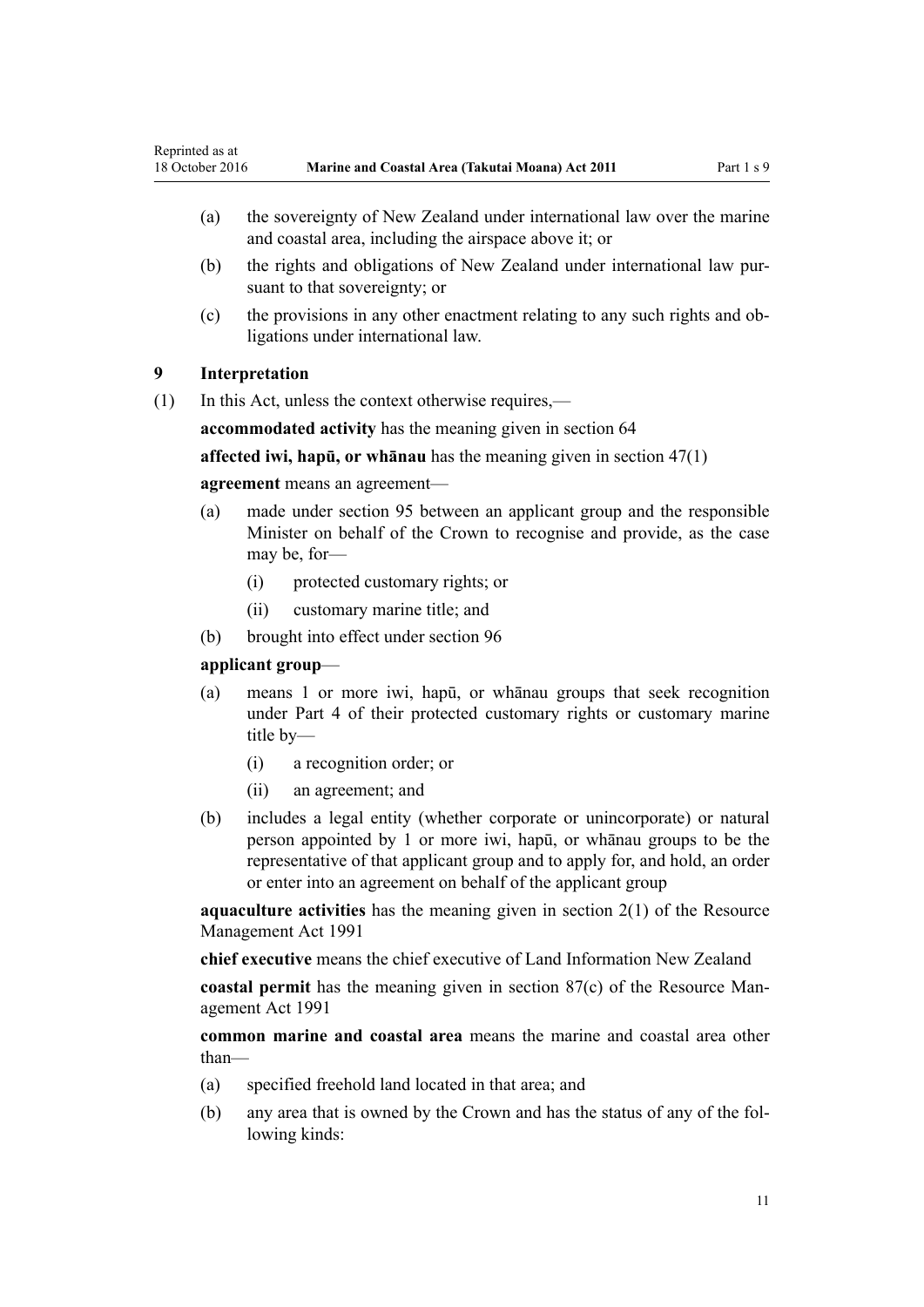- (a) the sovereignty of New Zealand under international law over the marine and coastal area, including the airspace above it; or
- (b) the rights and obligations of New Zealand under international law pursuant to that sovereignty; or
- (c) the provisions in any other enactment relating to any such rights and obligations under international law.

### 9 Interpretation

(1) In this Act, unless the context otherwise requires,—

**accommodated activity** has the meaning given in section 64

**affected iwi, hapū, or whānau** has the meaning given in section 47(1)

**agreement** means an agreement—

- (a) made under section 95 between an applicant group and the responsible Minister on behalf of the Crown to recognise and provide, as the case may be, for—
  - (i) protected customary rights; or
  - (ii) customary marine title; and
- (b) brought into effect under section 96

**applicant group**—

- (a) means 1 or more iwi, hapū, or whānau groups that seek recognition under Part 4 of their protected customary rights or customary marine title by—
  - (i) a recognition order; or
  - (ii) an agreement; and
- (b) includes a legal entity (whether corporate or unincorporate) or natural person appointed by 1 or more iwi, hapū, or whānau groups to be the representative of that applicant group and to apply for, and hold, an order or enter into an agreement on behalf of the applicant group

**aquaculture activities** has the meaning given in section 2(1) of the Resource Management Act 1991

**chief executive** means the chief executive of Land Information New Zealand

**coastal permit** has the meaning given in section 87(c) of the Resource Management Act 1991

**common marine and coastal area** means the marine and coastal area other than—

- (a) specified freehold land located in that area; and
- (b) any area that is owned by the Crown and has the status of any of the following kinds: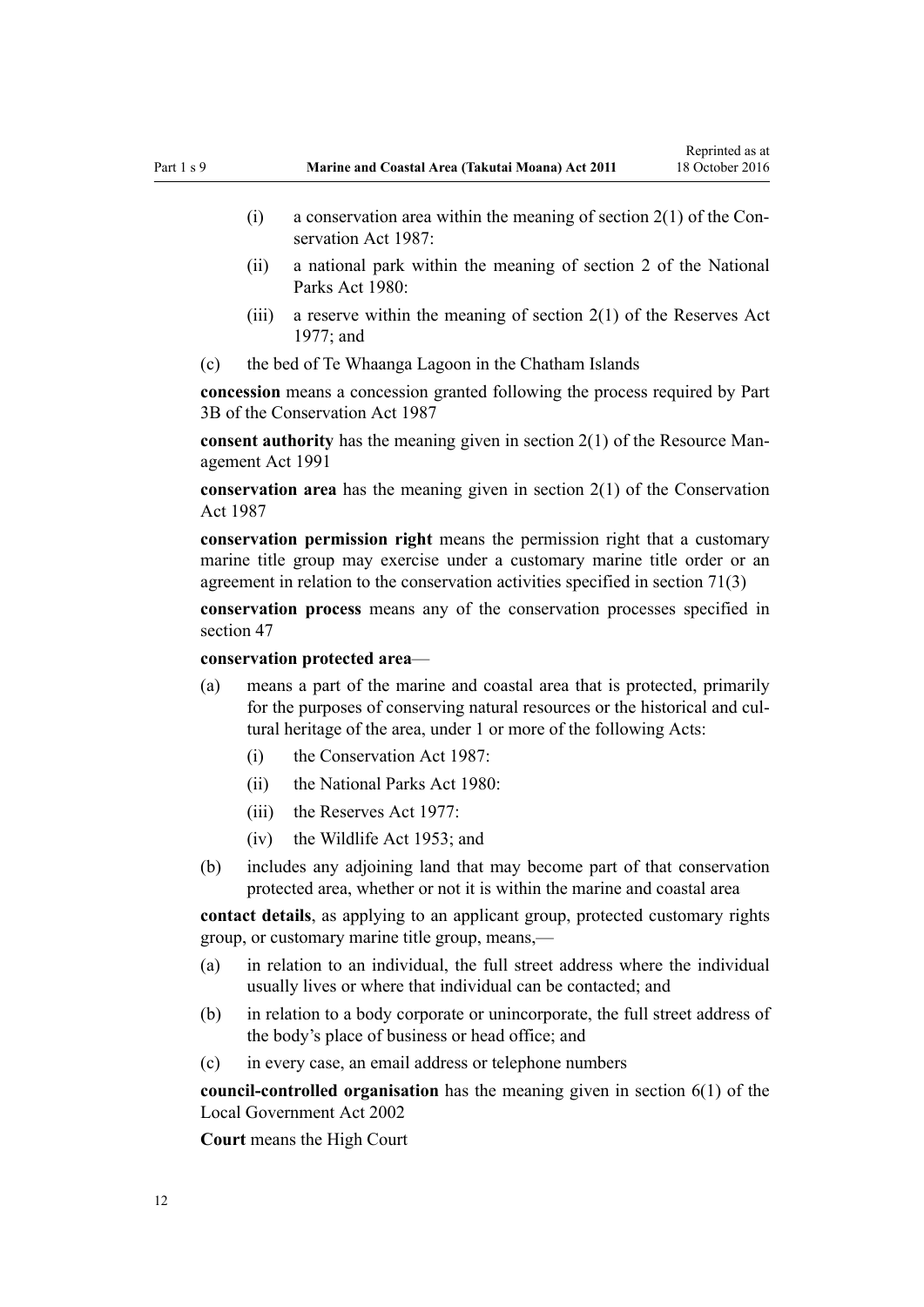- (i) a conservation area within the meaning of section 2(1) of the Conservation Act 1987:
- (ii) a national park within the meaning of section 2 of the National Parks Act 1980:
- (iii) a reserve within the meaning of section 2(1) of the Reserves Act 1977; and

(c) the bed of Te Whaanga Lagoon in the Chatham Islands

**concession** means a concession granted following the process required by Part 3B of the Conservation Act 1987

**consent authority** has the meaning given in section 2(1) of the Resource Management Act 1991

**conservation area** has the meaning given in section 2(1) of the Conservation Act 1987

**conservation permission right** means the permission right that a customary marine title group may exercise under a customary marine title order or an agreement in relation to the conservation activities specified in section 71(3)

**conservation process** means any of the conservation processes specified in section 47

**conservation protected area**—

(a) means a part of the marine and coastal area that is protected, primarily for the purposes of conserving natural resources or the historical and cultural heritage of the area, under 1 or more of the following Acts:

- (i) the Conservation Act 1987:
- (ii) the National Parks Act 1980:
- (iii) the Reserves Act 1977:
- (iv) the Wildlife Act 1953; and

(b) includes any adjoining land that may become part of that conservation protected area, whether or not it is within the marine and coastal area

**contact details**, as applying to an applicant group, protected customary rights group, or customary marine title group, means,—

(a) in relation to an individual, the full street address where the individual usually lives or where that individual can be contacted; and

(b) in relation to a body corporate or unincorporate, the full street address of the body's place of business or head office; and

(c) in every case, an email address or telephone numbers

**council-controlled organisation** has the meaning given in section 6(1) of the Local Government Act 2002

**Court** means the High Court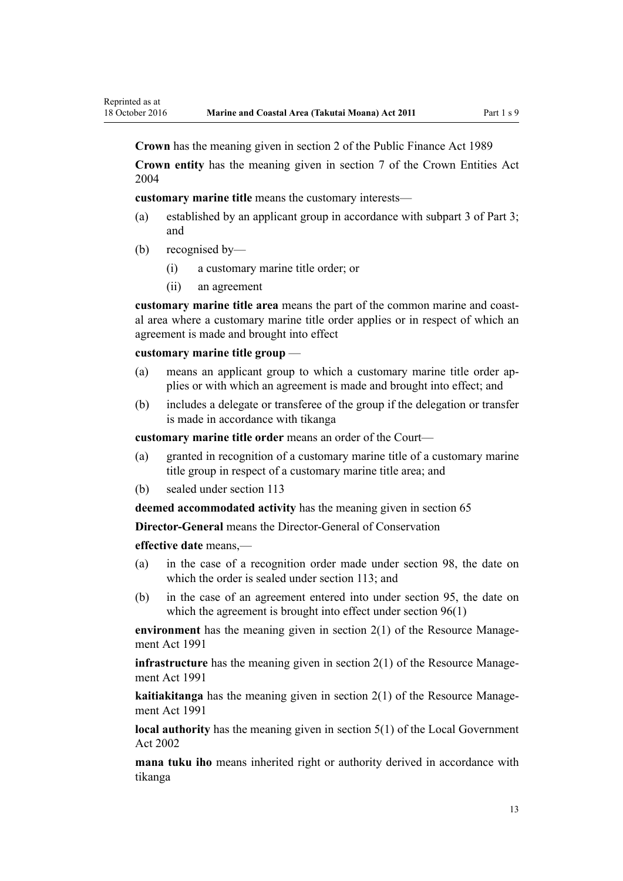**Crown** has the meaning given in section 2 of the Public Finance Act 1989

**Crown entity** has the meaning given in section 7 of the Crown Entities Act 2004

**customary marine title** means the customary interests—

(a) established by an applicant group in accordance with subpart 3 of Part 3; and

(b) recognised by—

  (i) a customary marine title order; or

  (ii) an agreement

**customary marine title area** means the part of the common marine and coastal area where a customary marine title order applies or in respect of which an agreement is made and brought into effect

**customary marine title group** —

(a) means an applicant group to which a customary marine title order applies or with which an agreement is made and brought into effect; and

(b) includes a delegate or transferee of the group if the delegation or transfer is made in accordance with tikanga

**customary marine title order** means an order of the Court—

(a) granted in recognition of a customary marine title of a customary marine title group in respect of a customary marine title area; and

(b) sealed under section 113

**deemed accommodated activity** has the meaning given in section 65

**Director-General** means the Director-General of Conservation

**effective date** means,—

(a) in the case of a recognition order made under section 98, the date on which the order is sealed under section 113; and

(b) in the case of an agreement entered into under section 95, the date on which the agreement is brought into effect under section 96(1)

**environment** has the meaning given in section 2(1) of the Resource Management Act 1991

**infrastructure** has the meaning given in section 2(1) of the Resource Management Act 1991

**kaitiakitanga** has the meaning given in section 2(1) of the Resource Management Act 1991

**local authority** has the meaning given in section 5(1) of the Local Government Act 2002

**mana tuku iho** means inherited right or authority derived in accordance with tikanga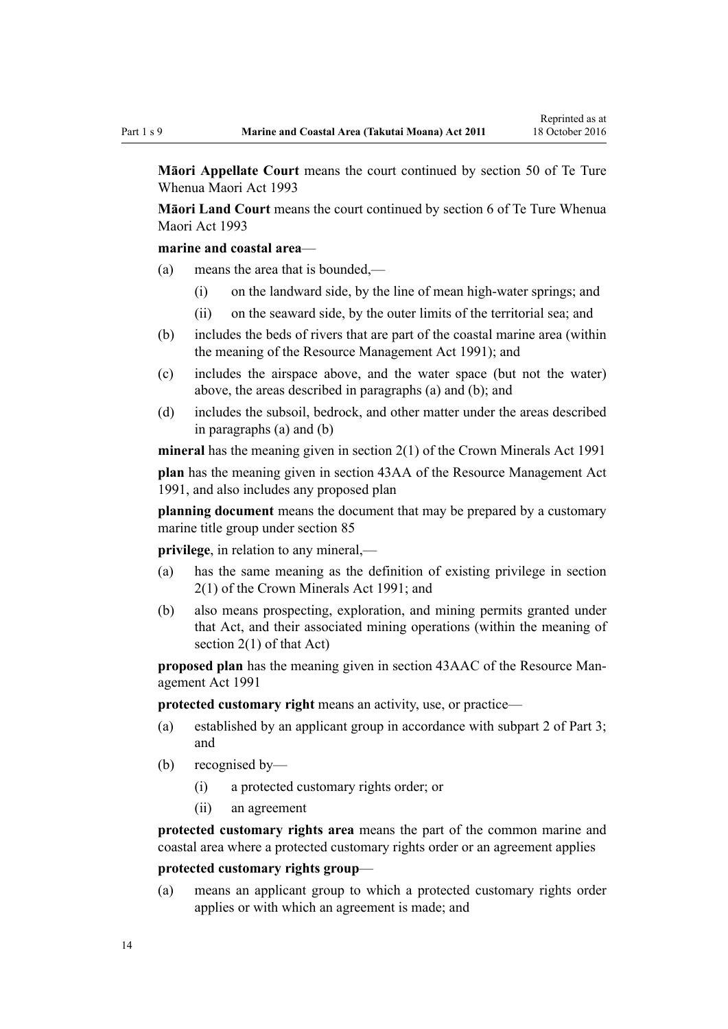**Māori Appellate Court** means the court continued by section 50 of Te Ture Whenua Maori Act 1993

**Māori Land Court** means the court continued by section 6 of Te Ture Whenua Maori Act 1993

**marine and coastal area**—

(a) means the area that is bounded,—

  (i) on the landward side, by the line of mean high-water springs; and

  (ii) on the seaward side, by the outer limits of the territorial sea; and

(b) includes the beds of rivers that are part of the coastal marine area (within the meaning of the Resource Management Act 1991); and

(c) includes the airspace above, and the water space (but not the water) above, the areas described in paragraphs (a) and (b); and

(d) includes the subsoil, bedrock, and other matter under the areas described in paragraphs (a) and (b)

**mineral** has the meaning given in section 2(1) of the Crown Minerals Act 1991

**plan** has the meaning given in section 43AA of the Resource Management Act 1991, and also includes any proposed plan

**planning document** means the document that may be prepared by a customary marine title group under section 85

**privilege**, in relation to any mineral,—

(a) has the same meaning as the definition of existing privilege in section 2(1) of the Crown Minerals Act 1991; and

(b) also means prospecting, exploration, and mining permits granted under that Act, and their associated mining operations (within the meaning of section 2(1) of that Act)

**proposed plan** has the meaning given in section 43AAC of the Resource Management Act 1991

**protected customary right** means an activity, use, or practice—

(a) established by an applicant group in accordance with subpart 2 of Part 3; and

(b) recognised by—

  (i) a protected customary rights order; or

  (ii) an agreement

**protected customary rights area** means the part of the common marine and coastal area where a protected customary rights order or an agreement applies

**protected customary rights group**—

(a) means an applicant group to which a protected customary rights order applies or with which an agreement is made; and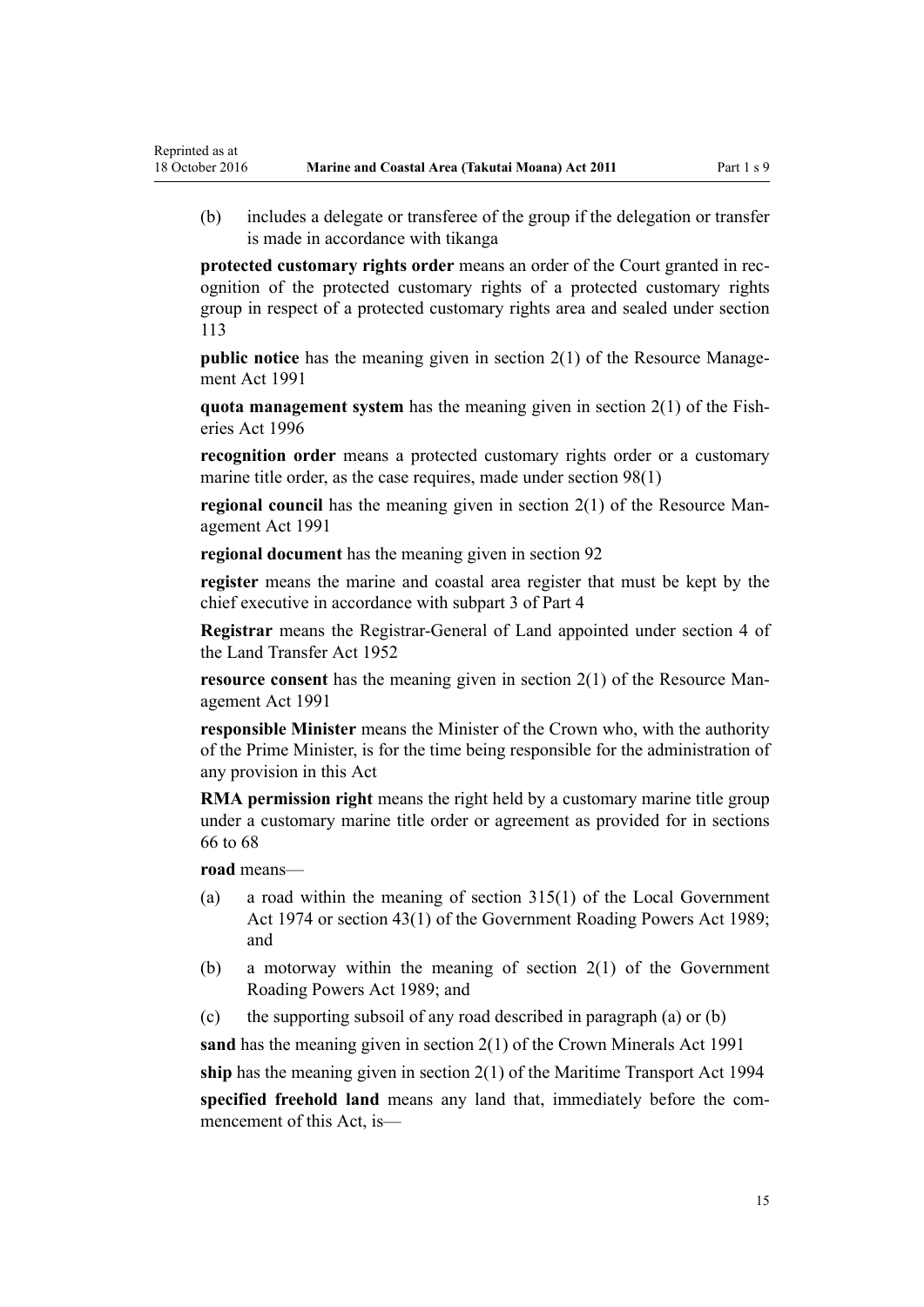(b) includes a delegate or transferee of the group if the delegation or transfer is made in accordance with tikanga

**protected customary rights order** means an order of the Court granted in recognition of the protected customary rights of a protected customary rights group in respect of a protected customary rights area and sealed under section 113

**public notice** has the meaning given in section 2(1) of the Resource Management Act 1991

**quota management system** has the meaning given in section 2(1) of the Fisheries Act 1996

**recognition order** means a protected customary rights order or a customary marine title order, as the case requires, made under section 98(1)

**regional council** has the meaning given in section 2(1) of the Resource Management Act 1991

**regional document** has the meaning given in section 92

**register** means the marine and coastal area register that must be kept by the chief executive in accordance with subpart 3 of Part 4

**Registrar** means the Registrar-General of Land appointed under section 4 of the Land Transfer Act 1952

**resource consent** has the meaning given in section 2(1) of the Resource Management Act 1991

**responsible Minister** means the Minister of the Crown who, with the authority of the Prime Minister, is for the time being responsible for the administration of any provision in this Act

**RMA permission right** means the right held by a customary marine title group under a customary marine title order or agreement as provided for in sections 66 to 68

**road** means—

(a) a road within the meaning of section 315(1) of the Local Government Act 1974 or section 43(1) of the Government Roading Powers Act 1989; and

(b) a motorway within the meaning of section 2(1) of the Government Roading Powers Act 1989; and

(c) the supporting subsoil of any road described in paragraph (a) or (b)

**sand** has the meaning given in section 2(1) of the Crown Minerals Act 1991

**ship** has the meaning given in section 2(1) of the Maritime Transport Act 1994

**specified freehold land** means any land that, immediately before the commencement of this Act, is—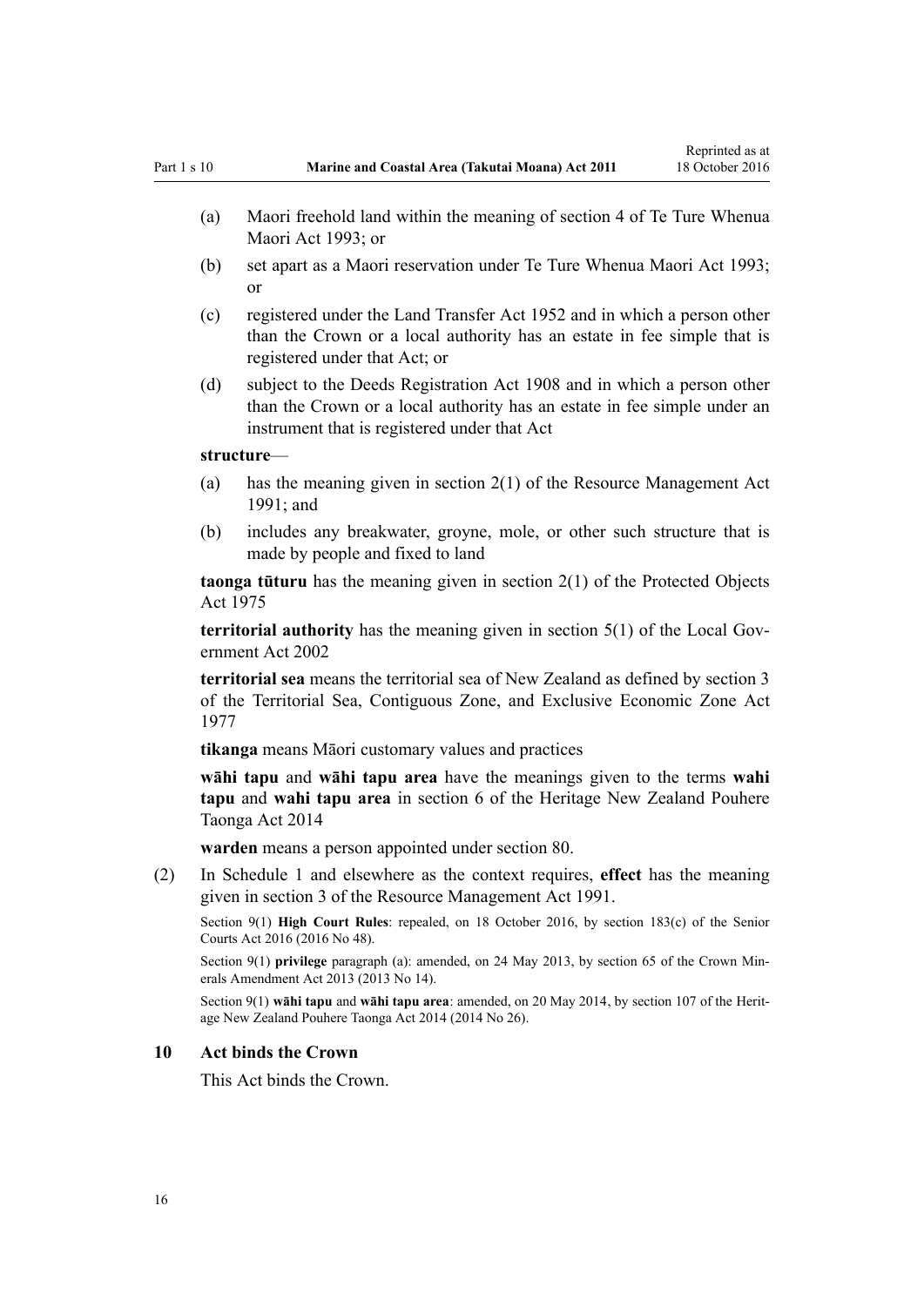(a) Maori freehold land within the meaning of section 4 of Te Ture Whenua Maori Act 1993; or

(b) set apart as a Maori reservation under Te Ture Whenua Maori Act 1993; or

(c) registered under the Land Transfer Act 1952 and in which a person other than the Crown or a local authority has an estate in fee simple that is registered under that Act; or

(d) subject to the Deeds Registration Act 1908 and in which a person other than the Crown or a local authority has an estate in fee simple under an instrument that is registered under that Act

**structure**—

(a) has the meaning given in section 2(1) of the Resource Management Act 1991; and

(b) includes any breakwater, groyne, mole, or other such structure that is made by people and fixed to land

**taonga tūturu** has the meaning given in section 2(1) of the Protected Objects Act 1975

**territorial authority** has the meaning given in section 5(1) of the Local Government Act 2002

**territorial sea** means the territorial sea of New Zealand as defined by section 3 of the Territorial Sea, Contiguous Zone, and Exclusive Economic Zone Act 1977

**tikanga** means Māori customary values and practices

**wāhi tapu** and **wāhi tapu area** have the meanings given to the terms **wahi tapu** and **wahi tapu area** in section 6 of the Heritage New Zealand Pouhere Taonga Act 2014

**warden** means a person appointed under section 80.

(2) In Schedule 1 and elsewhere as the context requires, **effect** has the meaning given in section 3 of the Resource Management Act 1991.

Section 9(1) **High Court Rules**: repealed, on 18 October 2016, by section 183(c) of the Senior Courts Act 2016 (2016 No 48).

Section 9(1) **privilege** paragraph (a): amended, on 24 May 2013, by section 65 of the Crown Minerals Amendment Act 2013 (2013 No 14).

Section 9(1) **wāhi tapu** and **wāhi tapu area**: amended, on 20 May 2014, by section 107 of the Heritage New Zealand Pouhere Taonga Act 2014 (2014 No 26).

### 10 Act binds the Crown

This Act binds the Crown.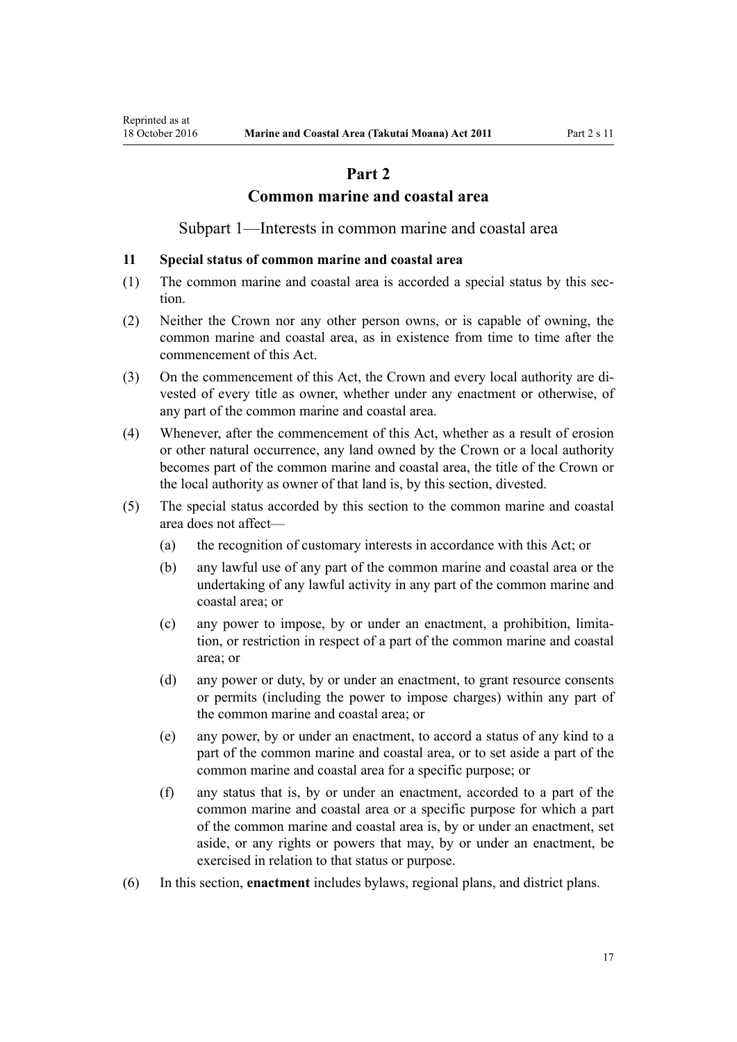# Part 2
# Common marine and coastal area

## Subpart 1—Interests in common marine and coastal area

### 11 Special status of common marine and coastal area

(1) The common marine and coastal area is accorded a special status by this section.

(2) Neither the Crown nor any other person owns, or is capable of owning, the common marine and coastal area, as in existence from time to time after the commencement of this Act.

(3) On the commencement of this Act, the Crown and every local authority are divested of every title as owner, whether under any enactment or otherwise, of any part of the common marine and coastal area.

(4) Whenever, after the commencement of this Act, whether as a result of erosion or other natural occurrence, any land owned by the Crown or a local authority becomes part of the common marine and coastal area, the title of the Crown or the local authority as owner of that land is, by this section, divested.

(5) The special status accorded by this section to the common marine and coastal area does not affect—

(a) the recognition of customary interests in accordance with this Act; or

(b) any lawful use of any part of the common marine and coastal area or the undertaking of any lawful activity in any part of the common marine and coastal area; or

(c) any power to impose, by or under an enactment, a prohibition, limitation, or restriction in respect of a part of the common marine and coastal area; or

(d) any power or duty, by or under an enactment, to grant resource consents or permits (including the power to impose charges) within any part of the common marine and coastal area; or

(e) any power, by or under an enactment, to accord a status of any kind to a part of the common marine and coastal area, or to set aside a part of the common marine and coastal area for a specific purpose; or

(f) any status that is, by or under an enactment, accorded to a part of the common marine and coastal area or a specific purpose for which a part of the common marine and coastal area is, by or under an enactment, set aside, or any rights or powers that may, by or under an enactment, be exercised in relation to that status or purpose.

(6) In this section, **enactment** includes bylaws, regional plans, and district plans.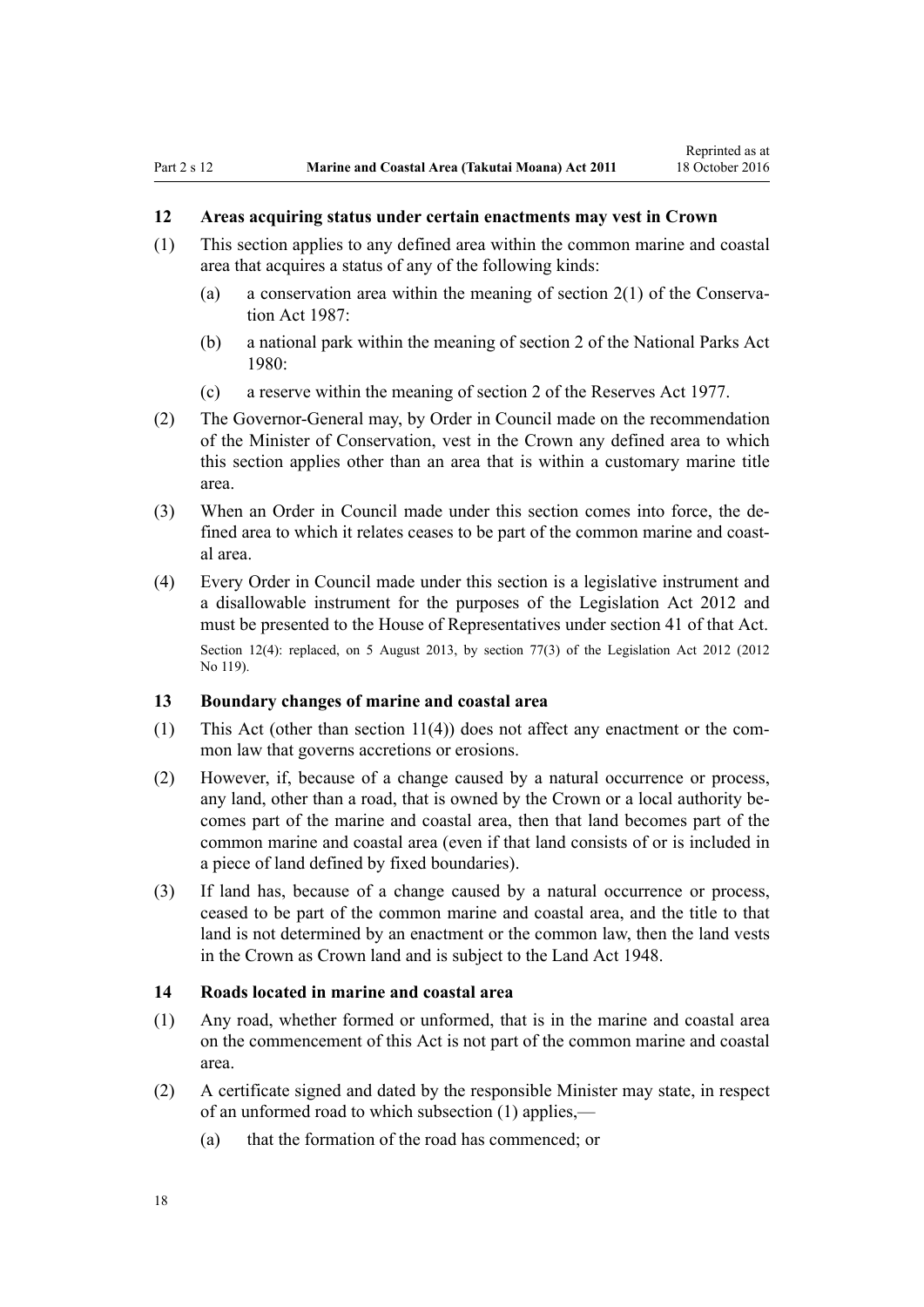### 12 Areas acquiring status under certain enactments may vest in Crown

(1) This section applies to any defined area within the common marine and coastal area that acquires a status of any of the following kinds:

   (a) a conservation area within the meaning of section 2(1) of the Conservation Act 1987:

   (b) a national park within the meaning of section 2 of the National Parks Act 1980:

   (c) a reserve within the meaning of section 2 of the Reserves Act 1977.

(2) The Governor-General may, by Order in Council made on the recommendation of the Minister of Conservation, vest in the Crown any defined area to which this section applies other than an area that is within a customary marine title area.

(3) When an Order in Council made under this section comes into force, the defined area to which it relates ceases to be part of the common marine and coastal area.

(4) Every Order in Council made under this section is a legislative instrument and a disallowable instrument for the purposes of the Legislation Act 2012 and must be presented to the House of Representatives under section 41 of that Act.

Section 12(4): replaced, on 5 August 2013, by section 77(3) of the Legislation Act 2012 (2012 No 119).

### 13 Boundary changes of marine and coastal area

(1) This Act (other than section 11(4)) does not affect any enactment or the common law that governs accretions or erosions.

(2) However, if, because of a change caused by a natural occurrence or process, any land, other than a road, that is owned by the Crown or a local authority becomes part of the marine and coastal area, then that land becomes part of the common marine and coastal area (even if that land consists of or is included in a piece of land defined by fixed boundaries).

(3) If land has, because of a change caused by a natural occurrence or process, ceased to be part of the common marine and coastal area, and the title to that land is not determined by an enactment or the common law, then the land vests in the Crown as Crown land and is subject to the Land Act 1948.

### 14 Roads located in marine and coastal area

(1) Any road, whether formed or unformed, that is in the marine and coastal area on the commencement of this Act is not part of the common marine and coastal area.

(2) A certificate signed and dated by the responsible Minister may state, in respect of an unformed road to which subsection (1) applies,—

   (a) that the formation of the road has commenced; or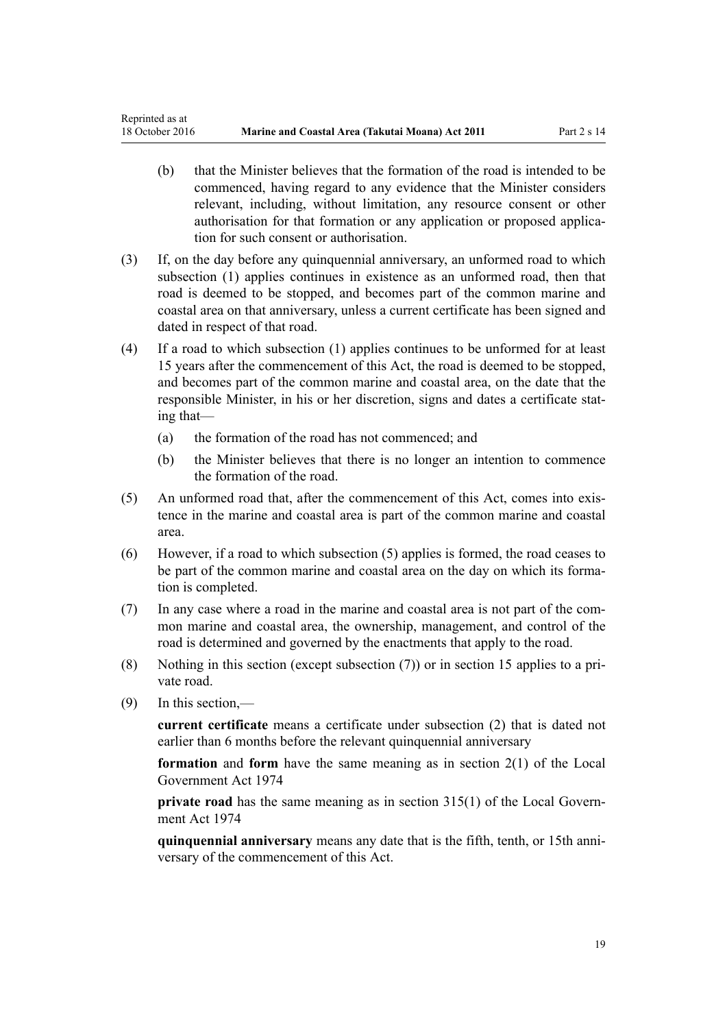(b) that the Minister believes that the formation of the road is intended to be commenced, having regard to any evidence that the Minister considers relevant, including, without limitation, any resource consent or other authorisation for that formation or any application or proposed application for such consent or authorisation.

(3) If, on the day before any quinquennial anniversary, an unformed road to which subsection (1) applies continues in existence as an unformed road, then that road is deemed to be stopped, and becomes part of the common marine and coastal area on that anniversary, unless a current certificate has been signed and dated in respect of that road.

(4) If a road to which subsection (1) applies continues to be unformed for at least 15 years after the commencement of this Act, the road is deemed to be stopped, and becomes part of the common marine and coastal area, on the date that the responsible Minister, in his or her discretion, signs and dates a certificate stating that—

(a) the formation of the road has not commenced; and

(b) the Minister believes that there is no longer an intention to commence the formation of the road.

(5) An unformed road that, after the commencement of this Act, comes into existence in the marine and coastal area is part of the common marine and coastal area.

(6) However, if a road to which subsection (5) applies is formed, the road ceases to be part of the common marine and coastal area on the day on which its formation is completed.

(7) In any case where a road in the marine and coastal area is not part of the common marine and coastal area, the ownership, management, and control of the road is determined and governed by the enactments that apply to the road.

(8) Nothing in this section (except subsection (7)) or in section 15 applies to a private road.

(9) In this section,—

**current certificate** means a certificate under subsection (2) that is dated not earlier than 6 months before the relevant quinquennial anniversary

**formation** and **form** have the same meaning as in section 2(1) of the Local Government Act 1974

**private road** has the same meaning as in section 315(1) of the Local Government Act 1974

**quinquennial anniversary** means any date that is the fifth, tenth, or 15th anniversary of the commencement of this Act.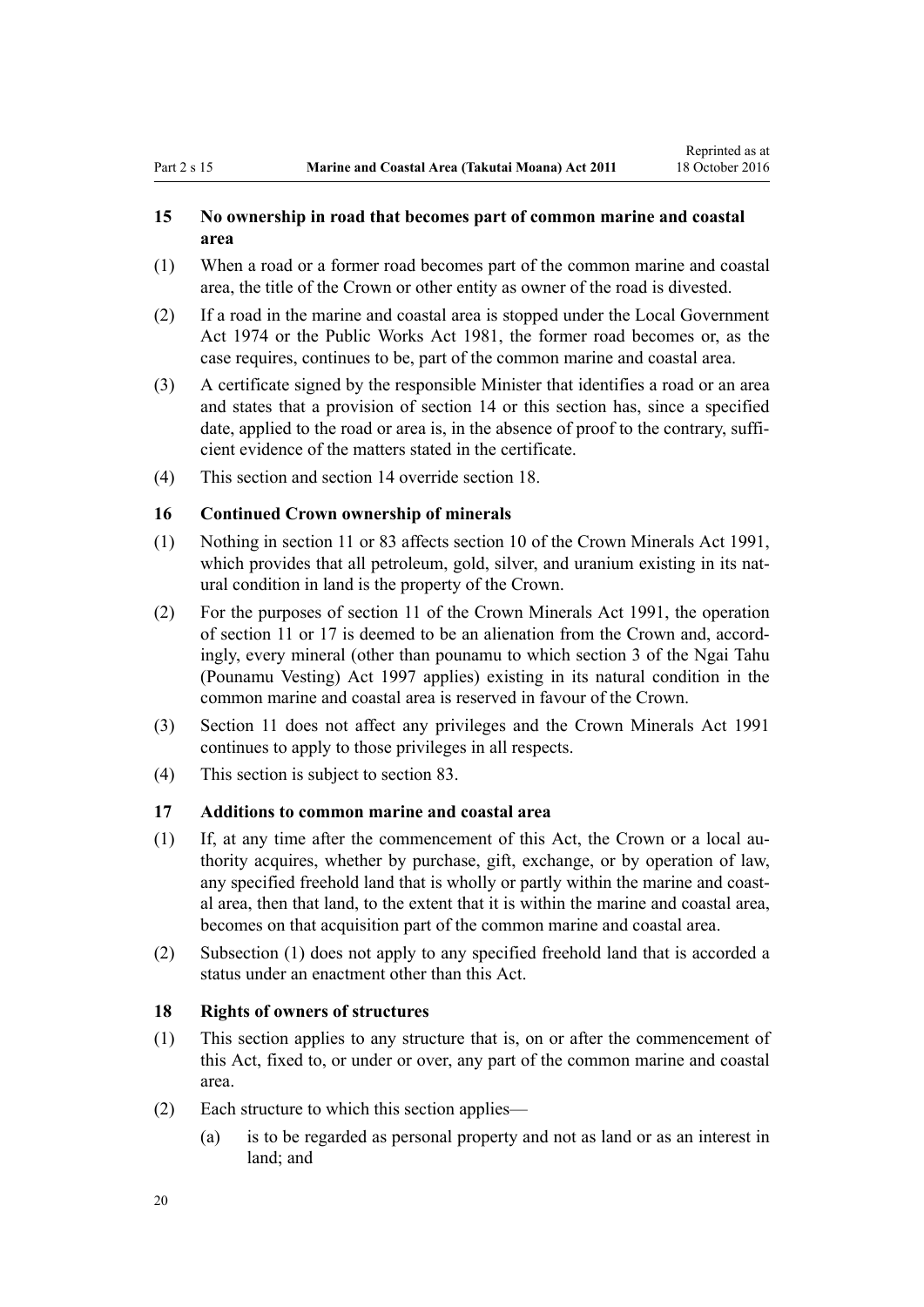### 15 No ownership in road that becomes part of common marine and coastal area

(1) When a road or a former road becomes part of the common marine and coastal area, the title of the Crown or other entity as owner of the road is divested.

(2) If a road in the marine and coastal area is stopped under the Local Government Act 1974 or the Public Works Act 1981, the former road becomes or, as the case requires, continues to be, part of the common marine and coastal area.

(3) A certificate signed by the responsible Minister that identifies a road or an area and states that a provision of section 14 or this section has, since a specified date, applied to the road or area is, in the absence of proof to the contrary, sufficient evidence of the matters stated in the certificate.

(4) This section and section 14 override section 18.

### 16 Continued Crown ownership of minerals

(1) Nothing in section 11 or 83 affects section 10 of the Crown Minerals Act 1991, which provides that all petroleum, gold, silver, and uranium existing in its natural condition in land is the property of the Crown.

(2) For the purposes of section 11 of the Crown Minerals Act 1991, the operation of section 11 or 17 is deemed to be an alienation from the Crown and, accordingly, every mineral (other than pounamu to which section 3 of the Ngai Tahu (Pounamu Vesting) Act 1997 applies) existing in its natural condition in the common marine and coastal area is reserved in favour of the Crown.

(3) Section 11 does not affect any privileges and the Crown Minerals Act 1991 continues to apply to those privileges in all respects.

(4) This section is subject to section 83.

### 17 Additions to common marine and coastal area

(1) If, at any time after the commencement of this Act, the Crown or a local authority acquires, whether by purchase, gift, exchange, or by operation of law, any specified freehold land that is wholly or partly within the marine and coastal area, then that land, to the extent that it is within the marine and coastal area, becomes on that acquisition part of the common marine and coastal area.

(2) Subsection (1) does not apply to any specified freehold land that is accorded a status under an enactment other than this Act.

### 18 Rights of owners of structures

(1) This section applies to any structure that is, on or after the commencement of this Act, fixed to, or under or over, any part of the common marine and coastal area.

(2) Each structure to which this section applies—

(a) is to be regarded as personal property and not as land or as an interest in land; and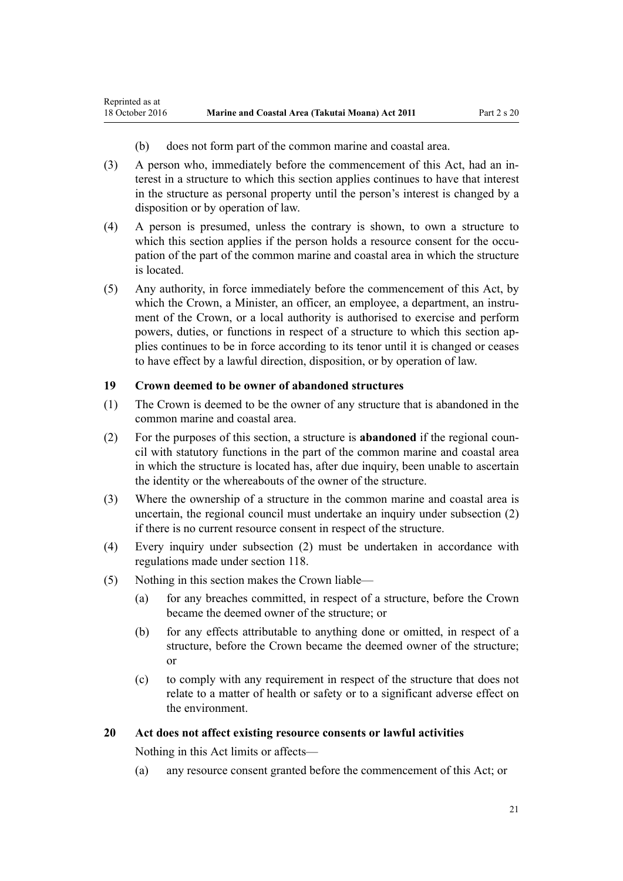(b) does not form part of the common marine and coastal area.

(3) A person who, immediately before the commencement of this Act, had an interest in a structure to which this section applies continues to have that interest in the structure as personal property until the person's interest is changed by a disposition or by operation of law.

(4) A person is presumed, unless the contrary is shown, to own a structure to which this section applies if the person holds a resource consent for the occupation of the part of the common marine and coastal area in which the structure is located.

(5) Any authority, in force immediately before the commencement of this Act, by which the Crown, a Minister, an officer, an employee, a department, an instrument of the Crown, or a local authority is authorised to exercise and perform powers, duties, or functions in respect of a structure to which this section applies continues to be in force according to its tenor until it is changed or ceases to have effect by a lawful direction, disposition, or by operation of law.

### 19 Crown deemed to be owner of abandoned structures

(1) The Crown is deemed to be the owner of any structure that is abandoned in the common marine and coastal area.

(2) For the purposes of this section, a structure is **abandoned** if the regional council with statutory functions in the part of the common marine and coastal area in which the structure is located has, after due inquiry, been unable to ascertain the identity or the whereabouts of the owner of the structure.

(3) Where the ownership of a structure in the common marine and coastal area is uncertain, the regional council must undertake an inquiry under subsection (2) if there is no current resource consent in respect of the structure.

(4) Every inquiry under subsection (2) must be undertaken in accordance with regulations made under section 118.

(5) Nothing in this section makes the Crown liable—

(a) for any breaches committed, in respect of a structure, before the Crown became the deemed owner of the structure; or

(b) for any effects attributable to anything done or omitted, in respect of a structure, before the Crown became the deemed owner of the structure; or

(c) to comply with any requirement in respect of the structure that does not relate to a matter of health or safety or to a significant adverse effect on the environment.

### 20 Act does not affect existing resource consents or lawful activities

Nothing in this Act limits or affects—

(a) any resource consent granted before the commencement of this Act; or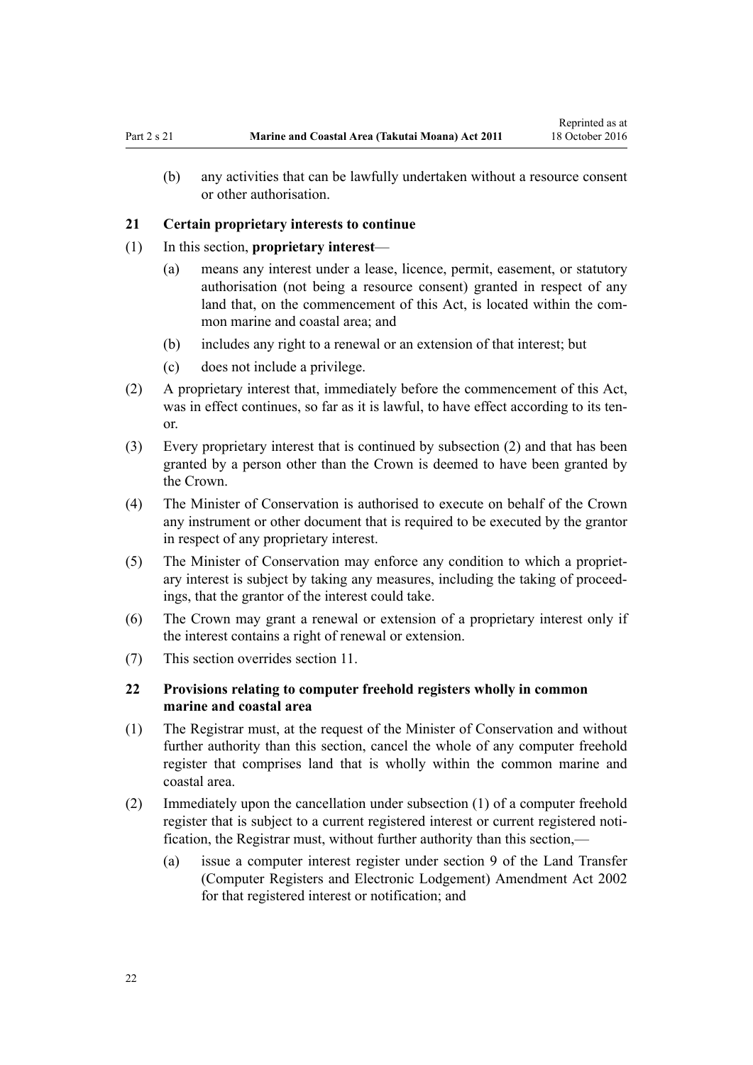(b) any activities that can be lawfully undertaken without a resource consent or other authorisation.

### 21 Certain proprietary interests to continue

(1) In this section, **proprietary interest**—

(a) means any interest under a lease, licence, permit, easement, or statutory authorisation (not being a resource consent) granted in respect of any land that, on the commencement of this Act, is located within the common marine and coastal area; and

(b) includes any right to a renewal or an extension of that interest; but

(c) does not include a privilege.

(2) A proprietary interest that, immediately before the commencement of this Act, was in effect continues, so far as it is lawful, to have effect according to its tenor.

(3) Every proprietary interest that is continued by subsection (2) and that has been granted by a person other than the Crown is deemed to have been granted by the Crown.

(4) The Minister of Conservation is authorised to execute on behalf of the Crown any instrument or other document that is required to be executed by the grantor in respect of any proprietary interest.

(5) The Minister of Conservation may enforce any condition to which a proprietary interest is subject by taking any measures, including the taking of proceedings, that the grantor of the interest could take.

(6) The Crown may grant a renewal or extension of a proprietary interest only if the interest contains a right of renewal or extension.

(7) This section overrides section 11.

### 22 Provisions relating to computer freehold registers wholly in common marine and coastal area

(1) The Registrar must, at the request of the Minister of Conservation and without further authority than this section, cancel the whole of any computer freehold register that comprises land that is wholly within the common marine and coastal area.

(2) Immediately upon the cancellation under subsection (1) of a computer freehold register that is subject to a current registered interest or current registered notification, the Registrar must, without further authority than this section,—

(a) issue a computer interest register under section 9 of the Land Transfer (Computer Registers and Electronic Lodgement) Amendment Act 2002 for that registered interest or notification; and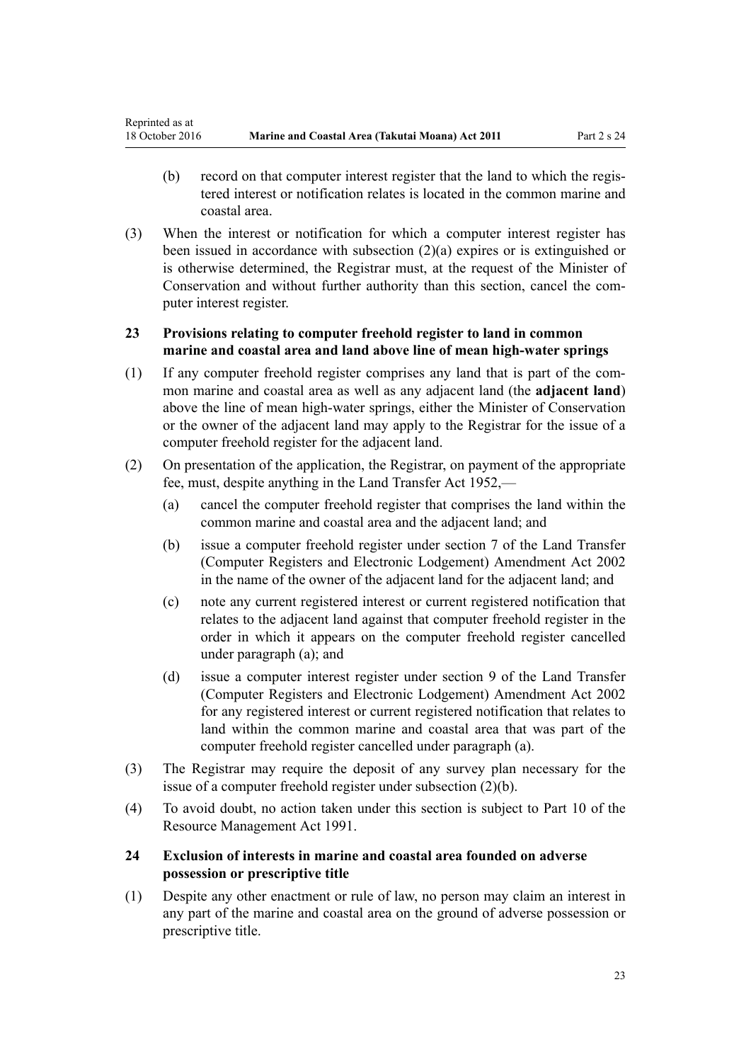(b) record on that computer interest register that the land to which the registered interest or notification relates is located in the common marine and coastal area.

(3) When the interest or notification for which a computer interest register has been issued in accordance with subsection (2)(a) expires or is extinguished or is otherwise determined, the Registrar must, at the request of the Minister of Conservation and without further authority than this section, cancel the computer interest register.

### 23 Provisions relating to computer freehold register to land in common marine and coastal area and land above line of mean high-water springs

(1) If any computer freehold register comprises any land that is part of the common marine and coastal area as well as any adjacent land (the **adjacent land**) above the line of mean high-water springs, either the Minister of Conservation or the owner of the adjacent land may apply to the Registrar for the issue of a computer freehold register for the adjacent land.

(2) On presentation of the application, the Registrar, on payment of the appropriate fee, must, despite anything in the Land Transfer Act 1952,—

(a) cancel the computer freehold register that comprises the land within the common marine and coastal area and the adjacent land; and

(b) issue a computer freehold register under section 7 of the Land Transfer (Computer Registers and Electronic Lodgement) Amendment Act 2002 in the name of the owner of the adjacent land for the adjacent land; and

(c) note any current registered interest or current registered notification that relates to the adjacent land against that computer freehold register in the order in which it appears on the computer freehold register cancelled under paragraph (a); and

(d) issue a computer interest register under section 9 of the Land Transfer (Computer Registers and Electronic Lodgement) Amendment Act 2002 for any registered interest or current registered notification that relates to land within the common marine and coastal area that was part of the computer freehold register cancelled under paragraph (a).

(3) The Registrar may require the deposit of any survey plan necessary for the issue of a computer freehold register under subsection (2)(b).

(4) To avoid doubt, no action taken under this section is subject to Part 10 of the Resource Management Act 1991.

### 24 Exclusion of interests in marine and coastal area founded on adverse possession or prescriptive title

(1) Despite any other enactment or rule of law, no person may claim an interest in any part of the marine and coastal area on the ground of adverse possession or prescriptive title.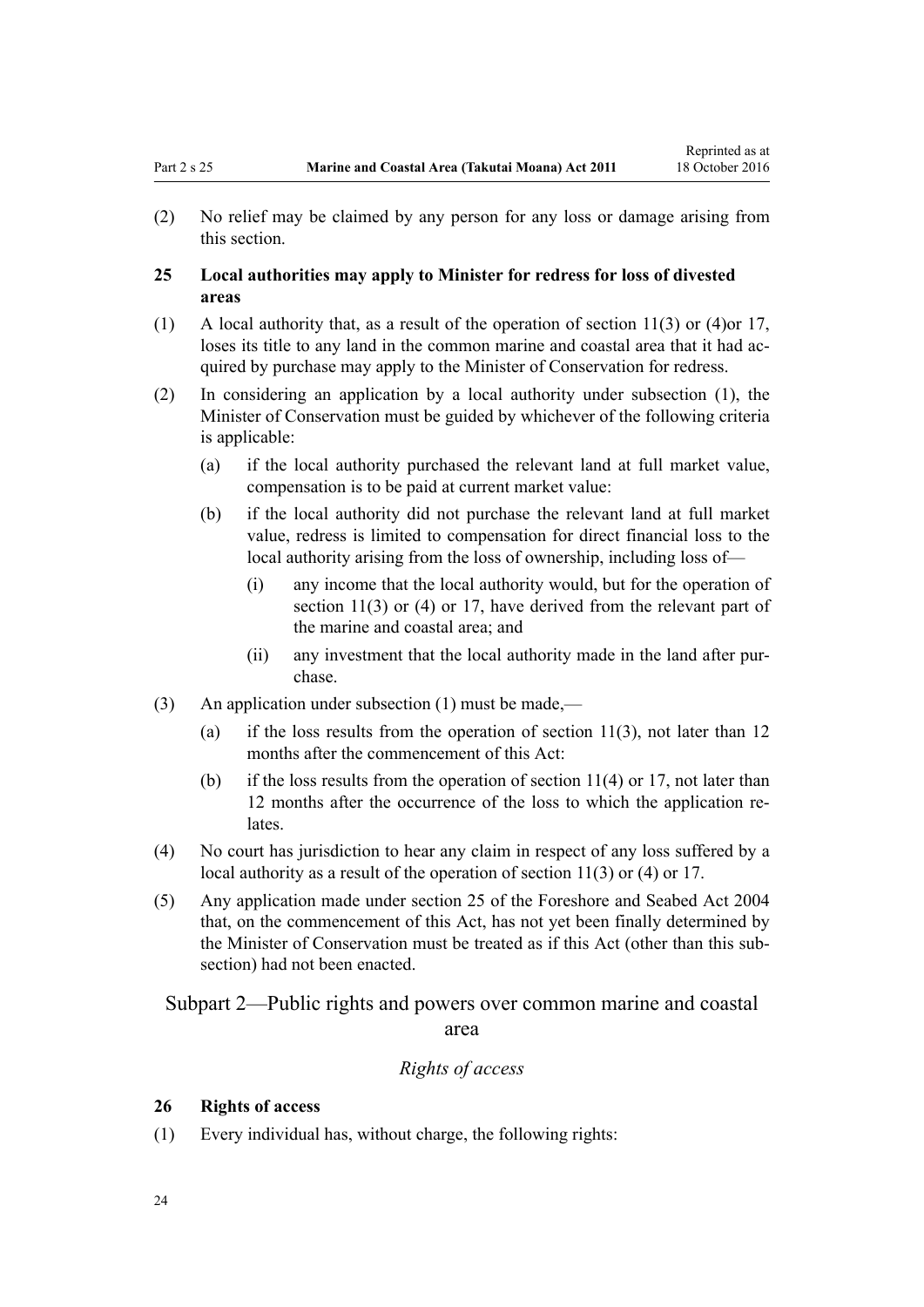(2) No relief may be claimed by any person for any loss or damage arising from this section.

### 25 Local authorities may apply to Minister for redress for loss of divested areas

(1) A local authority that, as a result of the operation of section 11(3) or (4)or 17, loses its title to any land in the common marine and coastal area that it had acquired by purchase may apply to the Minister of Conservation for redress.

(2) In considering an application by a local authority under subsection (1), the Minister of Conservation must be guided by whichever of the following criteria is applicable:

- (a) if the local authority purchased the relevant land at full market value, compensation is to be paid at current market value:
- (b) if the local authority did not purchase the relevant land at full market value, redress is limited to compensation for direct financial loss to the local authority arising from the loss of ownership, including loss of—
  - (i) any income that the local authority would, but for the operation of section 11(3) or (4) or 17, have derived from the relevant part of the marine and coastal area; and
  - (ii) any investment that the local authority made in the land after purchase.

(3) An application under subsection (1) must be made,—

- (a) if the loss results from the operation of section 11(3), not later than 12 months after the commencement of this Act:
- (b) if the loss results from the operation of section 11(4) or 17, not later than 12 months after the occurrence of the loss to which the application relates.

(4) No court has jurisdiction to hear any claim in respect of any loss suffered by a local authority as a result of the operation of section 11(3) or (4) or 17.

(5) Any application made under section 25 of the Foreshore and Seabed Act 2004 that, on the commencement of this Act, has not yet been finally determined by the Minister of Conservation must be treated as if this Act (other than this subsection) had not been enacted.

## Subpart 2—Public rights and powers over common marine and coastal area

*Rights of access*

### 26 Rights of access

(1) Every individual has, without charge, the following rights: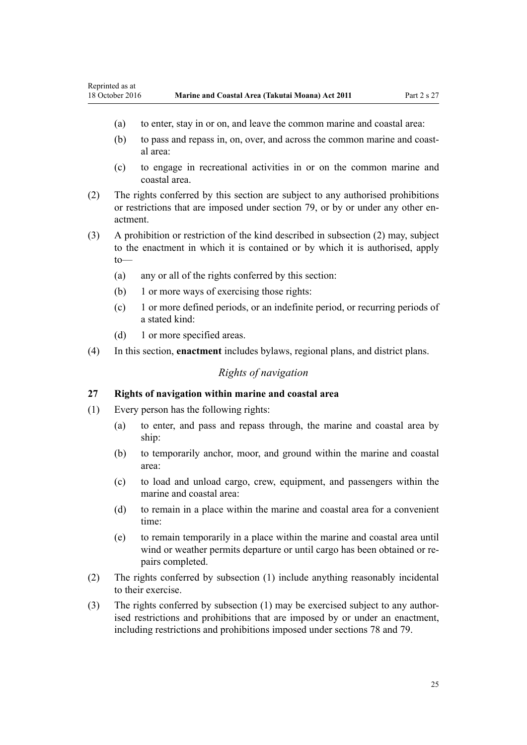- (a) to enter, stay in or on, and leave the common marine and coastal area:
- (b) to pass and repass in, on, over, and across the common marine and coastal area:
- (c) to engage in recreational activities in or on the common marine and coastal area.

(2) The rights conferred by this section are subject to any authorised prohibitions or restrictions that are imposed under section 79, or by or under any other enactment.

(3) A prohibition or restriction of the kind described in subsection (2) may, subject to the enactment in which it is contained or by which it is authorised, apply to—

- (a) any or all of the rights conferred by this section:
- (b) 1 or more ways of exercising those rights:
- (c) 1 or more defined periods, or an indefinite period, or recurring periods of a stated kind:
- (d) 1 or more specified areas.

(4) In this section, **enactment** includes bylaws, regional plans, and district plans.

*Rights of navigation*

### 27 Rights of navigation within marine and coastal area

(1) Every person has the following rights:

- (a) to enter, and pass and repass through, the marine and coastal area by ship:
- (b) to temporarily anchor, moor, and ground within the marine and coastal area:
- (c) to load and unload cargo, crew, equipment, and passengers within the marine and coastal area:
- (d) to remain in a place within the marine and coastal area for a convenient time:
- (e) to remain temporarily in a place within the marine and coastal area until wind or weather permits departure or until cargo has been obtained or repairs completed.

(2) The rights conferred by subsection (1) include anything reasonably incidental to their exercise.

(3) The rights conferred by subsection (1) may be exercised subject to any authorised restrictions and prohibitions that are imposed by or under an enactment, including restrictions and prohibitions imposed under sections 78 and 79.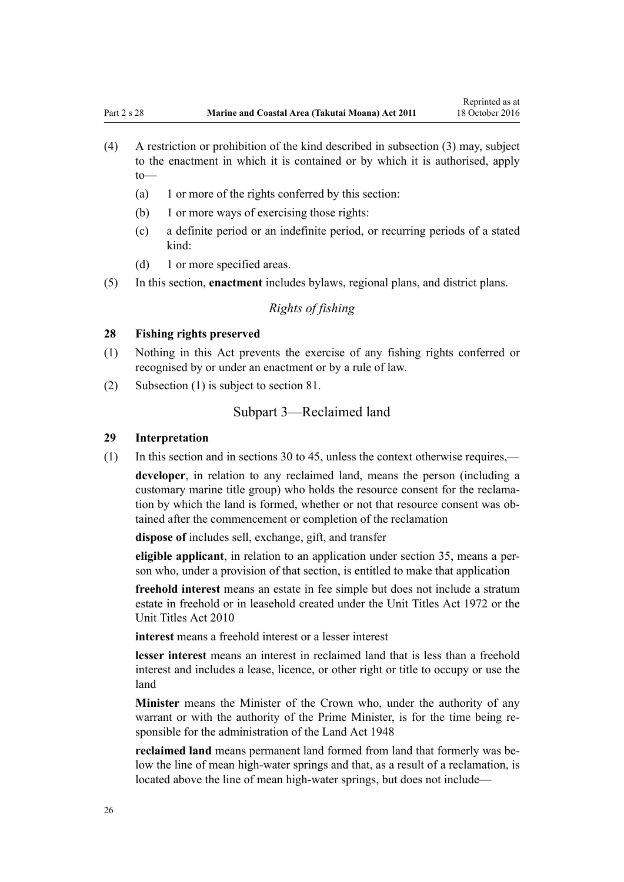(4) A restriction or prohibition of the kind described in subsection (3) may, subject to the enactment in which it is contained or by which it is authorised, apply to—

   (a) 1 or more of the rights conferred by this section:

   (b) 1 or more ways of exercising those rights:

   (c) a definite period or an indefinite period, or recurring periods of a stated kind:

   (d) 1 or more specified areas.

(5) In this section, **enactment** includes bylaws, regional plans, and district plans.

*Rights of fishing*

### 28 Fishing rights preserved

(1) Nothing in this Act prevents the exercise of any fishing rights conferred or recognised by or under an enactment or by a rule of law.

(2) Subsection (1) is subject to section 81.

## Subpart 3—Reclaimed land

### 29 Interpretation

(1) In this section and in sections 30 to 45, unless the context otherwise requires,—

**developer**, in relation to any reclaimed land, means the person (including a customary marine title group) who holds the resource consent for the reclamation by which the land is formed, whether or not that resource consent was obtained after the commencement or completion of the reclamation

**dispose of** includes sell, exchange, gift, and transfer

**eligible applicant**, in relation to an application under section 35, means a person who, under a provision of that section, is entitled to make that application

**freehold interest** means an estate in fee simple but does not include a stratum estate in freehold or in leasehold created under the Unit Titles Act 1972 or the Unit Titles Act 2010

**interest** means a freehold interest or a lesser interest

**lesser interest** means an interest in reclaimed land that is less than a freehold interest and includes a lease, licence, or other right or title to occupy or use the land

**Minister** means the Minister of the Crown who, under the authority of any warrant or with the authority of the Prime Minister, is for the time being responsible for the administration of the Land Act 1948

**reclaimed land** means permanent land formed from land that formerly was below the line of mean high-water springs and that, as a result of a reclamation, is located above the line of mean high-water springs, but does not include—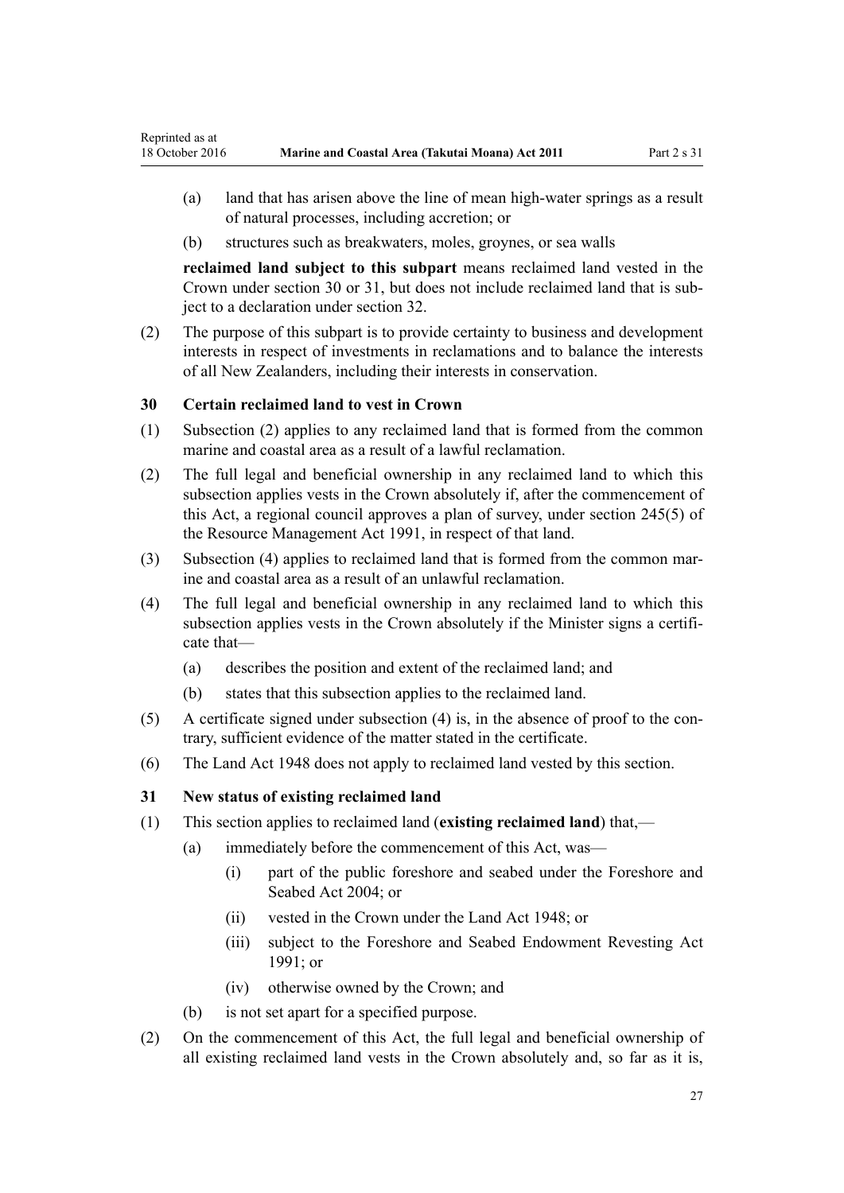(a) land that has arisen above the line of mean high-water springs as a result of natural processes, including accretion; or

(b) structures such as breakwaters, moles, groynes, or sea walls

**reclaimed land subject to this subpart** means reclaimed land vested in the Crown under section 30 or 31, but does not include reclaimed land that is subject to a declaration under section 32.

(2) The purpose of this subpart is to provide certainty to business and development interests in respect of investments in reclamations and to balance the interests of all New Zealanders, including their interests in conservation.

### 30 Certain reclaimed land to vest in Crown

(1) Subsection (2) applies to any reclaimed land that is formed from the common marine and coastal area as a result of a lawful reclamation.

(2) The full legal and beneficial ownership in any reclaimed land to which this subsection applies vests in the Crown absolutely if, after the commencement of this Act, a regional council approves a plan of survey, under section 245(5) of the Resource Management Act 1991, in respect of that land.

(3) Subsection (4) applies to reclaimed land that is formed from the common marine and coastal area as a result of an unlawful reclamation.

(4) The full legal and beneficial ownership in any reclaimed land to which this subsection applies vests in the Crown absolutely if the Minister signs a certificate that—

(a) describes the position and extent of the reclaimed land; and

(b) states that this subsection applies to the reclaimed land.

(5) A certificate signed under subsection (4) is, in the absence of proof to the contrary, sufficient evidence of the matter stated in the certificate.

(6) The Land Act 1948 does not apply to reclaimed land vested by this section.

### 31 New status of existing reclaimed land

(1) This section applies to reclaimed land (**existing reclaimed land**) that,—

(a) immediately before the commencement of this Act, was—

(i) part of the public foreshore and seabed under the Foreshore and Seabed Act 2004; or

(ii) vested in the Crown under the Land Act 1948; or

(iii) subject to the Foreshore and Seabed Endowment Revesting Act 1991; or

(iv) otherwise owned by the Crown; and

(b) is not set apart for a specified purpose.

(2) On the commencement of this Act, the full legal and beneficial ownership of all existing reclaimed land vests in the Crown absolutely and, so far as it is,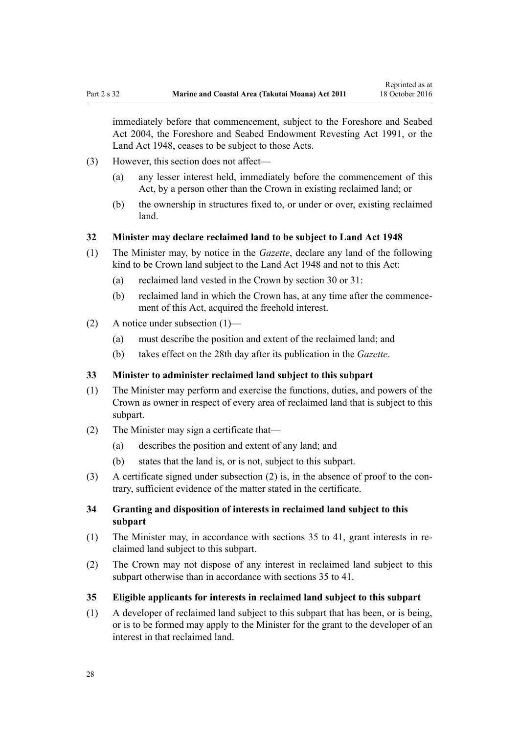immediately before that commencement, subject to the Foreshore and Seabed Act 2004, the Foreshore and Seabed Endowment Revesting Act 1991, or the Land Act 1948, ceases to be subject to those Acts.

(3) However, this section does not affect—

(a) any lesser interest held, immediately before the commencement of this Act, by a person other than the Crown in existing reclaimed land; or

(b) the ownership in structures fixed to, or under or over, existing reclaimed land.

### 32 Minister may declare reclaimed land to be subject to Land Act 1948

(1) The Minister may, by notice in the *Gazette*, declare any land of the following kind to be Crown land subject to the Land Act 1948 and not to this Act:

(a) reclaimed land vested in the Crown by section 30 or 31:

(b) reclaimed land in which the Crown has, at any time after the commencement of this Act, acquired the freehold interest.

(2) A notice under subsection (1)—

(a) must describe the position and extent of the reclaimed land; and

(b) takes effect on the 28th day after its publication in the *Gazette*.

### 33 Minister to administer reclaimed land subject to this subpart

(1) The Minister may perform and exercise the functions, duties, and powers of the Crown as owner in respect of every area of reclaimed land that is subject to this subpart.

(2) The Minister may sign a certificate that—

(a) describes the position and extent of any land; and

(b) states that the land is, or is not, subject to this subpart.

(3) A certificate signed under subsection (2) is, in the absence of proof to the contrary, sufficient evidence of the matter stated in the certificate.

### 34 Granting and disposition of interests in reclaimed land subject to this subpart

(1) The Minister may, in accordance with sections 35 to 41, grant interests in reclaimed land subject to this subpart.

(2) The Crown may not dispose of any interest in reclaimed land subject to this subpart otherwise than in accordance with sections 35 to 41.

### 35 Eligible applicants for interests in reclaimed land subject to this subpart

(1) A developer of reclaimed land subject to this subpart that has been, or is being, or is to be formed may apply to the Minister for the grant to the developer of an interest in that reclaimed land.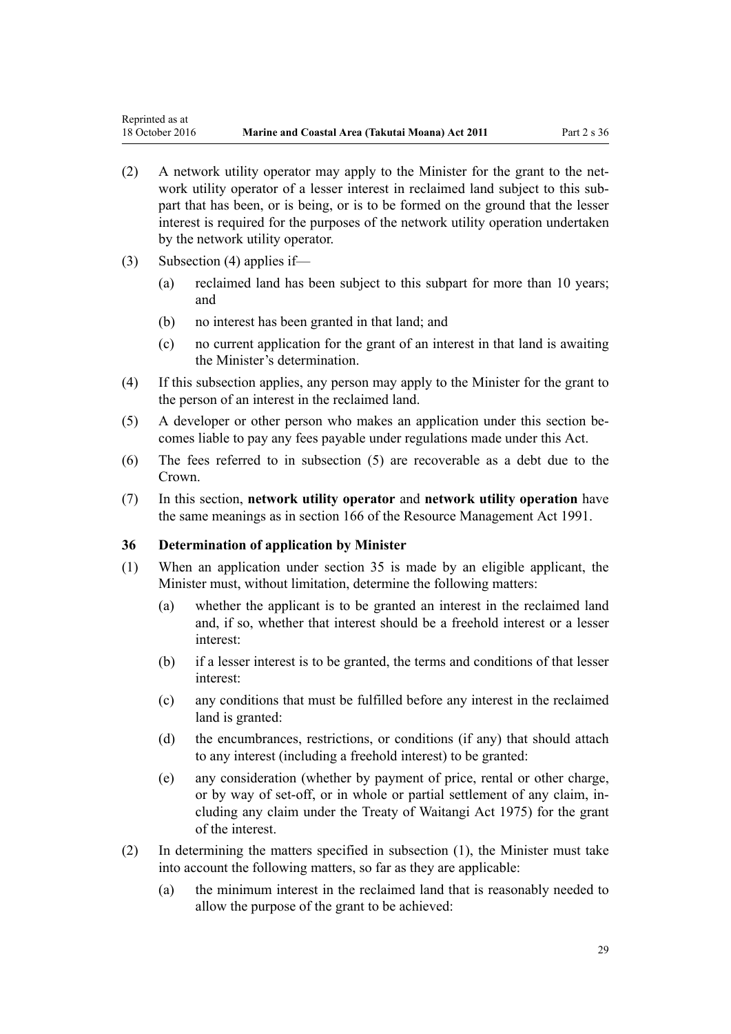(2) A network utility operator may apply to the Minister for the grant to the network utility operator of a lesser interest in reclaimed land subject to this subpart that has been, or is being, or is to be formed on the ground that the lesser interest is required for the purposes of the network utility operation undertaken by the network utility operator.

(3) Subsection (4) applies if—

(a) reclaimed land has been subject to this subpart for more than 10 years; and

(b) no interest has been granted in that land; and

(c) no current application for the grant of an interest in that land is awaiting the Minister's determination.

(4) If this subsection applies, any person may apply to the Minister for the grant to the person of an interest in the reclaimed land.

(5) A developer or other person who makes an application under this section becomes liable to pay any fees payable under regulations made under this Act.

(6) The fees referred to in subsection (5) are recoverable as a debt due to the Crown.

(7) In this section, **network utility operator** and **network utility operation** have the same meanings as in section 166 of the Resource Management Act 1991.

### 36 Determination of application by Minister

(1) When an application under section 35 is made by an eligible applicant, the Minister must, without limitation, determine the following matters:

(a) whether the applicant is to be granted an interest in the reclaimed land and, if so, whether that interest should be a freehold interest or a lesser interest:

(b) if a lesser interest is to be granted, the terms and conditions of that lesser interest:

(c) any conditions that must be fulfilled before any interest in the reclaimed land is granted:

(d) the encumbrances, restrictions, or conditions (if any) that should attach to any interest (including a freehold interest) to be granted:

(e) any consideration (whether by payment of price, rental or other charge, or by way of set-off, or in whole or partial settlement of any claim, including any claim under the Treaty of Waitangi Act 1975) for the grant of the interest.

(2) In determining the matters specified in subsection (1), the Minister must take into account the following matters, so far as they are applicable:

(a) the minimum interest in the reclaimed land that is reasonably needed to allow the purpose of the grant to be achieved: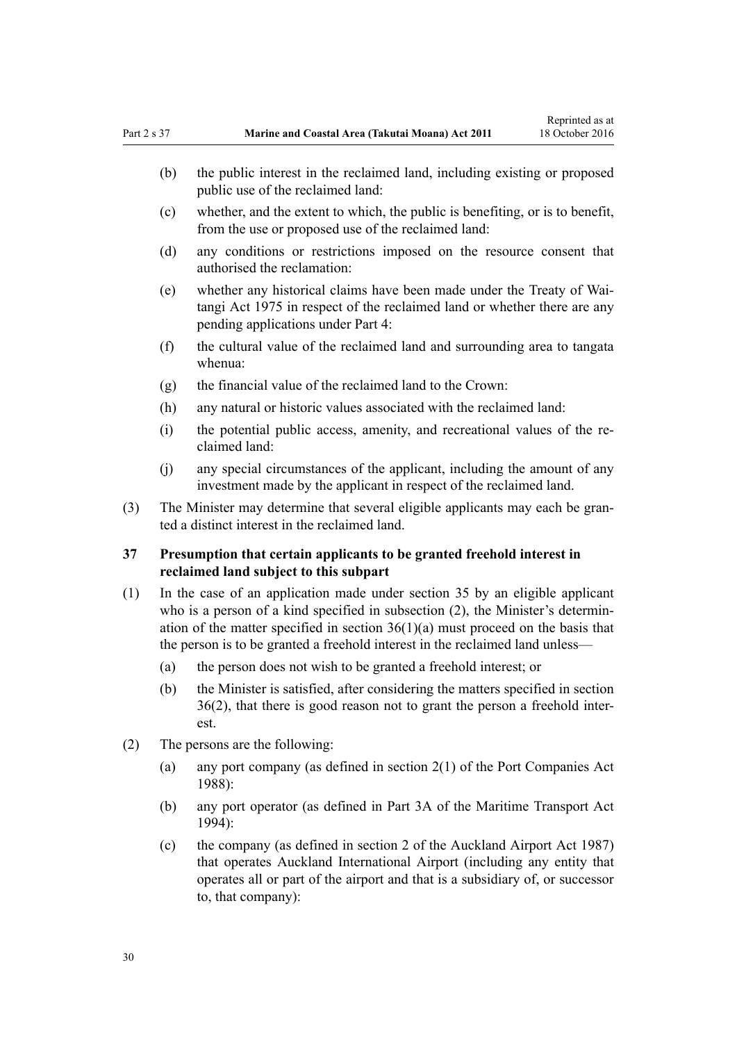(b) the public interest in the reclaimed land, including existing or proposed public use of the reclaimed land:

(c) whether, and the extent to which, the public is benefiting, or is to benefit, from the use or proposed use of the reclaimed land:

(d) any conditions or restrictions imposed on the resource consent that authorised the reclamation:

(e) whether any historical claims have been made under the Treaty of Waitangi Act 1975 in respect of the reclaimed land or whether there are any pending applications under Part 4:

(f) the cultural value of the reclaimed land and surrounding area to tangata whenua:

(g) the financial value of the reclaimed land to the Crown:

(h) any natural or historic values associated with the reclaimed land:

(i) the potential public access, amenity, and recreational values of the reclaimed land:

(j) any special circumstances of the applicant, including the amount of any investment made by the applicant in respect of the reclaimed land.

(3) The Minister may determine that several eligible applicants may each be granted a distinct interest in the reclaimed land.

### 37 Presumption that certain applicants to be granted freehold interest in reclaimed land subject to this subpart

(1) In the case of an application made under section 35 by an eligible applicant who is a person of a kind specified in subsection (2), the Minister's determination of the matter specified in section 36(1)(a) must proceed on the basis that the person is to be granted a freehold interest in the reclaimed land unless—

(a) the person does not wish to be granted a freehold interest; or

(b) the Minister is satisfied, after considering the matters specified in section 36(2), that there is good reason not to grant the person a freehold interest.

(2) The persons are the following:

(a) any port company (as defined in section 2(1) of the Port Companies Act 1988):

(b) any port operator (as defined in Part 3A of the Maritime Transport Act 1994):

(c) the company (as defined in section 2 of the Auckland Airport Act 1987) that operates Auckland International Airport (including any entity that operates all or part of the airport and that is a subsidiary of, or successor to, that company):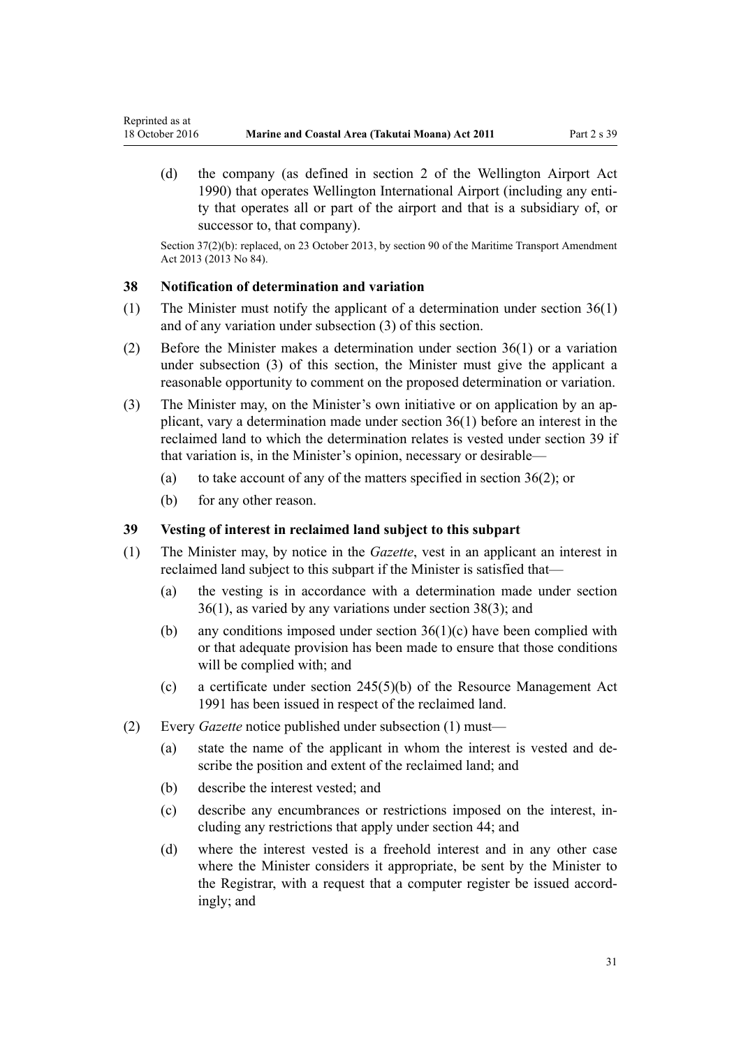(d) the company (as defined in section 2 of the Wellington Airport Act 1990) that operates Wellington International Airport (including any entity that operates all or part of the airport and that is a subsidiary of, or successor to, that company).

Section 37(2)(b): replaced, on 23 October 2013, by section 90 of the Maritime Transport Amendment Act 2013 (2013 No 84).

### 38 Notification of determination and variation

(1) The Minister must notify the applicant of a determination under section 36(1) and of any variation under subsection (3) of this section.

(2) Before the Minister makes a determination under section 36(1) or a variation under subsection (3) of this section, the Minister must give the applicant a reasonable opportunity to comment on the proposed determination or variation.

(3) The Minister may, on the Minister's own initiative or on application by an applicant, vary a determination made under section 36(1) before an interest in the reclaimed land to which the determination relates is vested under section 39 if that variation is, in the Minister's opinion, necessary or desirable—

(a) to take account of any of the matters specified in section 36(2); or

(b) for any other reason.

### 39 Vesting of interest in reclaimed land subject to this subpart

(1) The Minister may, by notice in the *Gazette*, vest in an applicant an interest in reclaimed land subject to this subpart if the Minister is satisfied that—

(a) the vesting is in accordance with a determination made under section 36(1), as varied by any variations under section 38(3); and

(b) any conditions imposed under section 36(1)(c) have been complied with or that adequate provision has been made to ensure that those conditions will be complied with; and

(c) a certificate under section 245(5)(b) of the Resource Management Act 1991 has been issued in respect of the reclaimed land.

(2) Every *Gazette* notice published under subsection (1) must—

(a) state the name of the applicant in whom the interest is vested and describe the position and extent of the reclaimed land; and

(b) describe the interest vested; and

(c) describe any encumbrances or restrictions imposed on the interest, including any restrictions that apply under section 44; and

(d) where the interest vested is a freehold interest and in any other case where the Minister considers it appropriate, be sent by the Minister to the Registrar, with a request that a computer register be issued accordingly; and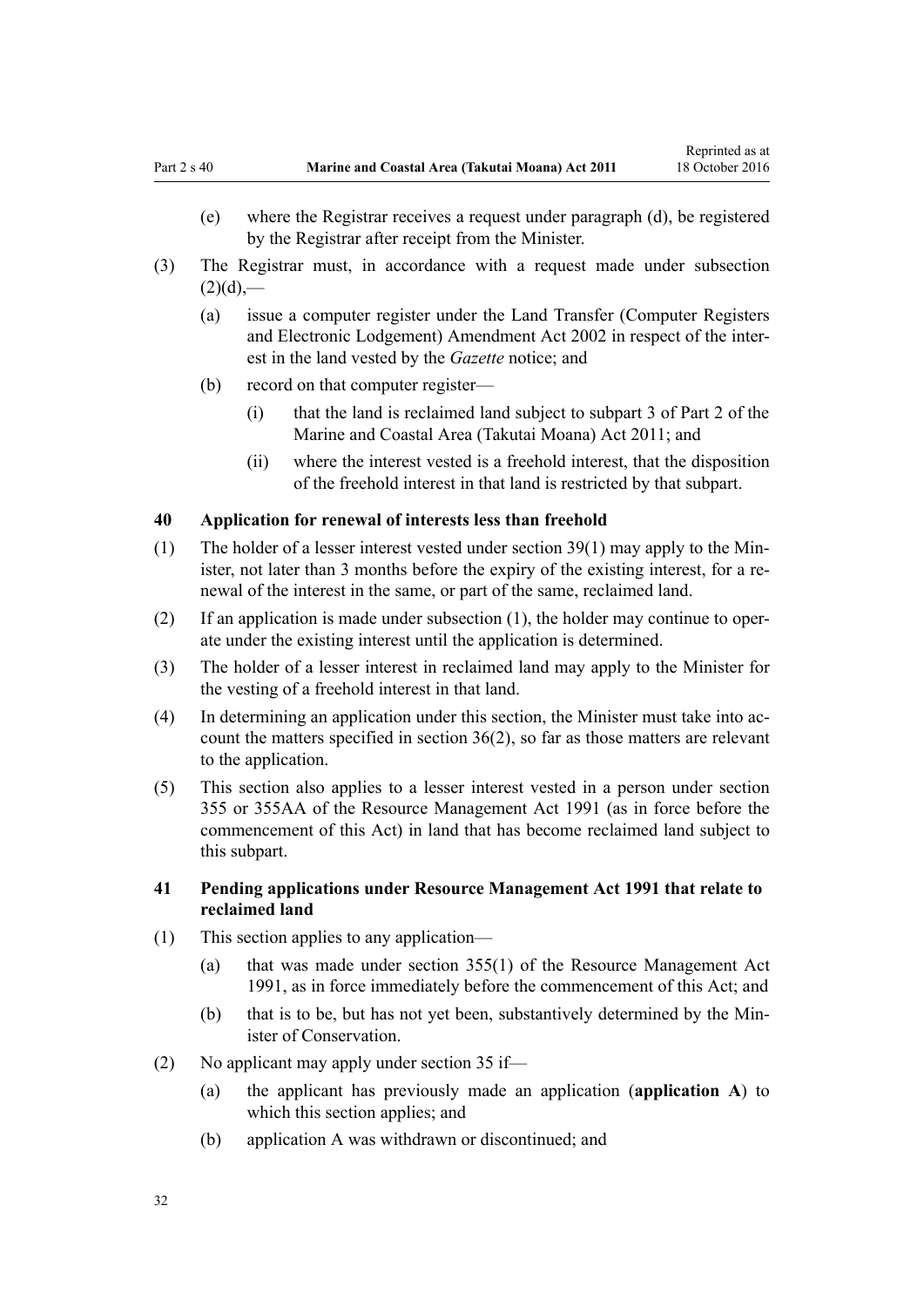(e) where the Registrar receives a request under paragraph (d), be registered by the Registrar after receipt from the Minister.

(3) The Registrar must, in accordance with a request made under subsection (2)(d),—

(a) issue a computer register under the Land Transfer (Computer Registers and Electronic Lodgement) Amendment Act 2002 in respect of the interest in the land vested by the *Gazette* notice; and

(b) record on that computer register—

(i) that the land is reclaimed land subject to subpart 3 of Part 2 of the Marine and Coastal Area (Takutai Moana) Act 2011; and

(ii) where the interest vested is a freehold interest, that the disposition of the freehold interest in that land is restricted by that subpart.

### 40 Application for renewal of interests less than freehold

(1) The holder of a lesser interest vested under section 39(1) may apply to the Minister, not later than 3 months before the expiry of the existing interest, for a renewal of the interest in the same, or part of the same, reclaimed land.

(2) If an application is made under subsection (1), the holder may continue to operate under the existing interest until the application is determined.

(3) The holder of a lesser interest in reclaimed land may apply to the Minister for the vesting of a freehold interest in that land.

(4) In determining an application under this section, the Minister must take into account the matters specified in section 36(2), so far as those matters are relevant to the application.

(5) This section also applies to a lesser interest vested in a person under section 355 or 355AA of the Resource Management Act 1991 (as in force before the commencement of this Act) in land that has become reclaimed land subject to this subpart.

### 41 Pending applications under Resource Management Act 1991 that relate to reclaimed land

(1) This section applies to any application—

(a) that was made under section 355(1) of the Resource Management Act 1991, as in force immediately before the commencement of this Act; and

(b) that is to be, but has not yet been, substantively determined by the Minister of Conservation.

(2) No applicant may apply under section 35 if—

(a) the applicant has previously made an application (**application A**) to which this section applies; and

(b) application A was withdrawn or discontinued; and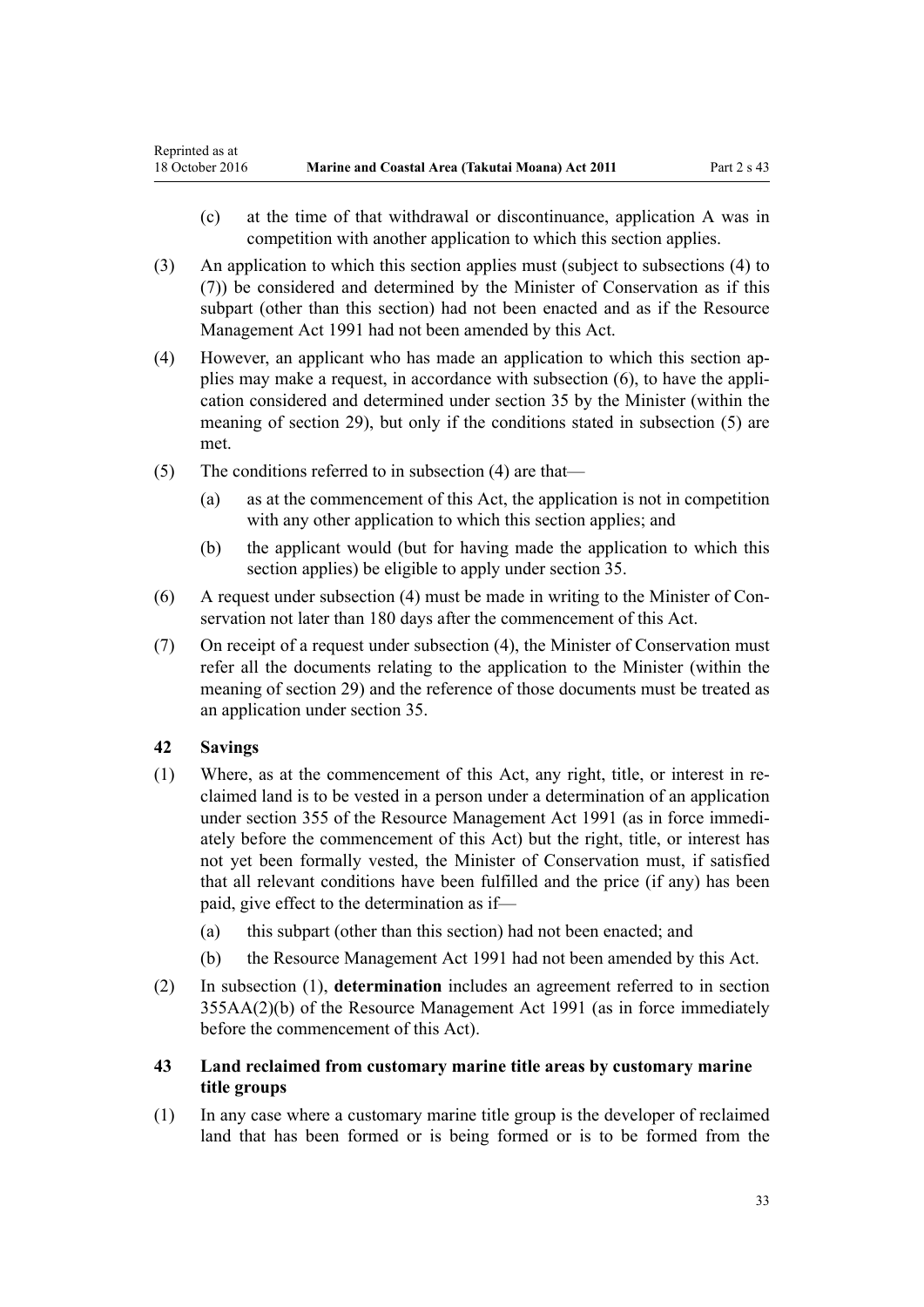(c) at the time of that withdrawal or discontinuance, application A was in competition with another application to which this section applies.

(3) An application to which this section applies must (subject to subsections (4) to (7)) be considered and determined by the Minister of Conservation as if this subpart (other than this section) had not been enacted and as if the Resource Management Act 1991 had not been amended by this Act.

(4) However, an applicant who has made an application to which this section applies may make a request, in accordance with subsection (6), to have the application considered and determined under section 35 by the Minister (within the meaning of section 29), but only if the conditions stated in subsection (5) are met.

(5) The conditions referred to in subsection (4) are that—

(a) as at the commencement of this Act, the application is not in competition with any other application to which this section applies; and

(b) the applicant would (but for having made the application to which this section applies) be eligible to apply under section 35.

(6) A request under subsection (4) must be made in writing to the Minister of Conservation not later than 180 days after the commencement of this Act.

(7) On receipt of a request under subsection (4), the Minister of Conservation must refer all the documents relating to the application to the Minister (within the meaning of section 29) and the reference of those documents must be treated as an application under section 35.

### 42 Savings

(1) Where, as at the commencement of this Act, any right, title, or interest in reclaimed land is to be vested in a person under a determination of an application under section 355 of the Resource Management Act 1991 (as in force immediately before the commencement of this Act) but the right, title, or interest has not yet been formally vested, the Minister of Conservation must, if satisfied that all relevant conditions have been fulfilled and the price (if any) has been paid, give effect to the determination as if—

(a) this subpart (other than this section) had not been enacted; and

(b) the Resource Management Act 1991 had not been amended by this Act.

(2) In subsection (1), **determination** includes an agreement referred to in section 355AA(2)(b) of the Resource Management Act 1991 (as in force immediately before the commencement of this Act).

### 43 Land reclaimed from customary marine title areas by customary marine title groups

(1) In any case where a customary marine title group is the developer of reclaimed land that has been formed or is being formed or is to be formed from the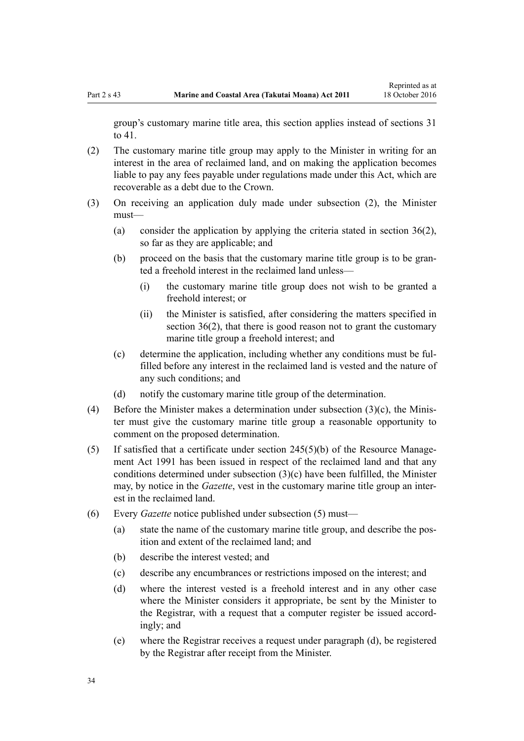group's customary marine title area, this section applies instead of sections 31 to 41.

(2) The customary marine title group may apply to the Minister in writing for an interest in the area of reclaimed land, and on making the application becomes liable to pay any fees payable under regulations made under this Act, which are recoverable as a debt due to the Crown.

(3) On receiving an application duly made under subsection (2), the Minister must—

  (a) consider the application by applying the criteria stated in section 36(2), so far as they are applicable; and

  (b) proceed on the basis that the customary marine title group is to be granted a freehold interest in the reclaimed land unless—

    (i) the customary marine title group does not wish to be granted a freehold interest; or

    (ii) the Minister is satisfied, after considering the matters specified in section 36(2), that there is good reason not to grant the customary marine title group a freehold interest; and

  (c) determine the application, including whether any conditions must be fulfilled before any interest in the reclaimed land is vested and the nature of any such conditions; and

  (d) notify the customary marine title group of the determination.

(4) Before the Minister makes a determination under subsection (3)(c), the Minister must give the customary marine title group a reasonable opportunity to comment on the proposed determination.

(5) If satisfied that a certificate under section 245(5)(b) of the Resource Management Act 1991 has been issued in respect of the reclaimed land and that any conditions determined under subsection (3)(c) have been fulfilled, the Minister may, by notice in the *Gazette*, vest in the customary marine title group an interest in the reclaimed land.

(6) Every *Gazette* notice published under subsection (5) must—

  (a) state the name of the customary marine title group, and describe the position and extent of the reclaimed land; and

  (b) describe the interest vested; and

  (c) describe any encumbrances or restrictions imposed on the interest; and

  (d) where the interest vested is a freehold interest and in any other case where the Minister considers it appropriate, be sent by the Minister to the Registrar, with a request that a computer register be issued accordingly; and

  (e) where the Registrar receives a request under paragraph (d), be registered by the Registrar after receipt from the Minister.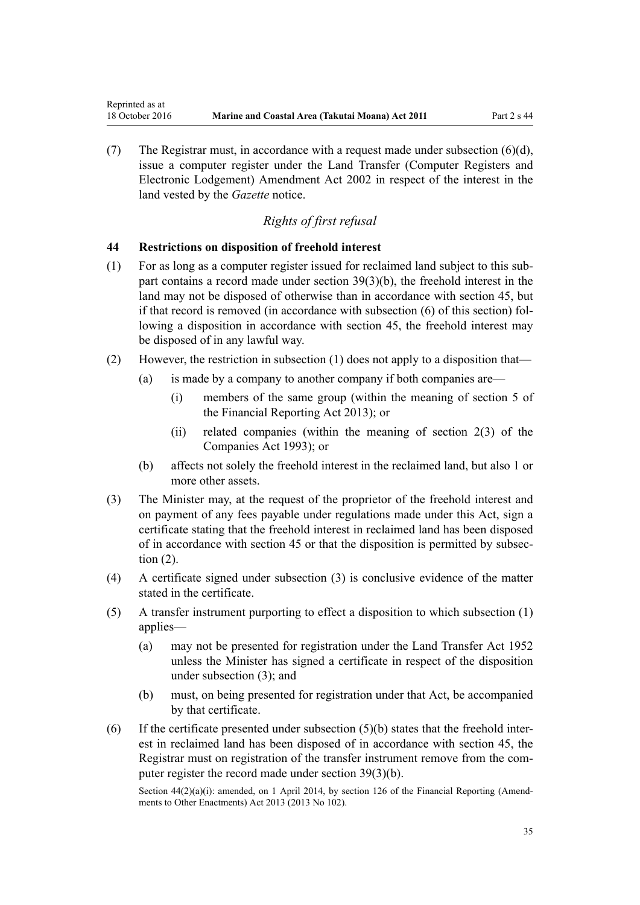(7) The Registrar must, in accordance with a request made under subsection (6)(d), issue a computer register under the Land Transfer (Computer Registers and Electronic Lodgement) Amendment Act 2002 in respect of the interest in the land vested by the *Gazette* notice.

### *Rights of first refusal*

### 44 Restrictions on disposition of freehold interest

(1) For as long as a computer register issued for reclaimed land subject to this subpart contains a record made under section 39(3)(b), the freehold interest in the land may not be disposed of otherwise than in accordance with section 45, but if that record is removed (in accordance with subsection (6) of this section) following a disposition in accordance with section 45, the freehold interest may be disposed of in any lawful way.

(2) However, the restriction in subsection (1) does not apply to a disposition that—

   (a) is made by a company to another company if both companies are—

      (i) members of the same group (within the meaning of section 5 of the Financial Reporting Act 2013); or

      (ii) related companies (within the meaning of section 2(3) of the Companies Act 1993); or

   (b) affects not solely the freehold interest in the reclaimed land, but also 1 or more other assets.

(3) The Minister may, at the request of the proprietor of the freehold interest and on payment of any fees payable under regulations made under this Act, sign a certificate stating that the freehold interest in reclaimed land has been disposed of in accordance with section 45 or that the disposition is permitted by subsection (2).

(4) A certificate signed under subsection (3) is conclusive evidence of the matter stated in the certificate.

(5) A transfer instrument purporting to effect a disposition to which subsection (1) applies—

   (a) may not be presented for registration under the Land Transfer Act 1952 unless the Minister has signed a certificate in respect of the disposition under subsection (3); and

   (b) must, on being presented for registration under that Act, be accompanied by that certificate.

(6) If the certificate presented under subsection (5)(b) states that the freehold interest in reclaimed land has been disposed of in accordance with section 45, the Registrar must on registration of the transfer instrument remove from the computer register the record made under section 39(3)(b).

Section 44(2)(a)(i): amended, on 1 April 2014, by section 126 of the Financial Reporting (Amendments to Other Enactments) Act 2013 (2013 No 102).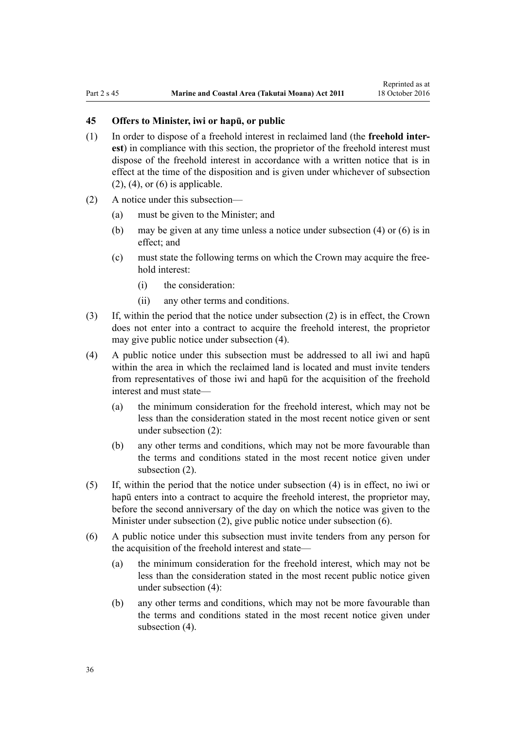### 45 Offers to Minister, iwi or hapū, or public

(1) In order to dispose of a freehold interest in reclaimed land (the **freehold interest**) in compliance with this section, the proprietor of the freehold interest must dispose of the freehold interest in accordance with a written notice that is in effect at the time of the disposition and is given under whichever of subsection (2), (4), or (6) is applicable.

(2) A notice under this subsection—

- (a) must be given to the Minister; and
- (b) may be given at any time unless a notice under subsection (4) or (6) is in effect; and
- (c) must state the following terms on which the Crown may acquire the freehold interest:
  - (i) the consideration:
  - (ii) any other terms and conditions.

(3) If, within the period that the notice under subsection (2) is in effect, the Crown does not enter into a contract to acquire the freehold interest, the proprietor may give public notice under subsection (4).

(4) A public notice under this subsection must be addressed to all iwi and hapū within the area in which the reclaimed land is located and must invite tenders from representatives of those iwi and hapū for the acquisition of the freehold interest and must state—

- (a) the minimum consideration for the freehold interest, which may not be less than the consideration stated in the most recent notice given or sent under subsection (2):
- (b) any other terms and conditions, which may not be more favourable than the terms and conditions stated in the most recent notice given under subsection (2).

(5) If, within the period that the notice under subsection (4) is in effect, no iwi or hapū enters into a contract to acquire the freehold interest, the proprietor may, before the second anniversary of the day on which the notice was given to the Minister under subsection (2), give public notice under subsection (6).

(6) A public notice under this subsection must invite tenders from any person for the acquisition of the freehold interest and state—

- (a) the minimum consideration for the freehold interest, which may not be less than the consideration stated in the most recent public notice given under subsection (4):
- (b) any other terms and conditions, which may not be more favourable than the terms and conditions stated in the most recent notice given under subsection (4).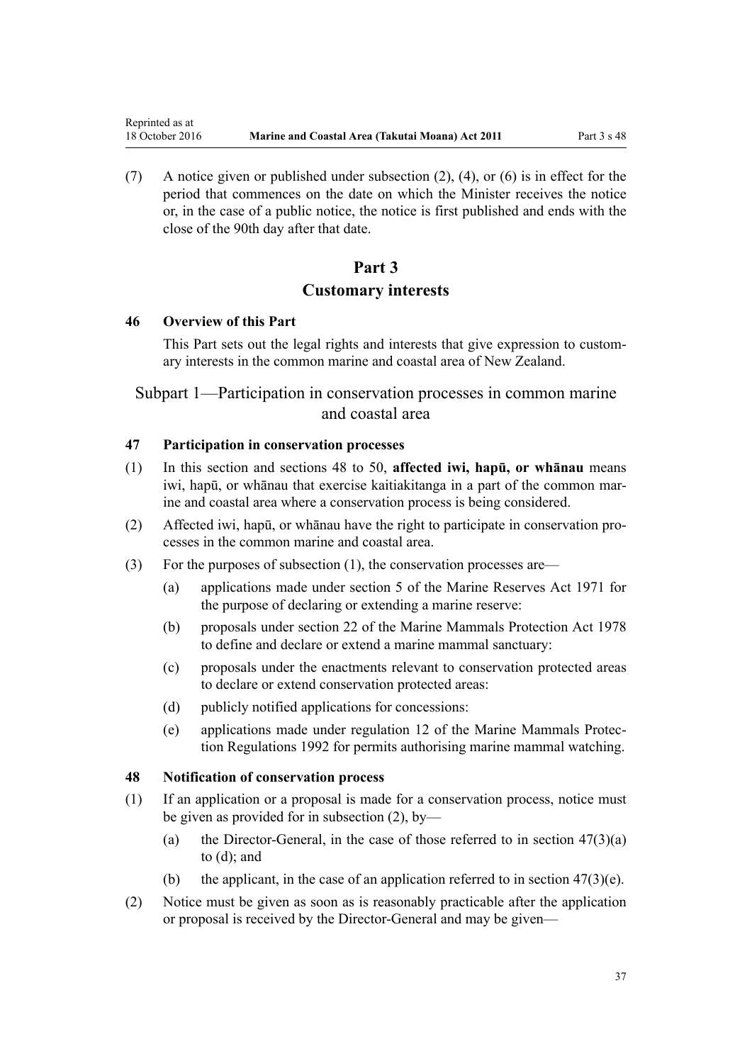(7) A notice given or published under subsection (2), (4), or (6) is in effect for the period that commences on the date on which the Minister receives the notice or, in the case of a public notice, the notice is first published and ends with the close of the 90th day after that date.

# Part 3
# Customary interests

### 46 Overview of this Part

This Part sets out the legal rights and interests that give expression to customary interests in the common marine and coastal area of New Zealand.

## Subpart 1—Participation in conservation processes in common marine and coastal area

### 47 Participation in conservation processes

(1) In this section and sections 48 to 50, **affected iwi, hapū, or whānau** means iwi, hapū, or whānau that exercise kaitiakitanga in a part of the common marine and coastal area where a conservation process is being considered.

(2) Affected iwi, hapū, or whānau have the right to participate in conservation processes in the common marine and coastal area.

(3) For the purposes of subsection (1), the conservation processes are—

(a) applications made under section 5 of the Marine Reserves Act 1971 for the purpose of declaring or extending a marine reserve:

(b) proposals under section 22 of the Marine Mammals Protection Act 1978 to define and declare or extend a marine mammal sanctuary:

(c) proposals under the enactments relevant to conservation protected areas to declare or extend conservation protected areas:

(d) publicly notified applications for concessions:

(e) applications made under regulation 12 of the Marine Mammals Protection Regulations 1992 for permits authorising marine mammal watching.

### 48 Notification of conservation process

(1) If an application or a proposal is made for a conservation process, notice must be given as provided for in subsection (2), by—

(a) the Director-General, in the case of those referred to in section 47(3)(a) to (d); and

(b) the applicant, in the case of an application referred to in section 47(3)(e).

(2) Notice must be given as soon as is reasonably practicable after the application or proposal is received by the Director-General and may be given—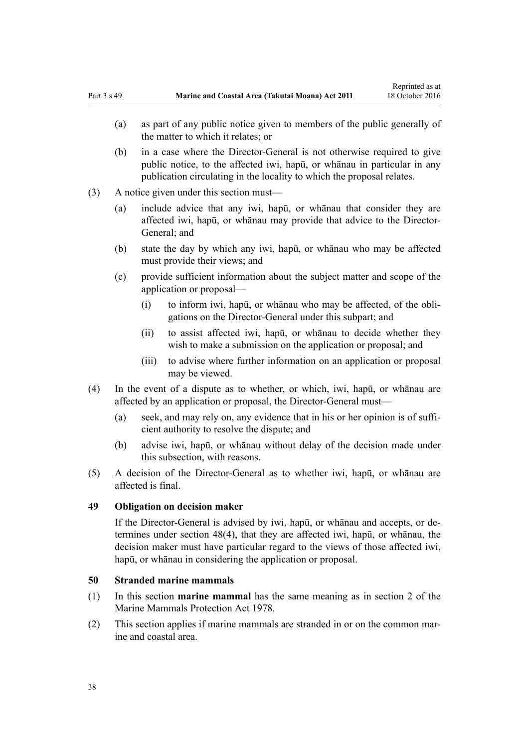- (a) as part of any public notice given to members of the public generally of the matter to which it relates; or
- (b) in a case where the Director-General is not otherwise required to give public notice, to the affected iwi, hapū, or whānau in particular in any publication circulating in the locality to which the proposal relates.

(3) A notice given under this section must—

- (a) include advice that any iwi, hapū, or whānau that consider they are affected iwi, hapū, or whānau may provide that advice to the Director-General; and
- (b) state the day by which any iwi, hapū, or whānau who may be affected must provide their views; and
- (c) provide sufficient information about the subject matter and scope of the application or proposal—
  - (i) to inform iwi, hapū, or whānau who may be affected, of the obligations on the Director-General under this subpart; and
  - (ii) to assist affected iwi, hapū, or whānau to decide whether they wish to make a submission on the application or proposal; and
  - (iii) to advise where further information on an application or proposal may be viewed.

(4) In the event of a dispute as to whether, or which, iwi, hapū, or whānau are affected by an application or proposal, the Director-General must—

- (a) seek, and may rely on, any evidence that in his or her opinion is of sufficient authority to resolve the dispute; and
- (b) advise iwi, hapū, or whānau without delay of the decision made under this subsection, with reasons.

(5) A decision of the Director-General as to whether iwi, hapū, or whānau are affected is final.

### 49 Obligation on decision maker

If the Director-General is advised by iwi, hapū, or whānau and accepts, or determines under section 48(4), that they are affected iwi, hapū, or whānau, the decision maker must have particular regard to the views of those affected iwi, hapū, or whānau in considering the application or proposal.

### 50 Stranded marine mammals

(1) In this section **marine mammal** has the same meaning as in section 2 of the Marine Mammals Protection Act 1978.

(2) This section applies if marine mammals are stranded in or on the common marine and coastal area.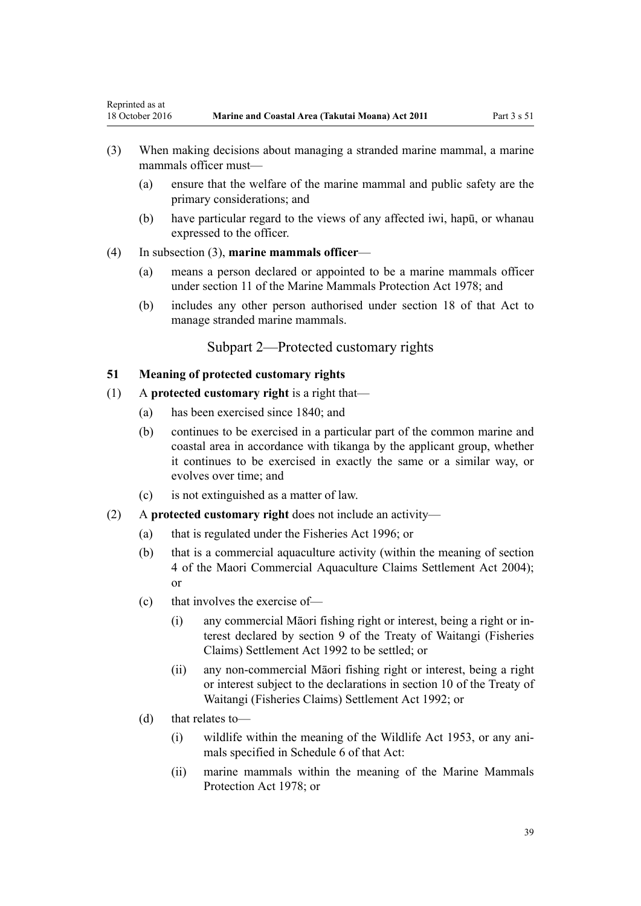(3) When making decisions about managing a stranded marine mammal, a marine mammals officer must—

(a) ensure that the welfare of the marine mammal and public safety are the primary considerations; and

(b) have particular regard to the views of any affected iwi, hapū, or whanau expressed to the officer.

(4) In subsection (3), **marine mammals officer**—

(a) means a person declared or appointed to be a marine mammals officer under section 11 of the Marine Mammals Protection Act 1978; and

(b) includes any other person authorised under section 18 of that Act to manage stranded marine mammals.

## Subpart 2—Protected customary rights

### 51 Meaning of protected customary rights

(1) A **protected customary right** is a right that—

(a) has been exercised since 1840; and

(b) continues to be exercised in a particular part of the common marine and coastal area in accordance with tikanga by the applicant group, whether it continues to be exercised in exactly the same or a similar way, or evolves over time; and

(c) is not extinguished as a matter of law.

(2) A **protected customary right** does not include an activity—

(a) that is regulated under the Fisheries Act 1996; or

(b) that is a commercial aquaculture activity (within the meaning of section 4 of the Maori Commercial Aquaculture Claims Settlement Act 2004); or

(c) that involves the exercise of—

(i) any commercial Māori fishing right or interest, being a right or interest declared by section 9 of the Treaty of Waitangi (Fisheries Claims) Settlement Act 1992 to be settled; or

(ii) any non-commercial Māori fishing right or interest, being a right or interest subject to the declarations in section 10 of the Treaty of Waitangi (Fisheries Claims) Settlement Act 1992; or

(d) that relates to—

(i) wildlife within the meaning of the Wildlife Act 1953, or any animals specified in Schedule 6 of that Act:

(ii) marine mammals within the meaning of the Marine Mammals Protection Act 1978; or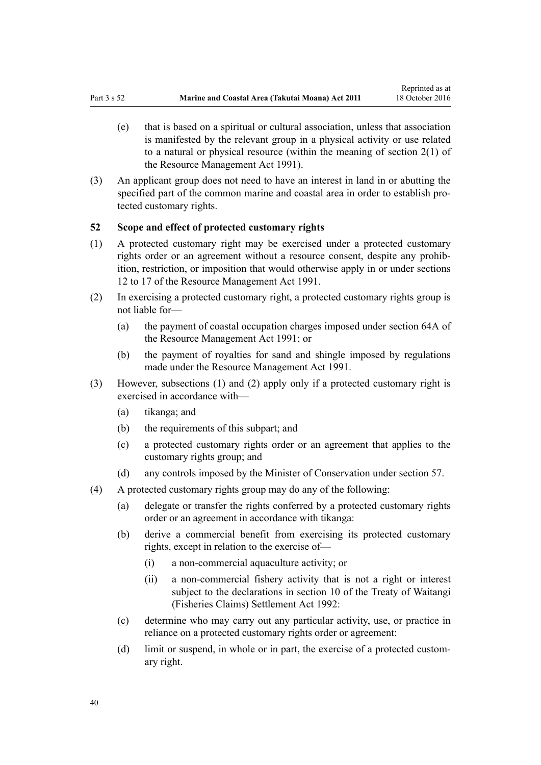(e) that is based on a spiritual or cultural association, unless that association is manifested by the relevant group in a physical activity or use related to a natural or physical resource (within the meaning of section 2(1) of the Resource Management Act 1991).

(3) An applicant group does not need to have an interest in land in or abutting the specified part of the common marine and coastal area in order to establish protected customary rights.

### 52 Scope and effect of protected customary rights

(1) A protected customary right may be exercised under a protected customary rights order or an agreement without a resource consent, despite any prohibition, restriction, or imposition that would otherwise apply in or under sections 12 to 17 of the Resource Management Act 1991.

(2) In exercising a protected customary right, a protected customary rights group is not liable for—

(a) the payment of coastal occupation charges imposed under section 64A of the Resource Management Act 1991; or

(b) the payment of royalties for sand and shingle imposed by regulations made under the Resource Management Act 1991.

(3) However, subsections (1) and (2) apply only if a protected customary right is exercised in accordance with—

(a) tikanga; and

(b) the requirements of this subpart; and

(c) a protected customary rights order or an agreement that applies to the customary rights group; and

(d) any controls imposed by the Minister of Conservation under section 57.

(4) A protected customary rights group may do any of the following:

(a) delegate or transfer the rights conferred by a protected customary rights order or an agreement in accordance with tikanga:

(b) derive a commercial benefit from exercising its protected customary rights, except in relation to the exercise of—

(i) a non-commercial aquaculture activity; or

(ii) a non-commercial fishery activity that is not a right or interest subject to the declarations in section 10 of the Treaty of Waitangi (Fisheries Claims) Settlement Act 1992:

(c) determine who may carry out any particular activity, use, or practice in reliance on a protected customary rights order or agreement:

(d) limit or suspend, in whole or in part, the exercise of a protected customary right.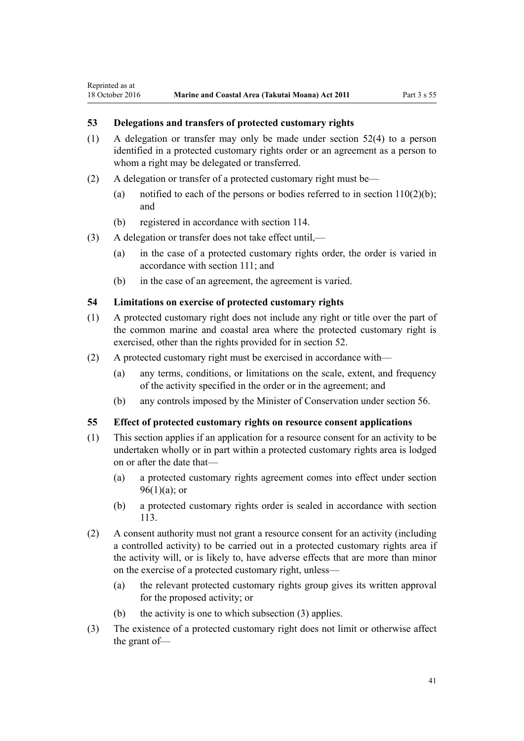## 53 Delegations and transfers of protected customary rights

(1) A delegation or transfer may only be made under section 52(4) to a person identified in a protected customary rights order or an agreement as a person to whom a right may be delegated or transferred.

(2) A delegation or transfer of a protected customary right must be—

  (a) notified to each of the persons or bodies referred to in section 110(2)(b); and

  (b) registered in accordance with section 114.

(3) A delegation or transfer does not take effect until,—

  (a) in the case of a protected customary rights order, the order is varied in accordance with section 111; and

  (b) in the case of an agreement, the agreement is varied.

## 54 Limitations on exercise of protected customary rights

(1) A protected customary right does not include any right or title over the part of the common marine and coastal area where the protected customary right is exercised, other than the rights provided for in section 52.

(2) A protected customary right must be exercised in accordance with—

  (a) any terms, conditions, or limitations on the scale, extent, and frequency of the activity specified in the order or in the agreement; and

  (b) any controls imposed by the Minister of Conservation under section 56.

## 55 Effect of protected customary rights on resource consent applications

(1) This section applies if an application for a resource consent for an activity to be undertaken wholly or in part within a protected customary rights area is lodged on or after the date that—

  (a) a protected customary rights agreement comes into effect under section 96(1)(a); or

  (b) a protected customary rights order is sealed in accordance with section 113.

(2) A consent authority must not grant a resource consent for an activity (including a controlled activity) to be carried out in a protected customary rights area if the activity will, or is likely to, have adverse effects that are more than minor on the exercise of a protected customary right, unless—

  (a) the relevant protected customary rights group gives its written approval for the proposed activity; or

  (b) the activity is one to which subsection (3) applies.

(3) The existence of a protected customary right does not limit or otherwise affect the grant of—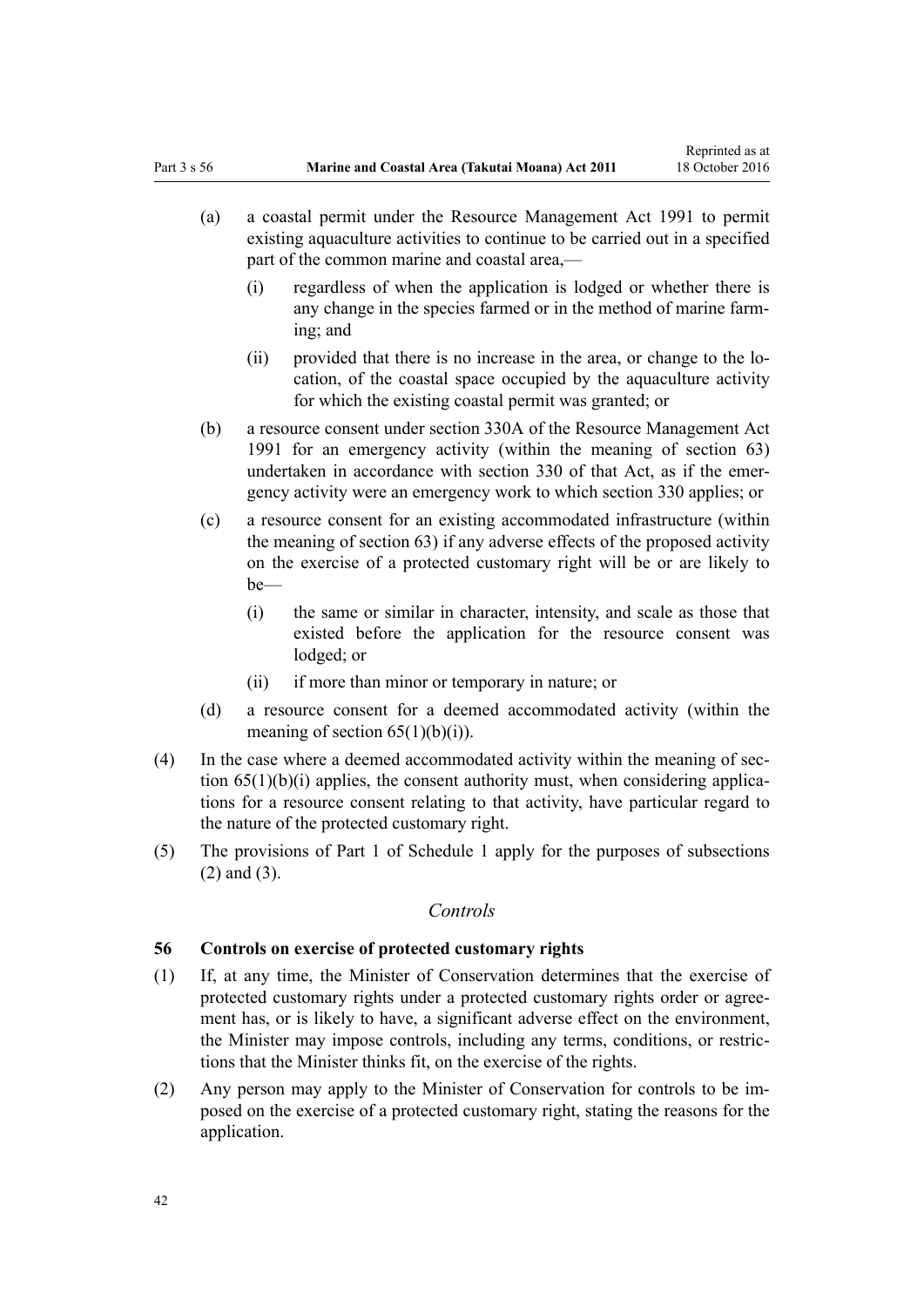(a) a coastal permit under the Resource Management Act 1991 to permit existing aquaculture activities to continue to be carried out in a specified part of the common marine and coastal area,—

  (i) regardless of when the application is lodged or whether there is any change in the species farmed or in the method of marine farming; and

  (ii) provided that there is no increase in the area, or change to the location, of the coastal space occupied by the aquaculture activity for which the existing coastal permit was granted; or

(b) a resource consent under section 330A of the Resource Management Act 1991 for an emergency activity (within the meaning of section 63) undertaken in accordance with section 330 of that Act, as if the emergency activity were an emergency work to which section 330 applies; or

(c) a resource consent for an existing accommodated infrastructure (within the meaning of section 63) if any adverse effects of the proposed activity on the exercise of a protected customary right will be or are likely to be—

  (i) the same or similar in character, intensity, and scale as those that existed before the application for the resource consent was lodged; or

  (ii) if more than minor or temporary in nature; or

(d) a resource consent for a deemed accommodated activity (within the meaning of section 65(1)(b)(i)).

(4) In the case where a deemed accommodated activity within the meaning of section 65(1)(b)(i) applies, the consent authority must, when considering applications for a resource consent relating to that activity, have particular regard to the nature of the protected customary right.

(5) The provisions of Part 1 of Schedule 1 apply for the purposes of subsections (2) and (3).

*Controls*

### 56 Controls on exercise of protected customary rights

(1) If, at any time, the Minister of Conservation determines that the exercise of protected customary rights under a protected customary rights order or agreement has, or is likely to have, a significant adverse effect on the environment, the Minister may impose controls, including any terms, conditions, or restrictions that the Minister thinks fit, on the exercise of the rights.

(2) Any person may apply to the Minister of Conservation for controls to be imposed on the exercise of a protected customary right, stating the reasons for the application.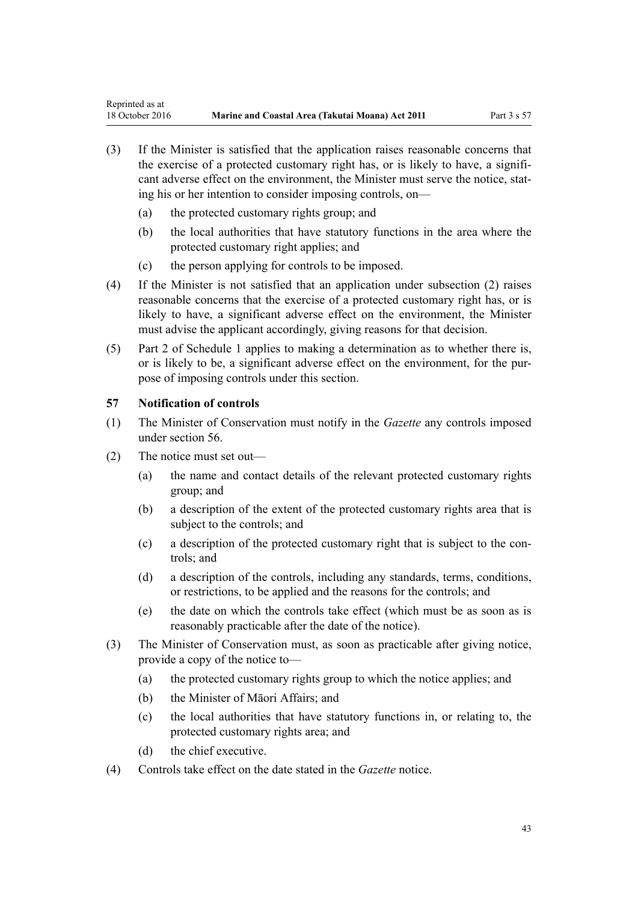(3) If the Minister is satisfied that the application raises reasonable concerns that the exercise of a protected customary right has, or is likely to have, a significant adverse effect on the environment, the Minister must serve the notice, stating his or her intention to consider imposing controls, on—

(a) the protected customary rights group; and

(b) the local authorities that have statutory functions in the area where the protected customary right applies; and

(c) the person applying for controls to be imposed.

(4) If the Minister is not satisfied that an application under subsection (2) raises reasonable concerns that the exercise of a protected customary right has, or is likely to have, a significant adverse effect on the environment, the Minister must advise the applicant accordingly, giving reasons for that decision.

(5) Part 2 of Schedule 1 applies to making a determination as to whether there is, or is likely to be, a significant adverse effect on the environment, for the purpose of imposing controls under this section.

### 57 Notification of controls

(1) The Minister of Conservation must notify in the *Gazette* any controls imposed under section 56.

(2) The notice must set out—

(a) the name and contact details of the relevant protected customary rights group; and

(b) a description of the extent of the protected customary rights area that is subject to the controls; and

(c) a description of the protected customary right that is subject to the controls; and

(d) a description of the controls, including any standards, terms, conditions, or restrictions, to be applied and the reasons for the controls; and

(e) the date on which the controls take effect (which must be as soon as is reasonably practicable after the date of the notice).

(3) The Minister of Conservation must, as soon as practicable after giving notice, provide a copy of the notice to—

(a) the protected customary rights group to which the notice applies; and

(b) the Minister of Māori Affairs; and

(c) the local authorities that have statutory functions in, or relating to, the protected customary rights area; and

(d) the chief executive.

(4) Controls take effect on the date stated in the *Gazette* notice.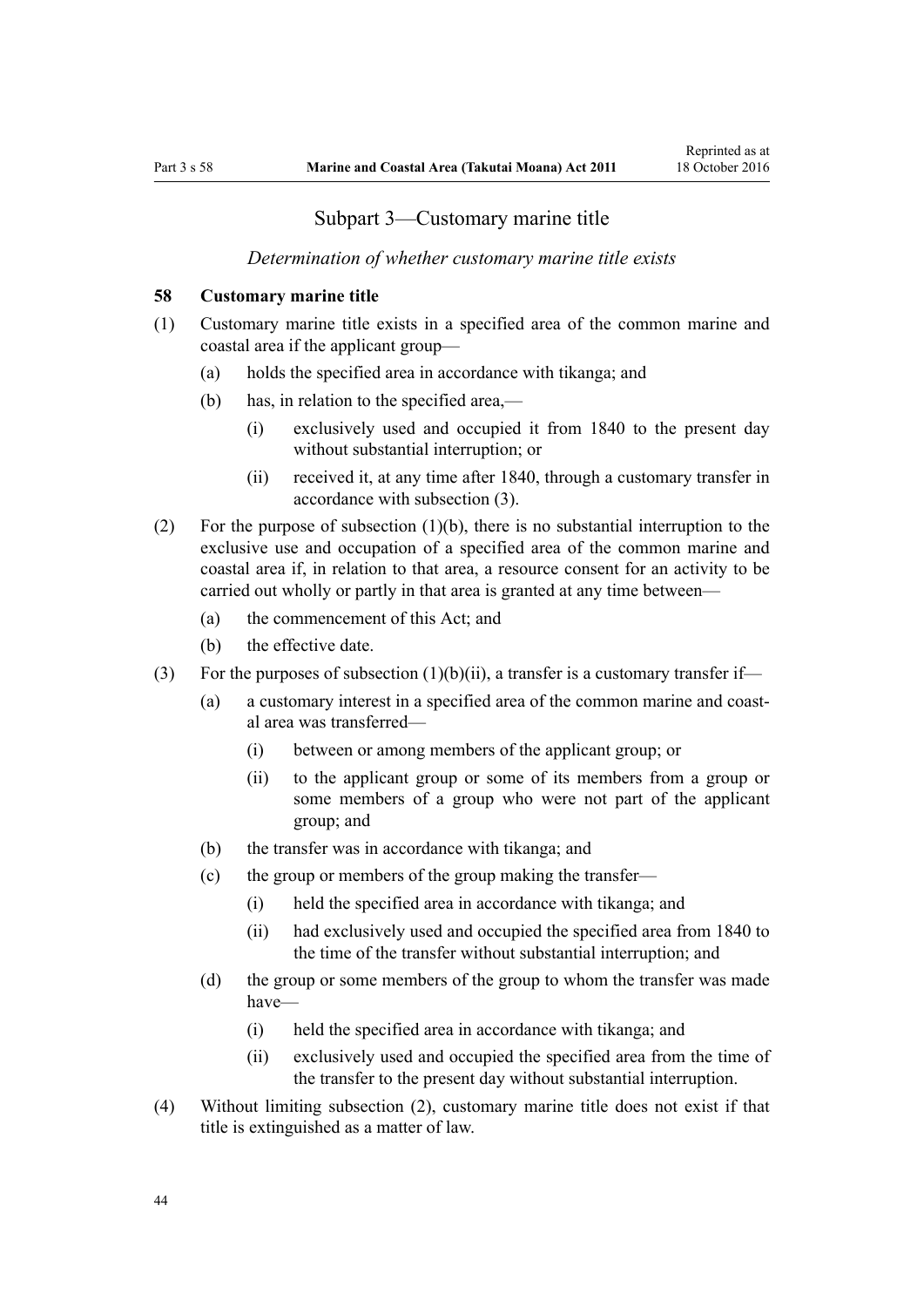## Subpart 3—Customary marine title

*Determination of whether customary marine title exists*

### 58 Customary marine title

(1) Customary marine title exists in a specified area of the common marine and coastal area if the applicant group—

- (a) holds the specified area in accordance with tikanga; and
- (b) has, in relation to the specified area,—
  - (i) exclusively used and occupied it from 1840 to the present day without substantial interruption; or
  - (ii) received it, at any time after 1840, through a customary transfer in accordance with subsection (3).

(2) For the purpose of subsection (1)(b), there is no substantial interruption to the exclusive use and occupation of a specified area of the common marine and coastal area if, in relation to that area, a resource consent for an activity to be carried out wholly or partly in that area is granted at any time between—

- (a) the commencement of this Act; and
- (b) the effective date.

(3) For the purposes of subsection (1)(b)(ii), a transfer is a customary transfer if—

- (a) a customary interest in a specified area of the common marine and coastal area was transferred—
  - (i) between or among members of the applicant group; or
  - (ii) to the applicant group or some of its members from a group or some members of a group who were not part of the applicant group; and
- (b) the transfer was in accordance with tikanga; and
- (c) the group or members of the group making the transfer—
  - (i) held the specified area in accordance with tikanga; and
  - (ii) had exclusively used and occupied the specified area from 1840 to the time of the transfer without substantial interruption; and
- (d) the group or some members of the group to whom the transfer was made have—
  - (i) held the specified area in accordance with tikanga; and
  - (ii) exclusively used and occupied the specified area from the time of the transfer to the present day without substantial interruption.

(4) Without limiting subsection (2), customary marine title does not exist if that title is extinguished as a matter of law.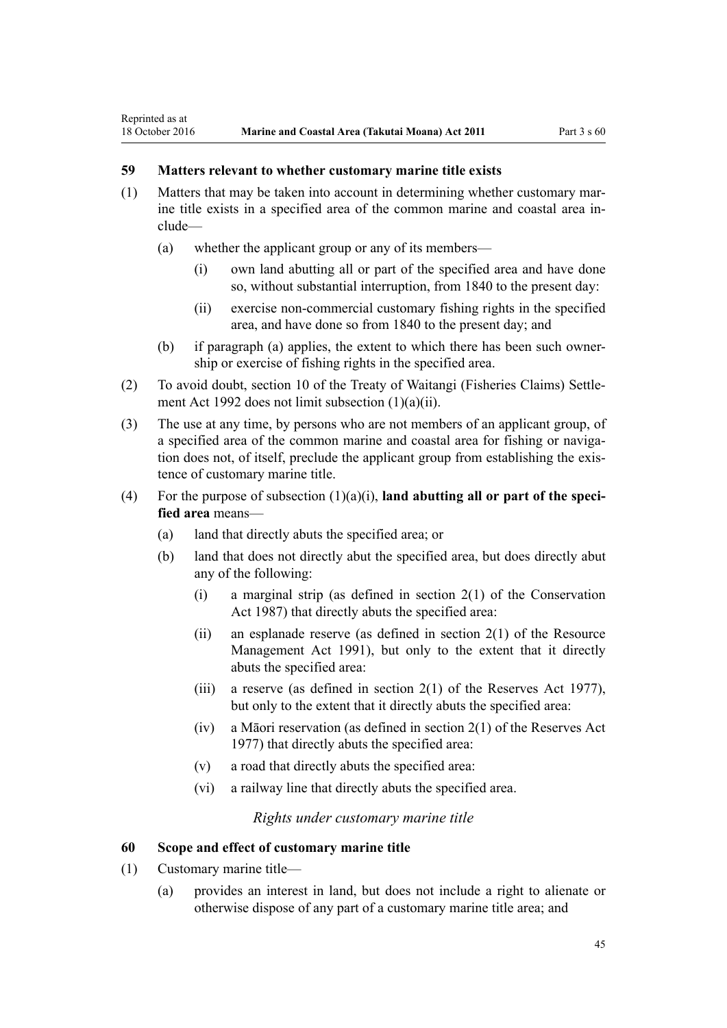### 59 Matters relevant to whether customary marine title exists

(1) Matters that may be taken into account in determining whether customary marine title exists in a specified area of the common marine and coastal area include—

   (a) whether the applicant group or any of its members—

      (i) own land abutting all or part of the specified area and have done so, without substantial interruption, from 1840 to the present day:

      (ii) exercise non-commercial customary fishing rights in the specified area, and have done so from 1840 to the present day; and

   (b) if paragraph (a) applies, the extent to which there has been such ownership or exercise of fishing rights in the specified area.

(2) To avoid doubt, section 10 of the Treaty of Waitangi (Fisheries Claims) Settlement Act 1992 does not limit subsection (1)(a)(ii).

(3) The use at any time, by persons who are not members of an applicant group, of a specified area of the common marine and coastal area for fishing or navigation does not, of itself, preclude the applicant group from establishing the existence of customary marine title.

(4) For the purpose of subsection (1)(a)(i), **land abutting all or part of the specified area** means—

   (a) land that directly abuts the specified area; or

   (b) land that does not directly abut the specified area, but does directly abut any of the following:

      (i) a marginal strip (as defined in section 2(1) of the Conservation Act 1987) that directly abuts the specified area:

      (ii) an esplanade reserve (as defined in section 2(1) of the Resource Management Act 1991), but only to the extent that it directly abuts the specified area:

      (iii) a reserve (as defined in section 2(1) of the Reserves Act 1977), but only to the extent that it directly abuts the specified area:

      (iv) a Māori reservation (as defined in section 2(1) of the Reserves Act 1977) that directly abuts the specified area:

      (v) a road that directly abuts the specified area:

      (vi) a railway line that directly abuts the specified area.

*Rights under customary marine title*

### 60 Scope and effect of customary marine title

(1) Customary marine title—

   (a) provides an interest in land, but does not include a right to alienate or otherwise dispose of any part of a customary marine title area; and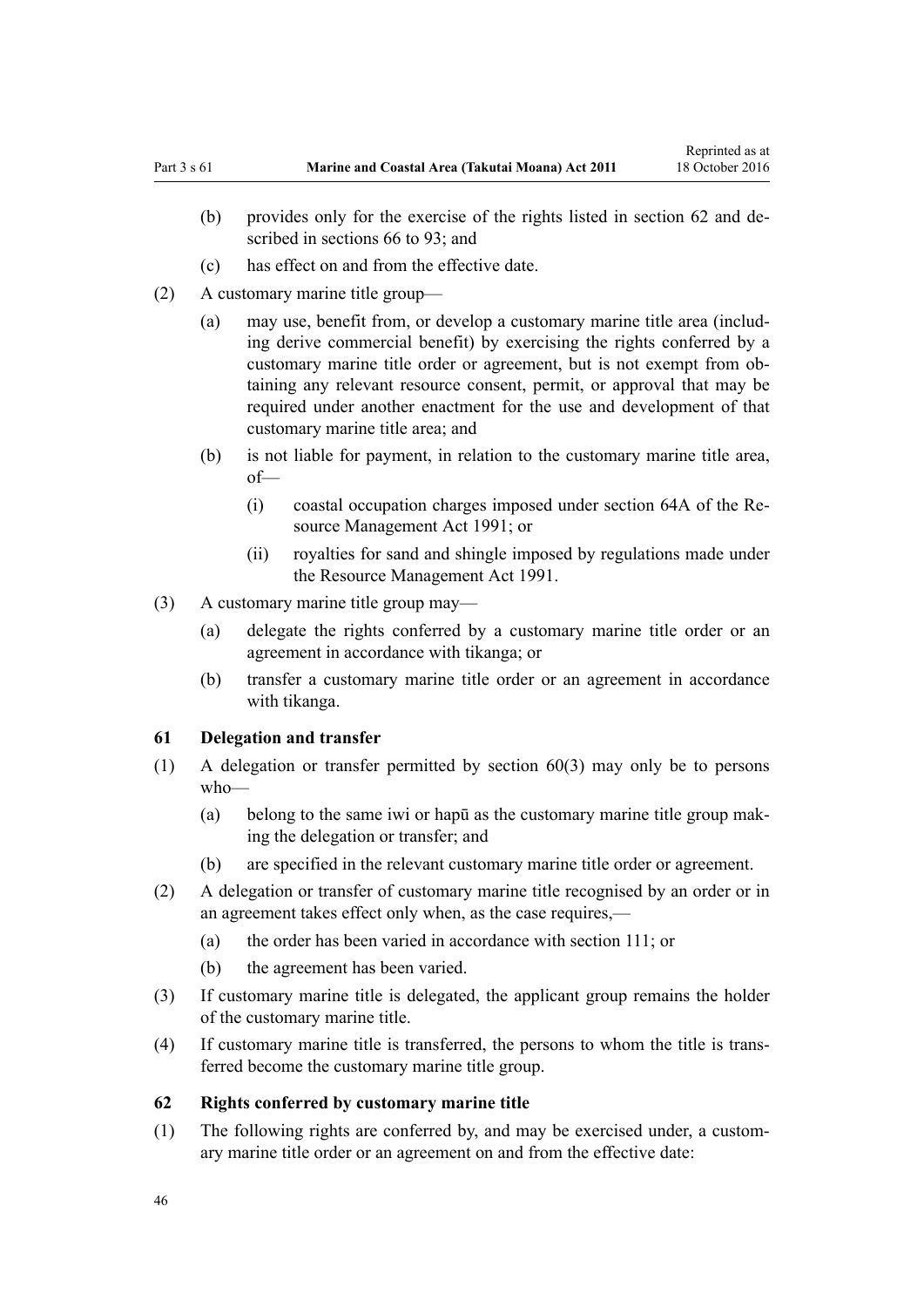(b) provides only for the exercise of the rights listed in section 62 and described in sections 66 to 93; and

(c) has effect on and from the effective date.

(2) A customary marine title group—

(a) may use, benefit from, or develop a customary marine title area (including derive commercial benefit) by exercising the rights conferred by a customary marine title order or agreement, but is not exempt from obtaining any relevant resource consent, permit, or approval that may be required under another enactment for the use and development of that customary marine title area; and

(b) is not liable for payment, in relation to the customary marine title area, of—

(i) coastal occupation charges imposed under section 64A of the Resource Management Act 1991; or

(ii) royalties for sand and shingle imposed by regulations made under the Resource Management Act 1991.

(3) A customary marine title group may—

(a) delegate the rights conferred by a customary marine title order or an agreement in accordance with tikanga; or

(b) transfer a customary marine title order or an agreement in accordance with tikanga.

### 61 Delegation and transfer

(1) A delegation or transfer permitted by section 60(3) may only be to persons who—

(a) belong to the same iwi or hapū as the customary marine title group making the delegation or transfer; and

(b) are specified in the relevant customary marine title order or agreement.

(2) A delegation or transfer of customary marine title recognised by an order or in an agreement takes effect only when, as the case requires,—

(a) the order has been varied in accordance with section 111; or

(b) the agreement has been varied.

(3) If customary marine title is delegated, the applicant group remains the holder of the customary marine title.

(4) If customary marine title is transferred, the persons to whom the title is transferred become the customary marine title group.

### 62 Rights conferred by customary marine title

(1) The following rights are conferred by, and may be exercised under, a customary marine title order or an agreement on and from the effective date: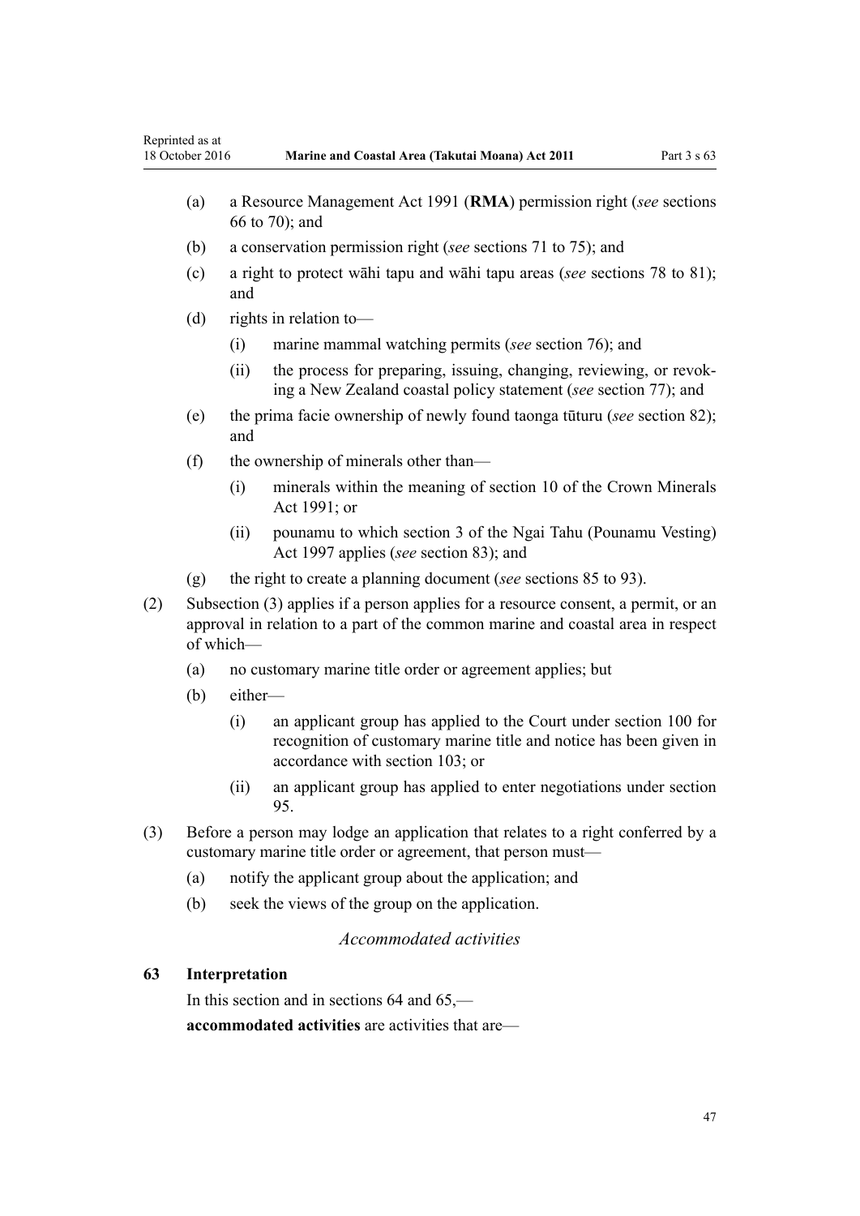- (a) a Resource Management Act 1991 (**RMA**) permission right (*see* sections 66 to 70); and
- (b) a conservation permission right (*see* sections 71 to 75); and
- (c) a right to protect wāhi tapu and wāhi tapu areas (*see* sections 78 to 81); and
- (d) rights in relation to—
  - (i) marine mammal watching permits (*see* section 76); and
  - (ii) the process for preparing, issuing, changing, reviewing, or revoking a New Zealand coastal policy statement (*see* section 77); and
- (e) the prima facie ownership of newly found taonga tūturu (*see* section 82); and
- (f) the ownership of minerals other than—
  - (i) minerals within the meaning of section 10 of the Crown Minerals Act 1991; or
  - (ii) pounamu to which section 3 of the Ngai Tahu (Pounamu Vesting) Act 1997 applies (*see* section 83); and
- (g) the right to create a planning document (*see* sections 85 to 93).

(2) Subsection (3) applies if a person applies for a resource consent, a permit, or an approval in relation to a part of the common marine and coastal area in respect of which—

- (a) no customary marine title order or agreement applies; but
- (b) either—
  - (i) an applicant group has applied to the Court under section 100 for recognition of customary marine title and notice has been given in accordance with section 103; or
  - (ii) an applicant group has applied to enter negotiations under section 95.

(3) Before a person may lodge an application that relates to a right conferred by a customary marine title order or agreement, that person must—

- (a) notify the applicant group about the application; and
- (b) seek the views of the group on the application.

*Accommodated activities*

### 63 Interpretation

In this section and in sections 64 and 65,—

**accommodated activities** are activities that are—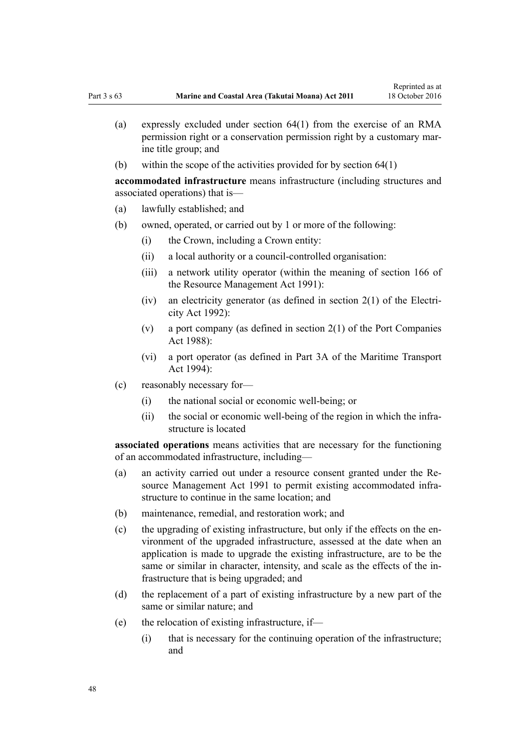(a) expressly excluded under section 64(1) from the exercise of an RMA permission right or a conservation permission right by a customary marine title group; and

(b) within the scope of the activities provided for by section 64(1)

**accommodated infrastructure** means infrastructure (including structures and associated operations) that is—

(a) lawfully established; and

(b) owned, operated, or carried out by 1 or more of the following:

  (i) the Crown, including a Crown entity:

  (ii) a local authority or a council-controlled organisation:

  (iii) a network utility operator (within the meaning of section 166 of the Resource Management Act 1991):

  (iv) an electricity generator (as defined in section 2(1) of the Electricity Act 1992):

  (v) a port company (as defined in section 2(1) of the Port Companies Act 1988):

  (vi) a port operator (as defined in Part 3A of the Maritime Transport Act 1994):

(c) reasonably necessary for—

  (i) the national social or economic well-being; or

  (ii) the social or economic well-being of the region in which the infrastructure is located

**associated operations** means activities that are necessary for the functioning of an accommodated infrastructure, including—

(a) an activity carried out under a resource consent granted under the Resource Management Act 1991 to permit existing accommodated infrastructure to continue in the same location; and

(b) maintenance, remedial, and restoration work; and

(c) the upgrading of existing infrastructure, but only if the effects on the environment of the upgraded infrastructure, assessed at the date when an application is made to upgrade the existing infrastructure, are to be the same or similar in character, intensity, and scale as the effects of the infrastructure that is being upgraded; and

(d) the replacement of a part of existing infrastructure by a new part of the same or similar nature; and

(e) the relocation of existing infrastructure, if—

  (i) that is necessary for the continuing operation of the infrastructure; and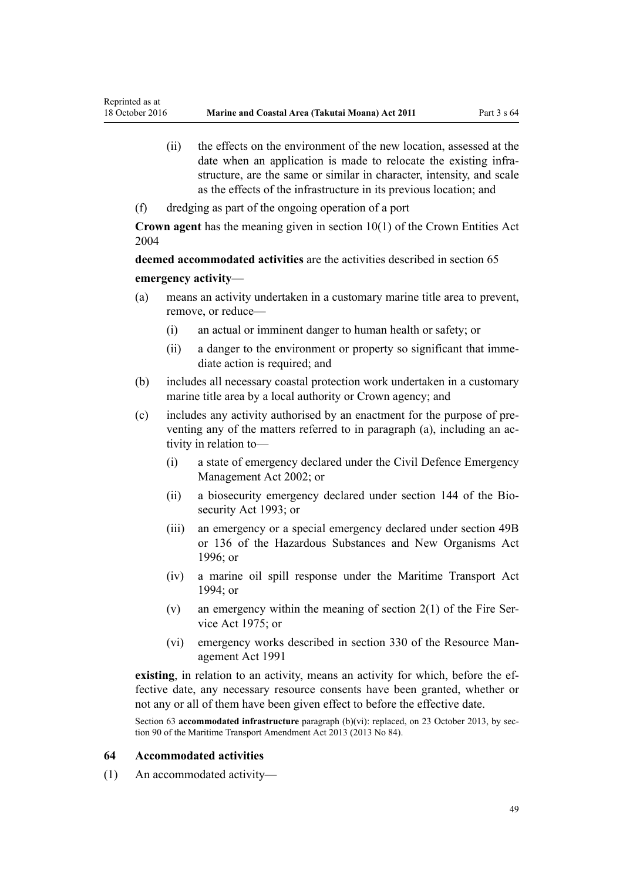(ii) the effects on the environment of the new location, assessed at the date when an application is made to relocate the existing infrastructure, are the same or similar in character, intensity, and scale as the effects of the infrastructure in its previous location; and

(f) dredging as part of the ongoing operation of a port

**Crown agent** has the meaning given in section 10(1) of the Crown Entities Act 2004

**deemed accommodated activities** are the activities described in section 65

**emergency activity**—

(a) means an activity undertaken in a customary marine title area to prevent, remove, or reduce—

  (i) an actual or imminent danger to human health or safety; or

  (ii) a danger to the environment or property so significant that immediate action is required; and

(b) includes all necessary coastal protection work undertaken in a customary marine title area by a local authority or Crown agency; and

(c) includes any activity authorised by an enactment for the purpose of preventing any of the matters referred to in paragraph (a), including an activity in relation to—

  (i) a state of emergency declared under the Civil Defence Emergency Management Act 2002; or

  (ii) a biosecurity emergency declared under section 144 of the Biosecurity Act 1993; or

  (iii) an emergency or a special emergency declared under section 49B or 136 of the Hazardous Substances and New Organisms Act 1996; or

  (iv) a marine oil spill response under the Maritime Transport Act 1994; or

  (v) an emergency within the meaning of section 2(1) of the Fire Service Act 1975; or

  (vi) emergency works described in section 330 of the Resource Management Act 1991

**existing**, in relation to an activity, means an activity for which, before the effective date, any necessary resource consents have been granted, whether or not any or all of them have been given effect to before the effective date.

Section 63 **accommodated infrastructure** paragraph (b)(vi): replaced, on 23 October 2013, by section 90 of the Maritime Transport Amendment Act 2013 (2013 No 84).

### 64 Accommodated activities

(1) An accommodated activity—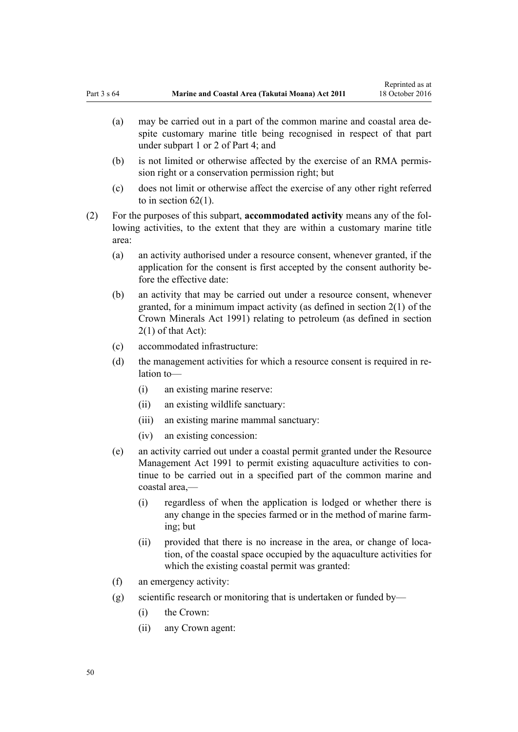(a) may be carried out in a part of the common marine and coastal area despite customary marine title being recognised in respect of that part under subpart 1 or 2 of Part 4; and

(b) is not limited or otherwise affected by the exercise of an RMA permission right or a conservation permission right; but

(c) does not limit or otherwise affect the exercise of any other right referred to in section 62(1).

(2) For the purposes of this subpart, **accommodated activity** means any of the following activities, to the extent that they are within a customary marine title area:

(a) an activity authorised under a resource consent, whenever granted, if the application for the consent is first accepted by the consent authority before the effective date:

(b) an activity that may be carried out under a resource consent, whenever granted, for a minimum impact activity (as defined in section 2(1) of the Crown Minerals Act 1991) relating to petroleum (as defined in section 2(1) of that Act):

(c) accommodated infrastructure:

(d) the management activities for which a resource consent is required in relation to—

(i) an existing marine reserve:

(ii) an existing wildlife sanctuary:

(iii) an existing marine mammal sanctuary:

(iv) an existing concession:

(e) an activity carried out under a coastal permit granted under the Resource Management Act 1991 to permit existing aquaculture activities to continue to be carried out in a specified part of the common marine and coastal area,—

(i) regardless of when the application is lodged or whether there is any change in the species farmed or in the method of marine farming; but

(ii) provided that there is no increase in the area, or change of location, of the coastal space occupied by the aquaculture activities for which the existing coastal permit was granted:

(f) an emergency activity:

(g) scientific research or monitoring that is undertaken or funded by—

(i) the Crown:

(ii) any Crown agent: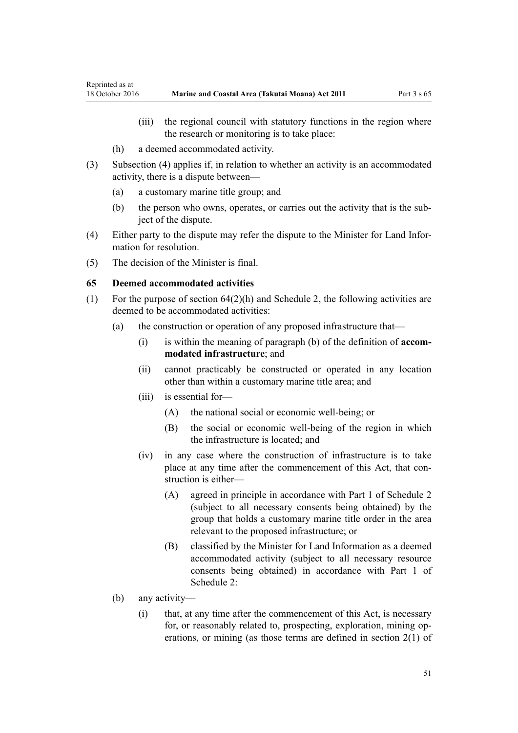(iii) the regional council with statutory functions in the region where the research or monitoring is to take place:

(h) a deemed accommodated activity.

(3) Subsection (4) applies if, in relation to whether an activity is an accommodated activity, there is a dispute between—

(a) a customary marine title group; and

(b) the person who owns, operates, or carries out the activity that is the subject of the dispute.

(4) Either party to the dispute may refer the dispute to the Minister for Land Information for resolution.

(5) The decision of the Minister is final.

### 65 Deemed accommodated activities

(1) For the purpose of section 64(2)(h) and Schedule 2, the following activities are deemed to be accommodated activities:

(a) the construction or operation of any proposed infrastructure that—

(i) is within the meaning of paragraph (b) of the definition of **accommodated infrastructure**; and

(ii) cannot practicably be constructed or operated in any location other than within a customary marine title area; and

(iii) is essential for—

(A) the national social or economic well-being; or

(B) the social or economic well-being of the region in which the infrastructure is located; and

(iv) in any case where the construction of infrastructure is to take place at any time after the commencement of this Act, that construction is either—

(A) agreed in principle in accordance with Part 1 of Schedule 2 (subject to all necessary consents being obtained) by the group that holds a customary marine title order in the area relevant to the proposed infrastructure; or

(B) classified by the Minister for Land Information as a deemed accommodated activity (subject to all necessary resource consents being obtained) in accordance with Part 1 of Schedule 2:

(b) any activity—

(i) that, at any time after the commencement of this Act, is necessary for, or reasonably related to, prospecting, exploration, mining operations, or mining (as those terms are defined in section 2(1) of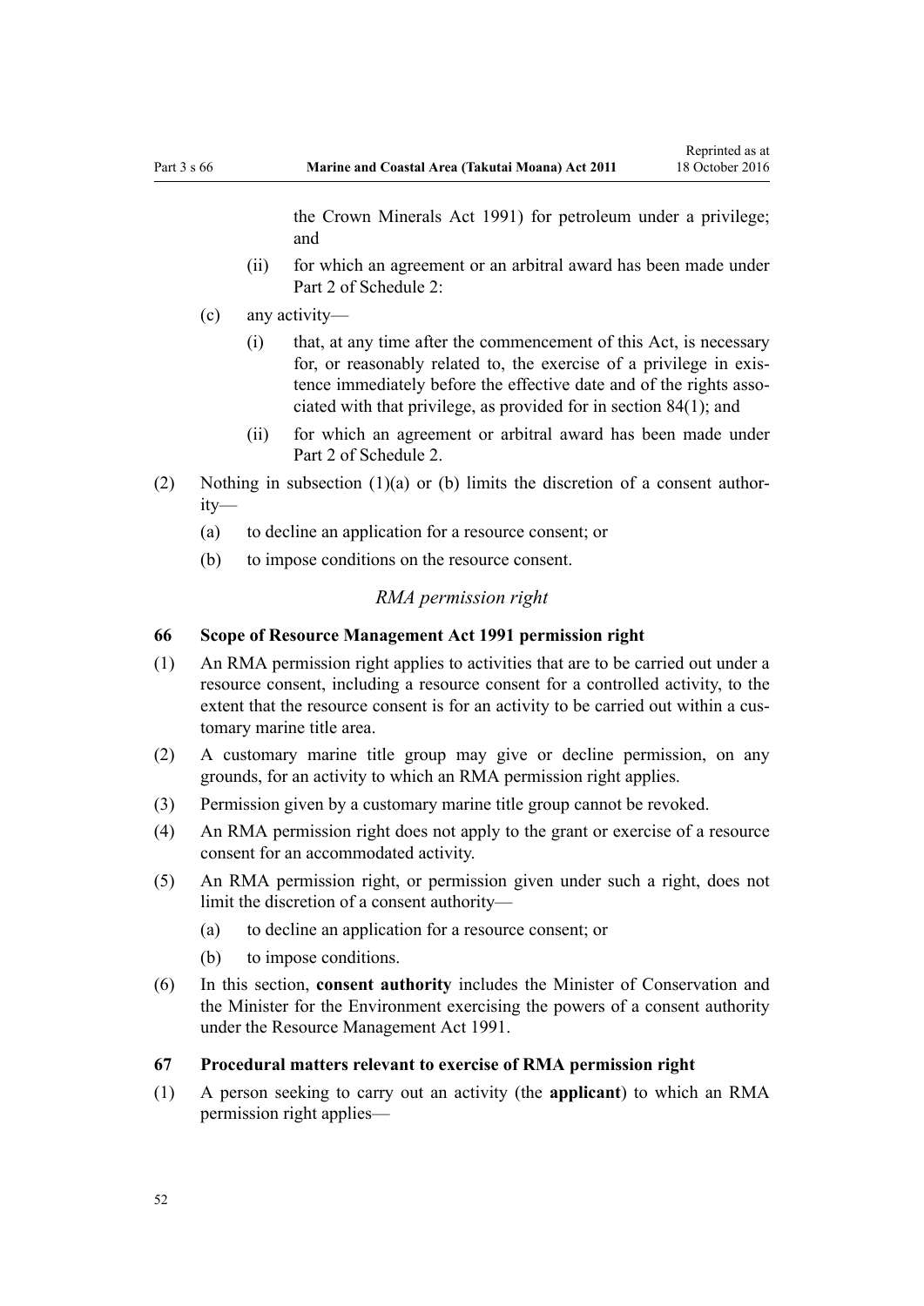the Crown Minerals Act 1991) for petroleum under a privilege; and

    (ii) for which an agreement or an arbitral award has been made under Part 2 of Schedule 2:

  (c) any activity—

    (i) that, at any time after the commencement of this Act, is necessary for, or reasonably related to, the exercise of a privilege in existence immediately before the effective date and of the rights associated with that privilege, as provided for in section 84(1); and

    (ii) for which an agreement or arbitral award has been made under Part 2 of Schedule 2.

(2) Nothing in subsection (1)(a) or (b) limits the discretion of a consent authority—

  (a) to decline an application for a resource consent; or

  (b) to impose conditions on the resource consent.

*RMA permission right*

### 66 Scope of Resource Management Act 1991 permission right

(1) An RMA permission right applies to activities that are to be carried out under a resource consent, including a resource consent for a controlled activity, to the extent that the resource consent is for an activity to be carried out within a customary marine title area.

(2) A customary marine title group may give or decline permission, on any grounds, for an activity to which an RMA permission right applies.

(3) Permission given by a customary marine title group cannot be revoked.

(4) An RMA permission right does not apply to the grant or exercise of a resource consent for an accommodated activity.

(5) An RMA permission right, or permission given under such a right, does not limit the discretion of a consent authority—

  (a) to decline an application for a resource consent; or

  (b) to impose conditions.

(6) In this section, **consent authority** includes the Minister of Conservation and the Minister for the Environment exercising the powers of a consent authority under the Resource Management Act 1991.

### 67 Procedural matters relevant to exercise of RMA permission right

(1) A person seeking to carry out an activity (the **applicant**) to which an RMA permission right applies—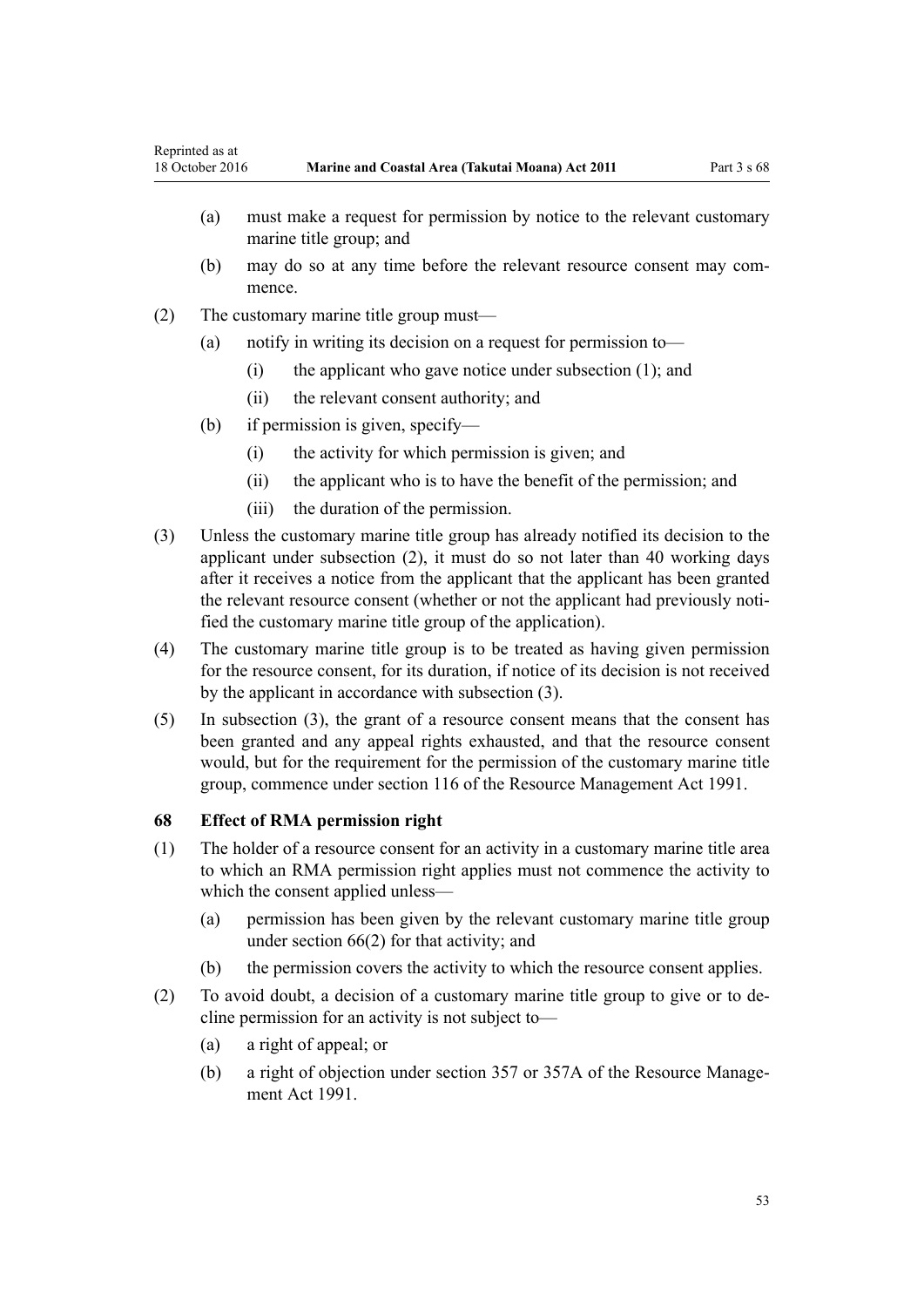(a) must make a request for permission by notice to the relevant customary marine title group; and

(b) may do so at any time before the relevant resource consent may commence.

(2) The customary marine title group must—

(a) notify in writing its decision on a request for permission to—

(i) the applicant who gave notice under subsection (1); and

(ii) the relevant consent authority; and

(b) if permission is given, specify—

(i) the activity for which permission is given; and

(ii) the applicant who is to have the benefit of the permission; and

(iii) the duration of the permission.

(3) Unless the customary marine title group has already notified its decision to the applicant under subsection (2), it must do so not later than 40 working days after it receives a notice from the applicant that the applicant has been granted the relevant resource consent (whether or not the applicant had previously notified the customary marine title group of the application).

(4) The customary marine title group is to be treated as having given permission for the resource consent, for its duration, if notice of its decision is not received by the applicant in accordance with subsection (3).

(5) In subsection (3), the grant of a resource consent means that the consent has been granted and any appeal rights exhausted, and that the resource consent would, but for the requirement for the permission of the customary marine title group, commence under section 116 of the Resource Management Act 1991.

### 68 Effect of RMA permission right

(1) The holder of a resource consent for an activity in a customary marine title area to which an RMA permission right applies must not commence the activity to which the consent applied unless—

(a) permission has been given by the relevant customary marine title group under section 66(2) for that activity; and

(b) the permission covers the activity to which the resource consent applies.

(2) To avoid doubt, a decision of a customary marine title group to give or to decline permission for an activity is not subject to—

(a) a right of appeal; or

(b) a right of objection under section 357 or 357A of the Resource Management Act 1991.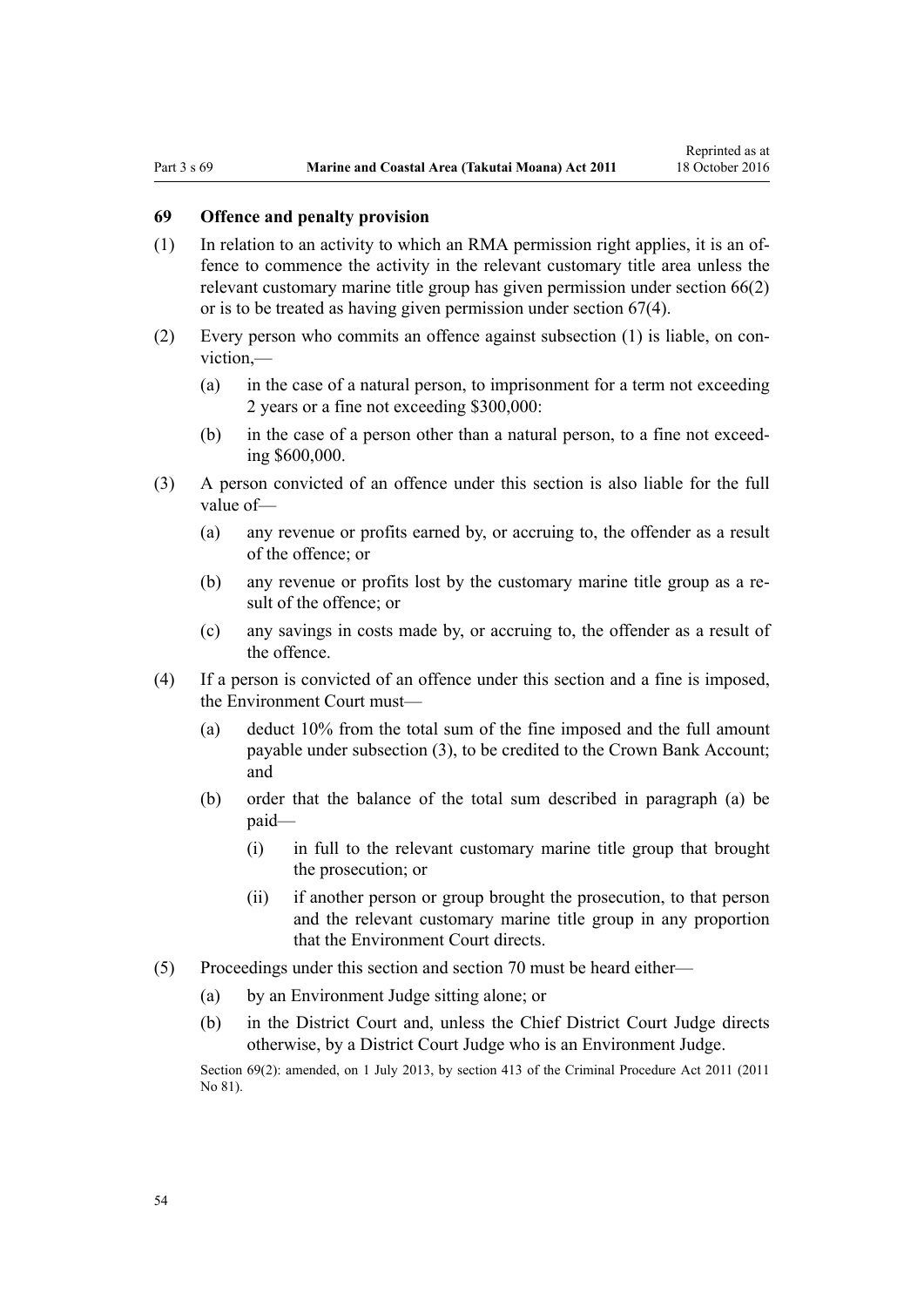### 69 Offence and penalty provision

(1) In relation to an activity to which an RMA permission right applies, it is an offence to commence the activity in the relevant customary title area unless the relevant customary marine title group has given permission under section 66(2) or is to be treated as having given permission under section 67(4).

(2) Every person who commits an offence against subsection (1) is liable, on conviction,—

- (a) in the case of a natural person, to imprisonment for a term not exceeding 2 years or a fine not exceeding $300,000:
- (b) in the case of a person other than a natural person, to a fine not exceeding $600,000.

(3) A person convicted of an offence under this section is also liable for the full value of—

- (a) any revenue or profits earned by, or accruing to, the offender as a result of the offence; or
- (b) any revenue or profits lost by the customary marine title group as a result of the offence; or
- (c) any savings in costs made by, or accruing to, the offender as a result of the offence.

(4) If a person is convicted of an offence under this section and a fine is imposed, the Environment Court must—

- (a) deduct 10% from the total sum of the fine imposed and the full amount payable under subsection (3), to be credited to the Crown Bank Account; and
- (b) order that the balance of the total sum described in paragraph (a) be paid—
  - (i) in full to the relevant customary marine title group that brought the prosecution; or
  - (ii) if another person or group brought the prosecution, to that person and the relevant customary marine title group in any proportion that the Environment Court directs.

(5) Proceedings under this section and section 70 must be heard either—

- (a) by an Environment Judge sitting alone; or
- (b) in the District Court and, unless the Chief District Court Judge directs otherwise, by a District Court Judge who is an Environment Judge.

Section 69(2): amended, on 1 July 2013, by section 413 of the Criminal Procedure Act 2011 (2011 No 81).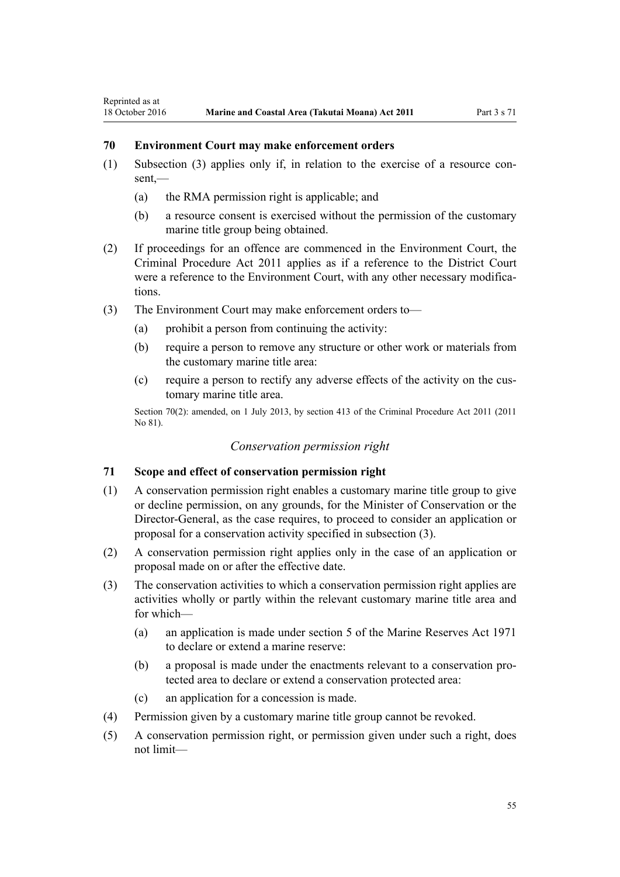### 70 Environment Court may make enforcement orders

(1) Subsection (3) applies only if, in relation to the exercise of a resource consent,—

(a) the RMA permission right is applicable; and

(b) a resource consent is exercised without the permission of the customary marine title group being obtained.

(2) If proceedings for an offence are commenced in the Environment Court, the Criminal Procedure Act 2011 applies as if a reference to the District Court were a reference to the Environment Court, with any other necessary modifications.

(3) The Environment Court may make enforcement orders to—

(a) prohibit a person from continuing the activity:

(b) require a person to remove any structure or other work or materials from the customary marine title area:

(c) require a person to rectify any adverse effects of the activity on the customary marine title area.

Section 70(2): amended, on 1 July 2013, by section 413 of the Criminal Procedure Act 2011 (2011 No 81).

*Conservation permission right*

### 71 Scope and effect of conservation permission right

(1) A conservation permission right enables a customary marine title group to give or decline permission, on any grounds, for the Minister of Conservation or the Director-General, as the case requires, to proceed to consider an application or proposal for a conservation activity specified in subsection (3).

(2) A conservation permission right applies only in the case of an application or proposal made on or after the effective date.

(3) The conservation activities to which a conservation permission right applies are activities wholly or partly within the relevant customary marine title area and for which—

(a) an application is made under section 5 of the Marine Reserves Act 1971 to declare or extend a marine reserve:

(b) a proposal is made under the enactments relevant to a conservation protected area to declare or extend a conservation protected area:

(c) an application for a concession is made.

(4) Permission given by a customary marine title group cannot be revoked.

(5) A conservation permission right, or permission given under such a right, does not limit—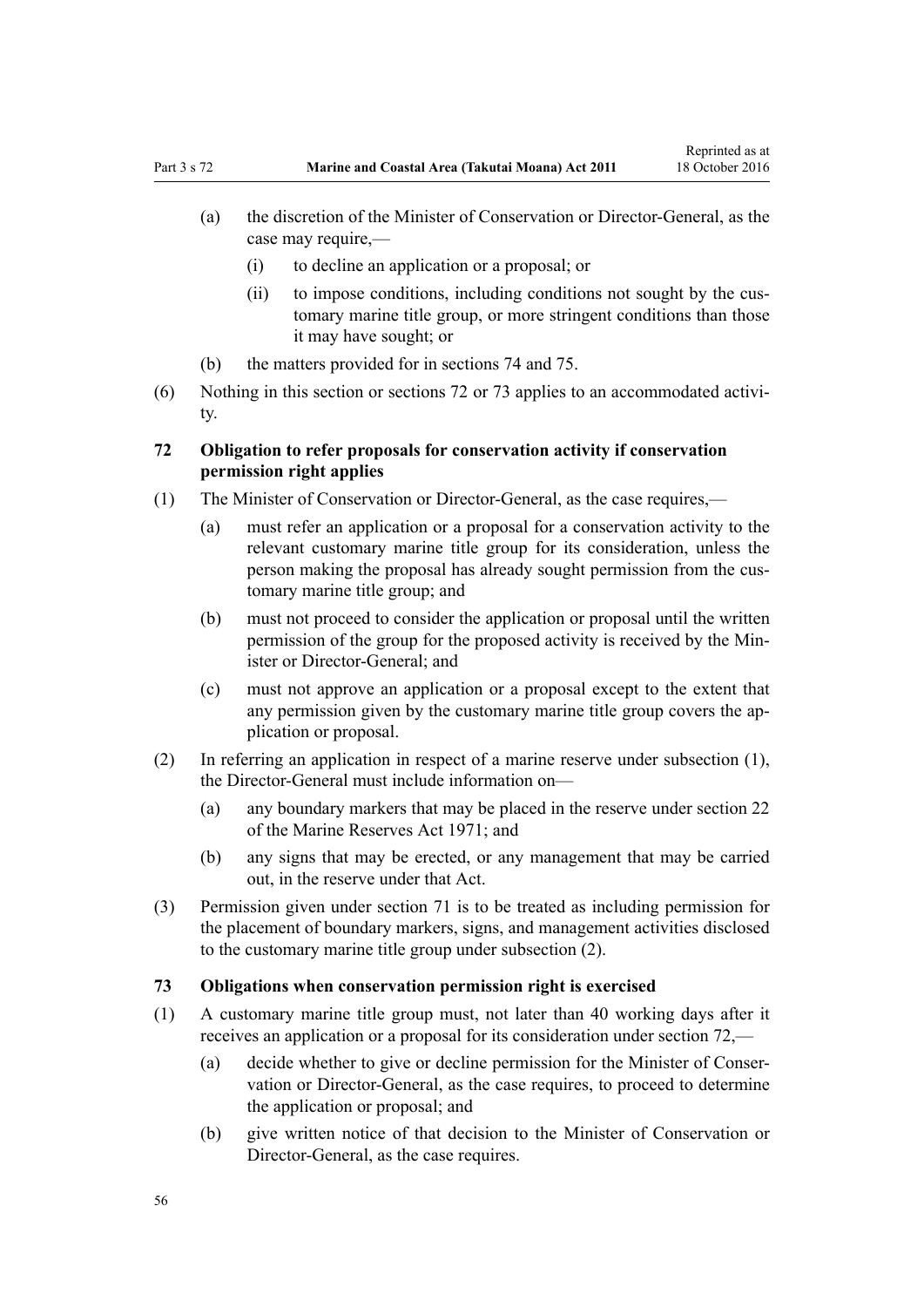(a) the discretion of the Minister of Conservation or Director-General, as the case may require,—

  (i) to decline an application or a proposal; or

  (ii) to impose conditions, including conditions not sought by the customary marine title group, or more stringent conditions than those it may have sought; or

(b) the matters provided for in sections 74 and 75.

(6) Nothing in this section or sections 72 or 73 applies to an accommodated activity.

### 72 Obligation to refer proposals for conservation activity if conservation permission right applies

(1) The Minister of Conservation or Director-General, as the case requires,—

  (a) must refer an application or a proposal for a conservation activity to the relevant customary marine title group for its consideration, unless the person making the proposal has already sought permission from the customary marine title group; and

  (b) must not proceed to consider the application or proposal until the written permission of the group for the proposed activity is received by the Minister or Director-General; and

  (c) must not approve an application or a proposal except to the extent that any permission given by the customary marine title group covers the application or proposal.

(2) In referring an application in respect of a marine reserve under subsection (1), the Director-General must include information on—

  (a) any boundary markers that may be placed in the reserve under section 22 of the Marine Reserves Act 1971; and

  (b) any signs that may be erected, or any management that may be carried out, in the reserve under that Act.

(3) Permission given under section 71 is to be treated as including permission for the placement of boundary markers, signs, and management activities disclosed to the customary marine title group under subsection (2).

### 73 Obligations when conservation permission right is exercised

(1) A customary marine title group must, not later than 40 working days after it receives an application or a proposal for its consideration under section 72,—

  (a) decide whether to give or decline permission for the Minister of Conservation or Director-General, as the case requires, to proceed to determine the application or proposal; and

  (b) give written notice of that decision to the Minister of Conservation or Director-General, as the case requires.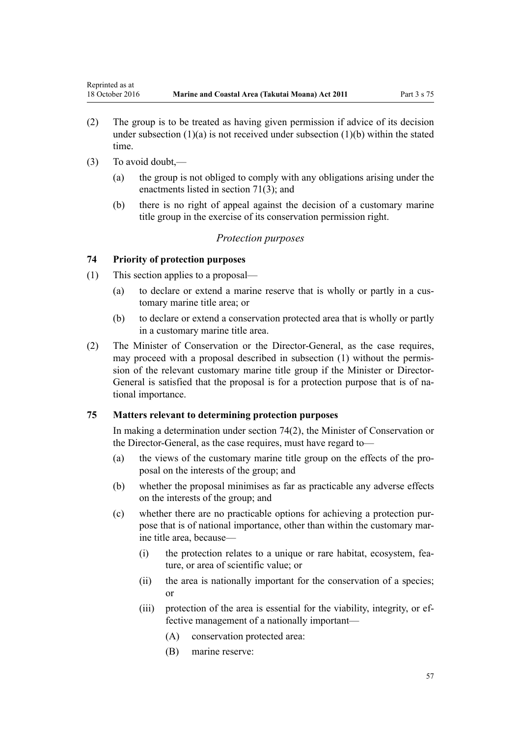(2) The group is to be treated as having given permission if advice of its decision under subsection (1)(a) is not received under subsection (1)(b) within the stated time.

(3) To avoid doubt,—

  (a) the group is not obliged to comply with any obligations arising under the enactments listed in section 71(3); and

  (b) there is no right of appeal against the decision of a customary marine title group in the exercise of its conservation permission right.

### *Protection purposes*

### 74 Priority of protection purposes

(1) This section applies to a proposal—

  (a) to declare or extend a marine reserve that is wholly or partly in a customary marine title area; or

  (b) to declare or extend a conservation protected area that is wholly or partly in a customary marine title area.

(2) The Minister of Conservation or the Director-General, as the case requires, may proceed with a proposal described in subsection (1) without the permission of the relevant customary marine title group if the Minister or Director-General is satisfied that the proposal is for a protection purpose that is of national importance.

### 75 Matters relevant to determining protection purposes

In making a determination under section 74(2), the Minister of Conservation or the Director-General, as the case requires, must have regard to—

  (a) the views of the customary marine title group on the effects of the proposal on the interests of the group; and

  (b) whether the proposal minimises as far as practicable any adverse effects on the interests of the group; and

  (c) whether there are no practicable options for achieving a protection purpose that is of national importance, other than within the customary marine title area, because—

    (i) the protection relates to a unique or rare habitat, ecosystem, feature, or area of scientific value; or

    (ii) the area is nationally important for the conservation of a species; or

    (iii) protection of the area is essential for the viability, integrity, or effective management of a nationally important—

      (A) conservation protected area:

      (B) marine reserve: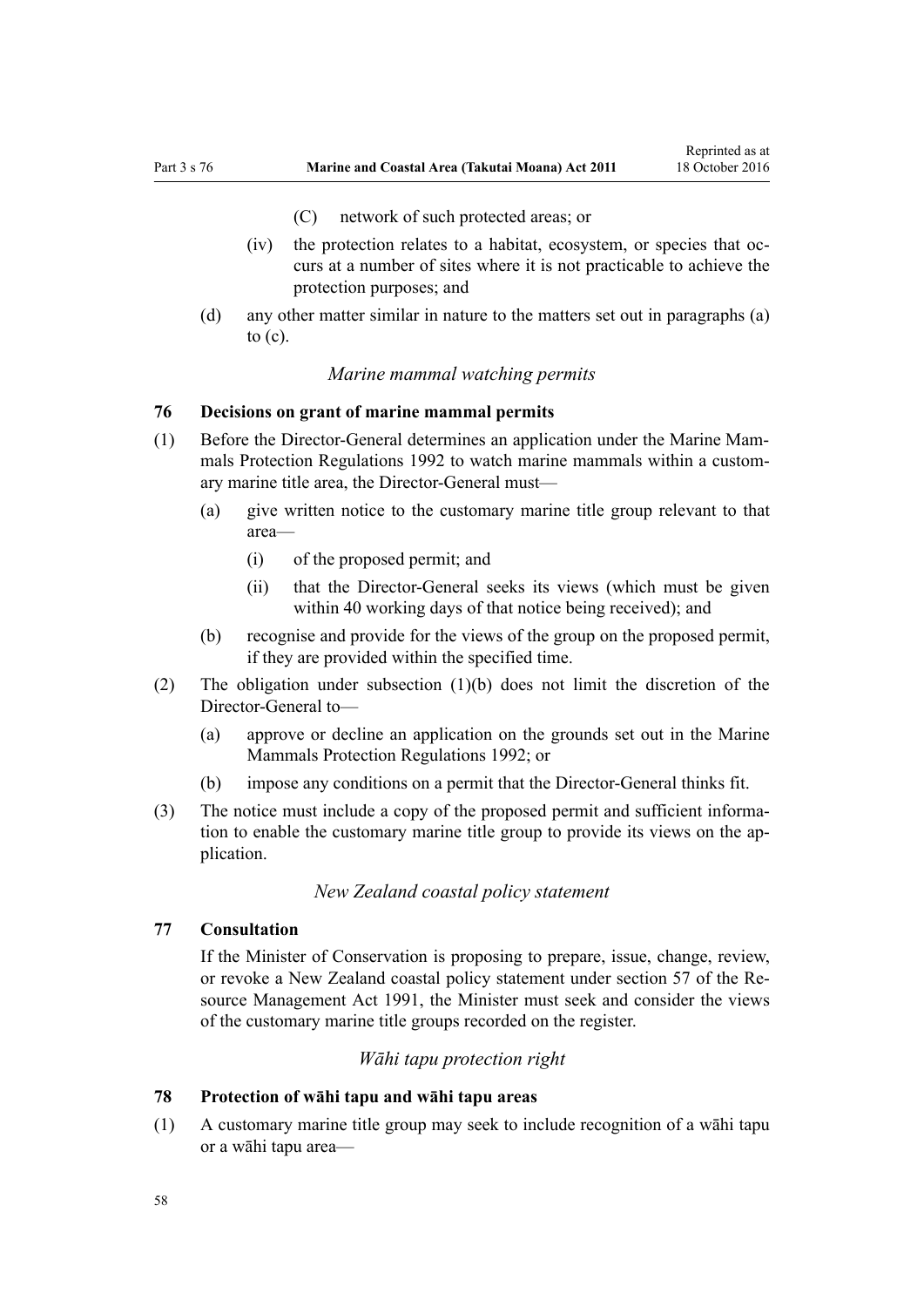(C) network of such protected areas; or

(iv) the protection relates to a habitat, ecosystem, or species that occurs at a number of sites where it is not practicable to achieve the protection purposes; and

(d) any other matter similar in nature to the matters set out in paragraphs (a) to (c).

*Marine mammal watching permits*

**76 Decisions on grant of marine mammal permits**

(1) Before the Director-General determines an application under the Marine Mammals Protection Regulations 1992 to watch marine mammals within a customary marine title area, the Director-General must—

(a) give written notice to the customary marine title group relevant to that area—

(i) of the proposed permit; and

(ii) that the Director-General seeks its views (which must be given within 40 working days of that notice being received); and

(b) recognise and provide for the views of the group on the proposed permit, if they are provided within the specified time.

(2) The obligation under subsection (1)(b) does not limit the discretion of the Director-General to—

(a) approve or decline an application on the grounds set out in the Marine Mammals Protection Regulations 1992; or

(b) impose any conditions on a permit that the Director-General thinks fit.

(3) The notice must include a copy of the proposed permit and sufficient information to enable the customary marine title group to provide its views on the application.

*New Zealand coastal policy statement*

**77 Consultation**

If the Minister of Conservation is proposing to prepare, issue, change, review, or revoke a New Zealand coastal policy statement under section 57 of the Resource Management Act 1991, the Minister must seek and consider the views of the customary marine title groups recorded on the register.

*Wāhi tapu protection right*

**78 Protection of wāhi tapu and wāhi tapu areas**

(1) A customary marine title group may seek to include recognition of a wāhi tapu or a wāhi tapu area—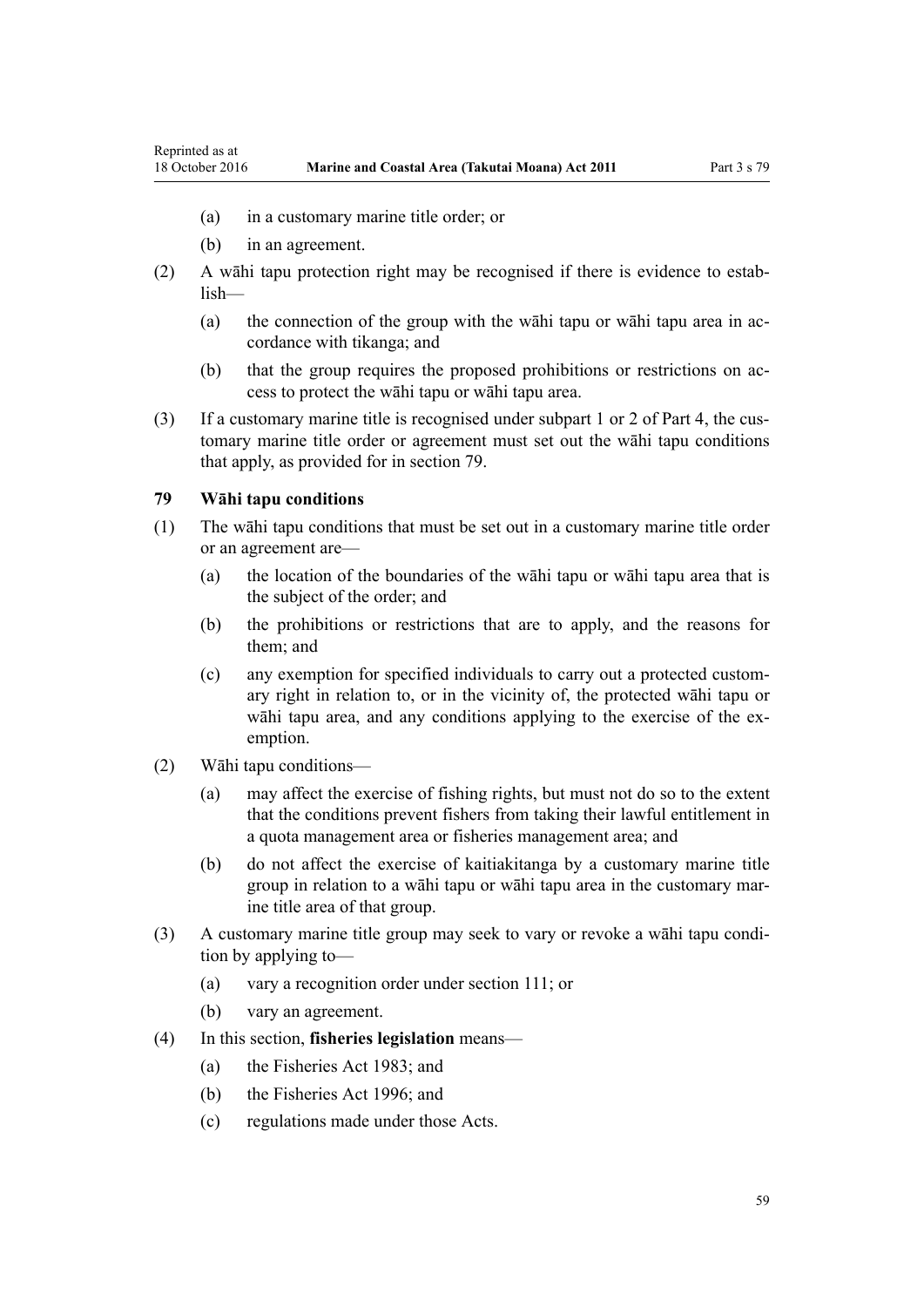(a) in a customary marine title order; or

(b) in an agreement.

(2) A wāhi tapu protection right may be recognised if there is evidence to establish—

(a) the connection of the group with the wāhi tapu or wāhi tapu area in accordance with tikanga; and

(b) that the group requires the proposed prohibitions or restrictions on access to protect the wāhi tapu or wāhi tapu area.

(3) If a customary marine title is recognised under subpart 1 or 2 of Part 4, the customary marine title order or agreement must set out the wāhi tapu conditions that apply, as provided for in section 79.

### 79 Wāhi tapu conditions

(1) The wāhi tapu conditions that must be set out in a customary marine title order or an agreement are—

(a) the location of the boundaries of the wāhi tapu or wāhi tapu area that is the subject of the order; and

(b) the prohibitions or restrictions that are to apply, and the reasons for them; and

(c) any exemption for specified individuals to carry out a protected customary right in relation to, or in the vicinity of, the protected wāhi tapu or wāhi tapu area, and any conditions applying to the exercise of the exemption.

(2) Wāhi tapu conditions—

(a) may affect the exercise of fishing rights, but must not do so to the extent that the conditions prevent fishers from taking their lawful entitlement in a quota management area or fisheries management area; and

(b) do not affect the exercise of kaitiakitanga by a customary marine title group in relation to a wāhi tapu or wāhi tapu area in the customary marine title area of that group.

(3) A customary marine title group may seek to vary or revoke a wāhi tapu condition by applying to—

(a) vary a recognition order under section 111; or

(b) vary an agreement.

(4) In this section, **fisheries legislation** means—

(a) the Fisheries Act 1983; and

(b) the Fisheries Act 1996; and

(c) regulations made under those Acts.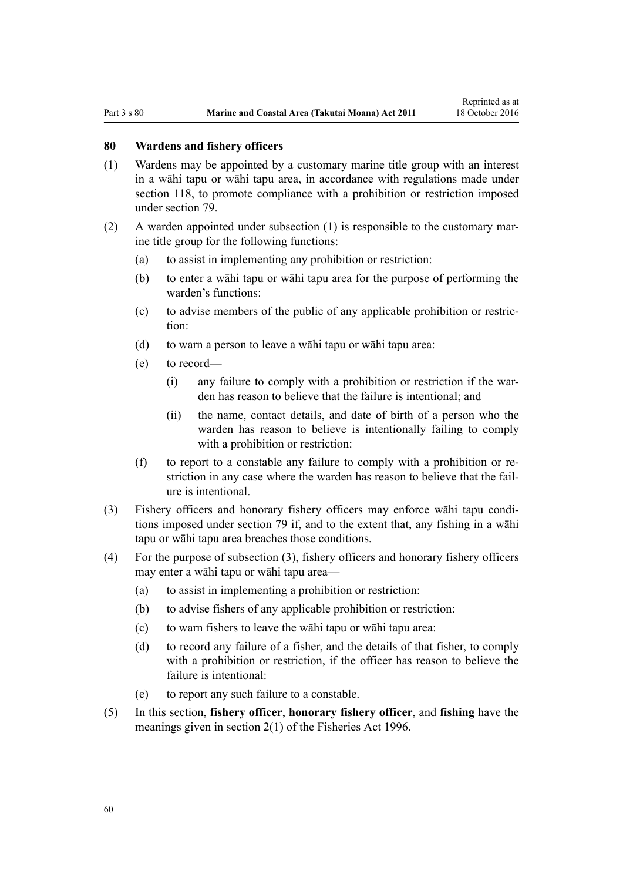### 80 Wardens and fishery officers

(1) Wardens may be appointed by a customary marine title group with an interest in a wāhi tapu or wāhi tapu area, in accordance with regulations made under section 118, to promote compliance with a prohibition or restriction imposed under section 79.

(2) A warden appointed under subsection (1) is responsible to the customary marine title group for the following functions:

- (a) to assist in implementing any prohibition or restriction:
- (b) to enter a wāhi tapu or wāhi tapu area for the purpose of performing the warden's functions:
- (c) to advise members of the public of any applicable prohibition or restriction:
- (d) to warn a person to leave a wāhi tapu or wāhi tapu area:
- (e) to record—
  - (i) any failure to comply with a prohibition or restriction if the warden has reason to believe that the failure is intentional; and
  - (ii) the name, contact details, and date of birth of a person who the warden has reason to believe is intentionally failing to comply with a prohibition or restriction:
- (f) to report to a constable any failure to comply with a prohibition or restriction in any case where the warden has reason to believe that the failure is intentional.

(3) Fishery officers and honorary fishery officers may enforce wāhi tapu conditions imposed under section 79 if, and to the extent that, any fishing in a wāhi tapu or wāhi tapu area breaches those conditions.

(4) For the purpose of subsection (3), fishery officers and honorary fishery officers may enter a wāhi tapu or wāhi tapu area—

- (a) to assist in implementing a prohibition or restriction:
- (b) to advise fishers of any applicable prohibition or restriction:
- (c) to warn fishers to leave the wāhi tapu or wāhi tapu area:
- (d) to record any failure of a fisher, and the details of that fisher, to comply with a prohibition or restriction, if the officer has reason to believe the failure is intentional:
- (e) to report any such failure to a constable.

(5) In this section, **fishery officer**, **honorary fishery officer**, and **fishing** have the meanings given in section 2(1) of the Fisheries Act 1996.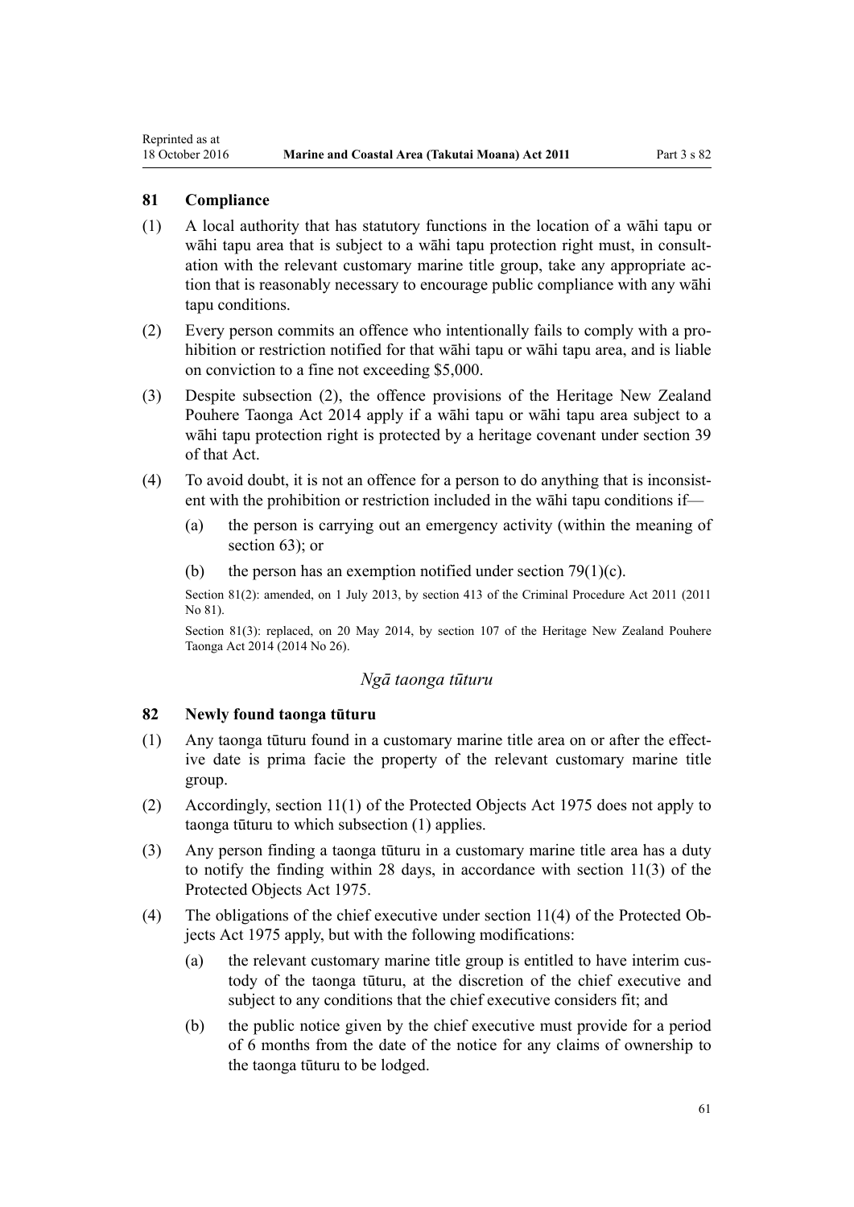## 81 Compliance

(1) A local authority that has statutory functions in the location of a wāhi tapu or wāhi tapu area that is subject to a wāhi tapu protection right must, in consultation with the relevant customary marine title group, take any appropriate action that is reasonably necessary to encourage public compliance with any wāhi tapu conditions.

(2) Every person commits an offence who intentionally fails to comply with a prohibition or restriction notified for that wāhi tapu or wāhi tapu area, and is liable on conviction to a fine not exceeding $5,000.

(3) Despite subsection (2), the offence provisions of the Heritage New Zealand Pouhere Taonga Act 2014 apply if a wāhi tapu or wāhi tapu area subject to a wāhi tapu protection right is protected by a heritage covenant under section 39 of that Act.

(4) To avoid doubt, it is not an offence for a person to do anything that is inconsistent with the prohibition or restriction included in the wāhi tapu conditions if—

(a) the person is carrying out an emergency activity (within the meaning of section 63); or

(b) the person has an exemption notified under section 79(1)(c).

Section 81(2): amended, on 1 July 2013, by section 413 of the Criminal Procedure Act 2011 (2011 No 81).

Section 81(3): replaced, on 20 May 2014, by section 107 of the Heritage New Zealand Pouhere Taonga Act 2014 (2014 No 26).

### *Ngā taonga tūturu*

## 82 Newly found taonga tūturu

(1) Any taonga tūturu found in a customary marine title area on or after the effective date is prima facie the property of the relevant customary marine title group.

(2) Accordingly, section 11(1) of the Protected Objects Act 1975 does not apply to taonga tūturu to which subsection (1) applies.

(3) Any person finding a taonga tūturu in a customary marine title area has a duty to notify the finding within 28 days, in accordance with section 11(3) of the Protected Objects Act 1975.

(4) The obligations of the chief executive under section 11(4) of the Protected Objects Act 1975 apply, but with the following modifications:

(a) the relevant customary marine title group is entitled to have interim custody of the taonga tūturu, at the discretion of the chief executive and subject to any conditions that the chief executive considers fit; and

(b) the public notice given by the chief executive must provide for a period of 6 months from the date of the notice for any claims of ownership to the taonga tūturu to be lodged.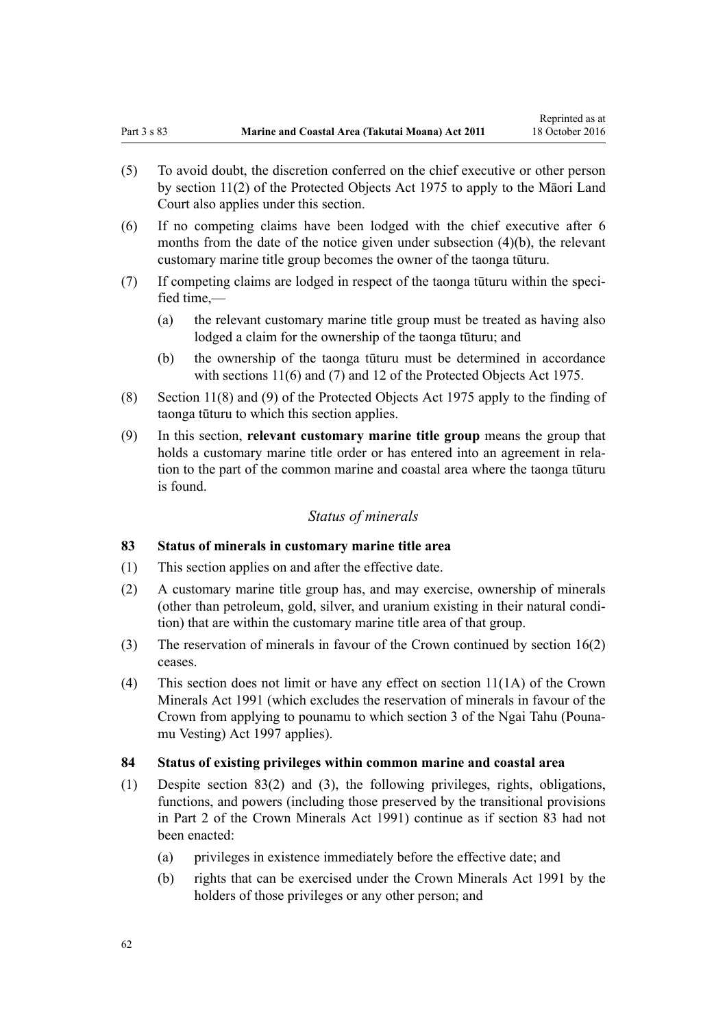(5) To avoid doubt, the discretion conferred on the chief executive or other person by section 11(2) of the Protected Objects Act 1975 to apply to the Māori Land Court also applies under this section.

(6) If no competing claims have been lodged with the chief executive after 6 months from the date of the notice given under subsection (4)(b), the relevant customary marine title group becomes the owner of the taonga tūturu.

(7) If competing claims are lodged in respect of the taonga tūturu within the specified time,—

  (a) the relevant customary marine title group must be treated as having also lodged a claim for the ownership of the taonga tūturu; and

  (b) the ownership of the taonga tūturu must be determined in accordance with sections 11(6) and (7) and 12 of the Protected Objects Act 1975.

(8) Section 11(8) and (9) of the Protected Objects Act 1975 apply to the finding of taonga tūturu to which this section applies.

(9) In this section, **relevant customary marine title group** means the group that holds a customary marine title order or has entered into an agreement in relation to the part of the common marine and coastal area where the taonga tūturu is found.

*Status of minerals*

### 83 Status of minerals in customary marine title area

(1) This section applies on and after the effective date.

(2) A customary marine title group has, and may exercise, ownership of minerals (other than petroleum, gold, silver, and uranium existing in their natural condition) that are within the customary marine title area of that group.

(3) The reservation of minerals in favour of the Crown continued by section 16(2) ceases.

(4) This section does not limit or have any effect on section 11(1A) of the Crown Minerals Act 1991 (which excludes the reservation of minerals in favour of the Crown from applying to pounamu to which section 3 of the Ngai Tahu (Pounamu Vesting) Act 1997 applies).

### 84 Status of existing privileges within common marine and coastal area

(1) Despite section 83(2) and (3), the following privileges, rights, obligations, functions, and powers (including those preserved by the transitional provisions in Part 2 of the Crown Minerals Act 1991) continue as if section 83 had not been enacted:

  (a) privileges in existence immediately before the effective date; and

  (b) rights that can be exercised under the Crown Minerals Act 1991 by the holders of those privileges or any other person; and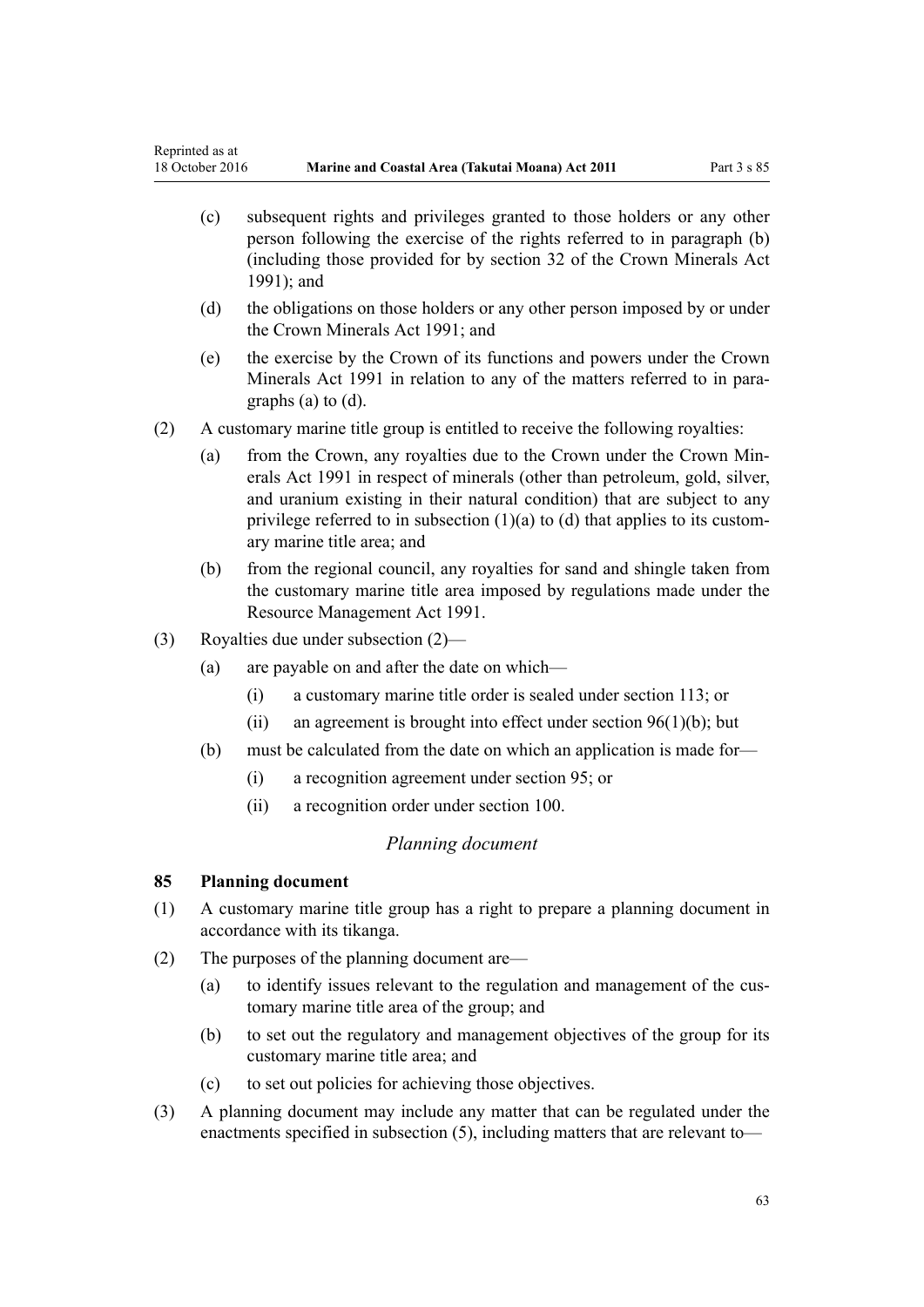(c) subsequent rights and privileges granted to those holders or any other person following the exercise of the rights referred to in paragraph (b) (including those provided for by section 32 of the Crown Minerals Act 1991); and

(d) the obligations on those holders or any other person imposed by or under the Crown Minerals Act 1991; and

(e) the exercise by the Crown of its functions and powers under the Crown Minerals Act 1991 in relation to any of the matters referred to in paragraphs (a) to (d).

(2) A customary marine title group is entitled to receive the following royalties:

(a) from the Crown, any royalties due to the Crown under the Crown Minerals Act 1991 in respect of minerals (other than petroleum, gold, silver, and uranium existing in their natural condition) that are subject to any privilege referred to in subsection (1)(a) to (d) that applies to its customary marine title area; and

(b) from the regional council, any royalties for sand and shingle taken from the customary marine title area imposed by regulations made under the Resource Management Act 1991.

(3) Royalties due under subsection (2)—

(a) are payable on and after the date on which—

(i) a customary marine title order is sealed under section 113; or

(ii) an agreement is brought into effect under section 96(1)(b); but

(b) must be calculated from the date on which an application is made for—

(i) a recognition agreement under section 95; or

(ii) a recognition order under section 100.

*Planning document*

### 85 Planning document

(1) A customary marine title group has a right to prepare a planning document in accordance with its tikanga.

(2) The purposes of the planning document are—

(a) to identify issues relevant to the regulation and management of the customary marine title area of the group; and

(b) to set out the regulatory and management objectives of the group for its customary marine title area; and

(c) to set out policies for achieving those objectives.

(3) A planning document may include any matter that can be regulated under the enactments specified in subsection (5), including matters that are relevant to—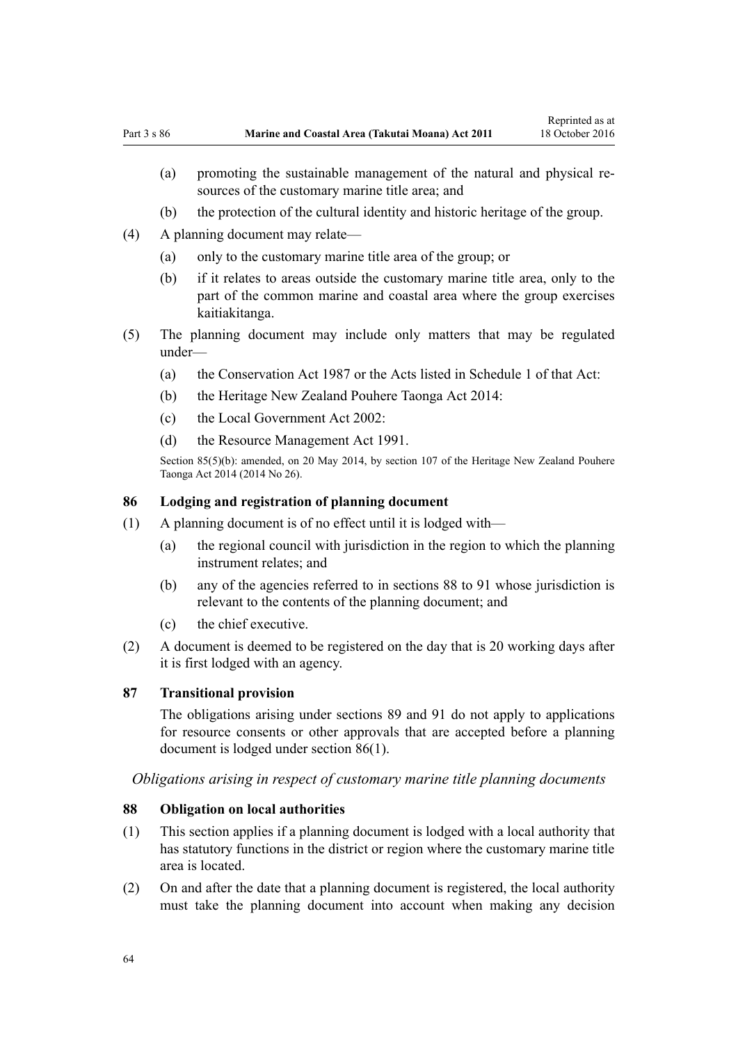- (a) promoting the sustainable management of the natural and physical resources of the customary marine title area; and
- (b) the protection of the cultural identity and historic heritage of the group.

(4) A planning document may relate—

- (a) only to the customary marine title area of the group; or
- (b) if it relates to areas outside the customary marine title area, only to the part of the common marine and coastal area where the group exercises kaitiakitanga.

(5) The planning document may include only matters that may be regulated under—

- (a) the Conservation Act 1987 or the Acts listed in Schedule 1 of that Act:
- (b) the Heritage New Zealand Pouhere Taonga Act 2014:
- (c) the Local Government Act 2002:
- (d) the Resource Management Act 1991.

Section 85(5)(b): amended, on 20 May 2014, by section 107 of the Heritage New Zealand Pouhere Taonga Act 2014 (2014 No 26).

### 86 Lodging and registration of planning document

(1) A planning document is of no effect until it is lodged with—

- (a) the regional council with jurisdiction in the region to which the planning instrument relates; and
- (b) any of the agencies referred to in sections 88 to 91 whose jurisdiction is relevant to the contents of the planning document; and
- (c) the chief executive.

(2) A document is deemed to be registered on the day that is 20 working days after it is first lodged with an agency.

### 87 Transitional provision

The obligations arising under sections 89 and 91 do not apply to applications for resource consents or other approvals that are accepted before a planning document is lodged under section 86(1).

*Obligations arising in respect of customary marine title planning documents*

### 88 Obligation on local authorities

(1) This section applies if a planning document is lodged with a local authority that has statutory functions in the district or region where the customary marine title area is located.

(2) On and after the date that a planning document is registered, the local authority must take the planning document into account when making any decision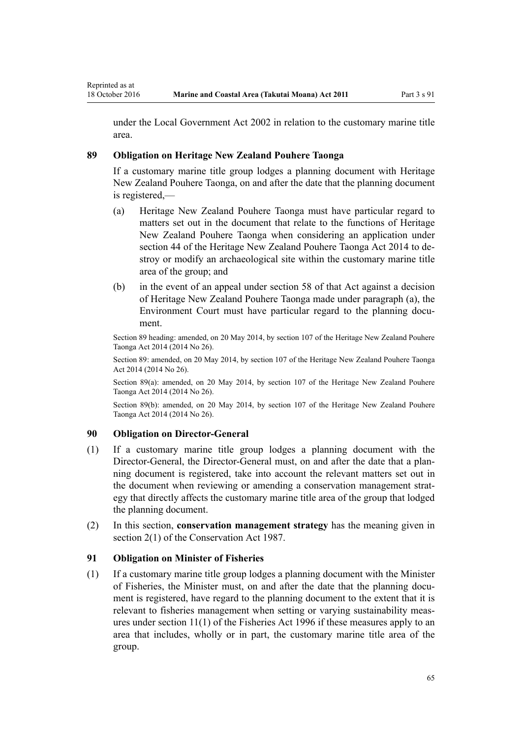under the Local Government Act 2002 in relation to the customary marine title area.

### 89 Obligation on Heritage New Zealand Pouhere Taonga

If a customary marine title group lodges a planning document with Heritage New Zealand Pouhere Taonga, on and after the date that the planning document is registered,—

(a) Heritage New Zealand Pouhere Taonga must have particular regard to matters set out in the document that relate to the functions of Heritage New Zealand Pouhere Taonga when considering an application under section 44 of the Heritage New Zealand Pouhere Taonga Act 2014 to destroy or modify an archaeological site within the customary marine title area of the group; and

(b) in the event of an appeal under section 58 of that Act against a decision of Heritage New Zealand Pouhere Taonga made under paragraph (a), the Environment Court must have particular regard to the planning document.

Section 89 heading: amended, on 20 May 2014, by section 107 of the Heritage New Zealand Pouhere Taonga Act 2014 (2014 No 26).

Section 89: amended, on 20 May 2014, by section 107 of the Heritage New Zealand Pouhere Taonga Act 2014 (2014 No 26).

Section 89(a): amended, on 20 May 2014, by section 107 of the Heritage New Zealand Pouhere Taonga Act 2014 (2014 No 26).

Section 89(b): amended, on 20 May 2014, by section 107 of the Heritage New Zealand Pouhere Taonga Act 2014 (2014 No 26).

### 90 Obligation on Director-General

(1) If a customary marine title group lodges a planning document with the Director-General, the Director-General must, on and after the date that a planning document is registered, take into account the relevant matters set out in the document when reviewing or amending a conservation management strategy that directly affects the customary marine title area of the group that lodged the planning document.

(2) In this section, **conservation management strategy** has the meaning given in section 2(1) of the Conservation Act 1987.

### 91 Obligation on Minister of Fisheries

(1) If a customary marine title group lodges a planning document with the Minister of Fisheries, the Minister must, on and after the date that the planning document is registered, have regard to the planning document to the extent that it is relevant to fisheries management when setting or varying sustainability measures under section 11(1) of the Fisheries Act 1996 if these measures apply to an area that includes, wholly or in part, the customary marine title area of the group.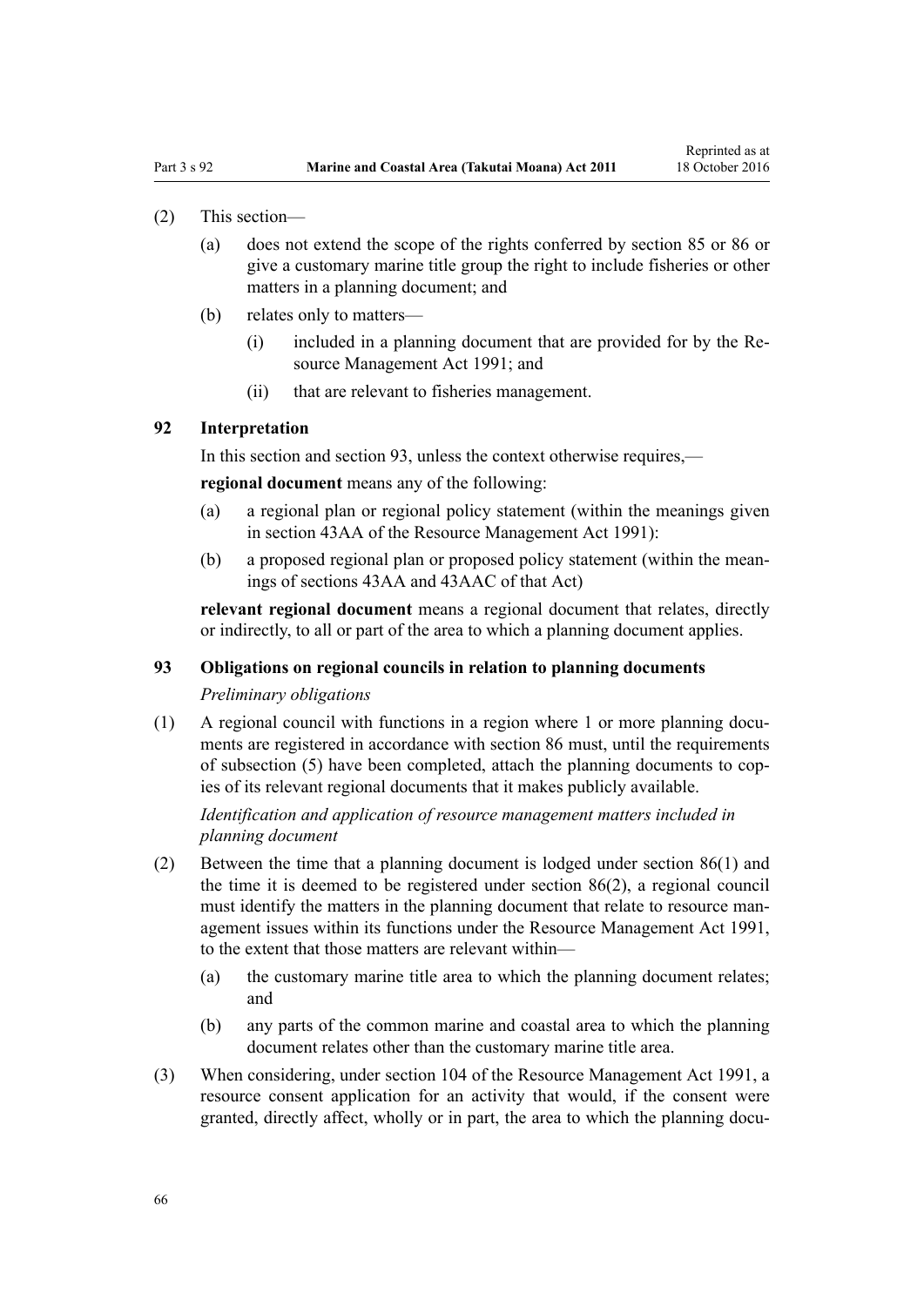(2) This section—

(a) does not extend the scope of the rights conferred by section 85 or 86 or give a customary marine title group the right to include fisheries or other matters in a planning document; and

(b) relates only to matters—

(i) included in a planning document that are provided for by the Resource Management Act 1991; and

(ii) that are relevant to fisheries management.

### 92 Interpretation

In this section and section 93, unless the context otherwise requires,—

**regional document** means any of the following:

(a) a regional plan or regional policy statement (within the meanings given in section 43AA of the Resource Management Act 1991):

(b) a proposed regional plan or proposed policy statement (within the meanings of sections 43AA and 43AAC of that Act)

**relevant regional document** means a regional document that relates, directly or indirectly, to all or part of the area to which a planning document applies.

### 93 Obligations on regional councils in relation to planning documents

*Preliminary obligations*

(1) A regional council with functions in a region where 1 or more planning documents are registered in accordance with section 86 must, until the requirements of subsection (5) have been completed, attach the planning documents to copies of its relevant regional documents that it makes publicly available.

*Identification and application of resource management matters included in planning document*

(2) Between the time that a planning document is lodged under section 86(1) and the time it is deemed to be registered under section 86(2), a regional council must identify the matters in the planning document that relate to resource management issues within its functions under the Resource Management Act 1991, to the extent that those matters are relevant within—

(a) the customary marine title area to which the planning document relates; and

(b) any parts of the common marine and coastal area to which the planning document relates other than the customary marine title area.

(3) When considering, under section 104 of the Resource Management Act 1991, a resource consent application for an activity that would, if the consent were granted, directly affect, wholly or in part, the area to which the planning docu-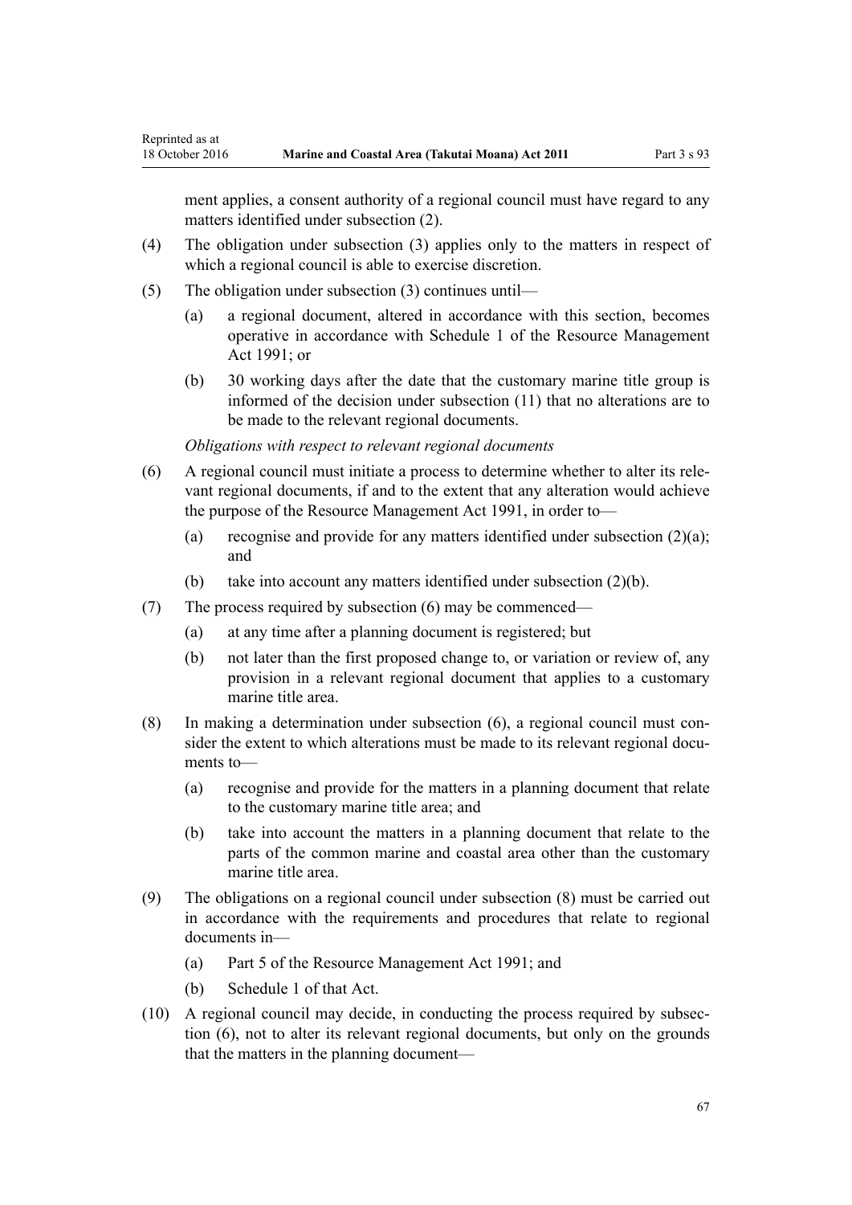ment applies, a consent authority of a regional council must have regard to any matters identified under subsection (2).

(4) The obligation under subsection (3) applies only to the matters in respect of which a regional council is able to exercise discretion.

(5) The obligation under subsection (3) continues until—

(a) a regional document, altered in accordance with this section, becomes operative in accordance with Schedule 1 of the Resource Management Act 1991; or

(b) 30 working days after the date that the customary marine title group is informed of the decision under subsection (11) that no alterations are to be made to the relevant regional documents.

*Obligations with respect to relevant regional documents*

(6) A regional council must initiate a process to determine whether to alter its relevant regional documents, if and to the extent that any alteration would achieve the purpose of the Resource Management Act 1991, in order to—

(a) recognise and provide for any matters identified under subsection (2)(a); and

(b) take into account any matters identified under subsection (2)(b).

(7) The process required by subsection (6) may be commenced—

(a) at any time after a planning document is registered; but

(b) not later than the first proposed change to, or variation or review of, any provision in a relevant regional document that applies to a customary marine title area.

(8) In making a determination under subsection (6), a regional council must consider the extent to which alterations must be made to its relevant regional documents to—

(a) recognise and provide for the matters in a planning document that relate to the customary marine title area; and

(b) take into account the matters in a planning document that relate to the parts of the common marine and coastal area other than the customary marine title area.

(9) The obligations on a regional council under subsection (8) must be carried out in accordance with the requirements and procedures that relate to regional documents in—

(a) Part 5 of the Resource Management Act 1991; and

(b) Schedule 1 of that Act.

(10) A regional council may decide, in conducting the process required by subsection (6), not to alter its relevant regional documents, but only on the grounds that the matters in the planning document—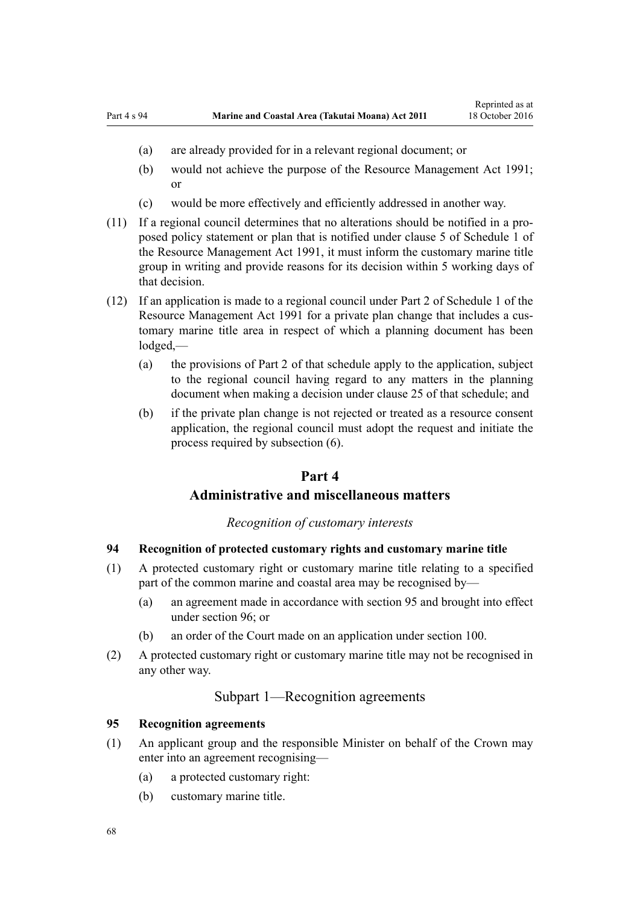(a) are already provided for in a relevant regional document; or

(b) would not achieve the purpose of the Resource Management Act 1991; or

(c) would be more effectively and efficiently addressed in another way.

(11) If a regional council determines that no alterations should be notified in a proposed policy statement or plan that is notified under clause 5 of Schedule 1 of the Resource Management Act 1991, it must inform the customary marine title group in writing and provide reasons for its decision within 5 working days of that decision.

(12) If an application is made to a regional council under Part 2 of Schedule 1 of the Resource Management Act 1991 for a private plan change that includes a customary marine title area in respect of which a planning document has been lodged,—

(a) the provisions of Part 2 of that schedule apply to the application, subject to the regional council having regard to any matters in the planning document when making a decision under clause 25 of that schedule; and

(b) if the private plan change is not rejected or treated as a resource consent application, the regional council must adopt the request and initiate the process required by subsection (6).

# Part 4
# Administrative and miscellaneous matters

*Recognition of customary interests*

### 94 Recognition of protected customary rights and customary marine title

(1) A protected customary right or customary marine title relating to a specified part of the common marine and coastal area may be recognised by—

(a) an agreement made in accordance with section 95 and brought into effect under section 96; or

(b) an order of the Court made on an application under section 100.

(2) A protected customary right or customary marine title may not be recognised in any other way.

## Subpart 1—Recognition agreements

### 95 Recognition agreements

(1) An applicant group and the responsible Minister on behalf of the Crown may enter into an agreement recognising—

(a) a protected customary right:

(b) customary marine title.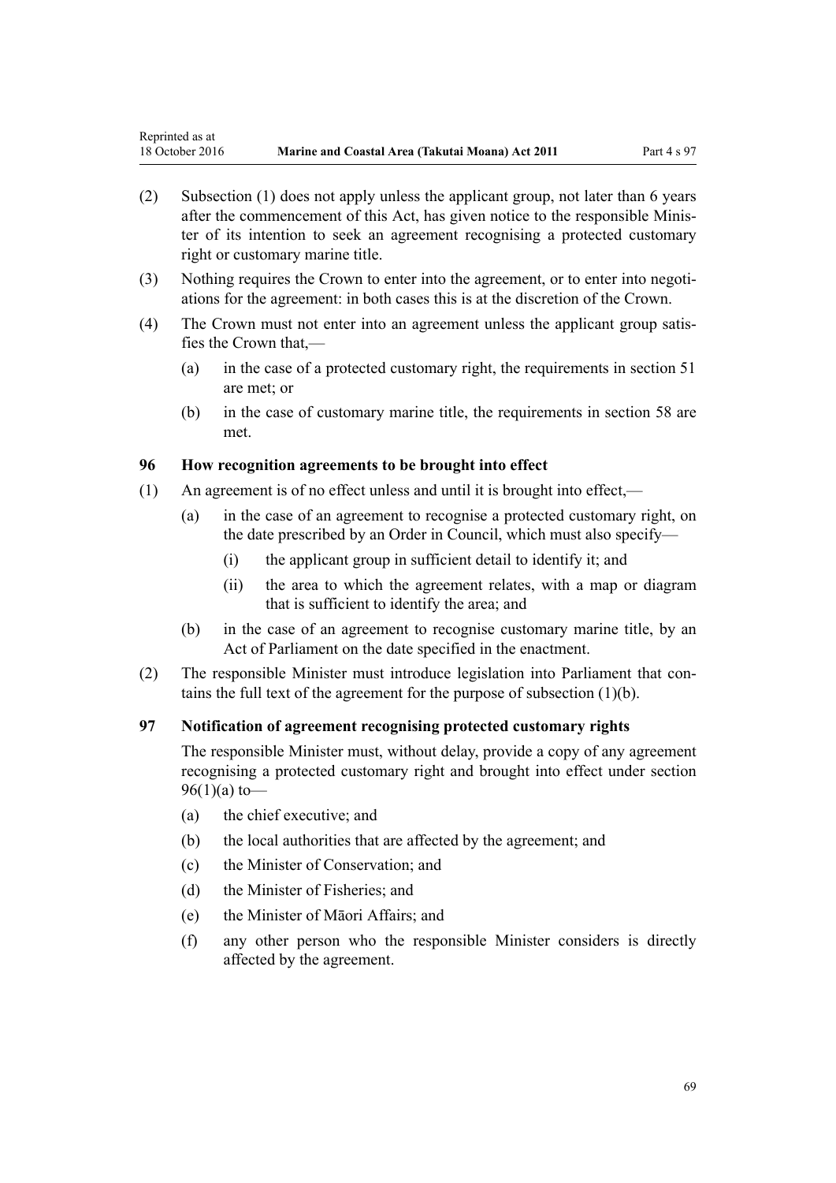(2) Subsection (1) does not apply unless the applicant group, not later than 6 years after the commencement of this Act, has given notice to the responsible Minister of its intention to seek an agreement recognising a protected customary right or customary marine title.

(3) Nothing requires the Crown to enter into the agreement, or to enter into negotiations for the agreement: in both cases this is at the discretion of the Crown.

(4) The Crown must not enter into an agreement unless the applicant group satisfies the Crown that,—

- (a) in the case of a protected customary right, the requirements in section 51 are met; or
- (b) in the case of customary marine title, the requirements in section 58 are met.

### 96 How recognition agreements to be brought into effect

(1) An agreement is of no effect unless and until it is brought into effect,—

- (a) in the case of an agreement to recognise a protected customary right, on the date prescribed by an Order in Council, which must also specify—
  - (i) the applicant group in sufficient detail to identify it; and
  - (ii) the area to which the agreement relates, with a map or diagram that is sufficient to identify the area; and
- (b) in the case of an agreement to recognise customary marine title, by an Act of Parliament on the date specified in the enactment.

(2) The responsible Minister must introduce legislation into Parliament that contains the full text of the agreement for the purpose of subsection (1)(b).

### 97 Notification of agreement recognising protected customary rights

The responsible Minister must, without delay, provide a copy of any agreement recognising a protected customary right and brought into effect under section 96(1)(a) to—

- (a) the chief executive; and
- (b) the local authorities that are affected by the agreement; and
- (c) the Minister of Conservation; and
- (d) the Minister of Fisheries; and
- (e) the Minister of Māori Affairs; and
- (f) any other person who the responsible Minister considers is directly affected by the agreement.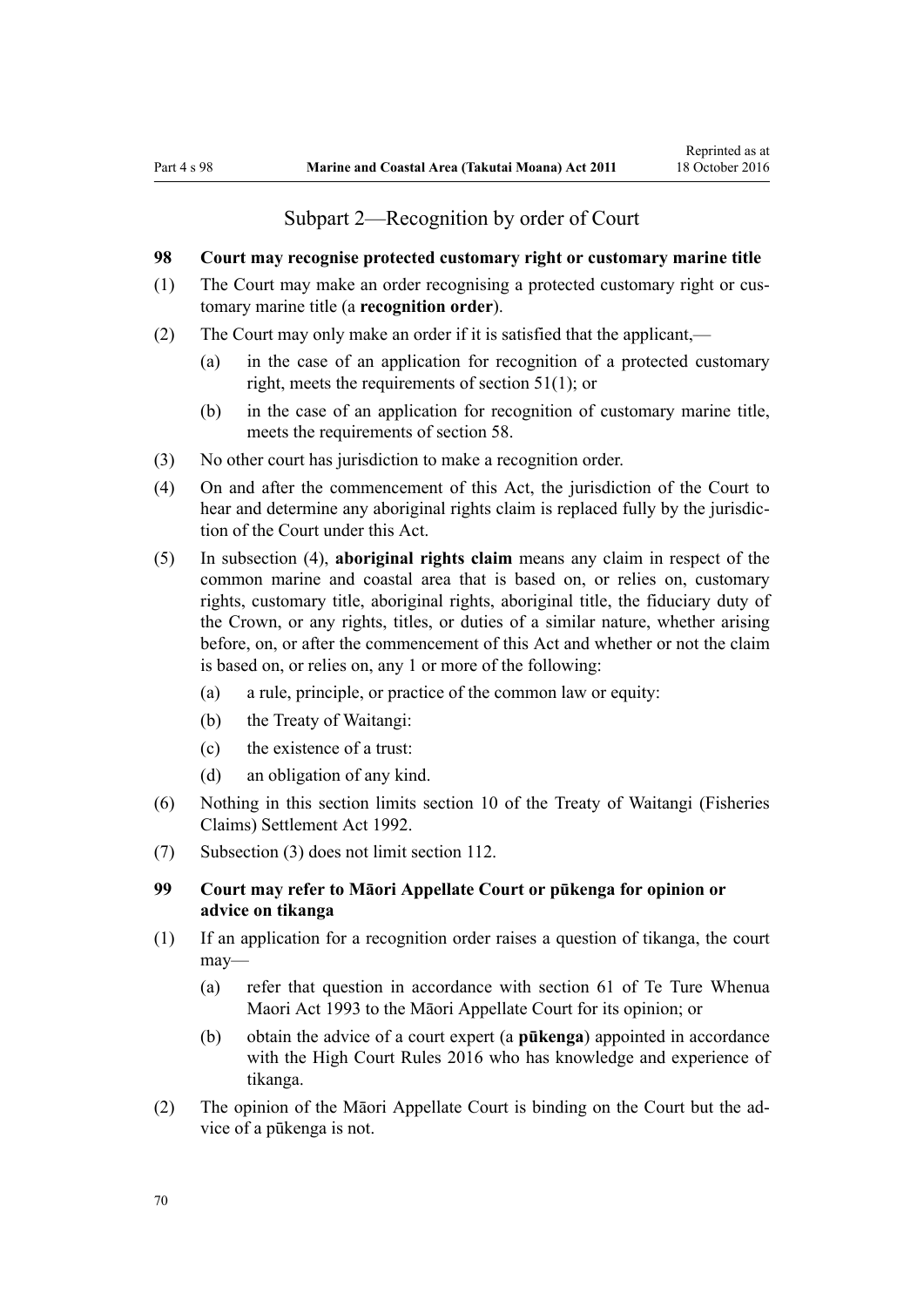## Subpart 2—Recognition by order of Court

### 98 Court may recognise protected customary right or customary marine title

(1) The Court may make an order recognising a protected customary right or customary marine title (a **recognition order**).

(2) The Court may only make an order if it is satisfied that the applicant,—

- (a) in the case of an application for recognition of a protected customary right, meets the requirements of section 51(1); or
- (b) in the case of an application for recognition of customary marine title, meets the requirements of section 58.

(3) No other court has jurisdiction to make a recognition order.

(4) On and after the commencement of this Act, the jurisdiction of the Court to hear and determine any aboriginal rights claim is replaced fully by the jurisdiction of the Court under this Act.

(5) In subsection (4), **aboriginal rights claim** means any claim in respect of the common marine and coastal area that is based on, or relies on, customary rights, customary title, aboriginal rights, aboriginal title, the fiduciary duty of the Crown, or any rights, titles, or duties of a similar nature, whether arising before, on, or after the commencement of this Act and whether or not the claim is based on, or relies on, any 1 or more of the following:

- (a) a rule, principle, or practice of the common law or equity:
- (b) the Treaty of Waitangi:
- (c) the existence of a trust:
- (d) an obligation of any kind.

(6) Nothing in this section limits section 10 of the Treaty of Waitangi (Fisheries Claims) Settlement Act 1992.

(7) Subsection (3) does not limit section 112.

### 99 Court may refer to Māori Appellate Court or pūkenga for opinion or advice on tikanga

(1) If an application for a recognition order raises a question of tikanga, the court may—

- (a) refer that question in accordance with section 61 of Te Ture Whenua Maori Act 1993 to the Māori Appellate Court for its opinion; or
- (b) obtain the advice of a court expert (a **pūkenga**) appointed in accordance with the High Court Rules 2016 who has knowledge and experience of tikanga.

(2) The opinion of the Māori Appellate Court is binding on the Court but the advice of a pūkenga is not.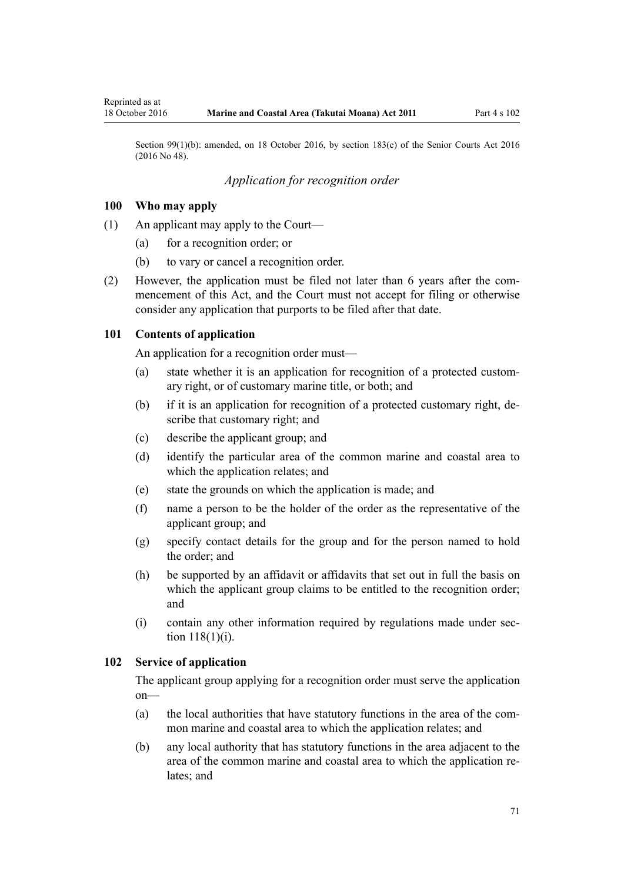Section 99(1)(b): amended, on 18 October 2016, by section 183(c) of the Senior Courts Act 2016 (2016 No 48).

### *Application for recognition order*

### 100 Who may apply

(1) An applicant may apply to the Court—

  (a) for a recognition order; or

  (b) to vary or cancel a recognition order.

(2) However, the application must be filed not later than 6 years after the commencement of this Act, and the Court must not accept for filing or otherwise consider any application that purports to be filed after that date.

### 101 Contents of application

An application for a recognition order must—

  (a) state whether it is an application for recognition of a protected customary right, or of customary marine title, or both; and

  (b) if it is an application for recognition of a protected customary right, describe that customary right; and

  (c) describe the applicant group; and

  (d) identify the particular area of the common marine and coastal area to which the application relates; and

  (e) state the grounds on which the application is made; and

  (f) name a person to be the holder of the order as the representative of the applicant group; and

  (g) specify contact details for the group and for the person named to hold the order; and

  (h) be supported by an affidavit or affidavits that set out in full the basis on which the applicant group claims to be entitled to the recognition order; and

  (i) contain any other information required by regulations made under section 118(1)(i).

### 102 Service of application

The applicant group applying for a recognition order must serve the application on—

  (a) the local authorities that have statutory functions in the area of the common marine and coastal area to which the application relates; and

  (b) any local authority that has statutory functions in the area adjacent to the area of the common marine and coastal area to which the application relates; and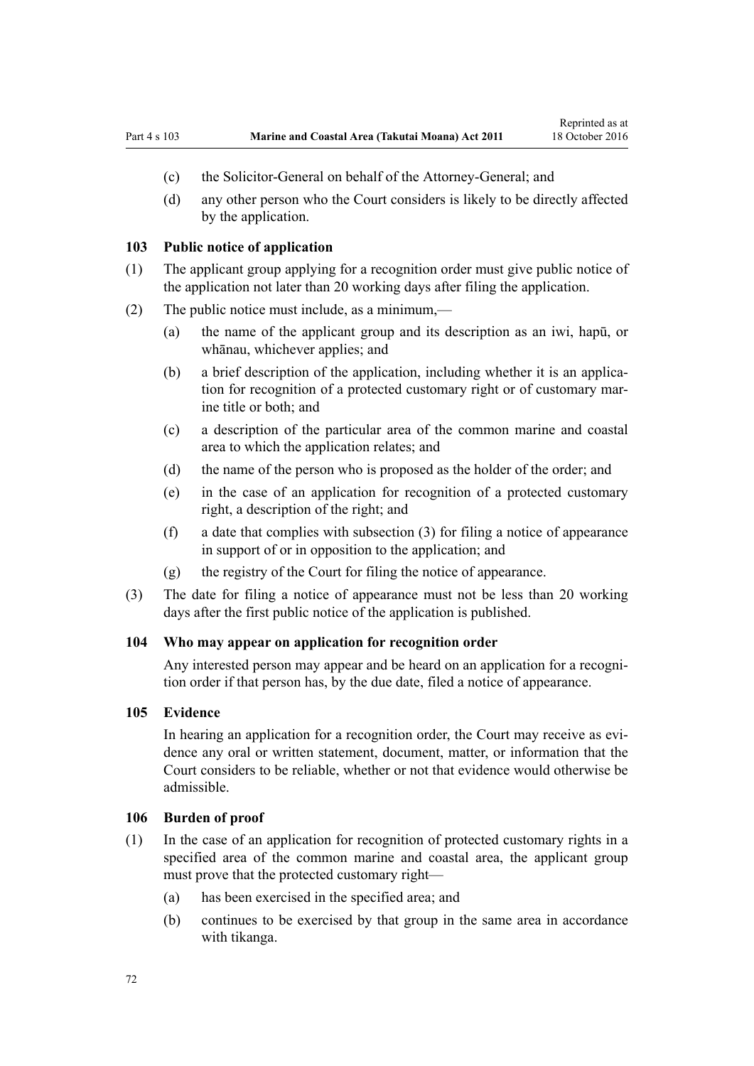(c) the Solicitor-General on behalf of the Attorney-General; and

(d) any other person who the Court considers is likely to be directly affected by the application.

### 103 Public notice of application

(1) The applicant group applying for a recognition order must give public notice of the application not later than 20 working days after filing the application.

(2) The public notice must include, as a minimum,—

(a) the name of the applicant group and its description as an iwi, hapū, or whānau, whichever applies; and

(b) a brief description of the application, including whether it is an application for recognition of a protected customary right or of customary marine title or both; and

(c) a description of the particular area of the common marine and coastal area to which the application relates; and

(d) the name of the person who is proposed as the holder of the order; and

(e) in the case of an application for recognition of a protected customary right, a description of the right; and

(f) a date that complies with subsection (3) for filing a notice of appearance in support of or in opposition to the application; and

(g) the registry of the Court for filing the notice of appearance.

(3) The date for filing a notice of appearance must not be less than 20 working days after the first public notice of the application is published.

### 104 Who may appear on application for recognition order

Any interested person may appear and be heard on an application for a recognition order if that person has, by the due date, filed a notice of appearance.

### 105 Evidence

In hearing an application for a recognition order, the Court may receive as evidence any oral or written statement, document, matter, or information that the Court considers to be reliable, whether or not that evidence would otherwise be admissible.

### 106 Burden of proof

(1) In the case of an application for recognition of protected customary rights in a specified area of the common marine and coastal area, the applicant group must prove that the protected customary right—

(a) has been exercised in the specified area; and

(b) continues to be exercised by that group in the same area in accordance with tikanga.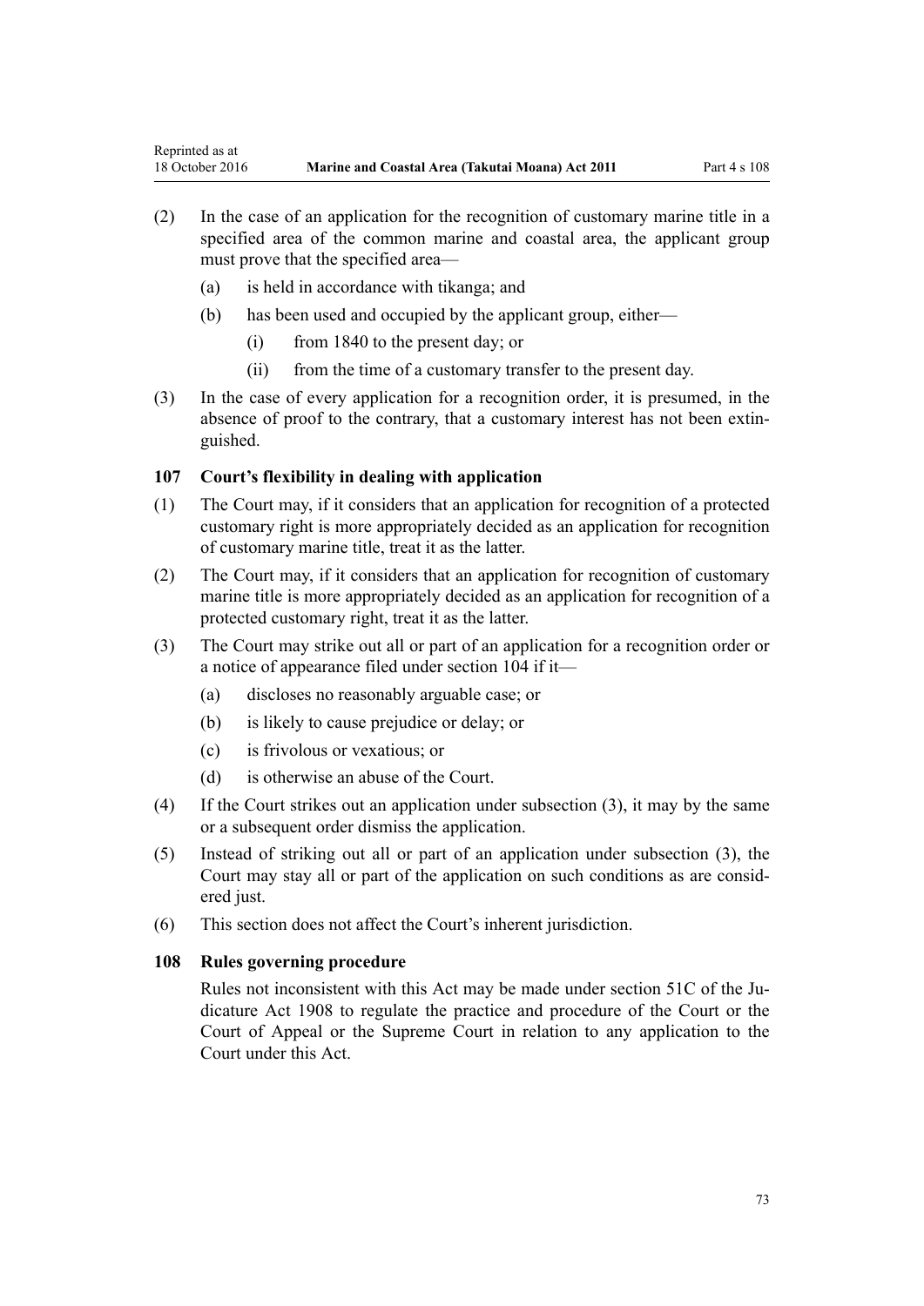(2) In the case of an application for the recognition of customary marine title in a specified area of the common marine and coastal area, the applicant group must prove that the specified area—

  (a) is held in accordance with tikanga; and

  (b) has been used and occupied by the applicant group, either—

    (i) from 1840 to the present day; or

    (ii) from the time of a customary transfer to the present day.

(3) In the case of every application for a recognition order, it is presumed, in the absence of proof to the contrary, that a customary interest has not been extinguished.

### 107 Court's flexibility in dealing with application

(1) The Court may, if it considers that an application for recognition of a protected customary right is more appropriately decided as an application for recognition of customary marine title, treat it as the latter.

(2) The Court may, if it considers that an application for recognition of customary marine title is more appropriately decided as an application for recognition of a protected customary right, treat it as the latter.

(3) The Court may strike out all or part of an application for a recognition order or a notice of appearance filed under section 104 if it—

  (a) discloses no reasonably arguable case; or

  (b) is likely to cause prejudice or delay; or

  (c) is frivolous or vexatious; or

  (d) is otherwise an abuse of the Court.

(4) If the Court strikes out an application under subsection (3), it may by the same or a subsequent order dismiss the application.

(5) Instead of striking out all or part of an application under subsection (3), the Court may stay all or part of the application on such conditions as are considered just.

(6) This section does not affect the Court's inherent jurisdiction.

### 108 Rules governing procedure

Rules not inconsistent with this Act may be made under section 51C of the Judicature Act 1908 to regulate the practice and procedure of the Court or the Court of Appeal or the Supreme Court in relation to any application to the Court under this Act.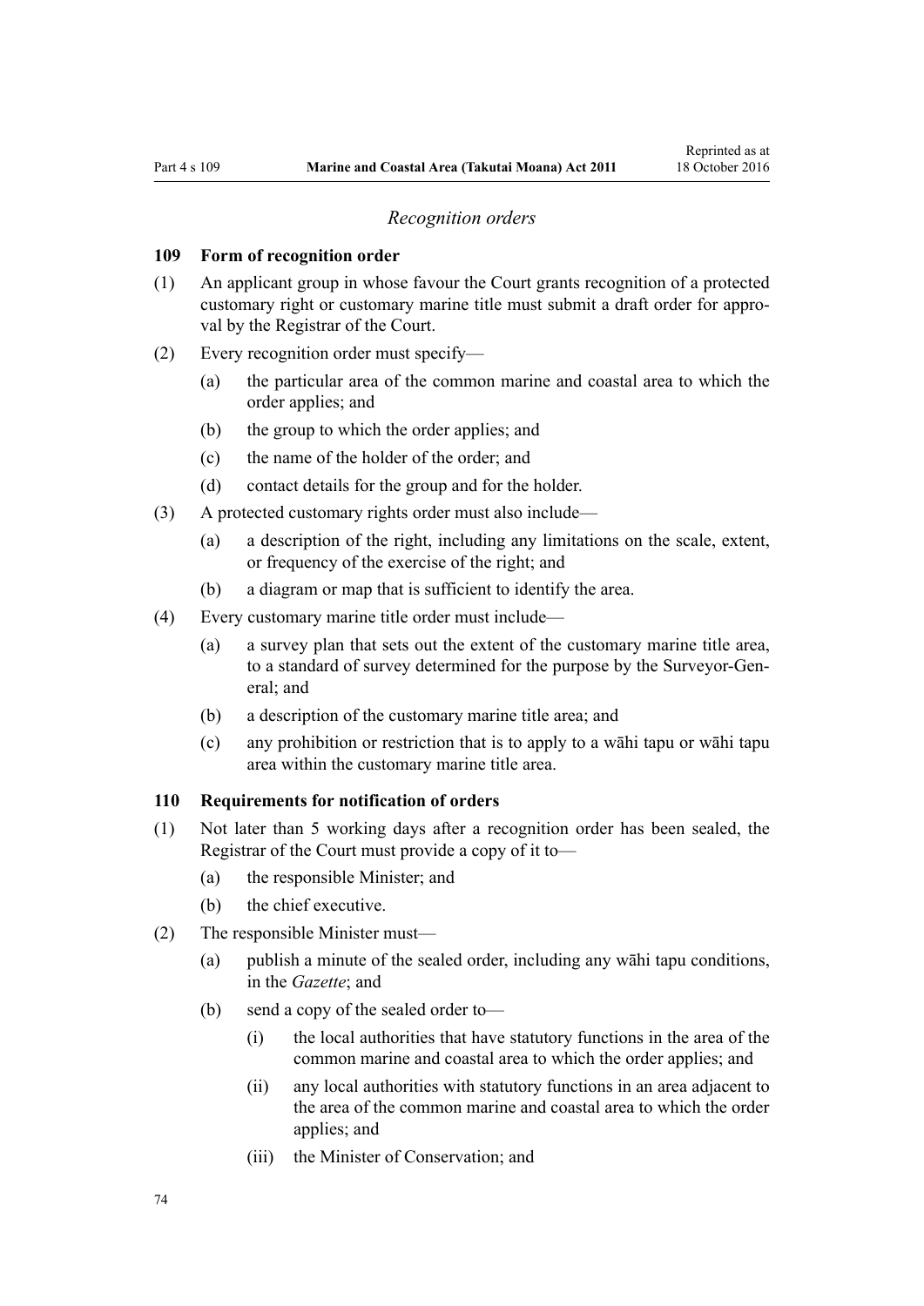*Recognition orders*

### 109 Form of recognition order

(1) An applicant group in whose favour the Court grants recognition of a protected customary right or customary marine title must submit a draft order for approval by the Registrar of the Court.

(2) Every recognition order must specify—

- (a) the particular area of the common marine and coastal area to which the order applies; and
- (b) the group to which the order applies; and
- (c) the name of the holder of the order; and
- (d) contact details for the group and for the holder.

(3) A protected customary rights order must also include—

- (a) a description of the right, including any limitations on the scale, extent, or frequency of the exercise of the right; and
- (b) a diagram or map that is sufficient to identify the area.

(4) Every customary marine title order must include—

- (a) a survey plan that sets out the extent of the customary marine title area, to a standard of survey determined for the purpose by the Surveyor-General; and
- (b) a description of the customary marine title area; and
- (c) any prohibition or restriction that is to apply to a wāhi tapu or wāhi tapu area within the customary marine title area.

### 110 Requirements for notification of orders

(1) Not later than 5 working days after a recognition order has been sealed, the Registrar of the Court must provide a copy of it to—

- (a) the responsible Minister; and
- (b) the chief executive.

(2) The responsible Minister must—

- (a) publish a minute of the sealed order, including any wāhi tapu conditions, in the *Gazette*; and
- (b) send a copy of the sealed order to—
  - (i) the local authorities that have statutory functions in the area of the common marine and coastal area to which the order applies; and
  - (ii) any local authorities with statutory functions in an area adjacent to the area of the common marine and coastal area to which the order applies; and
  - (iii) the Minister of Conservation; and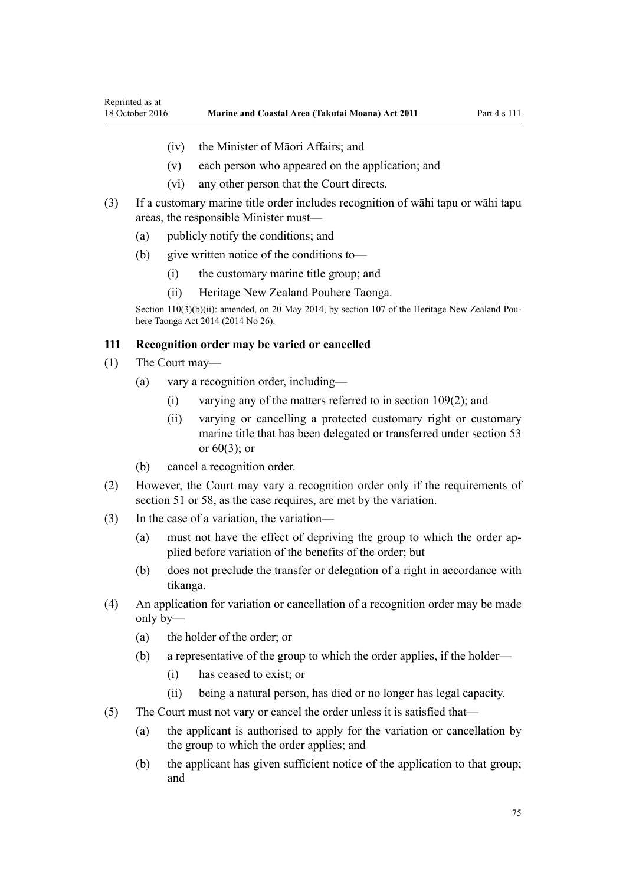(iv) the Minister of Māori Affairs; and

(v) each person who appeared on the application; and

(vi) any other person that the Court directs.

(3) If a customary marine title order includes recognition of wāhi tapu or wāhi tapu areas, the responsible Minister must—

(a) publicly notify the conditions; and

(b) give written notice of the conditions to—

(i) the customary marine title group; and

(ii) Heritage New Zealand Pouhere Taonga.

Section 110(3)(b)(ii): amended, on 20 May 2014, by section 107 of the Heritage New Zealand Pouhere Taonga Act 2014 (2014 No 26).

### 111 Recognition order may be varied or cancelled

(1) The Court may—

(a) vary a recognition order, including—

(i) varying any of the matters referred to in section 109(2); and

(ii) varying or cancelling a protected customary right or customary marine title that has been delegated or transferred under section 53 or 60(3); or

(b) cancel a recognition order.

(2) However, the Court may vary a recognition order only if the requirements of section 51 or 58, as the case requires, are met by the variation.

(3) In the case of a variation, the variation—

(a) must not have the effect of depriving the group to which the order applied before variation of the benefits of the order; but

(b) does not preclude the transfer or delegation of a right in accordance with tikanga.

(4) An application for variation or cancellation of a recognition order may be made only by—

(a) the holder of the order; or

(b) a representative of the group to which the order applies, if the holder—

(i) has ceased to exist; or

(ii) being a natural person, has died or no longer has legal capacity.

(5) The Court must not vary or cancel the order unless it is satisfied that—

(a) the applicant is authorised to apply for the variation or cancellation by the group to which the order applies; and

(b) the applicant has given sufficient notice of the application to that group; and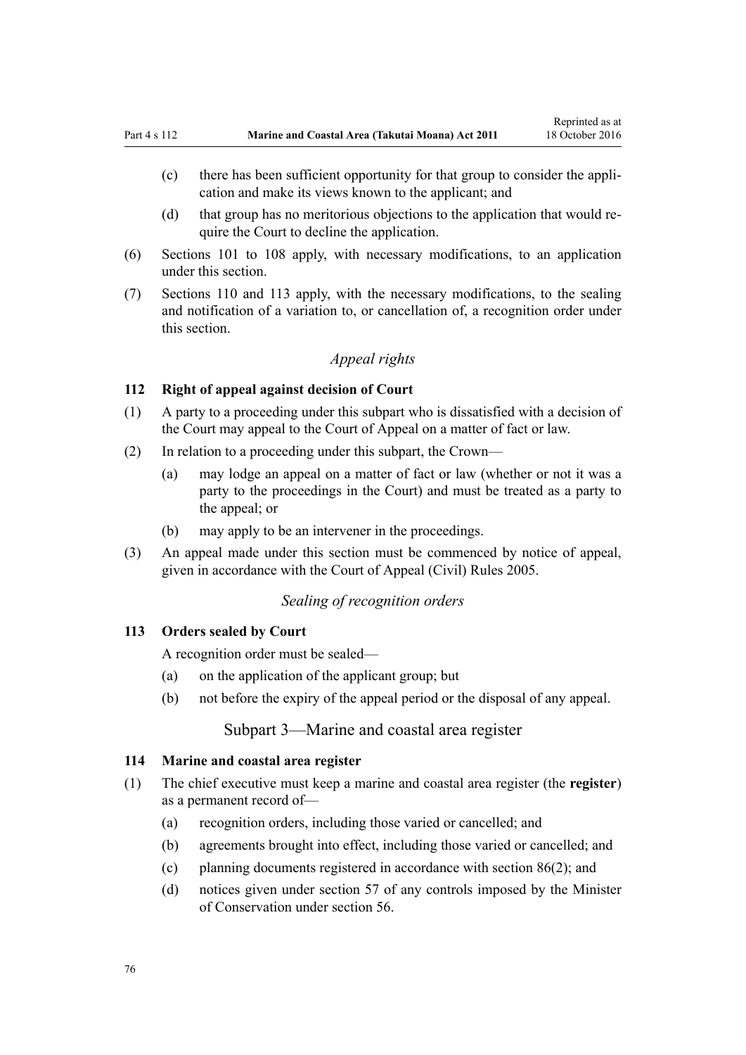(c) there has been sufficient opportunity for that group to consider the application and make its views known to the applicant; and

(d) that group has no meritorious objections to the application that would require the Court to decline the application.

(6) Sections 101 to 108 apply, with necessary modifications, to an application under this section.

(7) Sections 110 and 113 apply, with the necessary modifications, to the sealing and notification of a variation to, or cancellation of, a recognition order under this section.

*Appeal rights*

### 112 Right of appeal against decision of Court

(1) A party to a proceeding under this subpart who is dissatisfied with a decision of the Court may appeal to the Court of Appeal on a matter of fact or law.

(2) In relation to a proceeding under this subpart, the Crown—

(a) may lodge an appeal on a matter of fact or law (whether or not it was a party to the proceedings in the Court) and must be treated as a party to the appeal; or

(b) may apply to be an intervener in the proceedings.

(3) An appeal made under this section must be commenced by notice of appeal, given in accordance with the Court of Appeal (Civil) Rules 2005.

*Sealing of recognition orders*

### 113 Orders sealed by Court

A recognition order must be sealed—

(a) on the application of the applicant group; but

(b) not before the expiry of the appeal period or the disposal of any appeal.

## Subpart 3—Marine and coastal area register

### 114 Marine and coastal area register

(1) The chief executive must keep a marine and coastal area register (the **register**) as a permanent record of—

(a) recognition orders, including those varied or cancelled; and

(b) agreements brought into effect, including those varied or cancelled; and

(c) planning documents registered in accordance with section 86(2); and

(d) notices given under section 57 of any controls imposed by the Minister of Conservation under section 56.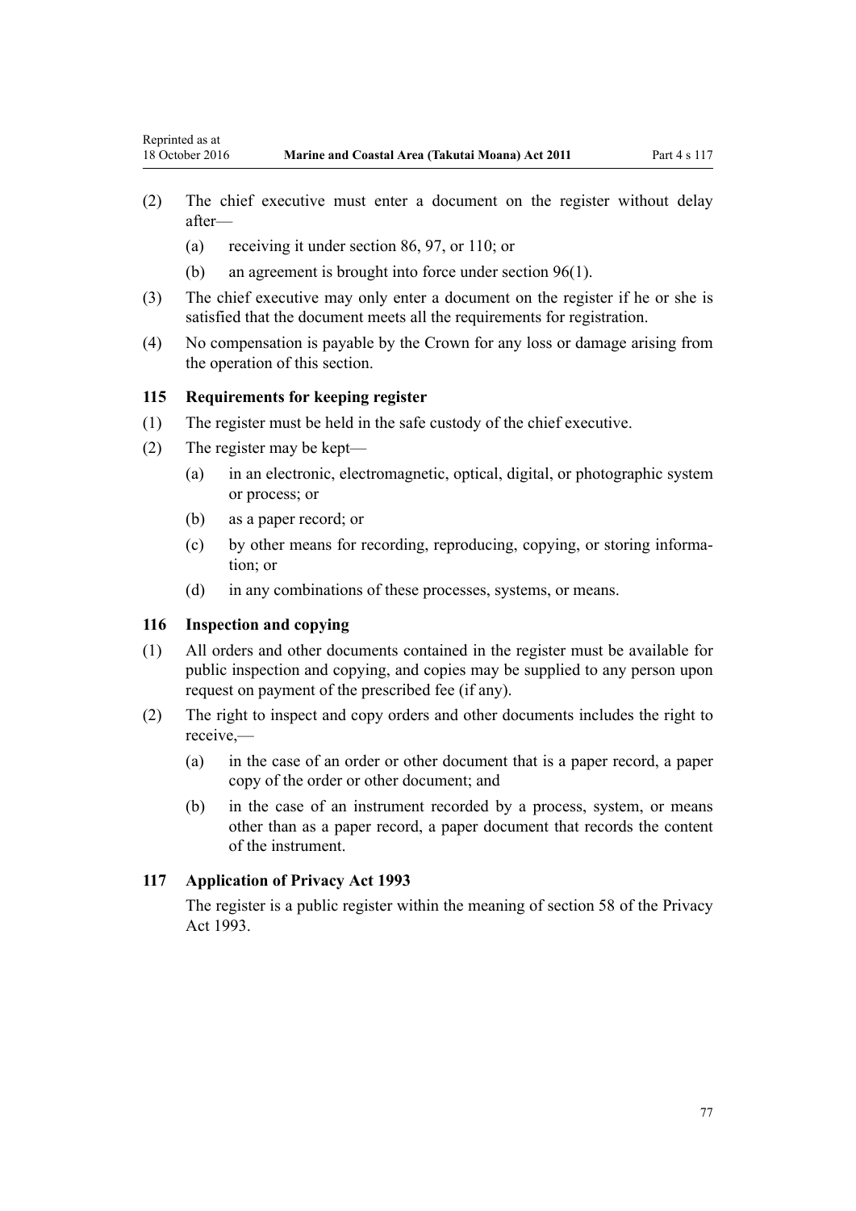(2) The chief executive must enter a document on the register without delay after—

(a) receiving it under section 86, 97, or 110; or

(b) an agreement is brought into force under section 96(1).

(3) The chief executive may only enter a document on the register if he or she is satisfied that the document meets all the requirements for registration.

(4) No compensation is payable by the Crown for any loss or damage arising from the operation of this section.

### 115 Requirements for keeping register

(1) The register must be held in the safe custody of the chief executive.

(2) The register may be kept—

(a) in an electronic, electromagnetic, optical, digital, or photographic system or process; or

(b) as a paper record; or

(c) by other means for recording, reproducing, copying, or storing information; or

(d) in any combinations of these processes, systems, or means.

### 116 Inspection and copying

(1) All orders and other documents contained in the register must be available for public inspection and copying, and copies may be supplied to any person upon request on payment of the prescribed fee (if any).

(2) The right to inspect and copy orders and other documents includes the right to receive,—

(a) in the case of an order or other document that is a paper record, a paper copy of the order or other document; and

(b) in the case of an instrument recorded by a process, system, or means other than as a paper record, a paper document that records the content of the instrument.

### 117 Application of Privacy Act 1993

The register is a public register within the meaning of section 58 of the Privacy Act 1993.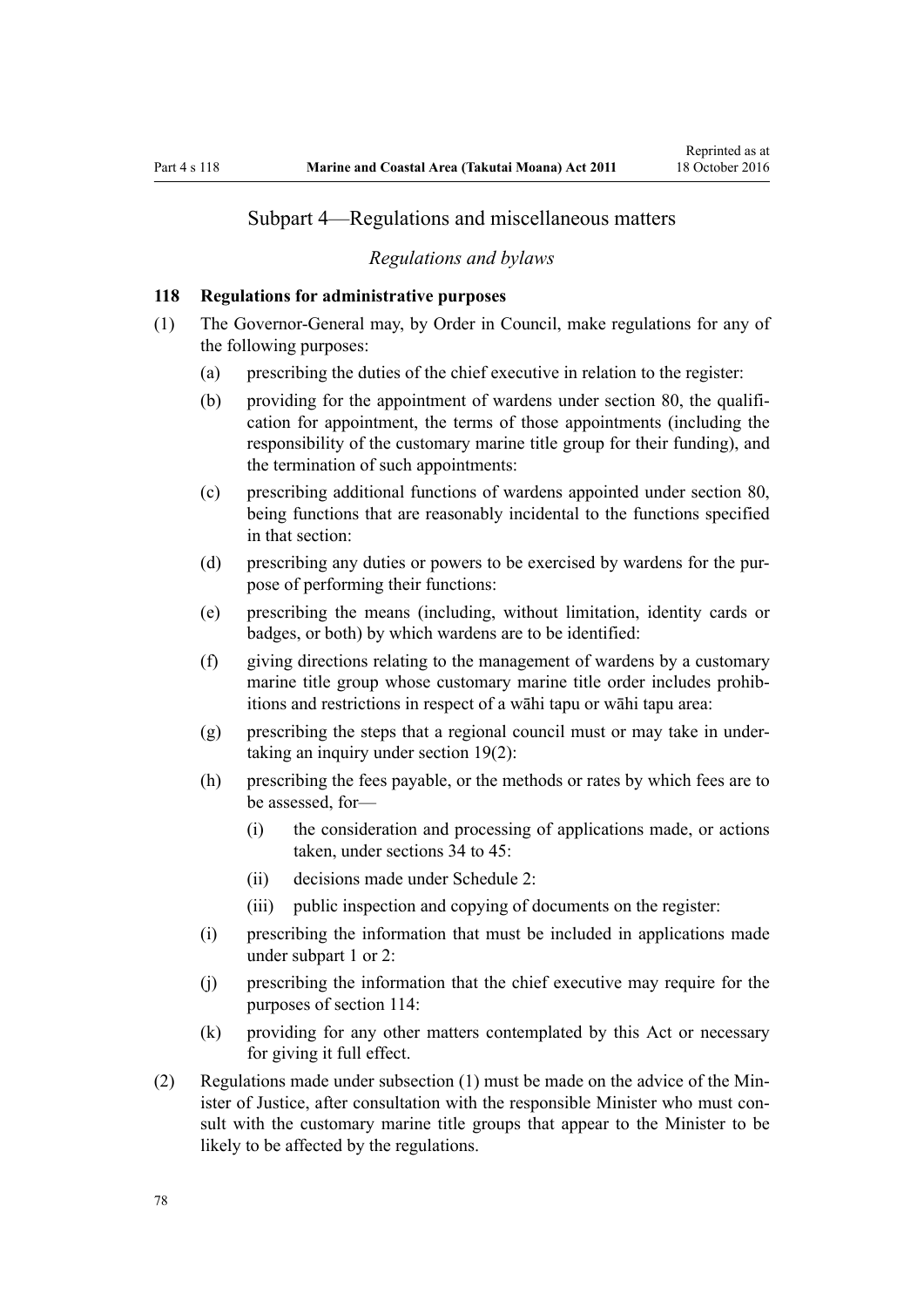## Subpart 4—Regulations and miscellaneous matters

### *Regulations and bylaws*

**118 Regulations for administrative purposes**

(1) The Governor-General may, by Order in Council, make regulations for any of the following purposes:

(a) prescribing the duties of the chief executive in relation to the register:

(b) providing for the appointment of wardens under section 80, the qualification for appointment, the terms of those appointments (including the responsibility of the customary marine title group for their funding), and the termination of such appointments:

(c) prescribing additional functions of wardens appointed under section 80, being functions that are reasonably incidental to the functions specified in that section:

(d) prescribing any duties or powers to be exercised by wardens for the purpose of performing their functions:

(e) prescribing the means (including, without limitation, identity cards or badges, or both) by which wardens are to be identified:

(f) giving directions relating to the management of wardens by a customary marine title group whose customary marine title order includes prohibitions and restrictions in respect of a wāhi tapu or wāhi tapu area:

(g) prescribing the steps that a regional council must or may take in undertaking an inquiry under section 19(2):

(h) prescribing the fees payable, or the methods or rates by which fees are to be assessed, for—

(i) the consideration and processing of applications made, or actions taken, under sections 34 to 45:

(ii) decisions made under Schedule 2:

(iii) public inspection and copying of documents on the register:

(i) prescribing the information that must be included in applications made under subpart 1 or 2:

(j) prescribing the information that the chief executive may require for the purposes of section 114:

(k) providing for any other matters contemplated by this Act or necessary for giving it full effect.

(2) Regulations made under subsection (1) must be made on the advice of the Minister of Justice, after consultation with the responsible Minister who must consult with the customary marine title groups that appear to the Minister to be likely to be affected by the regulations.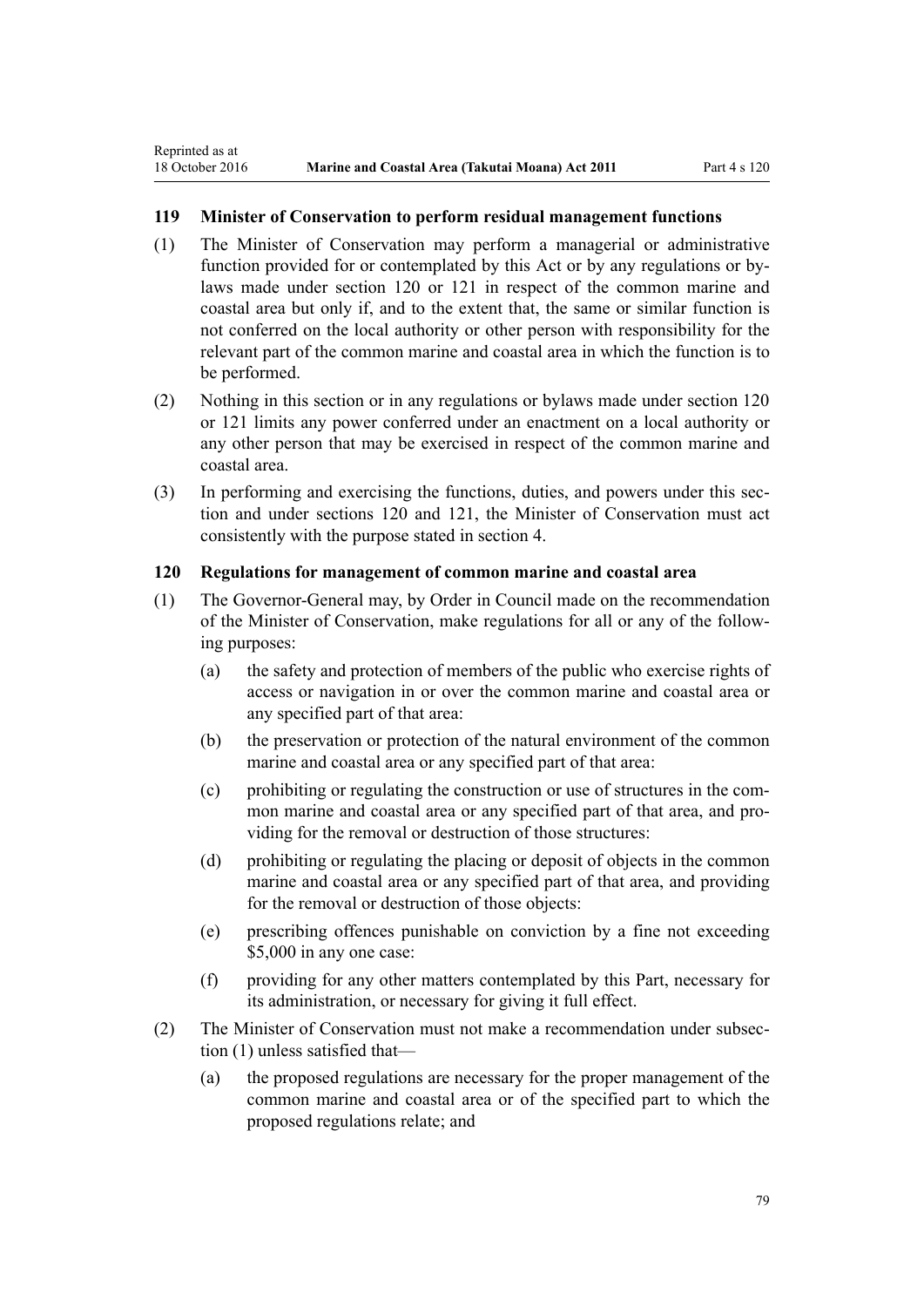### 119 Minister of Conservation to perform residual management functions

(1) The Minister of Conservation may perform a managerial or administrative function provided for or contemplated by this Act or by any regulations or bylaws made under section 120 or 121 in respect of the common marine and coastal area but only if, and to the extent that, the same or similar function is not conferred on the local authority or other person with responsibility for the relevant part of the common marine and coastal area in which the function is to be performed.

(2) Nothing in this section or in any regulations or bylaws made under section 120 or 121 limits any power conferred under an enactment on a local authority or any other person that may be exercised in respect of the common marine and coastal area.

(3) In performing and exercising the functions, duties, and powers under this section and under sections 120 and 121, the Minister of Conservation must act consistently with the purpose stated in section 4.

### 120 Regulations for management of common marine and coastal area

(1) The Governor-General may, by Order in Council made on the recommendation of the Minister of Conservation, make regulations for all or any of the following purposes:

   (a) the safety and protection of members of the public who exercise rights of access or navigation in or over the common marine and coastal area or any specified part of that area:

   (b) the preservation or protection of the natural environment of the common marine and coastal area or any specified part of that area:

   (c) prohibiting or regulating the construction or use of structures in the common marine and coastal area or any specified part of that area, and providing for the removal or destruction of those structures:

   (d) prohibiting or regulating the placing or deposit of objects in the common marine and coastal area or any specified part of that area, and providing for the removal or destruction of those objects:

   (e) prescribing offences punishable on conviction by a fine not exceeding $5,000 in any one case:

   (f) providing for any other matters contemplated by this Part, necessary for its administration, or necessary for giving it full effect.

(2) The Minister of Conservation must not make a recommendation under subsection (1) unless satisfied that—

   (a) the proposed regulations are necessary for the proper management of the common marine and coastal area or of the specified part to which the proposed regulations relate; and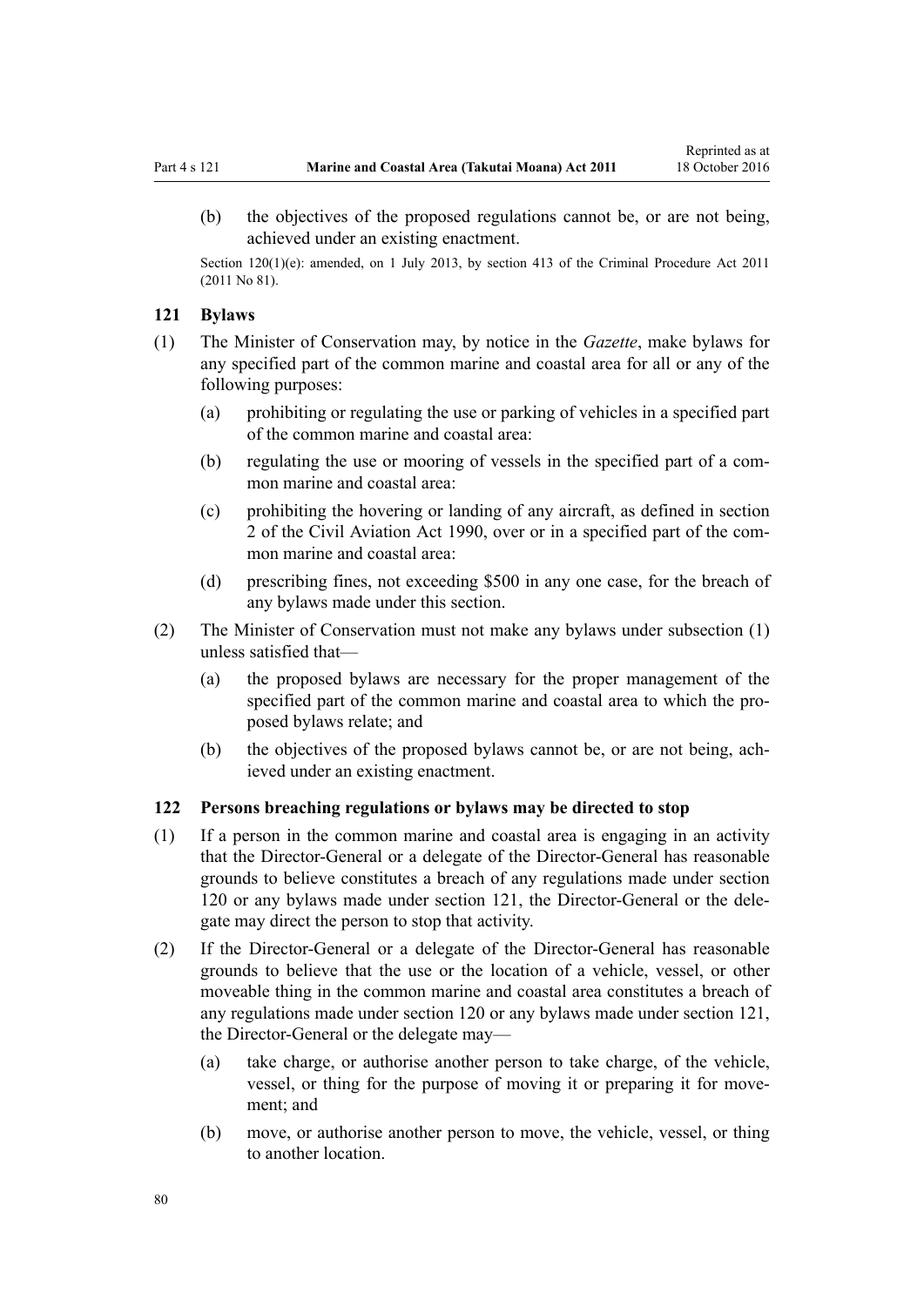(b) the objectives of the proposed regulations cannot be, or are not being, achieved under an existing enactment.

Section 120(1)(e): amended, on 1 July 2013, by section 413 of the Criminal Procedure Act 2011 (2011 No 81).

### 121 Bylaws

(1) The Minister of Conservation may, by notice in the *Gazette*, make bylaws for any specified part of the common marine and coastal area for all or any of the following purposes:

(a) prohibiting or regulating the use or parking of vehicles in a specified part of the common marine and coastal area:

(b) regulating the use or mooring of vessels in the specified part of a common marine and coastal area:

(c) prohibiting the hovering or landing of any aircraft, as defined in section 2 of the Civil Aviation Act 1990, over or in a specified part of the common marine and coastal area:

(d) prescribing fines, not exceeding $500 in any one case, for the breach of any bylaws made under this section.

(2) The Minister of Conservation must not make any bylaws under subsection (1) unless satisfied that—

(a) the proposed bylaws are necessary for the proper management of the specified part of the common marine and coastal area to which the proposed bylaws relate; and

(b) the objectives of the proposed bylaws cannot be, or are not being, achieved under an existing enactment.

### 122 Persons breaching regulations or bylaws may be directed to stop

(1) If a person in the common marine and coastal area is engaging in an activity that the Director-General or a delegate of the Director-General has reasonable grounds to believe constitutes a breach of any regulations made under section 120 or any bylaws made under section 121, the Director-General or the delegate may direct the person to stop that activity.

(2) If the Director-General or a delegate of the Director-General has reasonable grounds to believe that the use or the location of a vehicle, vessel, or other moveable thing in the common marine and coastal area constitutes a breach of any regulations made under section 120 or any bylaws made under section 121, the Director-General or the delegate may—

(a) take charge, or authorise another person to take charge, of the vehicle, vessel, or thing for the purpose of moving it or preparing it for movement; and

(b) move, or authorise another person to move, the vehicle, vessel, or thing to another location.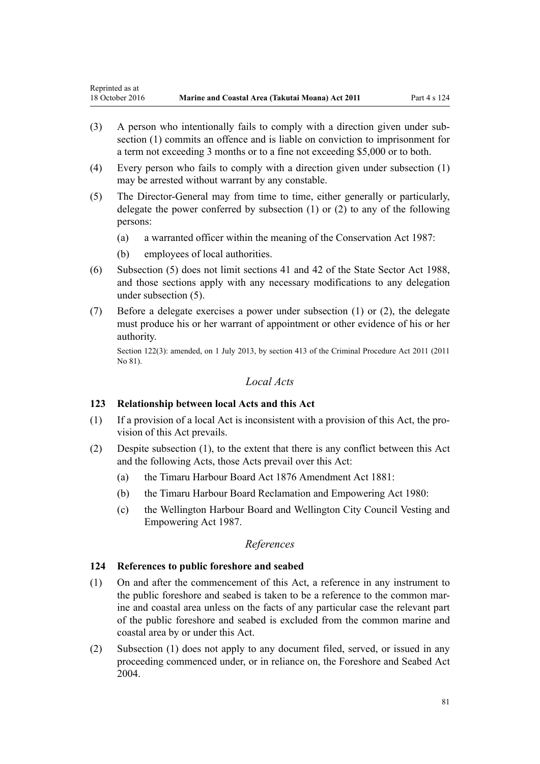(3) A person who intentionally fails to comply with a direction given under subsection (1) commits an offence and is liable on conviction to imprisonment for a term not exceeding 3 months or to a fine not exceeding $5,000 or to both.

(4) Every person who fails to comply with a direction given under subsection (1) may be arrested without warrant by any constable.

(5) The Director-General may from time to time, either generally or particularly, delegate the power conferred by subsection (1) or (2) to any of the following persons:

  (a) a warranted officer within the meaning of the Conservation Act 1987:

  (b) employees of local authorities.

(6) Subsection (5) does not limit sections 41 and 42 of the State Sector Act 1988, and those sections apply with any necessary modifications to any delegation under subsection (5).

(7) Before a delegate exercises a power under subsection (1) or (2), the delegate must produce his or her warrant of appointment or other evidence of his or her authority.

Section 122(3): amended, on 1 July 2013, by section 413 of the Criminal Procedure Act 2011 (2011 No 81).

*Local Acts*

### 123 Relationship between local Acts and this Act

(1) If a provision of a local Act is inconsistent with a provision of this Act, the provision of this Act prevails.

(2) Despite subsection (1), to the extent that there is any conflict between this Act and the following Acts, those Acts prevail over this Act:

  (a) the Timaru Harbour Board Act 1876 Amendment Act 1881:

  (b) the Timaru Harbour Board Reclamation and Empowering Act 1980:

  (c) the Wellington Harbour Board and Wellington City Council Vesting and Empowering Act 1987.

*References*

### 124 References to public foreshore and seabed

(1) On and after the commencement of this Act, a reference in any instrument to the public foreshore and seabed is taken to be a reference to the common marine and coastal area unless on the facts of any particular case the relevant part of the public foreshore and seabed is excluded from the common marine and coastal area by or under this Act.

(2) Subsection (1) does not apply to any document filed, served, or issued in any proceeding commenced under, or in reliance on, the Foreshore and Seabed Act 2004.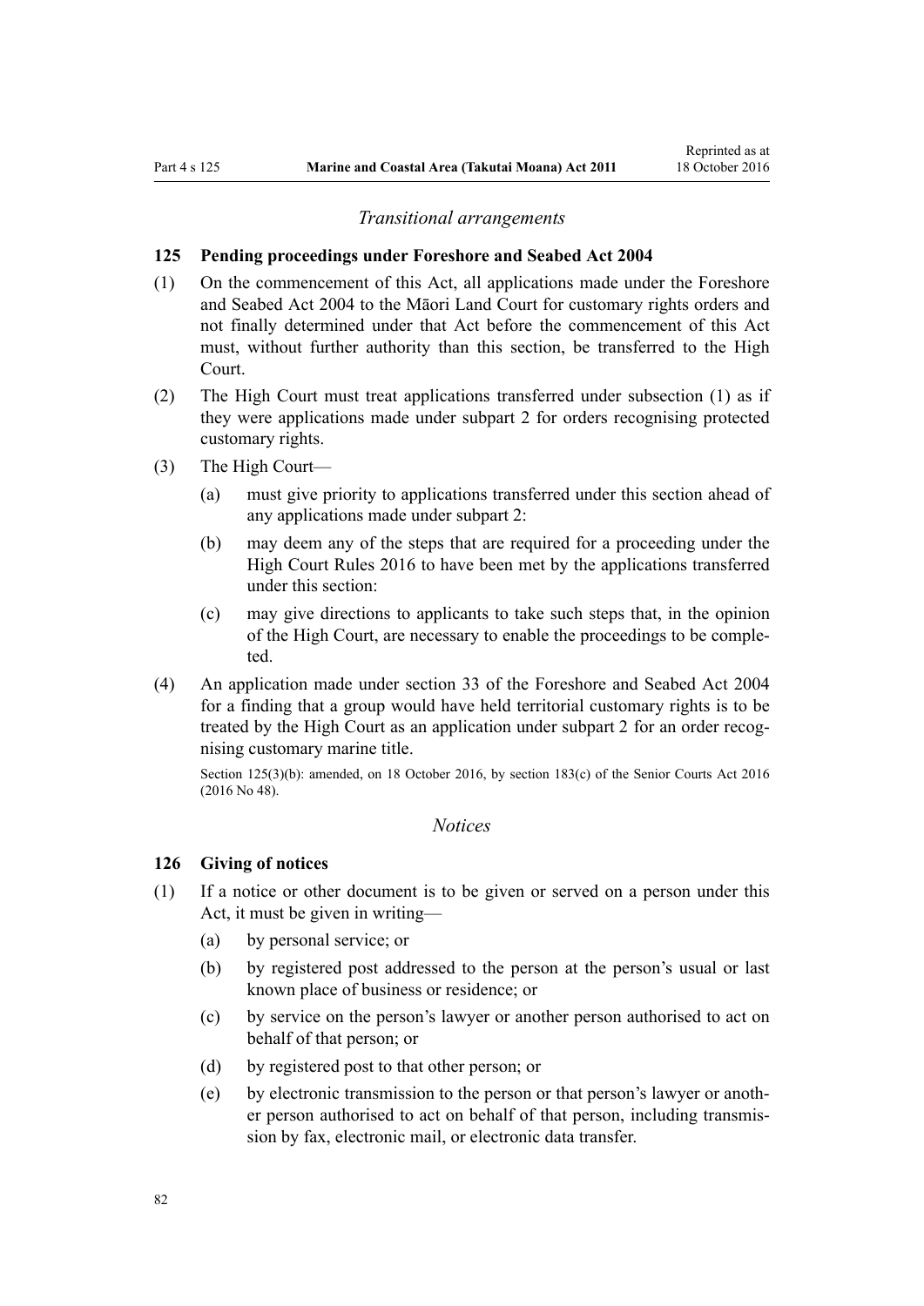*Transitional arrangements*

### 125 Pending proceedings under Foreshore and Seabed Act 2004

(1) On the commencement of this Act, all applications made under the Foreshore and Seabed Act 2004 to the Māori Land Court for customary rights orders and not finally determined under that Act before the commencement of this Act must, without further authority than this section, be transferred to the High Court.

(2) The High Court must treat applications transferred under subsection (1) as if they were applications made under subpart 2 for orders recognising protected customary rights.

(3) The High Court—

- (a) must give priority to applications transferred under this section ahead of any applications made under subpart 2:
- (b) may deem any of the steps that are required for a proceeding under the High Court Rules 2016 to have been met by the applications transferred under this section:
- (c) may give directions to applicants to take such steps that, in the opinion of the High Court, are necessary to enable the proceedings to be completed.

(4) An application made under section 33 of the Foreshore and Seabed Act 2004 for a finding that a group would have held territorial customary rights is to be treated by the High Court as an application under subpart 2 for an order recognising customary marine title.

Section 125(3)(b): amended, on 18 October 2016, by section 183(c) of the Senior Courts Act 2016 (2016 No 48).

*Notices*

### 126 Giving of notices

(1) If a notice or other document is to be given or served on a person under this Act, it must be given in writing—

- (a) by personal service; or
- (b) by registered post addressed to the person at the person's usual or last known place of business or residence; or
- (c) by service on the person's lawyer or another person authorised to act on behalf of that person; or
- (d) by registered post to that other person; or
- (e) by electronic transmission to the person or that person's lawyer or another person authorised to act on behalf of that person, including transmission by fax, electronic mail, or electronic data transfer.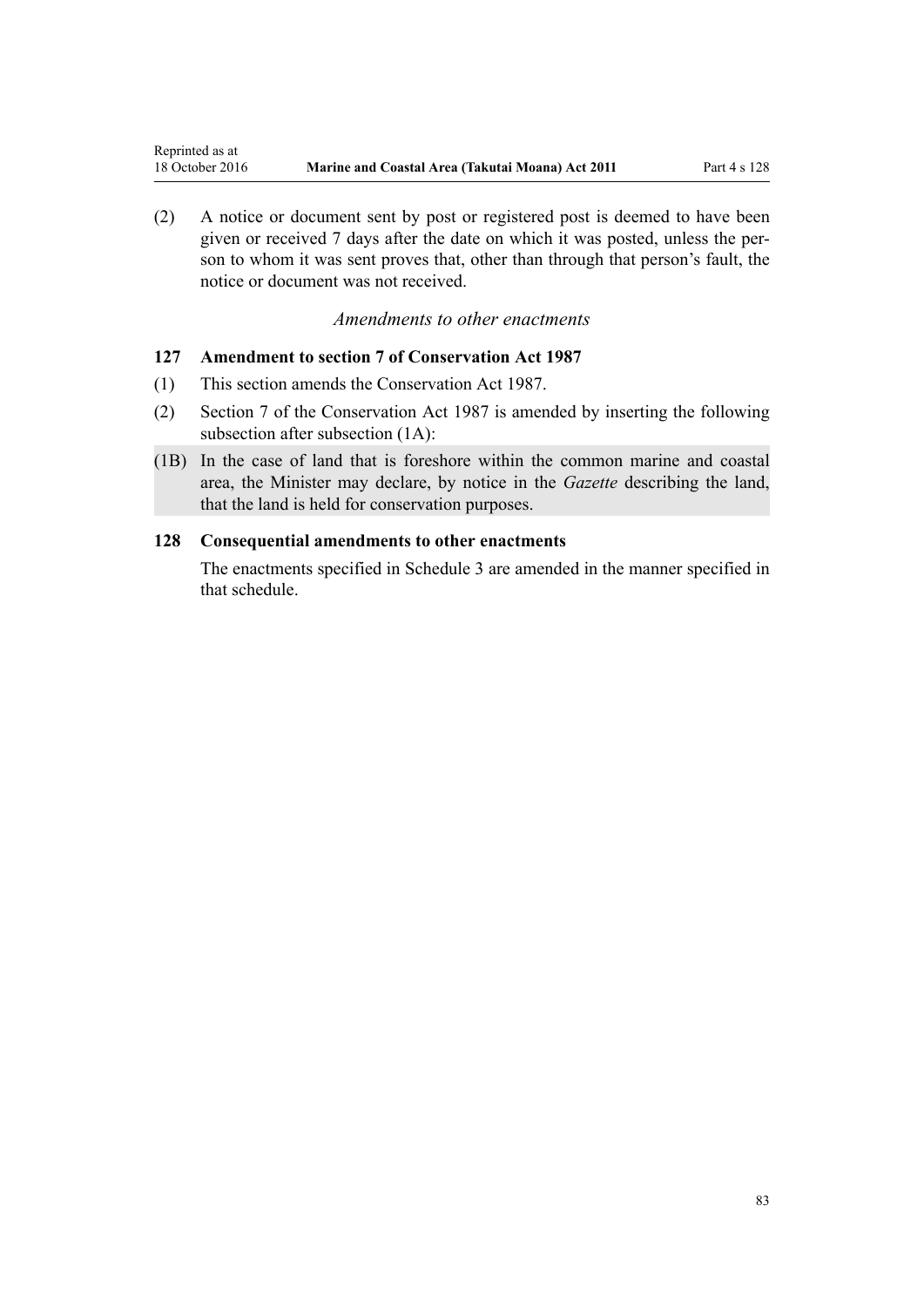(2) A notice or document sent by post or registered post is deemed to have been given or received 7 days after the date on which it was posted, unless the person to whom it was sent proves that, other than through that person's fault, the notice or document was not received.

*Amendments to other enactments*

### 127 Amendment to section 7 of Conservation Act 1987

(1) This section amends the Conservation Act 1987.

(2) Section 7 of the Conservation Act 1987 is amended by inserting the following subsection after subsection (1A):

(1B) In the case of land that is foreshore within the common marine and coastal area, the Minister may declare, by notice in the *Gazette* describing the land, that the land is held for conservation purposes.

### 128 Consequential amendments to other enactments

The enactments specified in Schedule 3 are amended in the manner specified in that schedule.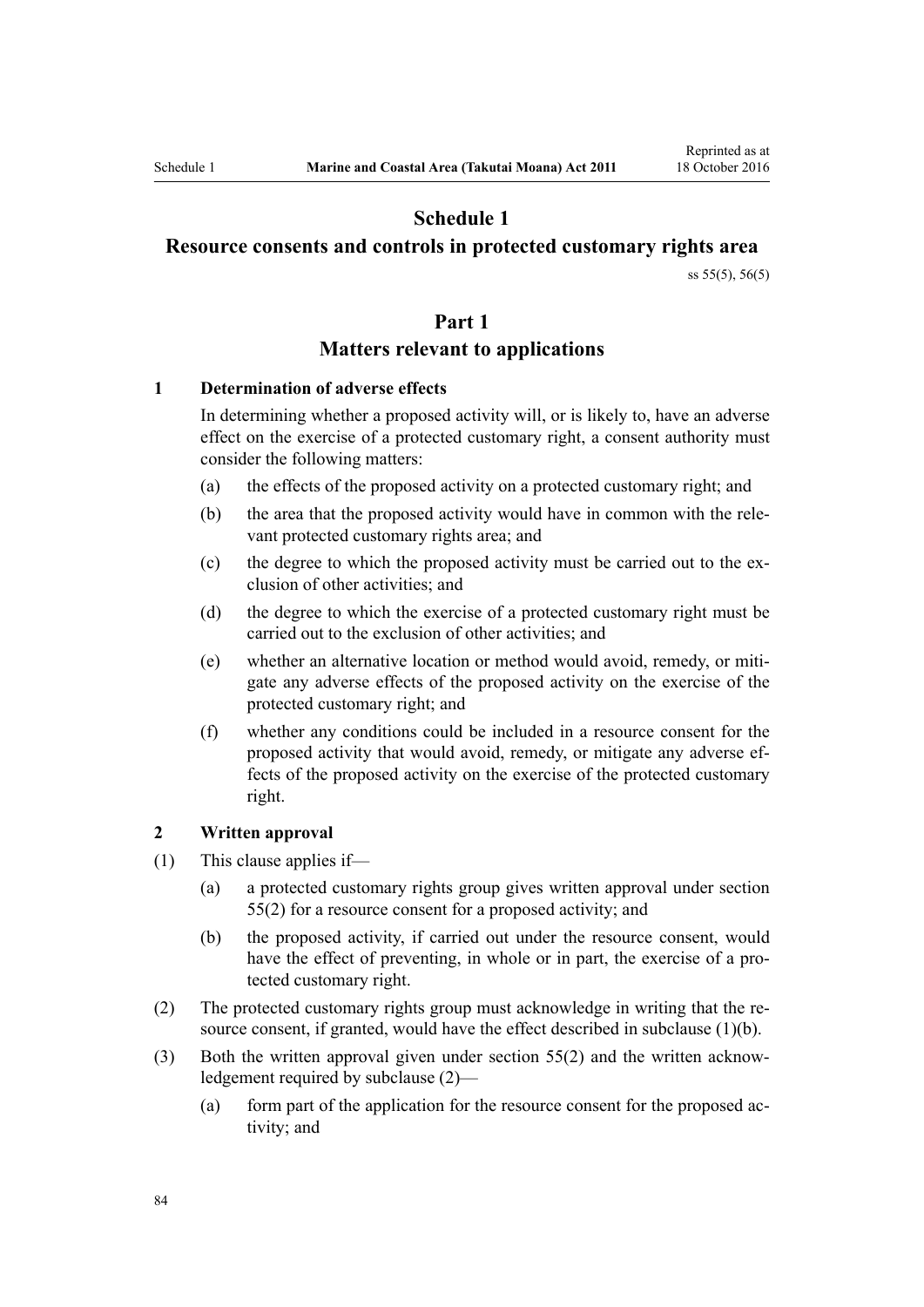# Schedule 1

## Resource consents and controls in protected customary rights area

ss 55(5), 56(5)

## Part 1

## Matters relevant to applications

### 1 Determination of adverse effects

In determining whether a proposed activity will, or is likely to, have an adverse effect on the exercise of a protected customary right, a consent authority must consider the following matters:

(a) the effects of the proposed activity on a protected customary right; and

(b) the area that the proposed activity would have in common with the relevant protected customary rights area; and

(c) the degree to which the proposed activity must be carried out to the exclusion of other activities; and

(d) the degree to which the exercise of a protected customary right must be carried out to the exclusion of other activities; and

(e) whether an alternative location or method would avoid, remedy, or mitigate any adverse effects of the proposed activity on the exercise of the protected customary right; and

(f) whether any conditions could be included in a resource consent for the proposed activity that would avoid, remedy, or mitigate any adverse effects of the proposed activity on the exercise of the protected customary right.

### 2 Written approval

(1) This clause applies if—

(a) a protected customary rights group gives written approval under section 55(2) for a resource consent for a proposed activity; and

(b) the proposed activity, if carried out under the resource consent, would have the effect of preventing, in whole or in part, the exercise of a protected customary right.

(2) The protected customary rights group must acknowledge in writing that the resource consent, if granted, would have the effect described in subclause (1)(b).

(3) Both the written approval given under section 55(2) and the written acknowledgement required by subclause (2)—

(a) form part of the application for the resource consent for the proposed activity; and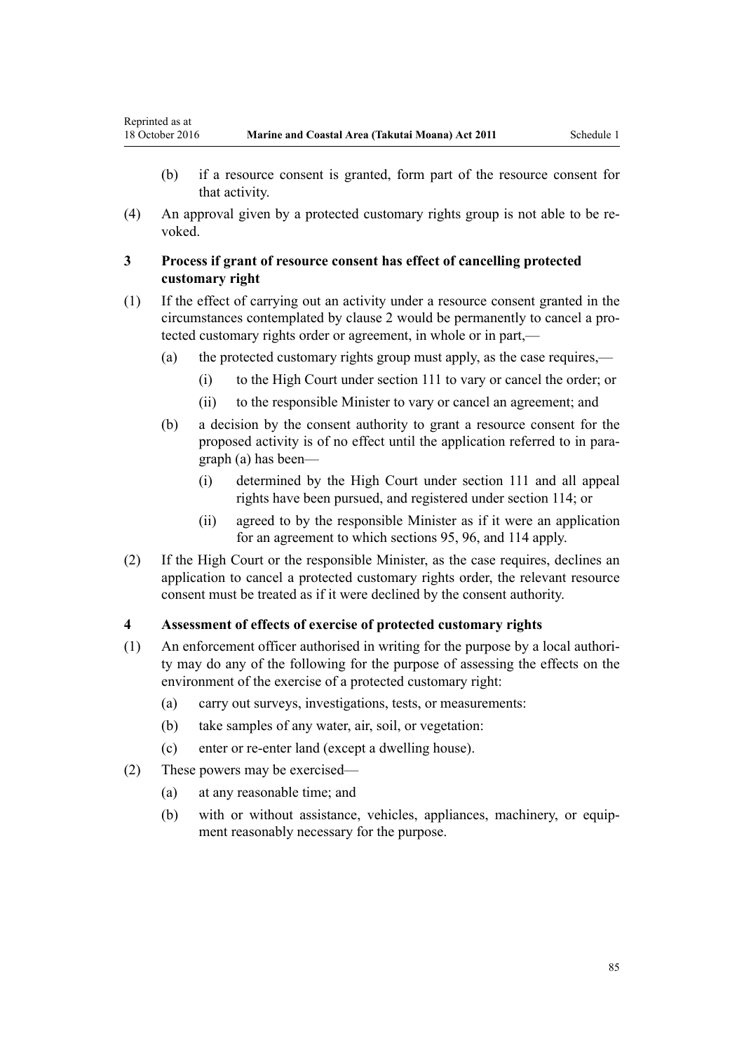(b) if a resource consent is granted, form part of the resource consent for that activity.

(4) An approval given by a protected customary rights group is not able to be revoked.

### 3 Process if grant of resource consent has effect of cancelling protected customary right

(1) If the effect of carrying out an activity under a resource consent granted in the circumstances contemplated by clause 2 would be permanently to cancel a protected customary rights order or agreement, in whole or in part,—

 (a) the protected customary rights group must apply, as the case requires,—

  (i) to the High Court under section 111 to vary or cancel the order; or

  (ii) to the responsible Minister to vary or cancel an agreement; and

 (b) a decision by the consent authority to grant a resource consent for the proposed activity is of no effect until the application referred to in paragraph (a) has been—

  (i) determined by the High Court under section 111 and all appeal rights have been pursued, and registered under section 114; or

  (ii) agreed to by the responsible Minister as if it were an application for an agreement to which sections 95, 96, and 114 apply.

(2) If the High Court or the responsible Minister, as the case requires, declines an application to cancel a protected customary rights order, the relevant resource consent must be treated as if it were declined by the consent authority.

### 4 Assessment of effects of exercise of protected customary rights

(1) An enforcement officer authorised in writing for the purpose by a local authority may do any of the following for the purpose of assessing the effects on the environment of the exercise of a protected customary right:

 (a) carry out surveys, investigations, tests, or measurements:

 (b) take samples of any water, air, soil, or vegetation:

 (c) enter or re-enter land (except a dwelling house).

(2) These powers may be exercised—

 (a) at any reasonable time; and

 (b) with or without assistance, vehicles, appliances, machinery, or equipment reasonably necessary for the purpose.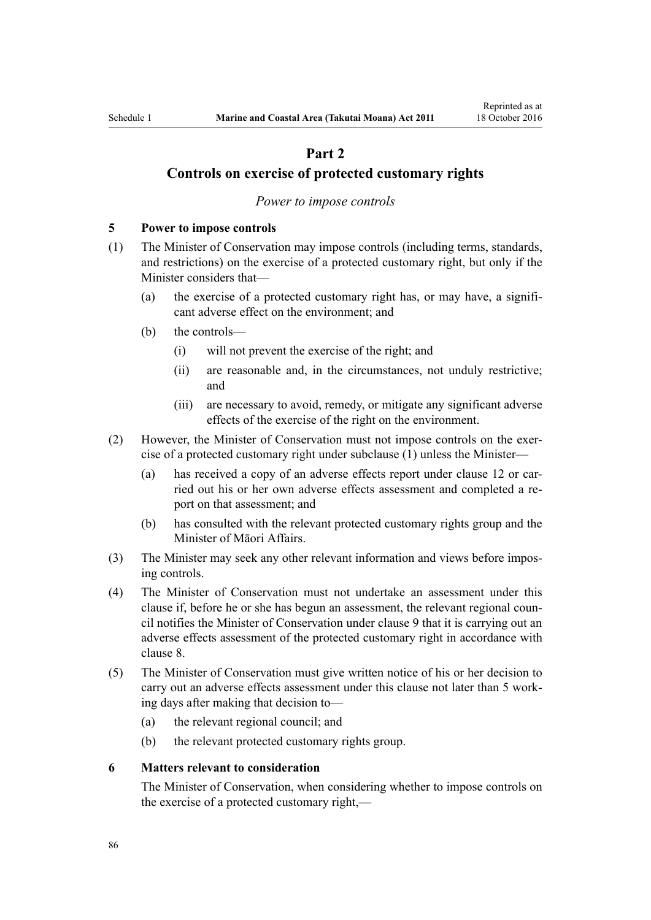## Part 2

## Controls on exercise of protected customary rights

*Power to impose controls*

### 5 Power to impose controls

(1) The Minister of Conservation may impose controls (including terms, standards, and restrictions) on the exercise of a protected customary right, but only if the Minister considers that—

- (a) the exercise of a protected customary right has, or may have, a significant adverse effect on the environment; and
- (b) the controls—
  - (i) will not prevent the exercise of the right; and
  - (ii) are reasonable and, in the circumstances, not unduly restrictive; and
  - (iii) are necessary to avoid, remedy, or mitigate any significant adverse effects of the exercise of the right on the environment.

(2) However, the Minister of Conservation must not impose controls on the exercise of a protected customary right under subclause (1) unless the Minister—

- (a) has received a copy of an adverse effects report under clause 12 or carried out his or her own adverse effects assessment and completed a report on that assessment; and
- (b) has consulted with the relevant protected customary rights group and the Minister of Māori Affairs.

(3) The Minister may seek any other relevant information and views before imposing controls.

(4) The Minister of Conservation must not undertake an assessment under this clause if, before he or she has begun an assessment, the relevant regional council notifies the Minister of Conservation under clause 9 that it is carrying out an adverse effects assessment of the protected customary right in accordance with clause 8.

(5) The Minister of Conservation must give written notice of his or her decision to carry out an adverse effects assessment under this clause not later than 5 working days after making that decision to—

- (a) the relevant regional council; and
- (b) the relevant protected customary rights group.

### 6 Matters relevant to consideration

The Minister of Conservation, when considering whether to impose controls on the exercise of a protected customary right,—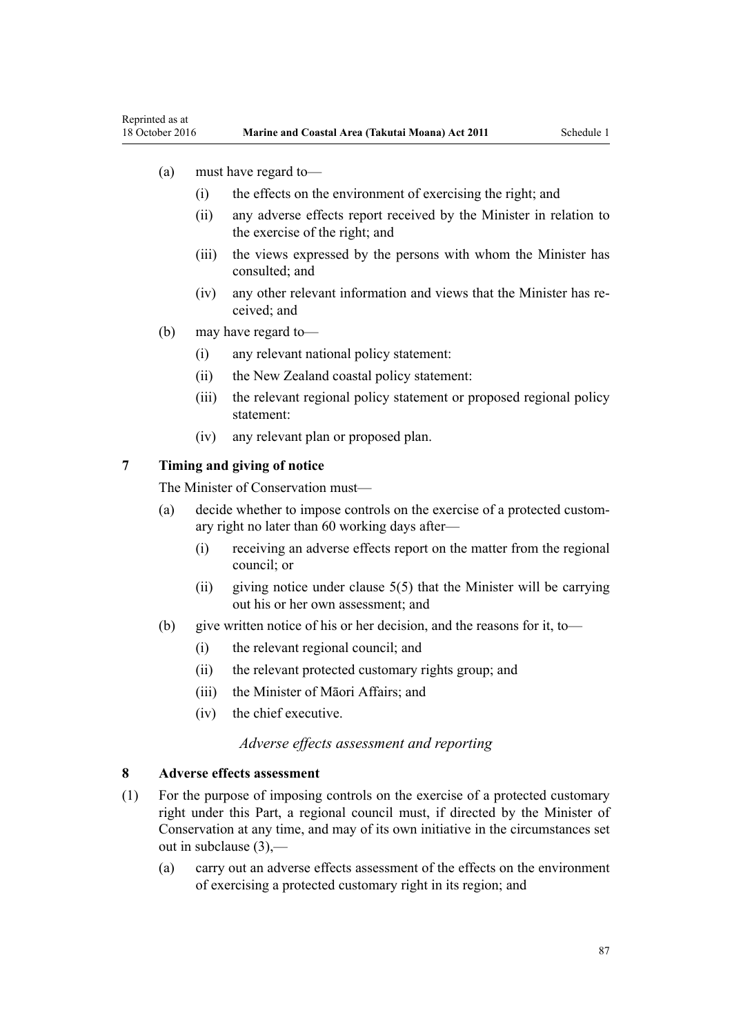(a) must have regard to—

   (i) the effects on the environment of exercising the right; and

   (ii) any adverse effects report received by the Minister in relation to the exercise of the right; and

   (iii) the views expressed by the persons with whom the Minister has consulted; and

   (iv) any other relevant information and views that the Minister has received; and

(b) may have regard to—

   (i) any relevant national policy statement:

   (ii) the New Zealand coastal policy statement:

   (iii) the relevant regional policy statement or proposed regional policy statement:

   (iv) any relevant plan or proposed plan.

**7 Timing and giving of notice**

The Minister of Conservation must—

(a) decide whether to impose controls on the exercise of a protected customary right no later than 60 working days after—

   (i) receiving an adverse effects report on the matter from the regional council; or

   (ii) giving notice under clause 5(5) that the Minister will be carrying out his or her own assessment; and

(b) give written notice of his or her decision, and the reasons for it, to—

   (i) the relevant regional council; and

   (ii) the relevant protected customary rights group; and

   (iii) the Minister of Māori Affairs; and

   (iv) the chief executive.

*Adverse effects assessment and reporting*

**8 Adverse effects assessment**

(1) For the purpose of imposing controls on the exercise of a protected customary right under this Part, a regional council must, if directed by the Minister of Conservation at any time, and may of its own initiative in the circumstances set out in subclause (3),—

   (a) carry out an adverse effects assessment of the effects on the environment of exercising a protected customary right in its region; and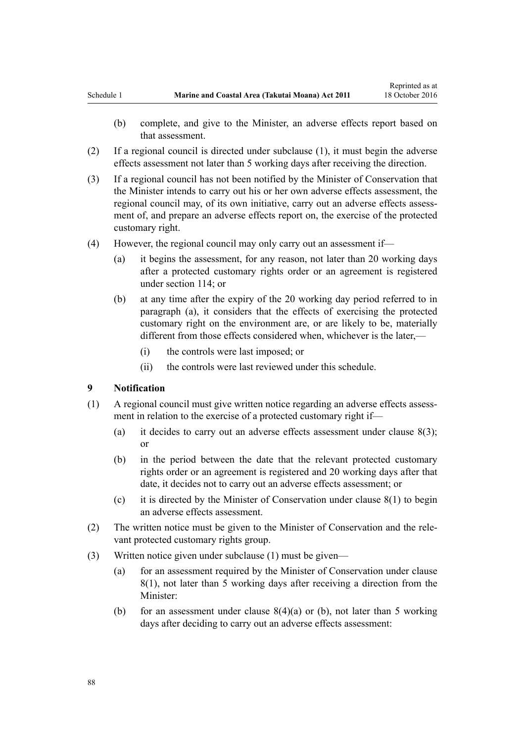(b) complete, and give to the Minister, an adverse effects report based on that assessment.

(2) If a regional council is directed under subclause (1), it must begin the adverse effects assessment not later than 5 working days after receiving the direction.

(3) If a regional council has not been notified by the Minister of Conservation that the Minister intends to carry out his or her own adverse effects assessment, the regional council may, of its own initiative, carry out an adverse effects assessment of, and prepare an adverse effects report on, the exercise of the protected customary right.

(4) However, the regional council may only carry out an assessment if—

(a) it begins the assessment, for any reason, not later than 20 working days after a protected customary rights order or an agreement is registered under section 114; or

(b) at any time after the expiry of the 20 working day period referred to in paragraph (a), it considers that the effects of exercising the protected customary right on the environment are, or are likely to be, materially different from those effects considered when, whichever is the later,—

(i) the controls were last imposed; or

(ii) the controls were last reviewed under this schedule.

### 9 Notification

(1) A regional council must give written notice regarding an adverse effects assessment in relation to the exercise of a protected customary right if—

(a) it decides to carry out an adverse effects assessment under clause 8(3); or

(b) in the period between the date that the relevant protected customary rights order or an agreement is registered and 20 working days after that date, it decides not to carry out an adverse effects assessment; or

(c) it is directed by the Minister of Conservation under clause 8(1) to begin an adverse effects assessment.

(2) The written notice must be given to the Minister of Conservation and the relevant protected customary rights group.

(3) Written notice given under subclause (1) must be given—

(a) for an assessment required by the Minister of Conservation under clause 8(1), not later than 5 working days after receiving a direction from the Minister:

(b) for an assessment under clause 8(4)(a) or (b), not later than 5 working days after deciding to carry out an adverse effects assessment: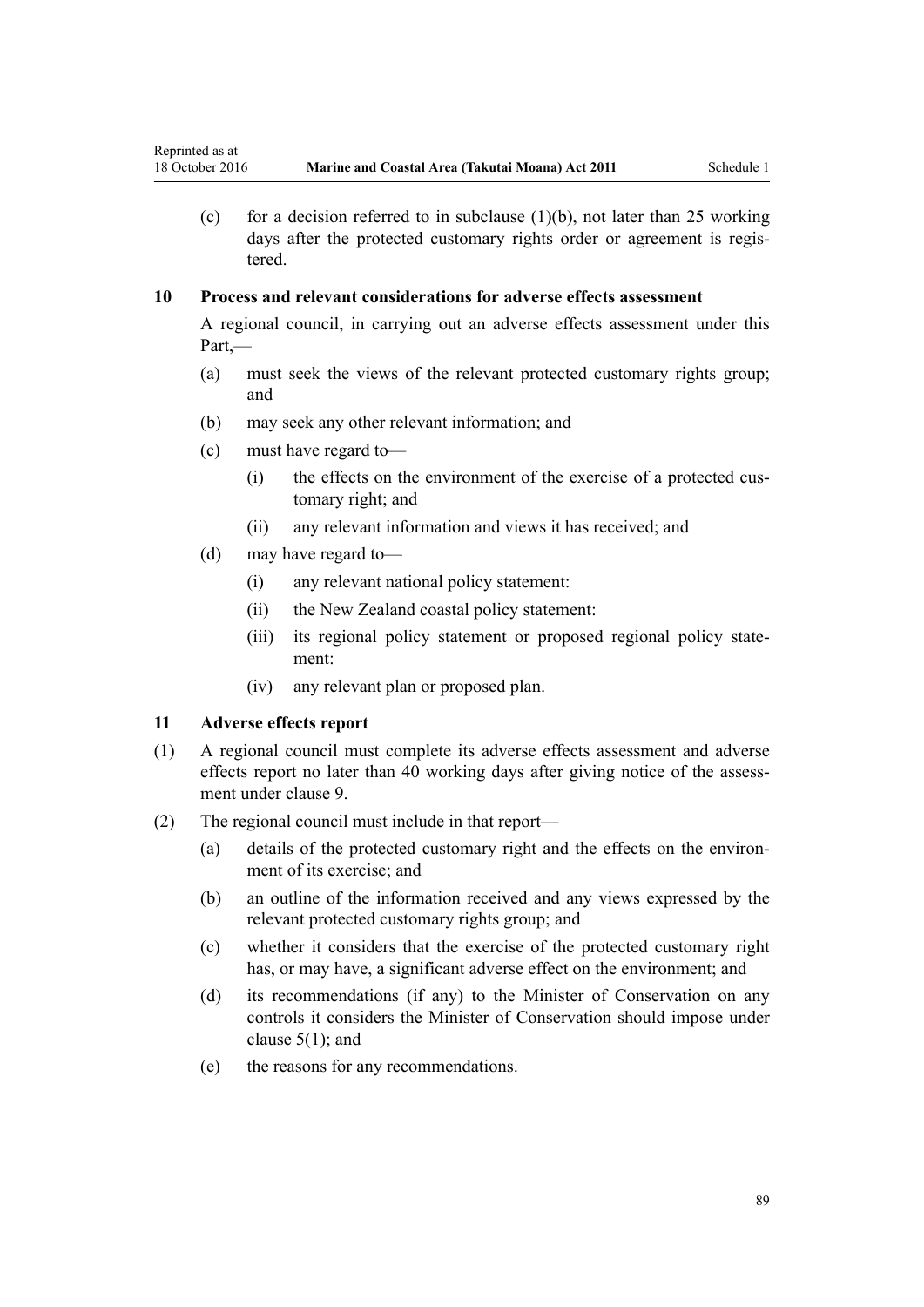(c) for a decision referred to in subclause (1)(b), not later than 25 working days after the protected customary rights order or agreement is registered.

### 10 Process and relevant considerations for adverse effects assessment

A regional council, in carrying out an adverse effects assessment under this Part,—

(a) must seek the views of the relevant protected customary rights group; and

(b) may seek any other relevant information; and

(c) must have regard to—

(i) the effects on the environment of the exercise of a protected customary right; and

(ii) any relevant information and views it has received; and

(d) may have regard to—

(i) any relevant national policy statement:

(ii) the New Zealand coastal policy statement:

(iii) its regional policy statement or proposed regional policy statement:

(iv) any relevant plan or proposed plan.

### 11 Adverse effects report

(1) A regional council must complete its adverse effects assessment and adverse effects report no later than 40 working days after giving notice of the assessment under clause 9.

(2) The regional council must include in that report—

(a) details of the protected customary right and the effects on the environment of its exercise; and

(b) an outline of the information received and any views expressed by the relevant protected customary rights group; and

(c) whether it considers that the exercise of the protected customary right has, or may have, a significant adverse effect on the environment; and

(d) its recommendations (if any) to the Minister of Conservation on any controls it considers the Minister of Conservation should impose under clause 5(1); and

(e) the reasons for any recommendations.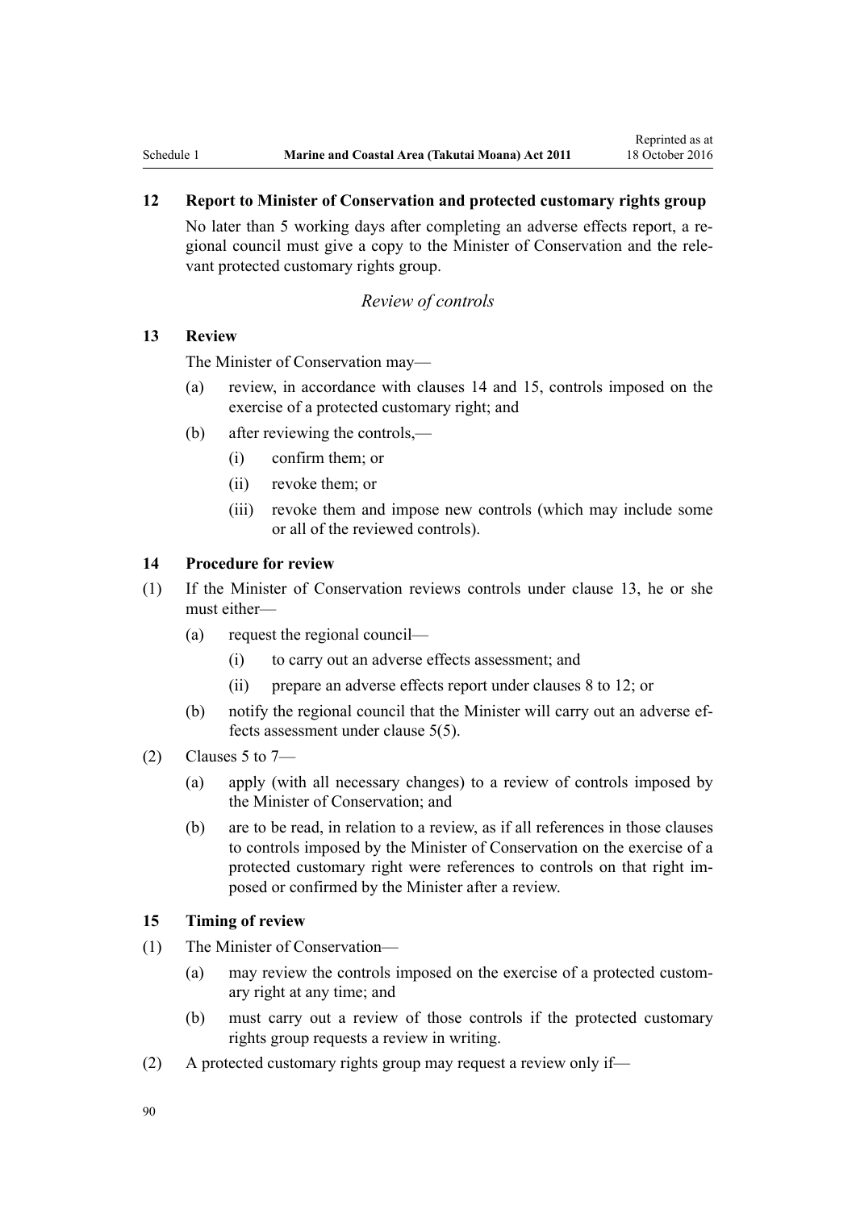### 12 Report to Minister of Conservation and protected customary rights group

No later than 5 working days after completing an adverse effects report, a regional council must give a copy to the Minister of Conservation and the relevant protected customary rights group.

*Review of controls*

### 13 Review

The Minister of Conservation may—

(a) review, in accordance with clauses 14 and 15, controls imposed on the exercise of a protected customary right; and

(b) after reviewing the controls,—

  (i) confirm them; or

  (ii) revoke them; or

  (iii) revoke them and impose new controls (which may include some or all of the reviewed controls).

### 14 Procedure for review

(1) If the Minister of Conservation reviews controls under clause 13, he or she must either—

  (a) request the regional council—

    (i) to carry out an adverse effects assessment; and

    (ii) prepare an adverse effects report under clauses 8 to 12; or

  (b) notify the regional council that the Minister will carry out an adverse effects assessment under clause 5(5).

(2) Clauses 5 to 7—

  (a) apply (with all necessary changes) to a review of controls imposed by the Minister of Conservation; and

  (b) are to be read, in relation to a review, as if all references in those clauses to controls imposed by the Minister of Conservation on the exercise of a protected customary right were references to controls on that right imposed or confirmed by the Minister after a review.

### 15 Timing of review

(1) The Minister of Conservation—

  (a) may review the controls imposed on the exercise of a protected customary right at any time; and

  (b) must carry out a review of those controls if the protected customary rights group requests a review in writing.

(2) A protected customary rights group may request a review only if—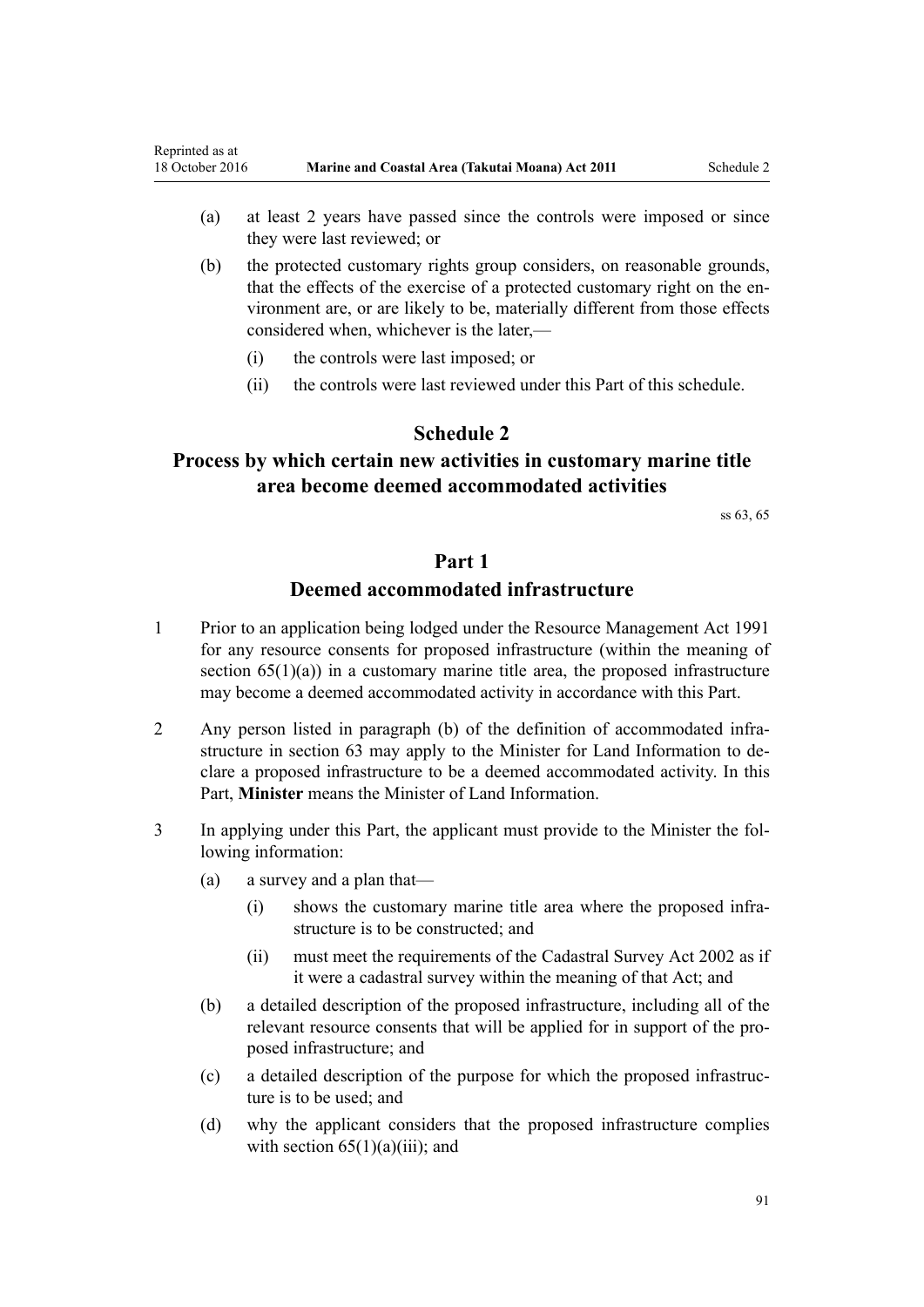(a) at least 2 years have passed since the controls were imposed or since they were last reviewed; or

(b) the protected customary rights group considers, on reasonable grounds, that the effects of the exercise of a protected customary right on the environment are, or are likely to be, materially different from those effects considered when, whichever is the later,—

  (i) the controls were last imposed; or

  (ii) the controls were last reviewed under this Part of this schedule.

# Schedule 2
# Process by which certain new activities in customary marine title area become deemed accommodated activities

ss 63, 65

## Part 1
## Deemed accommodated infrastructure

1 Prior to an application being lodged under the Resource Management Act 1991 for any resource consents for proposed infrastructure (within the meaning of section 65(1)(a)) in a customary marine title area, the proposed infrastructure may become a deemed accommodated activity in accordance with this Part.

2 Any person listed in paragraph (b) of the definition of accommodated infrastructure in section 63 may apply to the Minister for Land Information to declare a proposed infrastructure to be a deemed accommodated activity. In this Part, **Minister** means the Minister of Land Information.

3 In applying under this Part, the applicant must provide to the Minister the following information:

(a) a survey and a plan that—

  (i) shows the customary marine title area where the proposed infrastructure is to be constructed; and

  (ii) must meet the requirements of the Cadastral Survey Act 2002 as if it were a cadastral survey within the meaning of that Act; and

(b) a detailed description of the proposed infrastructure, including all of the relevant resource consents that will be applied for in support of the proposed infrastructure; and

(c) a detailed description of the purpose for which the proposed infrastructure is to be used; and

(d) why the applicant considers that the proposed infrastructure complies with section 65(1)(a)(iii); and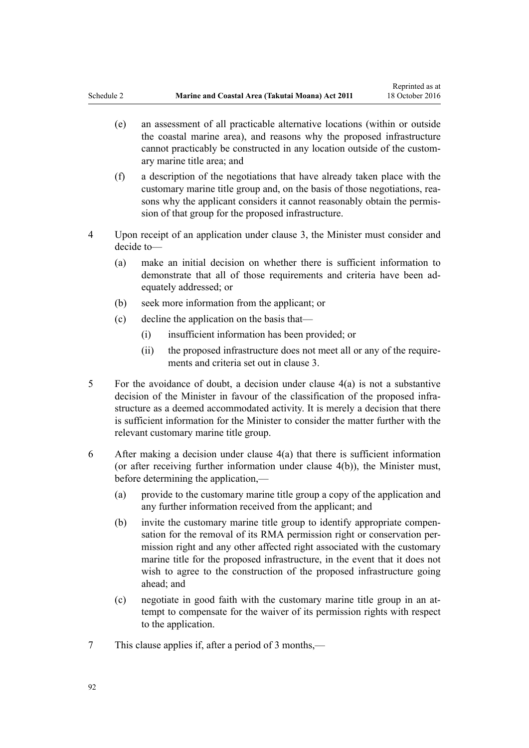(e) an assessment of all practicable alternative locations (within or outside the coastal marine area), and reasons why the proposed infrastructure cannot practicably be constructed in any location outside of the customary marine title area; and

(f) a description of the negotiations that have already taken place with the customary marine title group and, on the basis of those negotiations, reasons why the applicant considers it cannot reasonably obtain the permission of that group for the proposed infrastructure.

4 Upon receipt of an application under clause 3, the Minister must consider and decide to—

(a) make an initial decision on whether there is sufficient information to demonstrate that all of those requirements and criteria have been adequately addressed; or

(b) seek more information from the applicant; or

(c) decline the application on the basis that—

(i) insufficient information has been provided; or

(ii) the proposed infrastructure does not meet all or any of the requirements and criteria set out in clause 3.

5 For the avoidance of doubt, a decision under clause 4(a) is not a substantive decision of the Minister in favour of the classification of the proposed infrastructure as a deemed accommodated activity. It is merely a decision that there is sufficient information for the Minister to consider the matter further with the relevant customary marine title group.

6 After making a decision under clause 4(a) that there is sufficient information (or after receiving further information under clause 4(b)), the Minister must, before determining the application,—

(a) provide to the customary marine title group a copy of the application and any further information received from the applicant; and

(b) invite the customary marine title group to identify appropriate compensation for the removal of its RMA permission right or conservation permission right and any other affected right associated with the customary marine title for the proposed infrastructure, in the event that it does not wish to agree to the construction of the proposed infrastructure going ahead; and

(c) negotiate in good faith with the customary marine title group in an attempt to compensate for the waiver of its permission rights with respect to the application.

7 This clause applies if, after a period of 3 months,—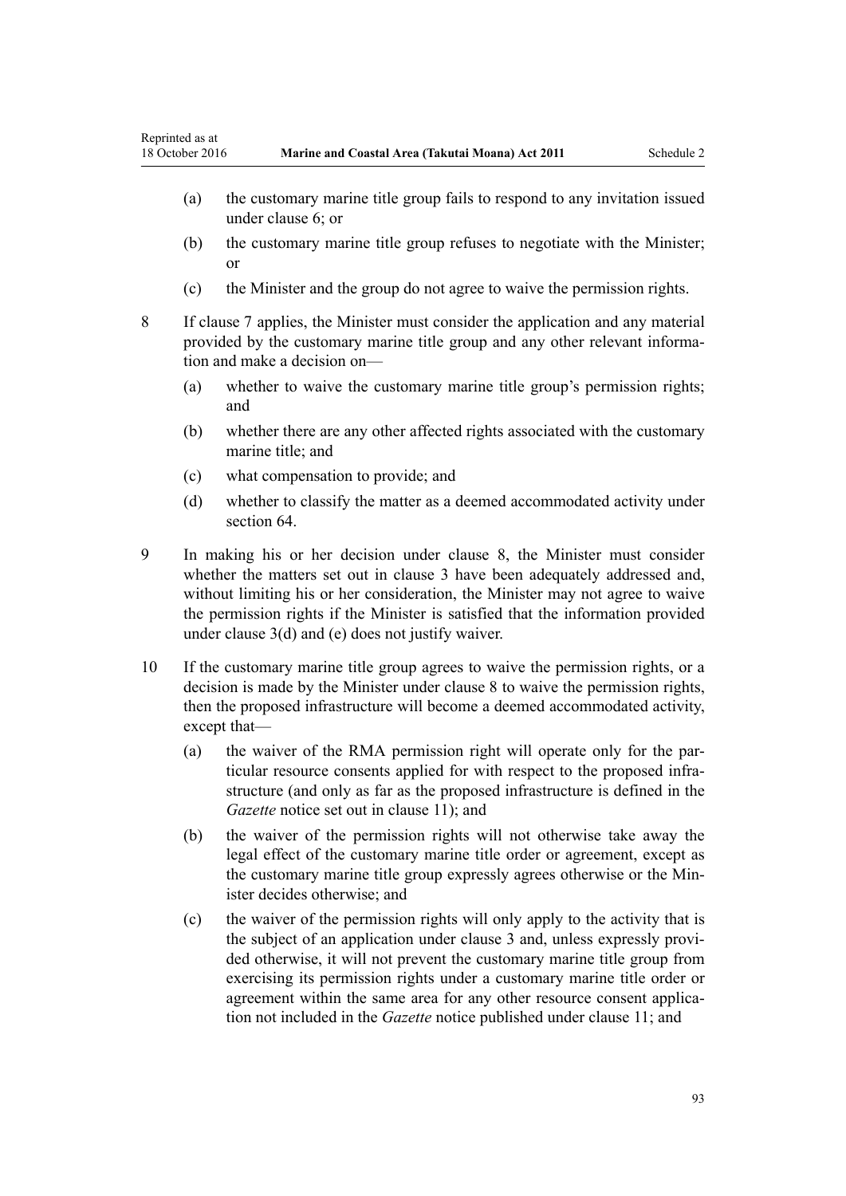(a) the customary marine title group fails to respond to any invitation issued under clause 6; or

(b) the customary marine title group refuses to negotiate with the Minister; or

(c) the Minister and the group do not agree to waive the permission rights.

8 If clause 7 applies, the Minister must consider the application and any material provided by the customary marine title group and any other relevant information and make a decision on—

(a) whether to waive the customary marine title group's permission rights; and

(b) whether there are any other affected rights associated with the customary marine title; and

(c) what compensation to provide; and

(d) whether to classify the matter as a deemed accommodated activity under section 64.

9 In making his or her decision under clause 8, the Minister must consider whether the matters set out in clause 3 have been adequately addressed and, without limiting his or her consideration, the Minister may not agree to waive the permission rights if the Minister is satisfied that the information provided under clause 3(d) and (e) does not justify waiver.

10 If the customary marine title group agrees to waive the permission rights, or a decision is made by the Minister under clause 8 to waive the permission rights, then the proposed infrastructure will become a deemed accommodated activity, except that—

(a) the waiver of the RMA permission right will operate only for the particular resource consents applied for with respect to the proposed infrastructure (and only as far as the proposed infrastructure is defined in the *Gazette* notice set out in clause 11); and

(b) the waiver of the permission rights will not otherwise take away the legal effect of the customary marine title order or agreement, except as the customary marine title group expressly agrees otherwise or the Minister decides otherwise; and

(c) the waiver of the permission rights will only apply to the activity that is the subject of an application under clause 3 and, unless expressly provided otherwise, it will not prevent the customary marine title group from exercising its permission rights under a customary marine title order or agreement within the same area for any other resource consent application not included in the *Gazette* notice published under clause 11; and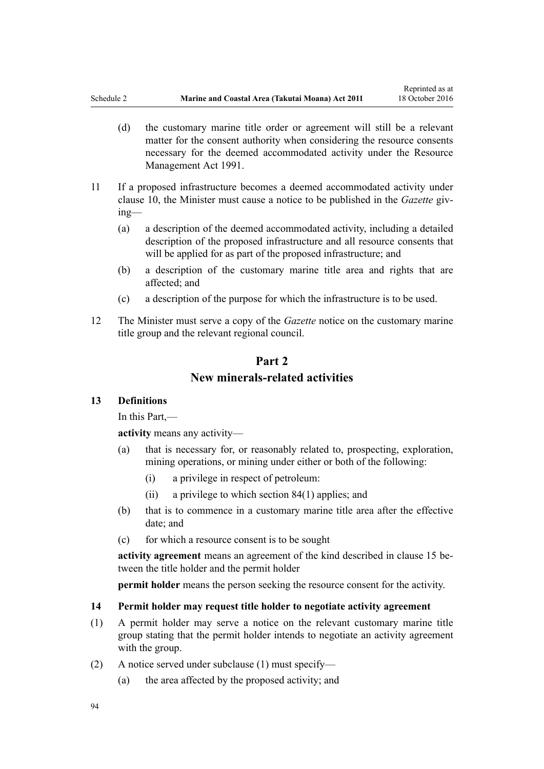(d) the customary marine title order or agreement will still be a relevant matter for the consent authority when considering the resource consents necessary for the deemed accommodated activity under the Resource Management Act 1991.

11 If a proposed infrastructure becomes a deemed accommodated activity under clause 10, the Minister must cause a notice to be published in the *Gazette* giving—

(a) a description of the deemed accommodated activity, including a detailed description of the proposed infrastructure and all resource consents that will be applied for as part of the proposed infrastructure; and

(b) a description of the customary marine title area and rights that are affected; and

(c) a description of the purpose for which the infrastructure is to be used.

12 The Minister must serve a copy of the *Gazette* notice on the customary marine title group and the relevant regional council.

## Part 2
## New minerals-related activities

### 13 Definitions

In this Part,—

**activity** means any activity—

(a) that is necessary for, or reasonably related to, prospecting, exploration, mining operations, or mining under either or both of the following:

  (i) a privilege in respect of petroleum:

  (ii) a privilege to which section 84(1) applies; and

(b) that is to commence in a customary marine title area after the effective date; and

(c) for which a resource consent is to be sought

**activity agreement** means an agreement of the kind described in clause 15 between the title holder and the permit holder

**permit holder** means the person seeking the resource consent for the activity.

### 14 Permit holder may request title holder to negotiate activity agreement

(1) A permit holder may serve a notice on the relevant customary marine title group stating that the permit holder intends to negotiate an activity agreement with the group.

(2) A notice served under subclause (1) must specify—

(a) the area affected by the proposed activity; and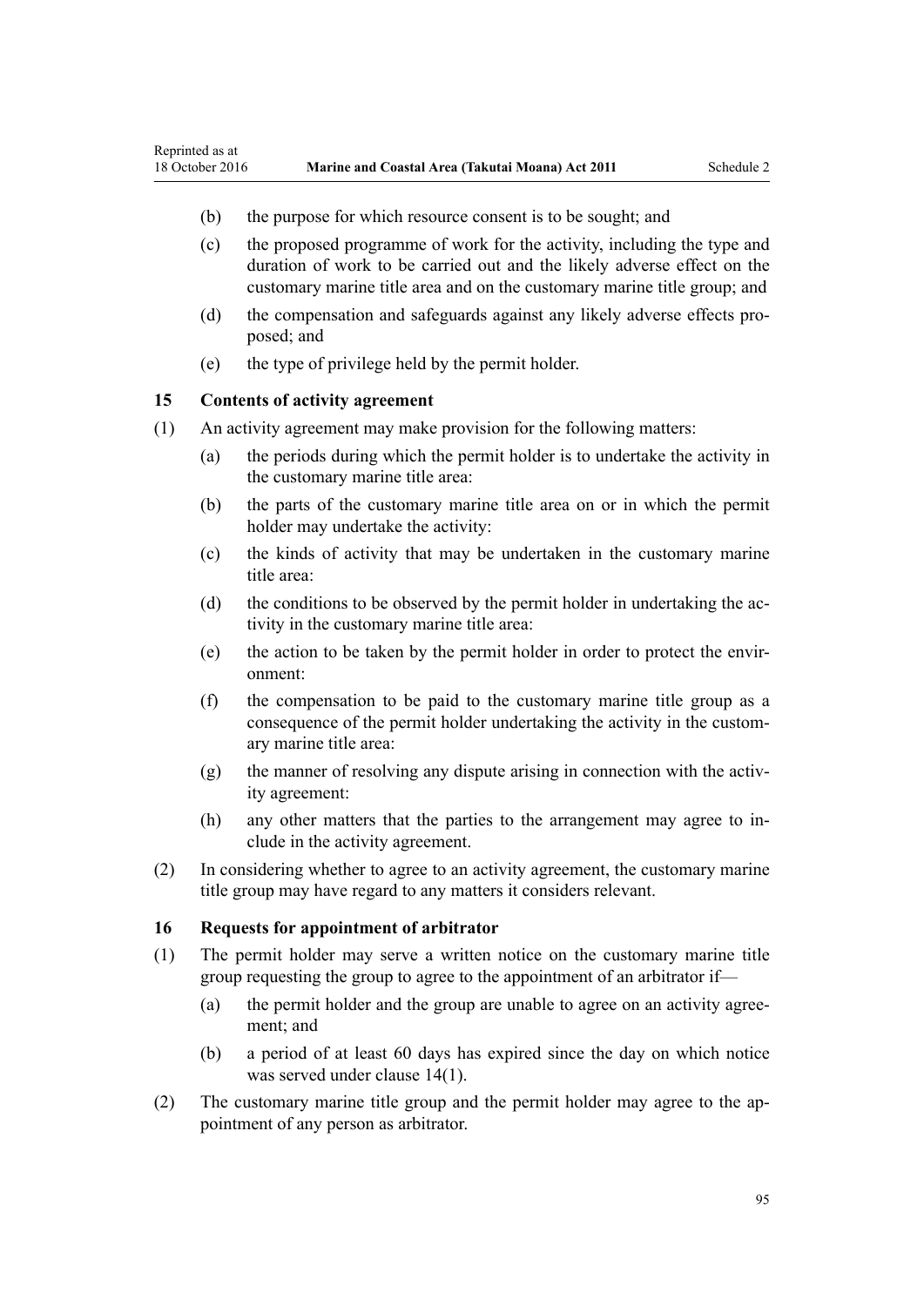(b) the purpose for which resource consent is to be sought; and

(c) the proposed programme of work for the activity, including the type and duration of work to be carried out and the likely adverse effect on the customary marine title area and on the customary marine title group; and

(d) the compensation and safeguards against any likely adverse effects proposed; and

(e) the type of privilege held by the permit holder.

### 15 Contents of activity agreement

(1) An activity agreement may make provision for the following matters:

(a) the periods during which the permit holder is to undertake the activity in the customary marine title area:

(b) the parts of the customary marine title area on or in which the permit holder may undertake the activity:

(c) the kinds of activity that may be undertaken in the customary marine title area:

(d) the conditions to be observed by the permit holder in undertaking the activity in the customary marine title area:

(e) the action to be taken by the permit holder in order to protect the environment:

(f) the compensation to be paid to the customary marine title group as a consequence of the permit holder undertaking the activity in the customary marine title area:

(g) the manner of resolving any dispute arising in connection with the activity agreement:

(h) any other matters that the parties to the arrangement may agree to include in the activity agreement.

(2) In considering whether to agree to an activity agreement, the customary marine title group may have regard to any matters it considers relevant.

### 16 Requests for appointment of arbitrator

(1) The permit holder may serve a written notice on the customary marine title group requesting the group to agree to the appointment of an arbitrator if—

(a) the permit holder and the group are unable to agree on an activity agreement; and

(b) a period of at least 60 days has expired since the day on which notice was served under clause 14(1).

(2) The customary marine title group and the permit holder may agree to the appointment of any person as arbitrator.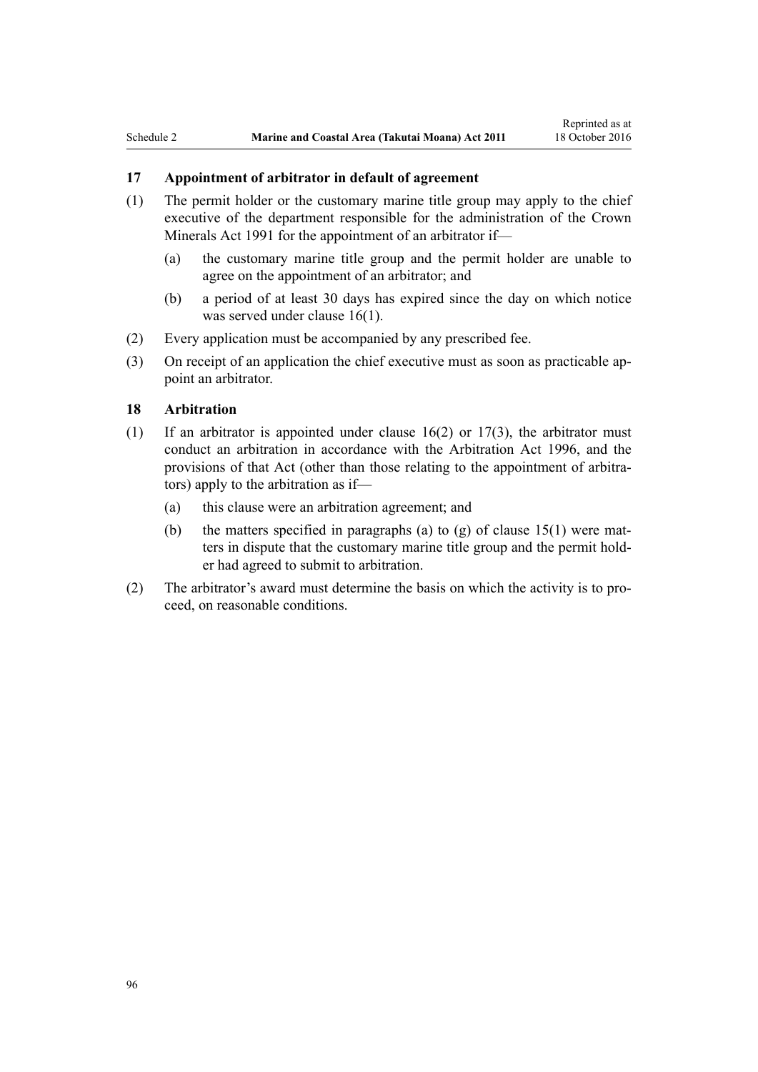### 17 Appointment of arbitrator in default of agreement

(1) The permit holder or the customary marine title group may apply to the chief executive of the department responsible for the administration of the Crown Minerals Act 1991 for the appointment of an arbitrator if—

(a) the customary marine title group and the permit holder are unable to agree on the appointment of an arbitrator; and

(b) a period of at least 30 days has expired since the day on which notice was served under clause 16(1).

(2) Every application must be accompanied by any prescribed fee.

(3) On receipt of an application the chief executive must as soon as practicable appoint an arbitrator.

### 18 Arbitration

(1) If an arbitrator is appointed under clause 16(2) or 17(3), the arbitrator must conduct an arbitration in accordance with the Arbitration Act 1996, and the provisions of that Act (other than those relating to the appointment of arbitrators) apply to the arbitration as if—

(a) this clause were an arbitration agreement; and

(b) the matters specified in paragraphs (a) to (g) of clause 15(1) were matters in dispute that the customary marine title group and the permit holder had agreed to submit to arbitration.

(2) The arbitrator's award must determine the basis on which the activity is to proceed, on reasonable conditions.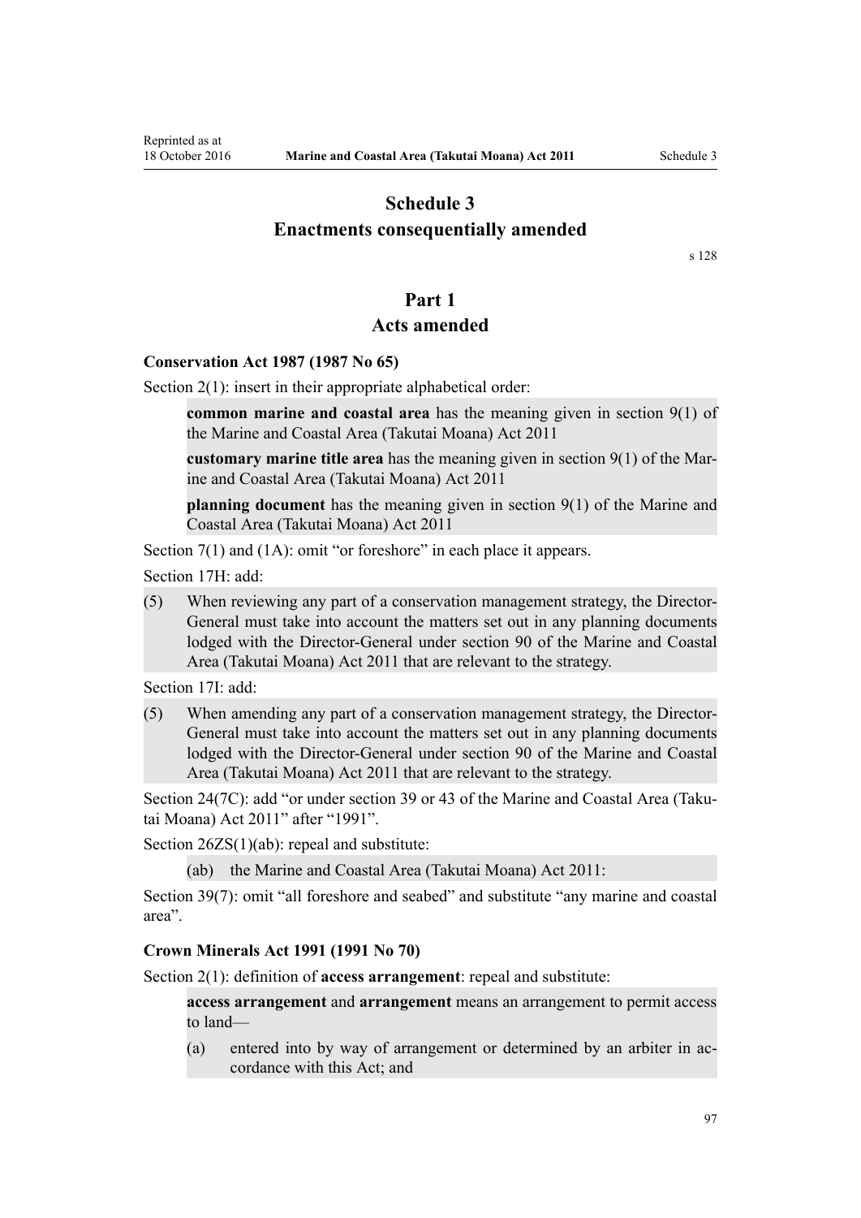# Schedule 3
## Enactments consequentially amended

s 128

## Part 1
## Acts amended

### Conservation Act 1987 (1987 No 65)

Section 2(1): insert in their appropriate alphabetical order:

> **common marine and coastal area** has the meaning given in section 9(1) of the Marine and Coastal Area (Takutai Moana) Act 2011
>
> **customary marine title area** has the meaning given in section 9(1) of the Marine and Coastal Area (Takutai Moana) Act 2011
>
> **planning document** has the meaning given in section 9(1) of the Marine and Coastal Area (Takutai Moana) Act 2011

Section 7(1) and (1A): omit "or foreshore" in each place it appears.

Section 17H: add:

> (5) When reviewing any part of a conservation management strategy, the Director-General must take into account the matters set out in any planning documents lodged with the Director-General under section 90 of the Marine and Coastal Area (Takutai Moana) Act 2011 that are relevant to the strategy.

Section 17I: add:

> (5) When amending any part of a conservation management strategy, the Director-General must take into account the matters set out in any planning documents lodged with the Director-General under section 90 of the Marine and Coastal Area (Takutai Moana) Act 2011 that are relevant to the strategy.

Section 24(7C): add "or under section 39 or 43 of the Marine and Coastal Area (Takutai Moana) Act 2011" after "1991".

Section 26ZS(1)(ab): repeal and substitute:

> (ab) the Marine and Coastal Area (Takutai Moana) Act 2011:

Section 39(7): omit "all foreshore and seabed" and substitute "any marine and coastal area".

### Crown Minerals Act 1991 (1991 No 70)

Section 2(1): definition of **access arrangement**: repeal and substitute:

> **access arrangement** and **arrangement** means an arrangement to permit access to land—
>
> (a) entered into by way of arrangement or determined by an arbiter in accordance with this Act; and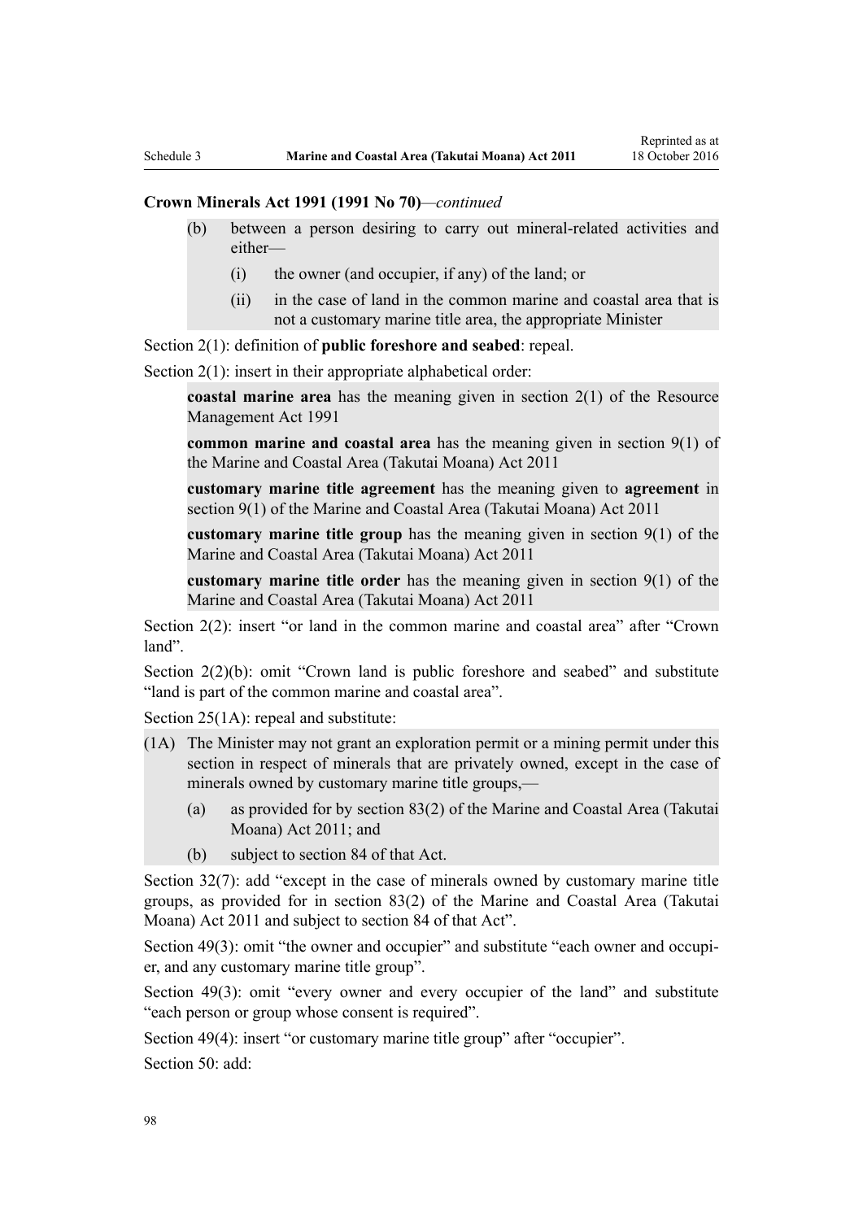**Crown Minerals Act 1991 (1991 No 70)**—*continued*

> (b) between a person desiring to carry out mineral-related activities and either—
>
> (i) the owner (and occupier, if any) of the land; or
>
> (ii) in the case of land in the common marine and coastal area that is not a customary marine title area, the appropriate Minister

Section 2(1): definition of **public foreshore and seabed**: repeal.

Section 2(1): insert in their appropriate alphabetical order:

> **coastal marine area** has the meaning given in section 2(1) of the Resource Management Act 1991
>
> **common marine and coastal area** has the meaning given in section 9(1) of the Marine and Coastal Area (Takutai Moana) Act 2011
>
> **customary marine title agreement** has the meaning given to **agreement** in section 9(1) of the Marine and Coastal Area (Takutai Moana) Act 2011
>
> **customary marine title group** has the meaning given in section 9(1) of the Marine and Coastal Area (Takutai Moana) Act 2011
>
> **customary marine title order** has the meaning given in section 9(1) of the Marine and Coastal Area (Takutai Moana) Act 2011

Section 2(2): insert "or land in the common marine and coastal area" after "Crown land".

Section 2(2)(b): omit "Crown land is public foreshore and seabed" and substitute "land is part of the common marine and coastal area".

Section 25(1A): repeal and substitute:

> (1A) The Minister may not grant an exploration permit or a mining permit under this section in respect of minerals that are privately owned, except in the case of minerals owned by customary marine title groups,—
>
> (a) as provided for by section 83(2) of the Marine and Coastal Area (Takutai Moana) Act 2011; and
>
> (b) subject to section 84 of that Act.

Section 32(7): add "except in the case of minerals owned by customary marine title groups, as provided for in section 83(2) of the Marine and Coastal Area (Takutai Moana) Act 2011 and subject to section 84 of that Act".

Section 49(3): omit "the owner and occupier" and substitute "each owner and occupier, and any customary marine title group".

Section 49(3): omit "every owner and every occupier of the land" and substitute "each person or group whose consent is required".

Section 49(4): insert "or customary marine title group" after "occupier".

Section 50: add: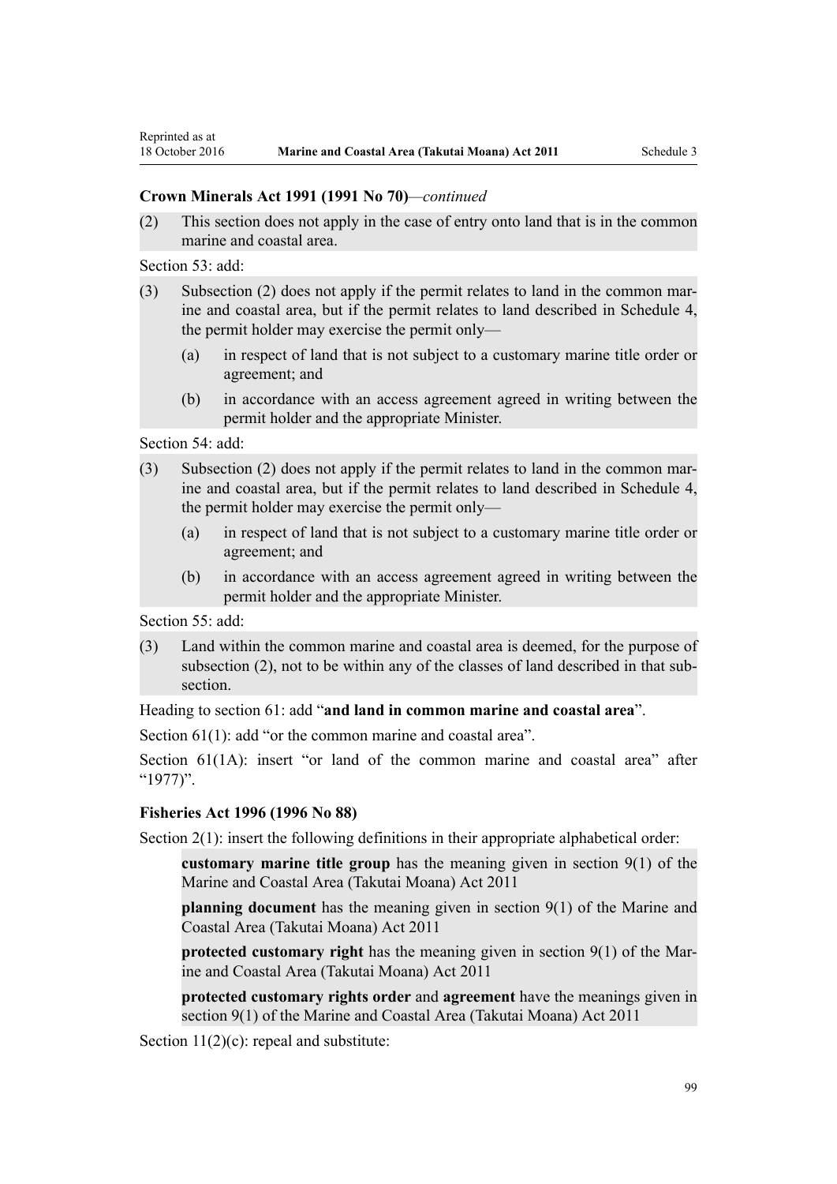**Crown Minerals Act 1991 (1991 No 70)**—*continued*

(2) This section does not apply in the case of entry onto land that is in the common marine and coastal area.

Section 53: add:

(3) Subsection (2) does not apply if the permit relates to land in the common marine and coastal area, but if the permit relates to land described in Schedule 4, the permit holder may exercise the permit only—

(a) in respect of land that is not subject to a customary marine title order or agreement; and

(b) in accordance with an access agreement agreed in writing between the permit holder and the appropriate Minister.

Section 54: add:

(3) Subsection (2) does not apply if the permit relates to land in the common marine and coastal area, but if the permit relates to land described in Schedule 4, the permit holder may exercise the permit only—

(a) in respect of land that is not subject to a customary marine title order or agreement; and

(b) in accordance with an access agreement agreed in writing between the permit holder and the appropriate Minister.

Section 55: add:

(3) Land within the common marine and coastal area is deemed, for the purpose of subsection (2), not to be within any of the classes of land described in that subsection.

Heading to section 61: add "**and land in common marine and coastal area**".

Section 61(1): add "or the common marine and coastal area".

Section 61(1A): insert "or land of the common marine and coastal area" after "1977)".

**Fisheries Act 1996 (1996 No 88)**

Section 2(1): insert the following definitions in their appropriate alphabetical order:

**customary marine title group** has the meaning given in section 9(1) of the Marine and Coastal Area (Takutai Moana) Act 2011

**planning document** has the meaning given in section 9(1) of the Marine and Coastal Area (Takutai Moana) Act 2011

**protected customary right** has the meaning given in section 9(1) of the Marine and Coastal Area (Takutai Moana) Act 2011

**protected customary rights order** and **agreement** have the meanings given in section 9(1) of the Marine and Coastal Area (Takutai Moana) Act 2011

Section 11(2)(c): repeal and substitute: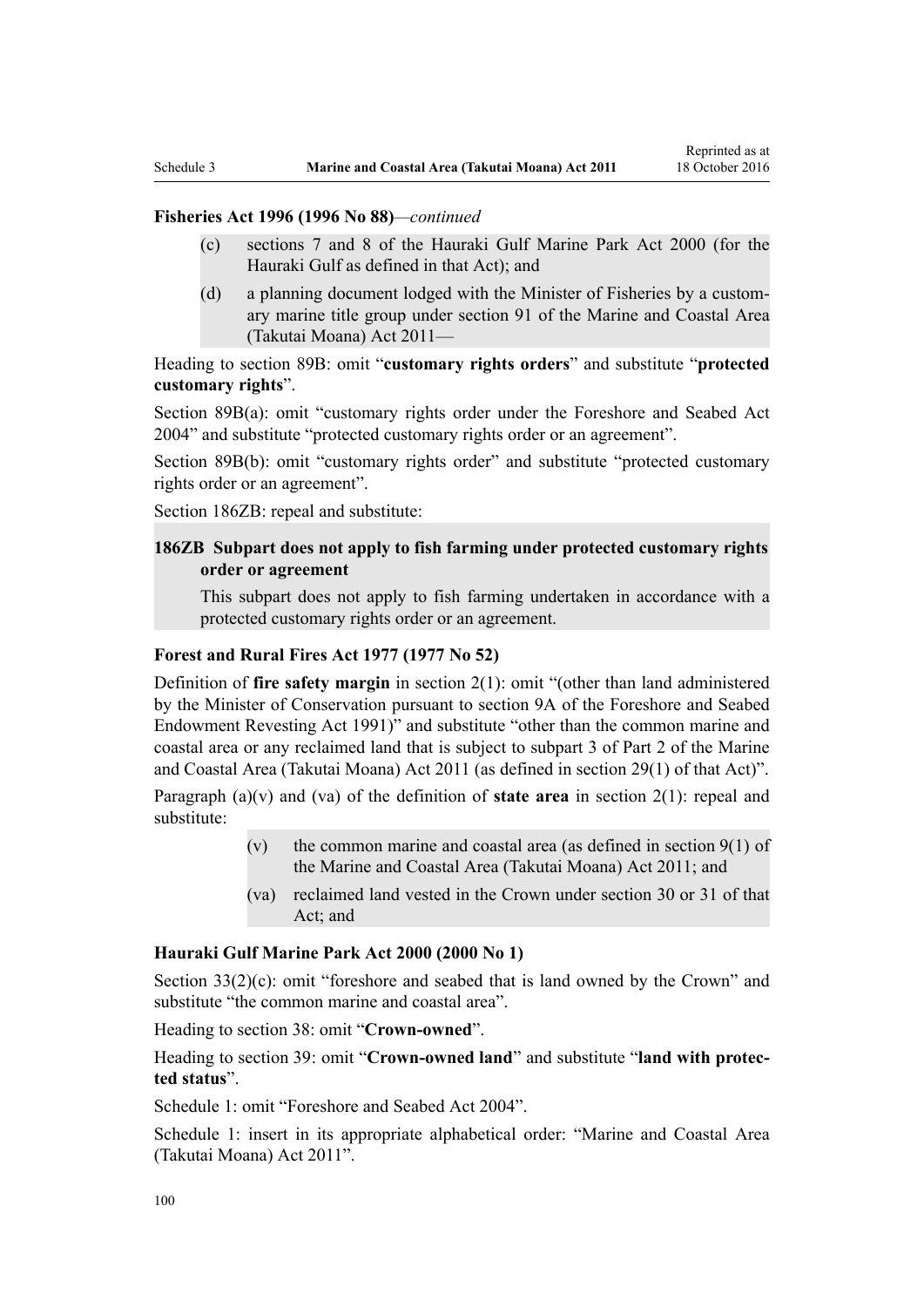**Fisheries Act 1996 (1996 No 88)**—*continued*

- (c) sections 7 and 8 of the Hauraki Gulf Marine Park Act 2000 (for the Hauraki Gulf as defined in that Act); and
- (d) a planning document lodged with the Minister of Fisheries by a customary marine title group under section 91 of the Marine and Coastal Area (Takutai Moana) Act 2011—

Heading to section 89B: omit "**customary rights orders**" and substitute "**protected customary rights**".

Section 89B(a): omit "customary rights order under the Foreshore and Seabed Act 2004" and substitute "protected customary rights order or an agreement".

Section 89B(b): omit "customary rights order" and substitute "protected customary rights order or an agreement".

Section 186ZB: repeal and substitute:

**186ZB Subpart does not apply to fish farming under protected customary rights order or agreement**

This subpart does not apply to fish farming undertaken in accordance with a protected customary rights order or an agreement.

**Forest and Rural Fires Act 1977 (1977 No 52)**

Definition of **fire safety margin** in section 2(1): omit "(other than land administered by the Minister of Conservation pursuant to section 9A of the Foreshore and Seabed Endowment Revesting Act 1991)" and substitute "other than the common marine and coastal area or any reclaimed land that is subject to subpart 3 of Part 2 of the Marine and Coastal Area (Takutai Moana) Act 2011 (as defined in section 29(1) of that Act)".

Paragraph (a)(v) and (va) of the definition of **state area** in section 2(1): repeal and substitute:

- (v) the common marine and coastal area (as defined in section 9(1) of the Marine and Coastal Area (Takutai Moana) Act 2011; and
- (va) reclaimed land vested in the Crown under section 30 or 31 of that Act; and

**Hauraki Gulf Marine Park Act 2000 (2000 No 1)**

Section 33(2)(c): omit "foreshore and seabed that is land owned by the Crown" and substitute "the common marine and coastal area".

Heading to section 38: omit "**Crown-owned**".

Heading to section 39: omit "**Crown-owned land**" and substitute "**land with protected status**".

Schedule 1: omit "Foreshore and Seabed Act 2004".

Schedule 1: insert in its appropriate alphabetical order: "Marine and Coastal Area (Takutai Moana) Act 2011".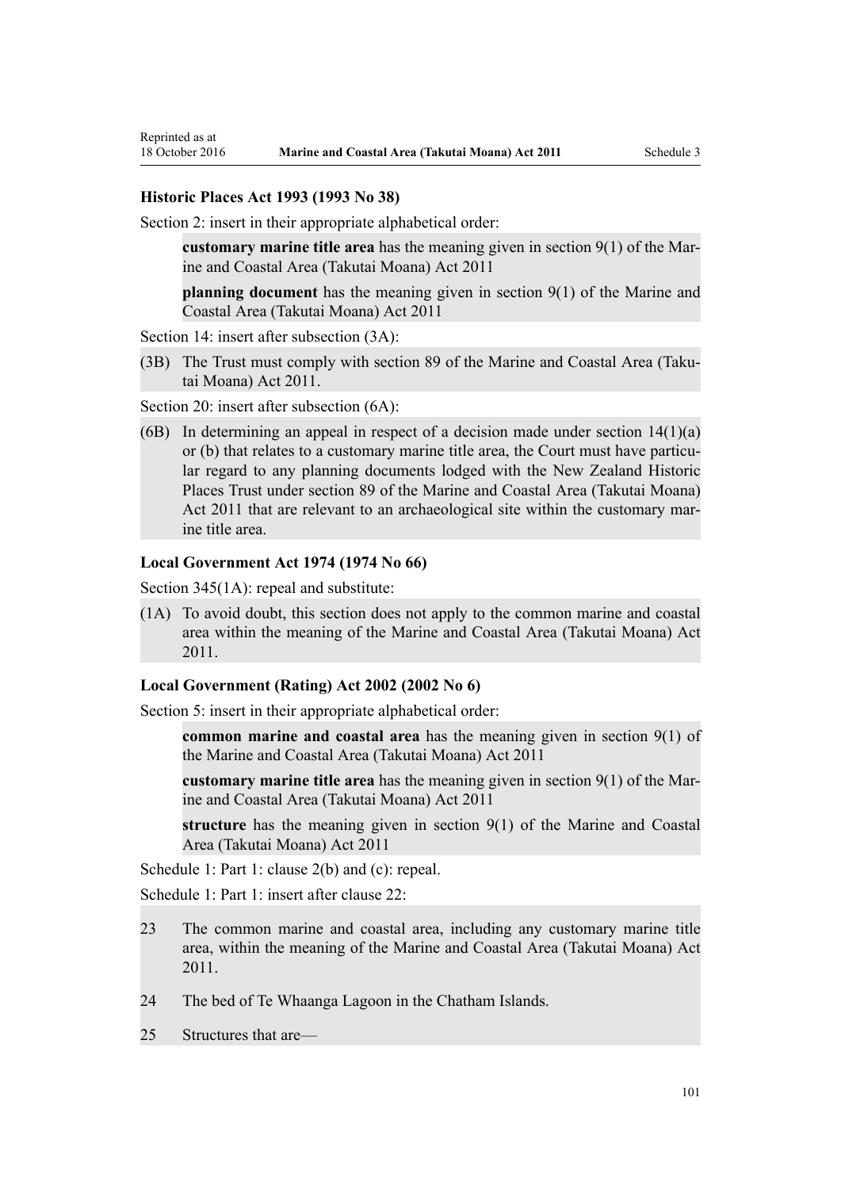### Historic Places Act 1993 (1993 No 38)

Section 2: insert in their appropriate alphabetical order:

> **customary marine title area** has the meaning given in section 9(1) of the Marine and Coastal Area (Takutai Moana) Act 2011
>
> **planning document** has the meaning given in section 9(1) of the Marine and Coastal Area (Takutai Moana) Act 2011

Section 14: insert after subsection (3A):

> (3B) The Trust must comply with section 89 of the Marine and Coastal Area (Takutai Moana) Act 2011.

Section 20: insert after subsection (6A):

> (6B) In determining an appeal in respect of a decision made under section 14(1)(a) or (b) that relates to a customary marine title area, the Court must have particular regard to any planning documents lodged with the New Zealand Historic Places Trust under section 89 of the Marine and Coastal Area (Takutai Moana) Act 2011 that are relevant to an archaeological site within the customary marine title area.

### Local Government Act 1974 (1974 No 66)

Section 345(1A): repeal and substitute:

> (1A) To avoid doubt, this section does not apply to the common marine and coastal area within the meaning of the Marine and Coastal Area (Takutai Moana) Act 2011.

### Local Government (Rating) Act 2002 (2002 No 6)

Section 5: insert in their appropriate alphabetical order:

> **common marine and coastal area** has the meaning given in section 9(1) of the Marine and Coastal Area (Takutai Moana) Act 2011
>
> **customary marine title area** has the meaning given in section 9(1) of the Marine and Coastal Area (Takutai Moana) Act 2011
>
> **structure** has the meaning given in section 9(1) of the Marine and Coastal Area (Takutai Moana) Act 2011

Schedule 1: Part 1: clause 2(b) and (c): repeal.

Schedule 1: Part 1: insert after clause 22:

> 23 The common marine and coastal area, including any customary marine title area, within the meaning of the Marine and Coastal Area (Takutai Moana) Act 2011.
>
> 24 The bed of Te Whaanga Lagoon in the Chatham Islands.
>
> 25 Structures that are—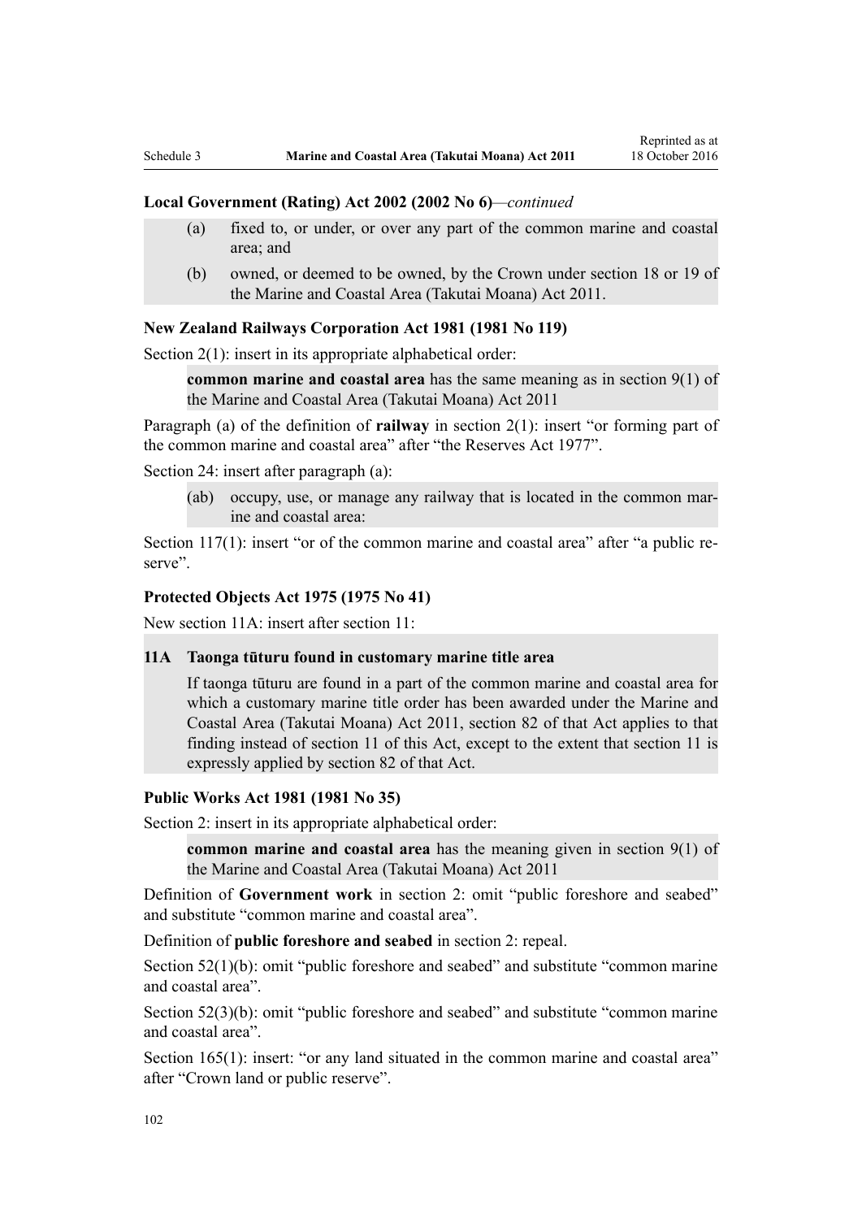**Local Government (Rating) Act 2002 (2002 No 6)**—*continued*

> (a) fixed to, or under, or over any part of the common marine and coastal area; and
>
> (b) owned, or deemed to be owned, by the Crown under section 18 or 19 of the Marine and Coastal Area (Takutai Moana) Act 2011.

**New Zealand Railways Corporation Act 1981 (1981 No 119)**

Section 2(1): insert in its appropriate alphabetical order:

> **common marine and coastal area** has the same meaning as in section 9(1) of the Marine and Coastal Area (Takutai Moana) Act 2011

Paragraph (a) of the definition of **railway** in section 2(1): insert "or forming part of the common marine and coastal area" after "the Reserves Act 1977".

Section 24: insert after paragraph (a):

> (ab) occupy, use, or manage any railway that is located in the common marine and coastal area:

Section 117(1): insert "or of the common marine and coastal area" after "a public reserve".

**Protected Objects Act 1975 (1975 No 41)**

New section 11A: insert after section 11:

> **11A Taonga tūturu found in customary marine title area**
>
> If taonga tūturu are found in a part of the common marine and coastal area for which a customary marine title order has been awarded under the Marine and Coastal Area (Takutai Moana) Act 2011, section 82 of that Act applies to that finding instead of section 11 of this Act, except to the extent that section 11 is expressly applied by section 82 of that Act.

**Public Works Act 1981 (1981 No 35)**

Section 2: insert in its appropriate alphabetical order:

> **common marine and coastal area** has the meaning given in section 9(1) of the Marine and Coastal Area (Takutai Moana) Act 2011

Definition of **Government work** in section 2: omit "public foreshore and seabed" and substitute "common marine and coastal area".

Definition of **public foreshore and seabed** in section 2: repeal.

Section 52(1)(b): omit "public foreshore and seabed" and substitute "common marine and coastal area".

Section 52(3)(b): omit "public foreshore and seabed" and substitute "common marine and coastal area".

Section 165(1): insert: "or any land situated in the common marine and coastal area" after "Crown land or public reserve".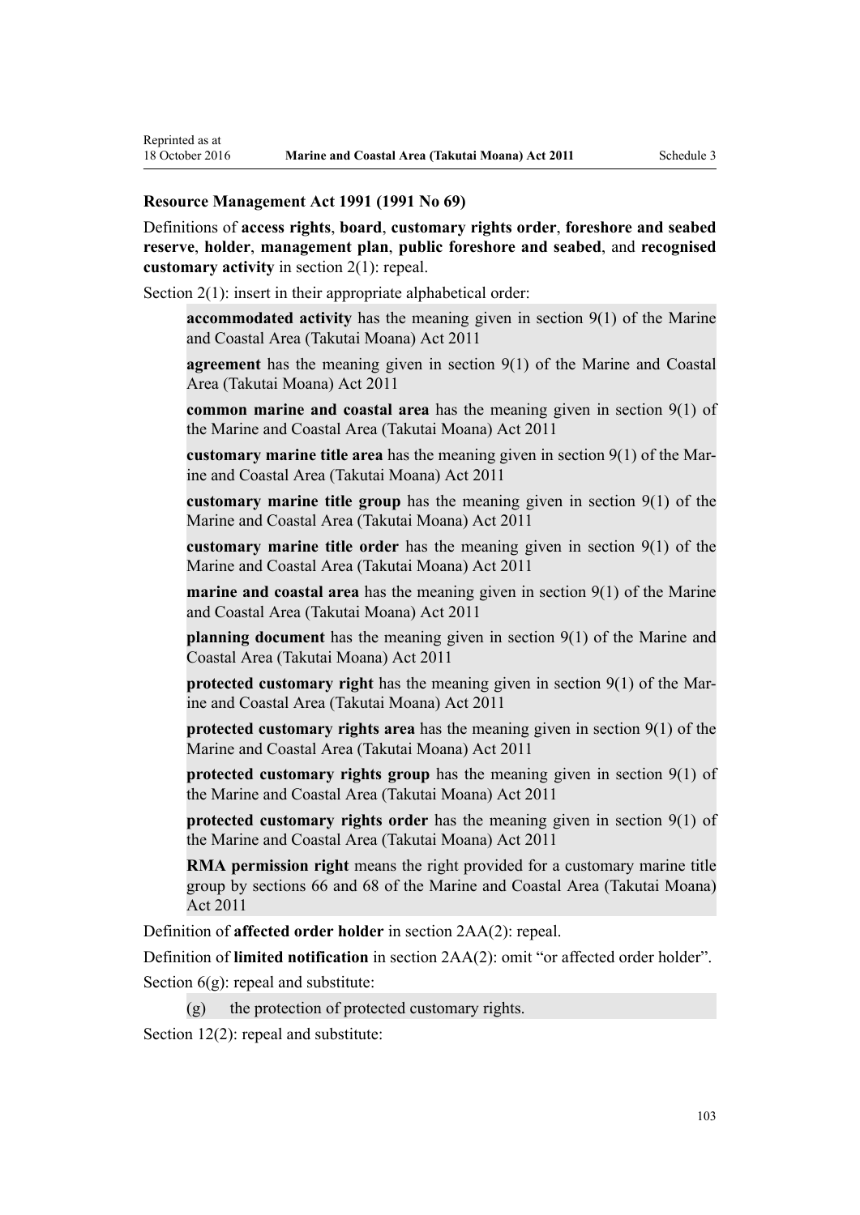**Resource Management Act 1991 (1991 No 69)**

Definitions of **access rights**, **board**, **customary rights order**, **foreshore and seabed reserve**, **holder**, **management plan**, **public foreshore and seabed**, and **recognised customary activity** in section 2(1): repeal.

Section 2(1): insert in their appropriate alphabetical order:

> **accommodated activity** has the meaning given in section 9(1) of the Marine and Coastal Area (Takutai Moana) Act 2011
>
> **agreement** has the meaning given in section 9(1) of the Marine and Coastal Area (Takutai Moana) Act 2011
>
> **common marine and coastal area** has the meaning given in section 9(1) of the Marine and Coastal Area (Takutai Moana) Act 2011
>
> **customary marine title area** has the meaning given in section 9(1) of the Marine and Coastal Area (Takutai Moana) Act 2011
>
> **customary marine title group** has the meaning given in section 9(1) of the Marine and Coastal Area (Takutai Moana) Act 2011
>
> **customary marine title order** has the meaning given in section 9(1) of the Marine and Coastal Area (Takutai Moana) Act 2011
>
> **marine and coastal area** has the meaning given in section 9(1) of the Marine and Coastal Area (Takutai Moana) Act 2011
>
> **planning document** has the meaning given in section 9(1) of the Marine and Coastal Area (Takutai Moana) Act 2011
>
> **protected customary right** has the meaning given in section 9(1) of the Marine and Coastal Area (Takutai Moana) Act 2011
>
> **protected customary rights area** has the meaning given in section 9(1) of the Marine and Coastal Area (Takutai Moana) Act 2011
>
> **protected customary rights group** has the meaning given in section 9(1) of the Marine and Coastal Area (Takutai Moana) Act 2011
>
> **protected customary rights order** has the meaning given in section 9(1) of the Marine and Coastal Area (Takutai Moana) Act 2011
>
> **RMA permission right** means the right provided for a customary marine title group by sections 66 and 68 of the Marine and Coastal Area (Takutai Moana) Act 2011

Definition of **affected order holder** in section 2AA(2): repeal.

Definition of **limited notification** in section 2AA(2): omit "or affected order holder".

Section 6(g): repeal and substitute:

> (g) the protection of protected customary rights.

Section 12(2): repeal and substitute: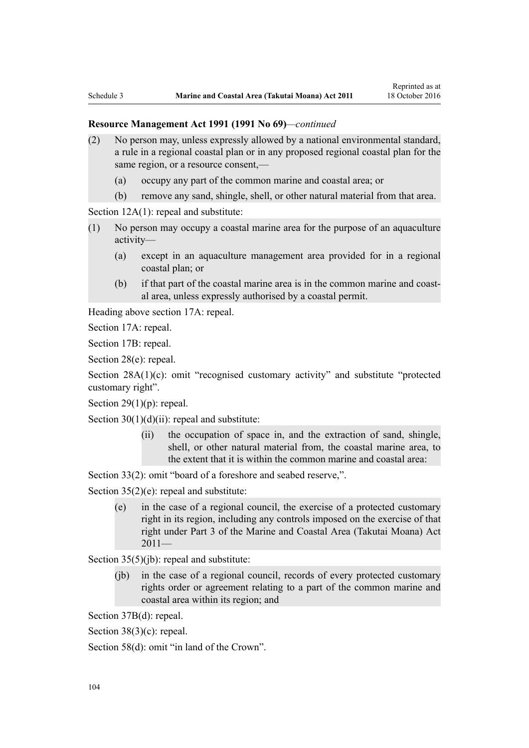**Resource Management Act 1991 (1991 No 69)***—continued*

(2) No person may, unless expressly allowed by a national environmental standard, a rule in a regional coastal plan or in any proposed regional coastal plan for the same region, or a resource consent,—

- (a) occupy any part of the common marine and coastal area; or
- (b) remove any sand, shingle, shell, or other natural material from that area.

Section 12A(1): repeal and substitute:

(1) No person may occupy a coastal marine area for the purpose of an aquaculture activity—

- (a) except in an aquaculture management area provided for in a regional coastal plan; or
- (b) if that part of the coastal marine area is in the common marine and coastal area, unless expressly authorised by a coastal permit.

Heading above section 17A: repeal.

Section 17A: repeal.

Section 17B: repeal.

Section 28(e): repeal.

Section 28A(1)(c): omit "recognised customary activity" and substitute "protected customary right".

Section 29(1)(p): repeal.

Section 30(1)(d)(ii): repeal and substitute:

- (ii) the occupation of space in, and the extraction of sand, shingle, shell, or other natural material from, the coastal marine area, to the extent that it is within the common marine and coastal area:

Section 33(2): omit "board of a foreshore and seabed reserve,".

Section 35(2)(e): repeal and substitute:

- (e) in the case of a regional council, the exercise of a protected customary right in its region, including any controls imposed on the exercise of that right under Part 3 of the Marine and Coastal Area (Takutai Moana) Act 2011—

Section 35(5)(jb): repeal and substitute:

- (jb) in the case of a regional council, records of every protected customary rights order or agreement relating to a part of the common marine and coastal area within its region; and

Section 37B(d): repeal.

Section 38(3)(c): repeal.

Section 58(d): omit "in land of the Crown".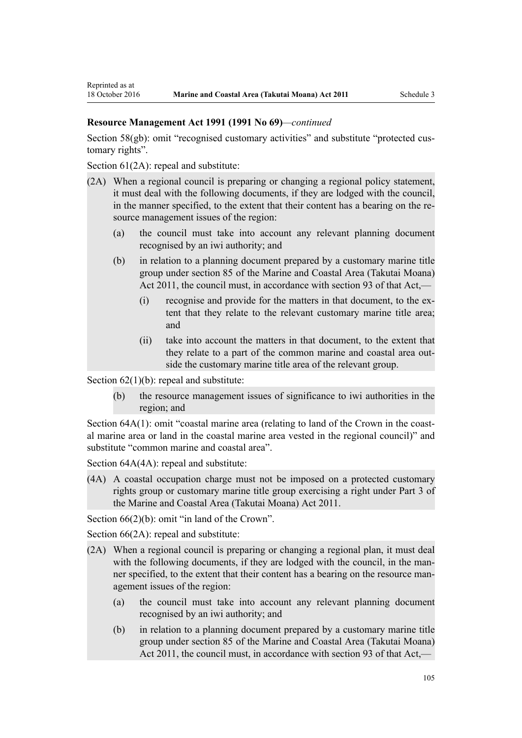**Resource Management Act 1991 (1991 No 69)**—*continued*

Section 58(gb): omit "recognised customary activities" and substitute "protected customary rights".

Section 61(2A): repeal and substitute:

(2A) When a regional council is preparing or changing a regional policy statement, it must deal with the following documents, if they are lodged with the council, in the manner specified, to the extent that their content has a bearing on the resource management issues of the region:

- (a) the council must take into account any relevant planning document recognised by an iwi authority; and
- (b) in relation to a planning document prepared by a customary marine title group under section 85 of the Marine and Coastal Area (Takutai Moana) Act 2011, the council must, in accordance with section 93 of that Act,—
  - (i) recognise and provide for the matters in that document, to the extent that they relate to the relevant customary marine title area; and
  - (ii) take into account the matters in that document, to the extent that they relate to a part of the common marine and coastal area outside the customary marine title area of the relevant group.

Section 62(1)(b): repeal and substitute:

- (b) the resource management issues of significance to iwi authorities in the region; and

Section 64A(1): omit "coastal marine area (relating to land of the Crown in the coastal marine area or land in the coastal marine area vested in the regional council)" and substitute "common marine and coastal area".

Section 64A(4A): repeal and substitute:

(4A) A coastal occupation charge must not be imposed on a protected customary rights group or customary marine title group exercising a right under Part 3 of the Marine and Coastal Area (Takutai Moana) Act 2011.

Section 66(2)(b): omit "in land of the Crown".

Section 66(2A): repeal and substitute:

(2A) When a regional council is preparing or changing a regional plan, it must deal with the following documents, if they are lodged with the council, in the manner specified, to the extent that their content has a bearing on the resource management issues of the region:

- (a) the council must take into account any relevant planning document recognised by an iwi authority; and
- (b) in relation to a planning document prepared by a customary marine title group under section 85 of the Marine and Coastal Area (Takutai Moana) Act 2011, the council must, in accordance with section 93 of that Act,—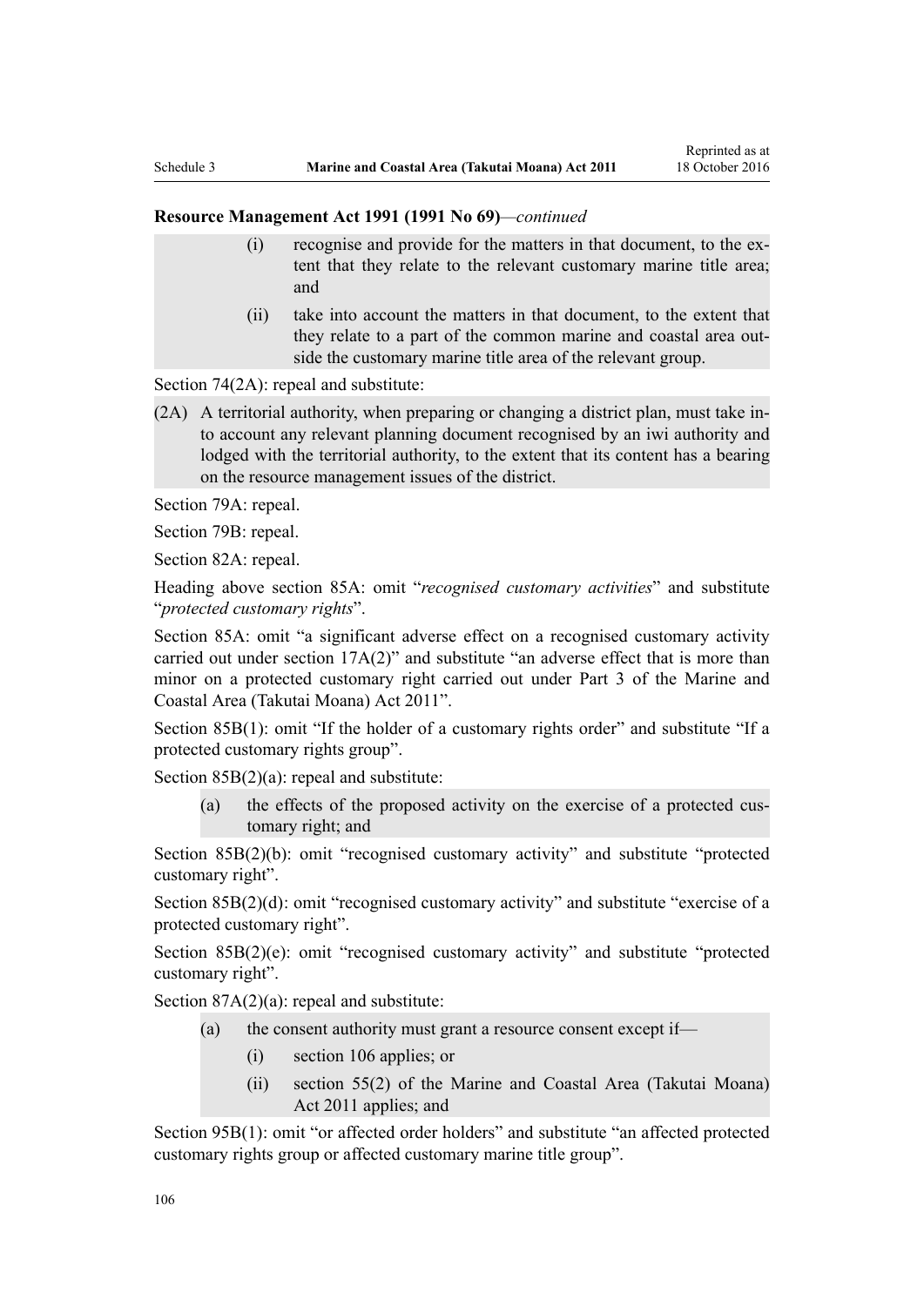**Resource Management Act 1991 (1991 No 69)**—*continued*

- (i) recognise and provide for the matters in that document, to the extent that they relate to the relevant customary marine title area; and
- (ii) take into account the matters in that document, to the extent that they relate to a part of the common marine and coastal area outside the customary marine title area of the relevant group.

Section 74(2A): repeal and substitute:

(2A) A territorial authority, when preparing or changing a district plan, must take into account any relevant planning document recognised by an iwi authority and lodged with the territorial authority, to the extent that its content has a bearing on the resource management issues of the district.

Section 79A: repeal.

Section 79B: repeal.

Section 82A: repeal.

Heading above section 85A: omit "*recognised customary activities*" and substitute "*protected customary rights*".

Section 85A: omit "a significant adverse effect on a recognised customary activity carried out under section 17A(2)" and substitute "an adverse effect that is more than minor on a protected customary right carried out under Part 3 of the Marine and Coastal Area (Takutai Moana) Act 2011".

Section 85B(1): omit "If the holder of a customary rights order" and substitute "If a protected customary rights group".

Section 85B(2)(a): repeal and substitute:

- (a) the effects of the proposed activity on the exercise of a protected customary right; and

Section 85B(2)(b): omit "recognised customary activity" and substitute "protected customary right".

Section 85B(2)(d): omit "recognised customary activity" and substitute "exercise of a protected customary right".

Section 85B(2)(e): omit "recognised customary activity" and substitute "protected customary right".

Section 87A(2)(a): repeal and substitute:

- (a) the consent authority must grant a resource consent except if—
  - (i) section 106 applies; or
  - (ii) section 55(2) of the Marine and Coastal Area (Takutai Moana) Act 2011 applies; and

Section 95B(1): omit "or affected order holders" and substitute "an affected protected customary rights group or affected customary marine title group".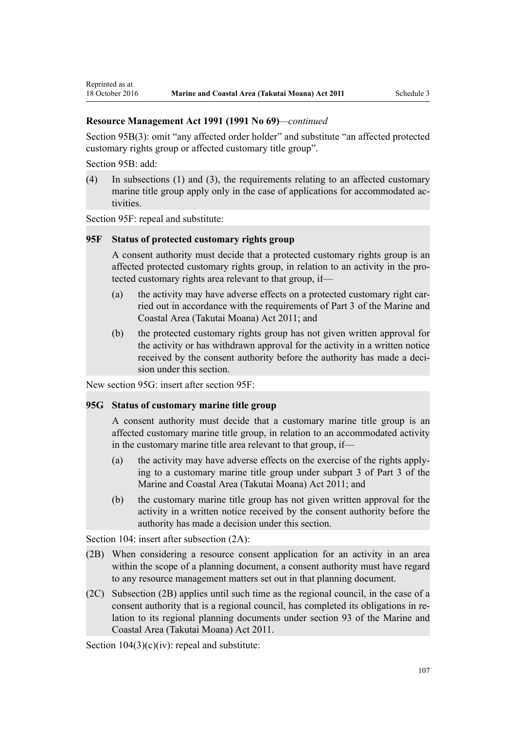**Resource Management Act 1991 (1991 No 69)**—*continued*

Section 95B(3): omit "any affected order holder" and substitute "an affected protected customary rights group or affected customary title group".

Section 95B: add:

(4) In subsections (1) and (3), the requirements relating to an affected customary marine title group apply only in the case of applications for accommodated activities.

Section 95F: repeal and substitute:

**95F Status of protected customary rights group**

A consent authority must decide that a protected customary rights group is an affected protected customary rights group, in relation to an activity in the protected customary rights area relevant to that group, if—

(a) the activity may have adverse effects on a protected customary right carried out in accordance with the requirements of Part 3 of the Marine and Coastal Area (Takutai Moana) Act 2011; and

(b) the protected customary rights group has not given written approval for the activity or has withdrawn approval for the activity in a written notice received by the consent authority before the authority has made a decision under this section.

New section 95G: insert after section 95F:

**95G Status of customary marine title group**

A consent authority must decide that a customary marine title group is an affected customary marine title group, in relation to an accommodated activity in the customary marine title area relevant to that group, if—

(a) the activity may have adverse effects on the exercise of the rights applying to a customary marine title group under subpart 3 of Part 3 of the Marine and Coastal Area (Takutai Moana) Act 2011; and

(b) the customary marine title group has not given written approval for the activity in a written notice received by the consent authority before the authority has made a decision under this section.

Section 104: insert after subsection (2A):

(2B) When considering a resource consent application for an activity in an area within the scope of a planning document, a consent authority must have regard to any resource management matters set out in that planning document.

(2C) Subsection (2B) applies until such time as the regional council, in the case of a consent authority that is a regional council, has completed its obligations in relation to its regional planning documents under section 93 of the Marine and Coastal Area (Takutai Moana) Act 2011.

Section 104(3)(c)(iv): repeal and substitute: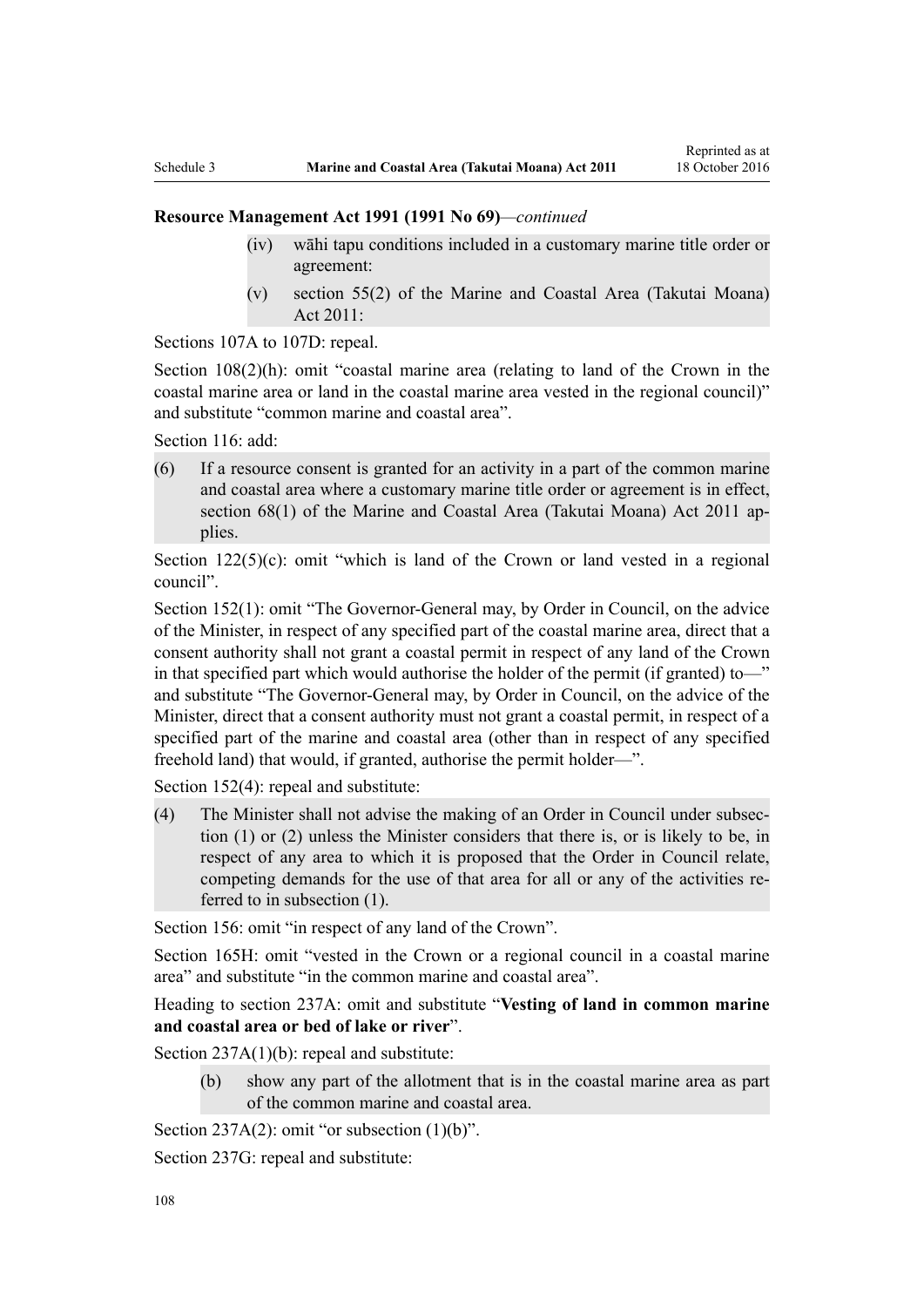**Resource Management Act 1991 (1991 No 69)**—*continued*

(iv) wāhi tapu conditions included in a customary marine title order or agreement:

(v) section 55(2) of the Marine and Coastal Area (Takutai Moana) Act 2011:

Sections 107A to 107D: repeal.

Section 108(2)(h): omit "coastal marine area (relating to land of the Crown in the coastal marine area or land in the coastal marine area vested in the regional council)" and substitute "common marine and coastal area".

Section 116: add:

(6) If a resource consent is granted for an activity in a part of the common marine and coastal area where a customary marine title order or agreement is in effect, section 68(1) of the Marine and Coastal Area (Takutai Moana) Act 2011 applies.

Section 122(5)(c): omit "which is land of the Crown or land vested in a regional council".

Section 152(1): omit "The Governor-General may, by Order in Council, on the advice of the Minister, in respect of any specified part of the coastal marine area, direct that a consent authority shall not grant a coastal permit in respect of any land of the Crown in that specified part which would authorise the holder of the permit (if granted) to—" and substitute "The Governor-General may, by Order in Council, on the advice of the Minister, direct that a consent authority must not grant a coastal permit, in respect of a specified part of the marine and coastal area (other than in respect of any specified freehold land) that would, if granted, authorise the permit holder—".

Section 152(4): repeal and substitute:

(4) The Minister shall not advise the making of an Order in Council under subsection (1) or (2) unless the Minister considers that there is, or is likely to be, in respect of any area to which it is proposed that the Order in Council relate, competing demands for the use of that area for all or any of the activities referred to in subsection (1).

Section 156: omit "in respect of any land of the Crown".

Section 165H: omit "vested in the Crown or a regional council in a coastal marine area" and substitute "in the common marine and coastal area".

Heading to section 237A: omit and substitute "**Vesting of land in common marine and coastal area or bed of lake or river**".

Section 237A(1)(b): repeal and substitute:

(b) show any part of the allotment that is in the coastal marine area as part of the common marine and coastal area.

Section 237A(2): omit "or subsection (1)(b)".

Section 237G: repeal and substitute: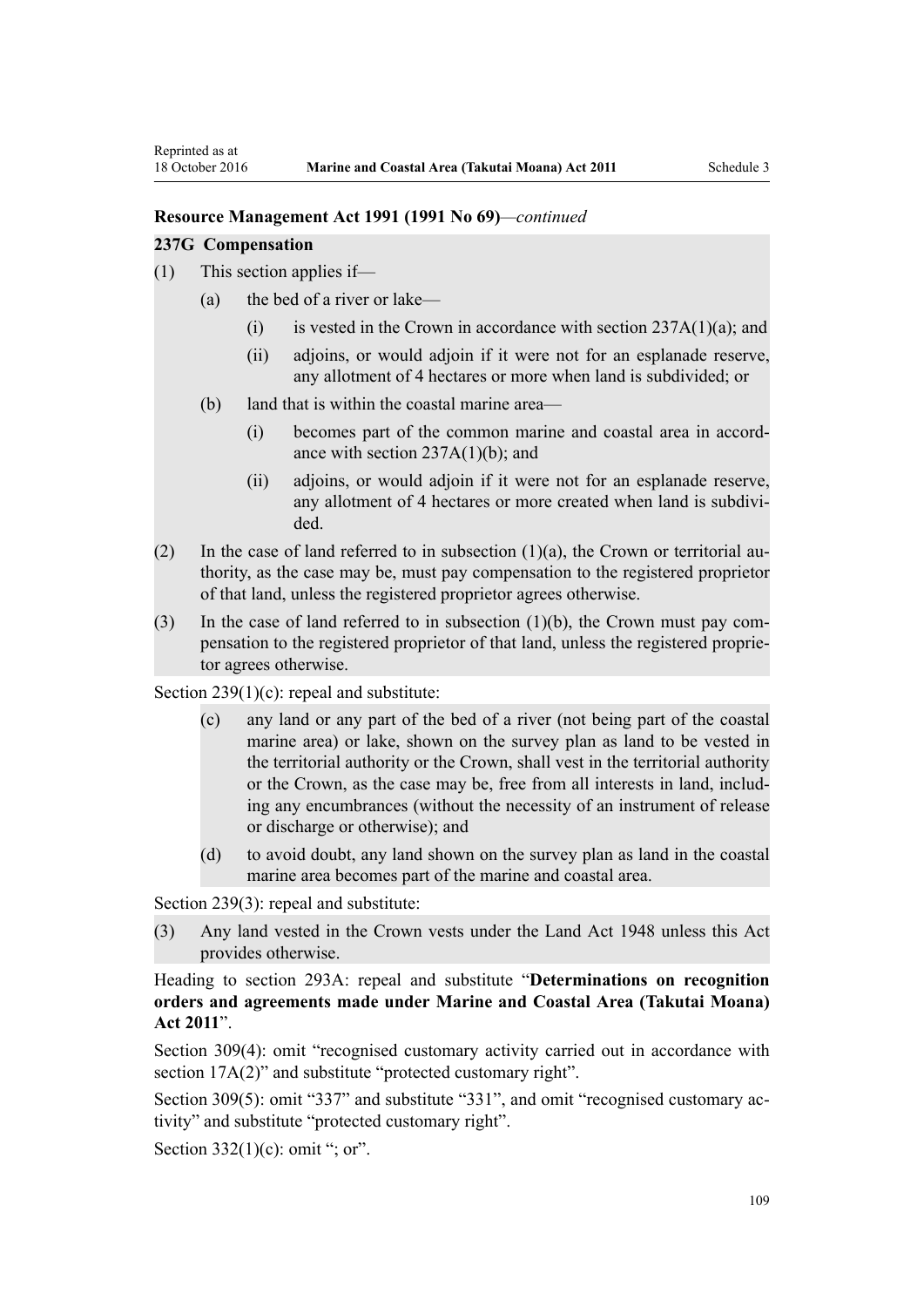**Resource Management Act 1991 (1991 No 69)**—*continued*

**237G Compensation**

(1) This section applies if—

 (a) the bed of a river or lake—

  (i) is vested in the Crown in accordance with section 237A(1)(a); and

  (ii) adjoins, or would adjoin if it were not for an esplanade reserve, any allotment of 4 hectares or more when land is subdivided; or

 (b) land that is within the coastal marine area—

  (i) becomes part of the common marine and coastal area in accordance with section 237A(1)(b); and

  (ii) adjoins, or would adjoin if it were not for an esplanade reserve, any allotment of 4 hectares or more created when land is subdivided.

(2) In the case of land referred to in subsection (1)(a), the Crown or territorial authority, as the case may be, must pay compensation to the registered proprietor of that land, unless the registered proprietor agrees otherwise.

(3) In the case of land referred to in subsection (1)(b), the Crown must pay compensation to the registered proprietor of that land, unless the registered proprietor agrees otherwise.

Section 239(1)(c): repeal and substitute:

 (c) any land or any part of the bed of a river (not being part of the coastal marine area) or lake, shown on the survey plan as land to be vested in the territorial authority or the Crown, shall vest in the territorial authority or the Crown, as the case may be, free from all interests in land, including any encumbrances (without the necessity of an instrument of release or discharge or otherwise); and

 (d) to avoid doubt, any land shown on the survey plan as land in the coastal marine area becomes part of the marine and coastal area.

Section 239(3): repeal and substitute:

(3) Any land vested in the Crown vests under the Land Act 1948 unless this Act provides otherwise.

Heading to section 293A: repeal and substitute "**Determinations on recognition orders and agreements made under Marine and Coastal Area (Takutai Moana) Act 2011**".

Section 309(4): omit "recognised customary activity carried out in accordance with section 17A(2)" and substitute "protected customary right".

Section 309(5): omit "337" and substitute "331", and omit "recognised customary activity" and substitute "protected customary right".

Section 332(1)(c): omit "; or".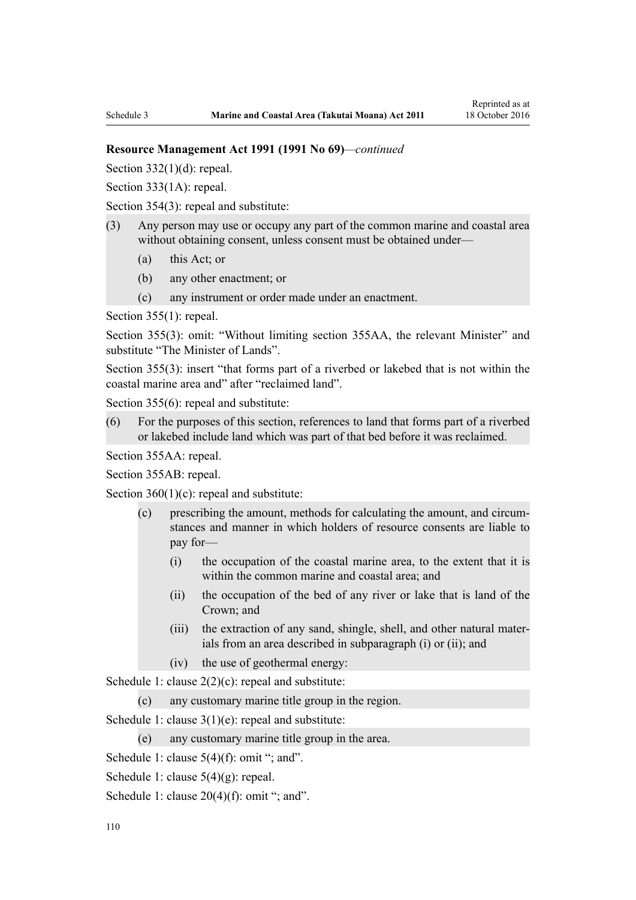**Resource Management Act 1991 (1991 No 69)**—*continued*

Section 332(1)(d): repeal.

Section 333(1A): repeal.

Section 354(3): repeal and substitute:

(3) Any person may use or occupy any part of the common marine and coastal area without obtaining consent, unless consent must be obtained under—

(a) this Act; or

(b) any other enactment; or

(c) any instrument or order made under an enactment.

Section 355(1): repeal.

Section 355(3): omit: "Without limiting section 355AA, the relevant Minister" and substitute "The Minister of Lands".

Section 355(3): insert "that forms part of a riverbed or lakebed that is not within the coastal marine area and" after "reclaimed land".

Section 355(6): repeal and substitute:

(6) For the purposes of this section, references to land that forms part of a riverbed or lakebed include land which was part of that bed before it was reclaimed.

Section 355AA: repeal.

Section 355AB: repeal.

Section 360(1)(c): repeal and substitute:

(c) prescribing the amount, methods for calculating the amount, and circumstances and manner in which holders of resource consents are liable to pay for—

(i) the occupation of the coastal marine area, to the extent that it is within the common marine and coastal area; and

(ii) the occupation of the bed of any river or lake that is land of the Crown; and

(iii) the extraction of any sand, shingle, shell, and other natural materials from an area described in subparagraph (i) or (ii); and

(iv) the use of geothermal energy:

Schedule 1: clause 2(2)(c): repeal and substitute:

(c) any customary marine title group in the region.

Schedule 1: clause 3(1)(e): repeal and substitute:

(e) any customary marine title group in the area.

Schedule 1: clause 5(4)(f): omit "; and".

Schedule 1: clause 5(4)(g): repeal.

Schedule 1: clause 20(4)(f): omit "; and".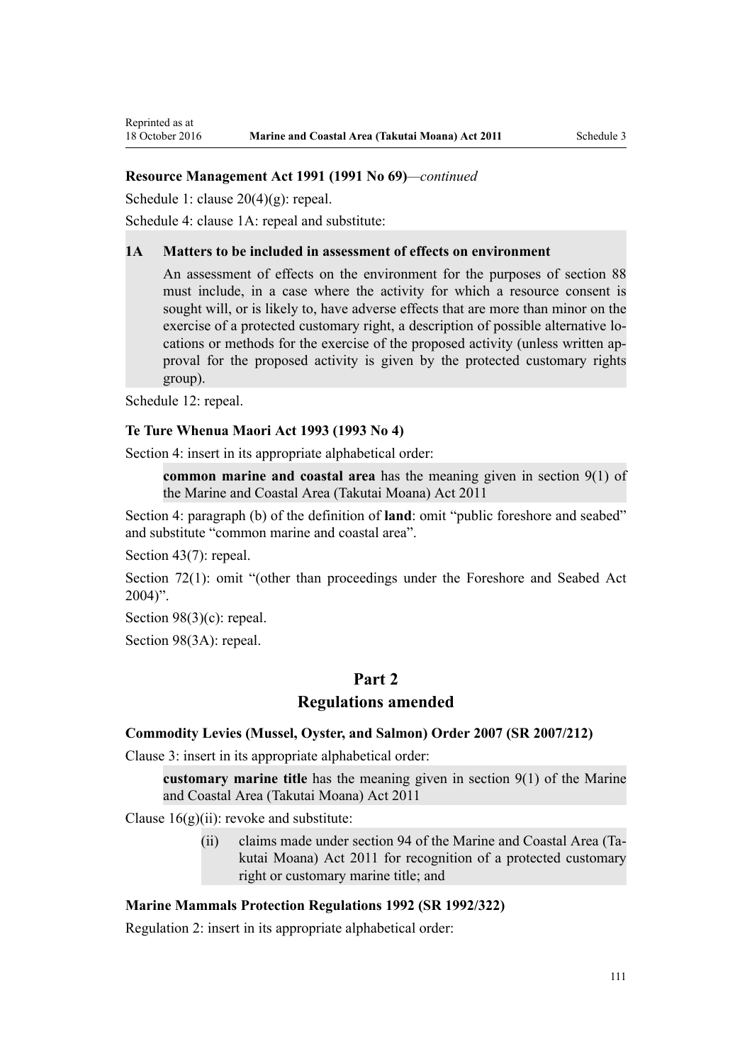**Resource Management Act 1991 (1991 No 69)**—*continued*

Schedule 1: clause 20(4)(g): repeal.

Schedule 4: clause 1A: repeal and substitute:

> **1A Matters to be included in assessment of effects on environment**
>
> An assessment of effects on the environment for the purposes of section 88 must include, in a case where the activity for which a resource consent is sought will, or is likely to, have adverse effects that are more than minor on the exercise of a protected customary right, a description of possible alternative locations or methods for the exercise of the proposed activity (unless written approval for the proposed activity is given by the protected customary rights group).

Schedule 12: repeal.

**Te Ture Whenua Maori Act 1993 (1993 No 4)**

Section 4: insert in its appropriate alphabetical order:

> **common marine and coastal area** has the meaning given in section 9(1) of the Marine and Coastal Area (Takutai Moana) Act 2011

Section 4: paragraph (b) of the definition of **land**: omit "public foreshore and seabed" and substitute "common marine and coastal area".

Section 43(7): repeal.

Section 72(1): omit "(other than proceedings under the Foreshore and Seabed Act 2004)".

Section 98(3)(c): repeal.

Section 98(3A): repeal.

## Part 2
## Regulations amended

**Commodity Levies (Mussel, Oyster, and Salmon) Order 2007 (SR 2007/212)**

Clause 3: insert in its appropriate alphabetical order:

> **customary marine title** has the meaning given in section 9(1) of the Marine and Coastal Area (Takutai Moana) Act 2011

Clause 16(g)(ii): revoke and substitute:

> (ii) claims made under section 94 of the Marine and Coastal Area (Takutai Moana) Act 2011 for recognition of a protected customary right or customary marine title; and

**Marine Mammals Protection Regulations 1992 (SR 1992/322)**

Regulation 2: insert in its appropriate alphabetical order: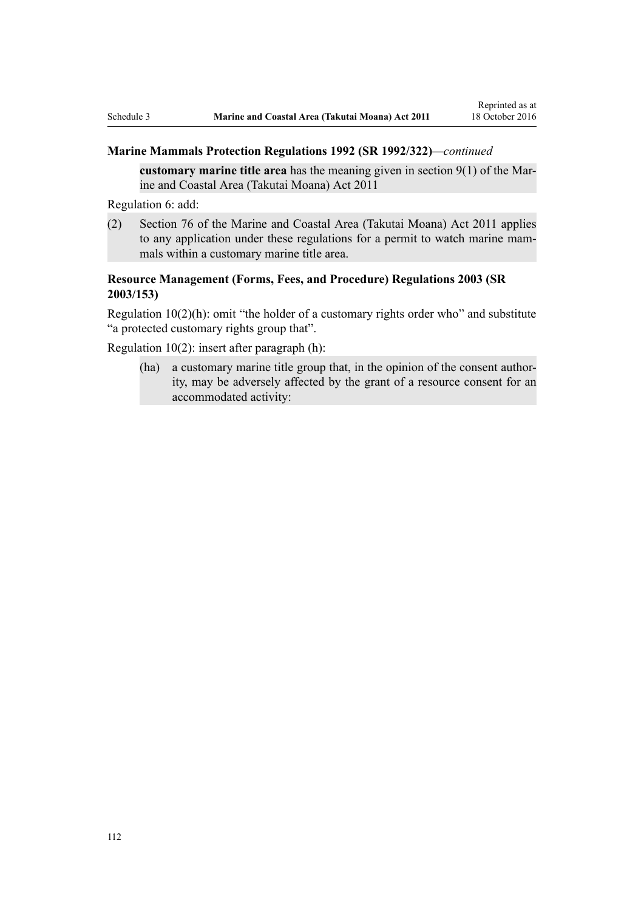**Marine Mammals Protection Regulations 1992 (SR 1992/322)**—*continued*

> **customary marine title area** has the meaning given in section 9(1) of the Marine and Coastal Area (Takutai Moana) Act 2011

Regulation 6: add:

> (2) Section 76 of the Marine and Coastal Area (Takutai Moana) Act 2011 applies to any application under these regulations for a permit to watch marine mammals within a customary marine title area.

**Resource Management (Forms, Fees, and Procedure) Regulations 2003 (SR 2003/153)**

Regulation 10(2)(h): omit "the holder of a customary rights order who" and substitute "a protected customary rights group that".

Regulation 10(2): insert after paragraph (h):

> (ha) a customary marine title group that, in the opinion of the consent authority, may be adversely affected by the grant of a resource consent for an accommodated activity: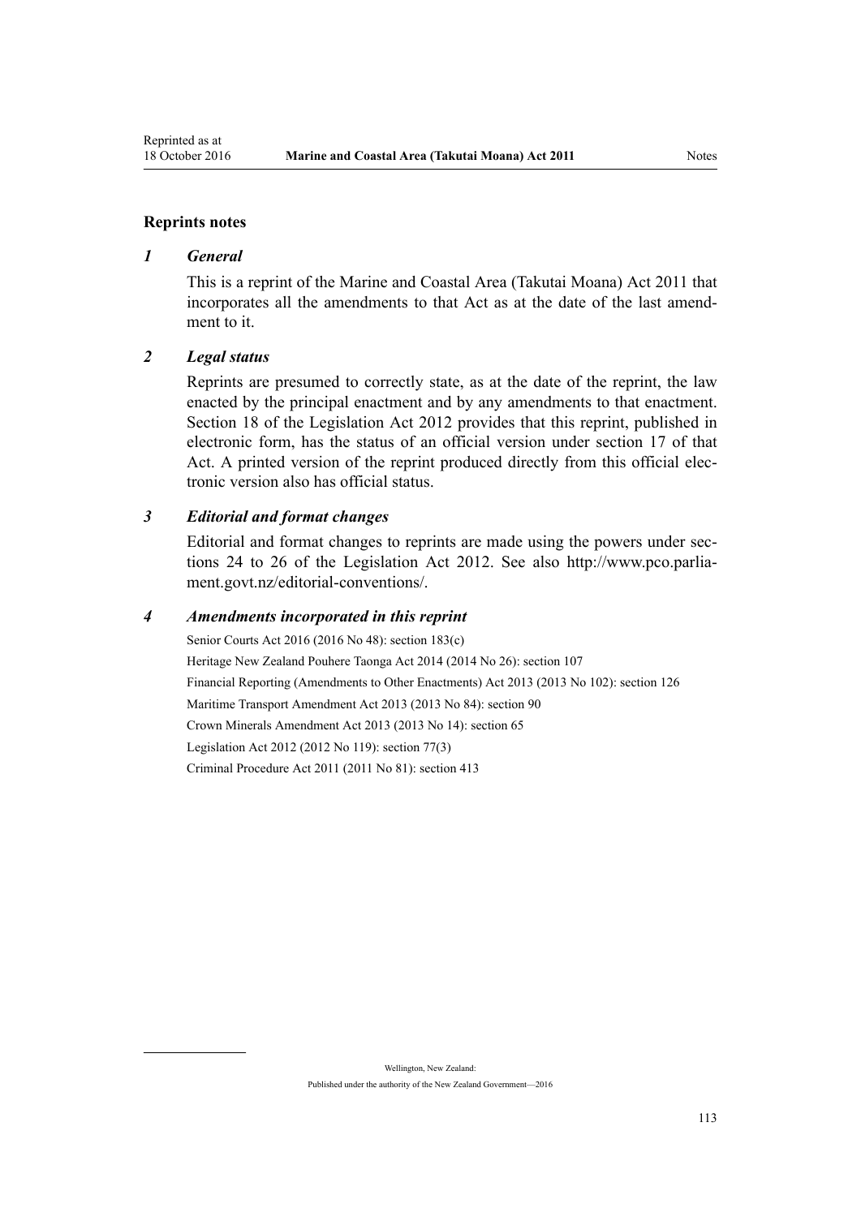## Reprints notes

### *1 General*

This is a reprint of the Marine and Coastal Area (Takutai Moana) Act 2011 that incorporates all the amendments to that Act as at the date of the last amendment to it.

### *2 Legal status*

Reprints are presumed to correctly state, as at the date of the reprint, the law enacted by the principal enactment and by any amendments to that enactment. Section 18 of the Legislation Act 2012 provides that this reprint, published in electronic form, has the status of an official version under section 17 of that Act. A printed version of the reprint produced directly from this official electronic version also has official status.

### *3 Editorial and format changes*

Editorial and format changes to reprints are made using the powers under sections 24 to 26 of the Legislation Act 2012. See also http://www.pco.parliament.govt.nz/editorial-conventions/.

### *4 Amendments incorporated in this reprint*

Senior Courts Act 2016 (2016 No 48): section 183(c)

Heritage New Zealand Pouhere Taonga Act 2014 (2014 No 26): section 107

Financial Reporting (Amendments to Other Enactments) Act 2013 (2013 No 102): section 126

Maritime Transport Amendment Act 2013 (2013 No 84): section 90

Crown Minerals Amendment Act 2013 (2013 No 14): section 65

Legislation Act 2012 (2012 No 119): section 77(3)

Criminal Procedure Act 2011 (2011 No 81): section 413

Wellington, New Zealand:

Published under the authority of the New Zealand Government—2016